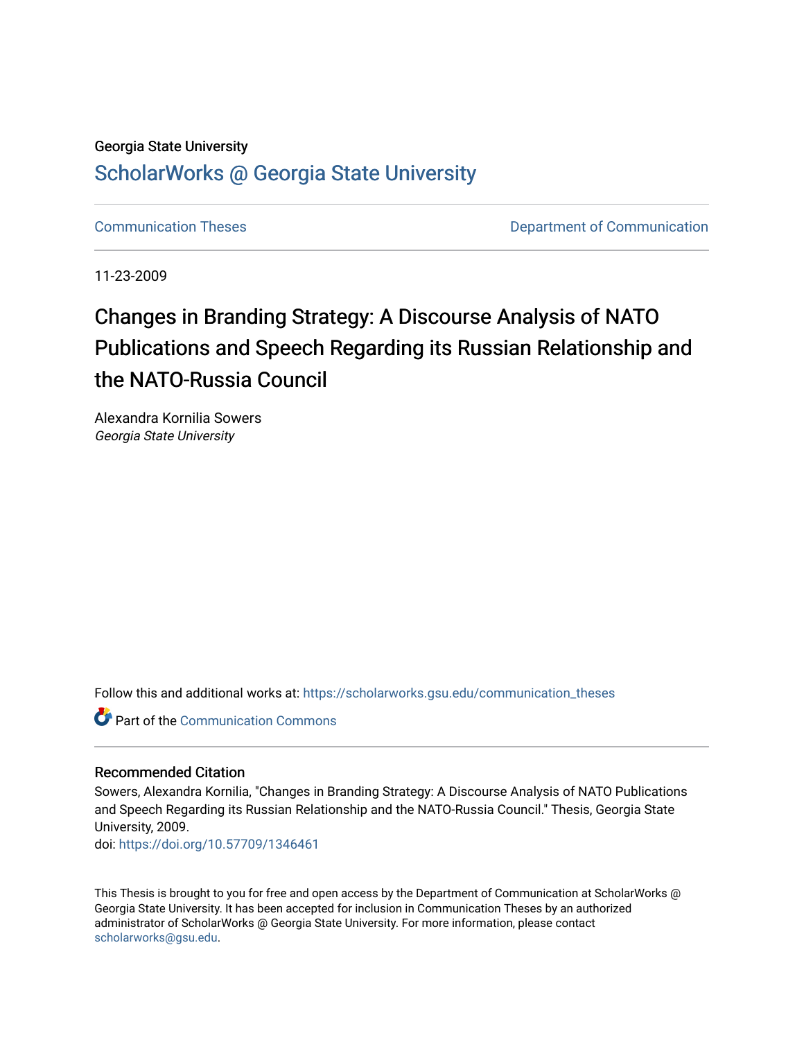Georgia State University

# ScholarWorks @ Georgia State University

Communication Theses

Department of Communication

11-23-2009

# Changes in Branding Strategy: A Discourse Analysis of NATO Publications and Speech Regarding its Russian Relationship and the NATO-Russia Council

Alexandra Kornilia Sowers
*Georgia State University*

Follow this and additional works at: https://scholarworks.gsu.edu/communication_theses

Part of the Communication Commons

## Recommended Citation

Sowers, Alexandra Kornilia, "Changes in Branding Strategy: A Discourse Analysis of NATO Publications and Speech Regarding its Russian Relationship and the NATO-Russia Council." Thesis, Georgia State University, 2009.
doi: https://doi.org/10.57709/1346461

This Thesis is brought to you for free and open access by the Department of Communication at ScholarWorks @ Georgia State University. It has been accepted for inclusion in Communication Theses by an authorized administrator of ScholarWorks @ Georgia State University. For more information, please contact scholarworks@gsu.edu.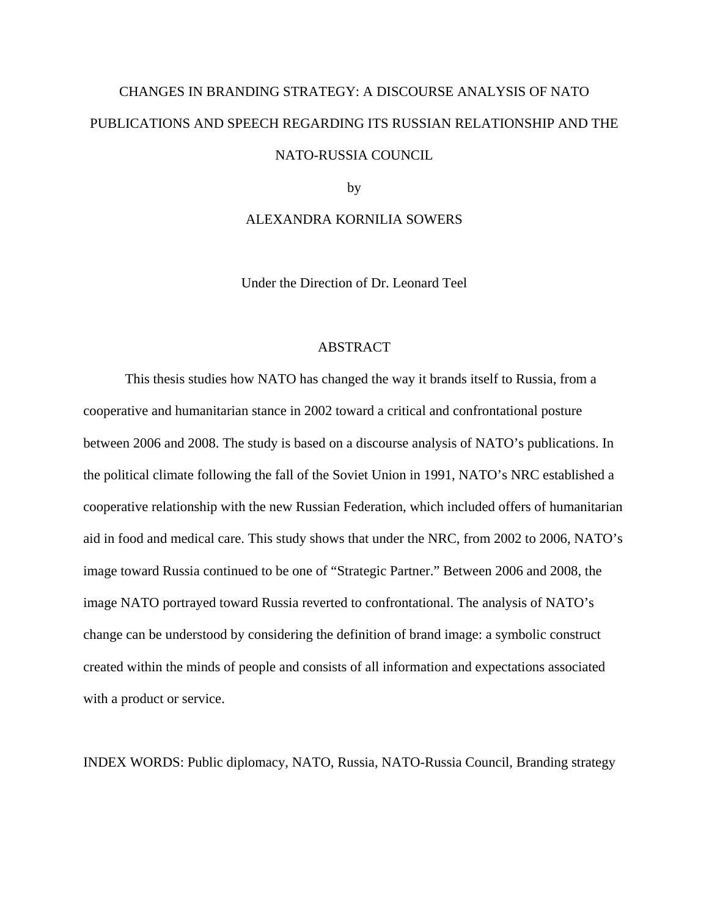CHANGES IN BRANDING STRATEGY: A DISCOURSE ANALYSIS OF NATO PUBLICATIONS AND SPEECH REGARDING ITS RUSSIAN RELATIONSHIP AND THE NATO-RUSSIA COUNCIL

by

ALEXANDRA KORNILIA SOWERS

Under the Direction of Dr. Leonard Teel

## ABSTRACT

This thesis studies how NATO has changed the way it brands itself to Russia, from a cooperative and humanitarian stance in 2002 toward a critical and confrontational posture between 2006 and 2008. The study is based on a discourse analysis of NATO's publications. In the political climate following the fall of the Soviet Union in 1991, NATO's NRC established a cooperative relationship with the new Russian Federation, which included offers of humanitarian aid in food and medical care. This study shows that under the NRC, from 2002 to 2006, NATO's image toward Russia continued to be one of "Strategic Partner." Between 2006 and 2008, the image NATO portrayed toward Russia reverted to confrontational. The analysis of NATO's change can be understood by considering the definition of brand image: a symbolic construct created within the minds of people and consists of all information and expectations associated with a product or service.

INDEX WORDS: Public diplomacy, NATO, Russia, NATO-Russia Council, Branding strategy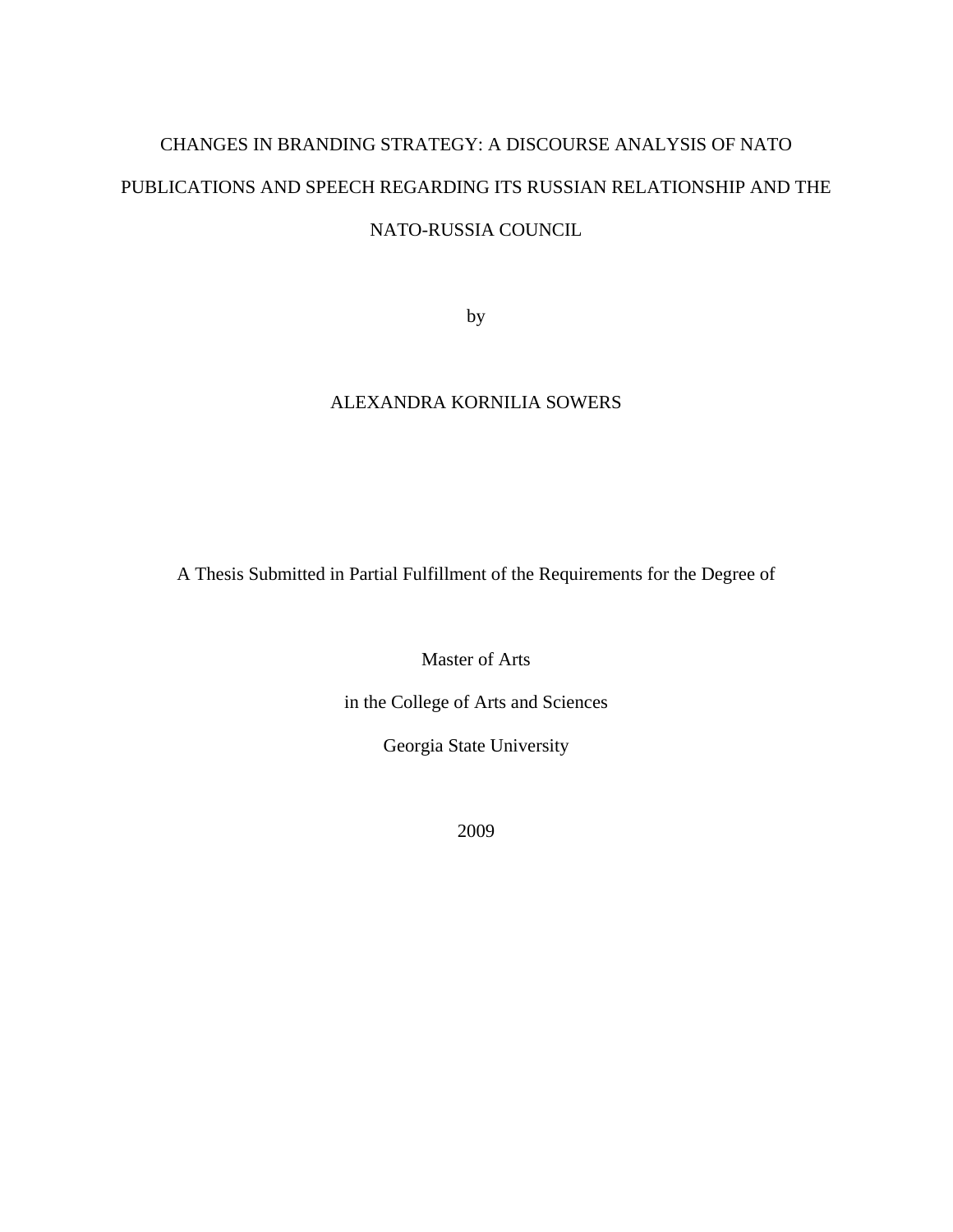CHANGES IN BRANDING STRATEGY: A DISCOURSE ANALYSIS OF NATO PUBLICATIONS AND SPEECH REGARDING ITS RUSSIAN RELATIONSHIP AND THE NATO-RUSSIA COUNCIL

by

ALEXANDRA KORNILIA SOWERS

A Thesis Submitted in Partial Fulfillment of the Requirements for the Degree of

Master of Arts

in the College of Arts and Sciences

Georgia State University

2009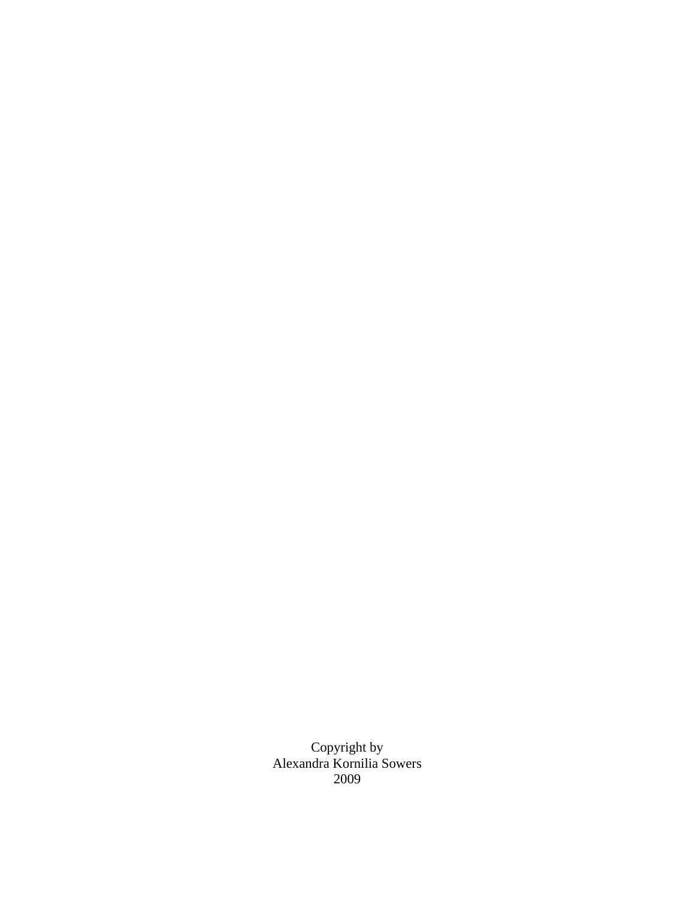Copyright by
Alexandra Kornilia Sowers
2009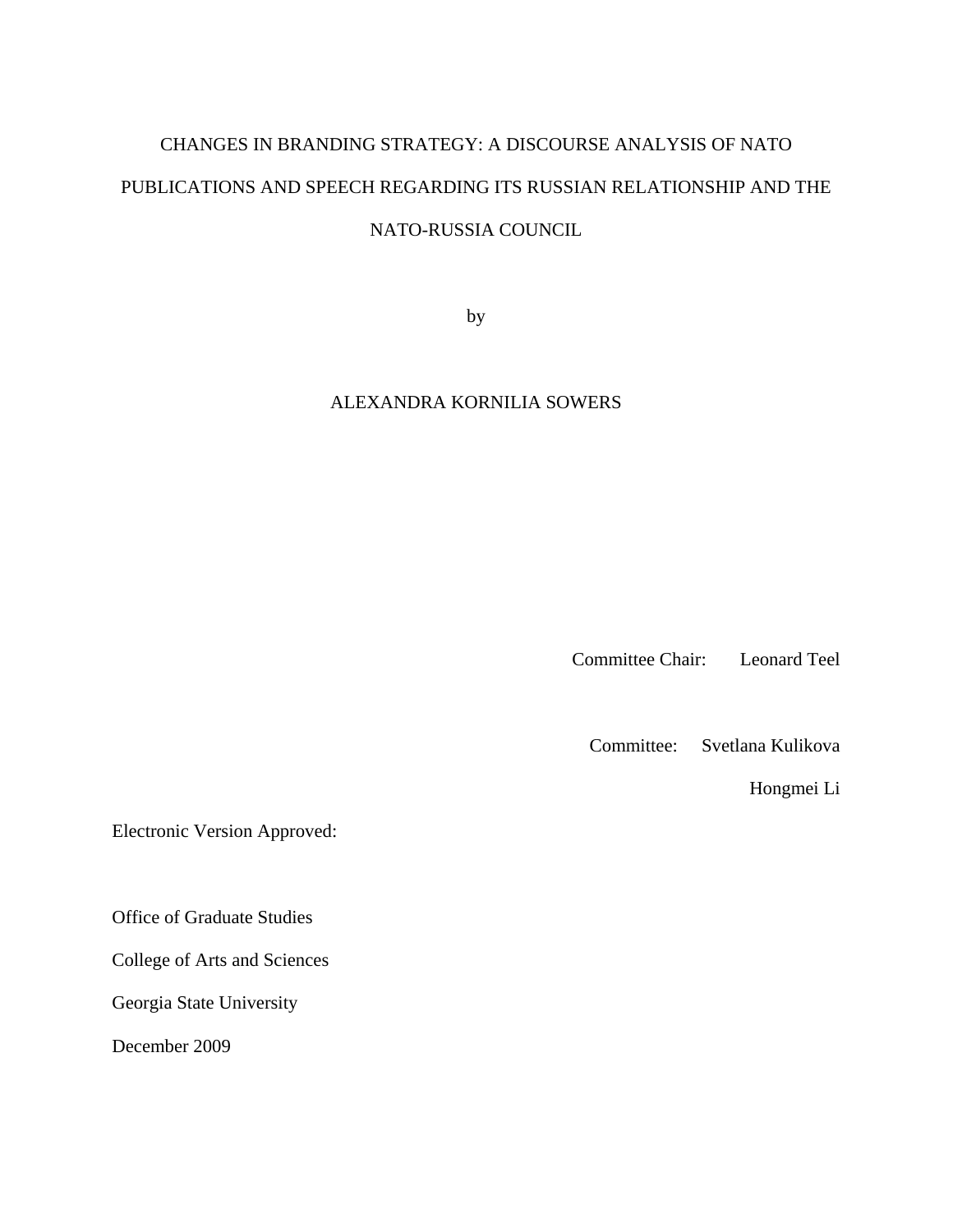CHANGES IN BRANDING STRATEGY: A DISCOURSE ANALYSIS OF NATO PUBLICATIONS AND SPEECH REGARDING ITS RUSSIAN RELATIONSHIP AND THE NATO-RUSSIA COUNCIL

by

ALEXANDRA KORNILIA SOWERS

Committee Chair: Leonard Teel

Committee: Svetlana Kulikova

Hongmei Li

Electronic Version Approved:

Office of Graduate Studies

College of Arts and Sciences

Georgia State University

December 2009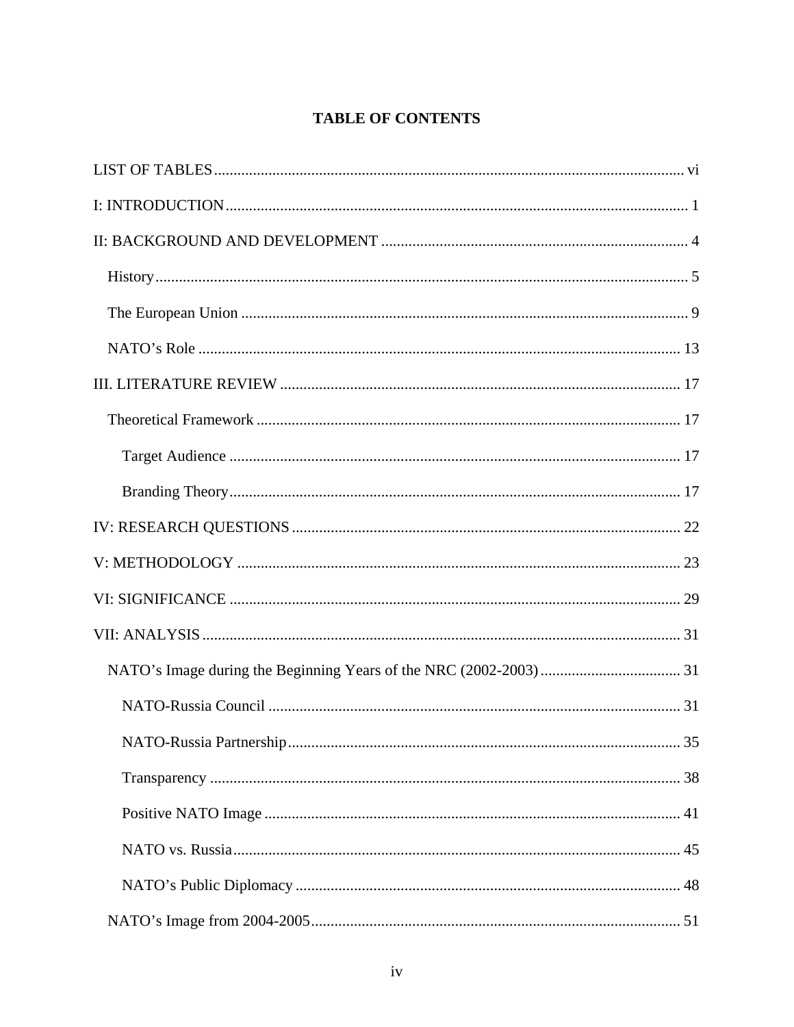# TABLE OF CONTENTS

LIST OF TABLES ........................................................................................................................ vi

I: INTRODUCTION ...................................................................................................................... 1

II: BACKGROUND AND DEVELOPMENT ............................................................................... 4

  History ........................................................................................................................................ 5

  The European Union .................................................................................................................. 9

  NATO's Role ............................................................................................................................ 13

III. LITERATURE REVIEW ....................................................................................................... 17

  Theoretical Framework ............................................................................................................ 17

    Target Audience .................................................................................................................... 17

    Branding Theory.................................................................................................................... 17

IV: RESEARCH QUESTIONS ................................................................................................... 22

V: METHODOLOGY ................................................................................................................. 23

VI: SIGNIFICANCE .................................................................................................................... 29

VII: ANALYSIS ........................................................................................................................... 31

  NATO's Image during the Beginning Years of the NRC (2002-2003) .................................... 31

    NATO-Russia Council .......................................................................................................... 31

    NATO-Russia Partnership..................................................................................................... 35

    Transparency ......................................................................................................................... 38

    Positive NATO Image ........................................................................................................... 41

    NATO vs. Russia ................................................................................................................... 45

    NATO's Public Diplomacy ................................................................................................... 48

  NATO's Image from 2004-2005 ............................................................................................... 51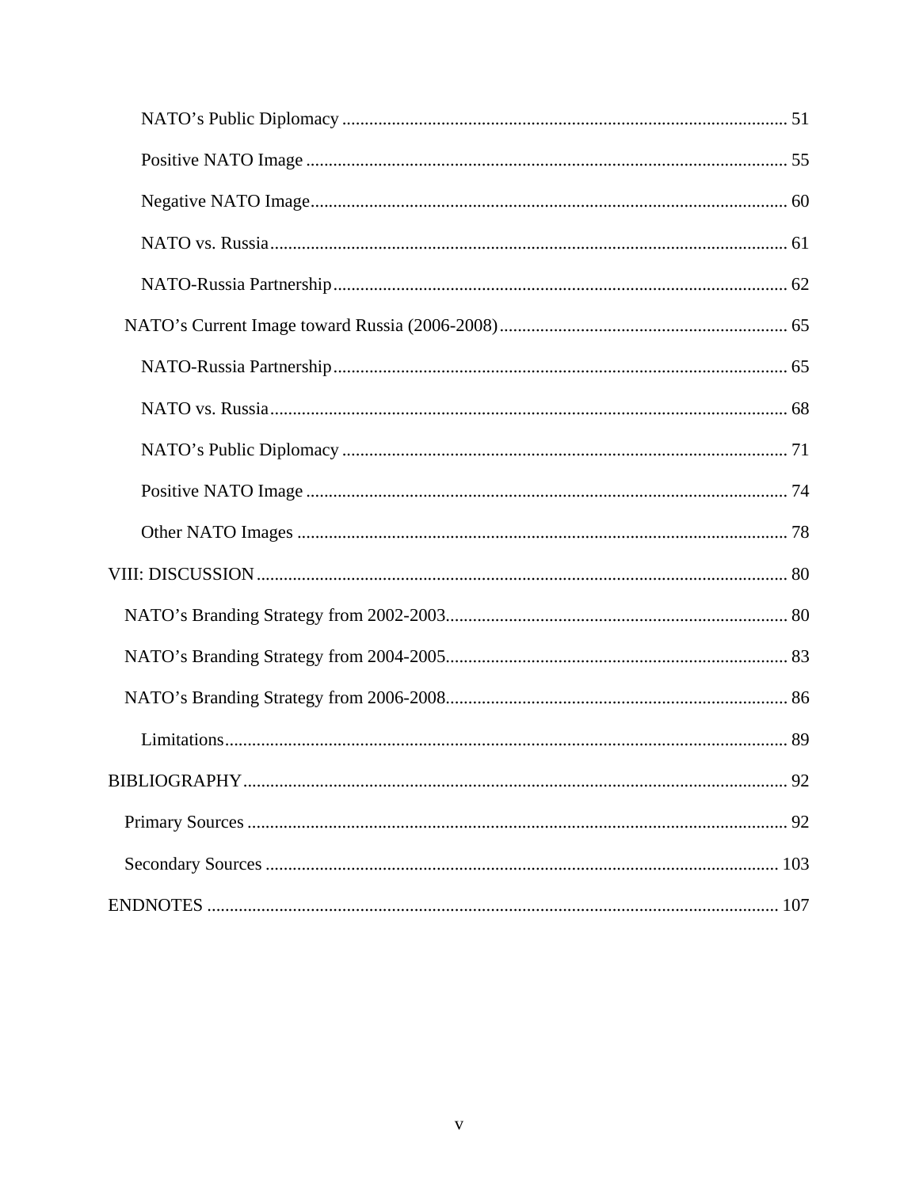NATO's Public Diplomacy .......... 51

Positive NATO Image .......... 55

Negative NATO Image .......... 60

NATO vs. Russia .......... 61

NATO-Russia Partnership .......... 62

NATO's Current Image toward Russia (2006-2008) .......... 65

NATO-Russia Partnership .......... 65

NATO vs. Russia .......... 68

NATO's Public Diplomacy .......... 71

Positive NATO Image .......... 74

Other NATO Images .......... 78

VIII: DISCUSSION .......... 80

NATO's Branding Strategy from 2002-2003 .......... 80

NATO's Branding Strategy from 2004-2005 .......... 83

NATO's Branding Strategy from 2006-2008 .......... 86

Limitations .......... 89

BIBLIOGRAPHY .......... 92

Primary Sources .......... 92

Secondary Sources .......... 103

ENDNOTES .......... 107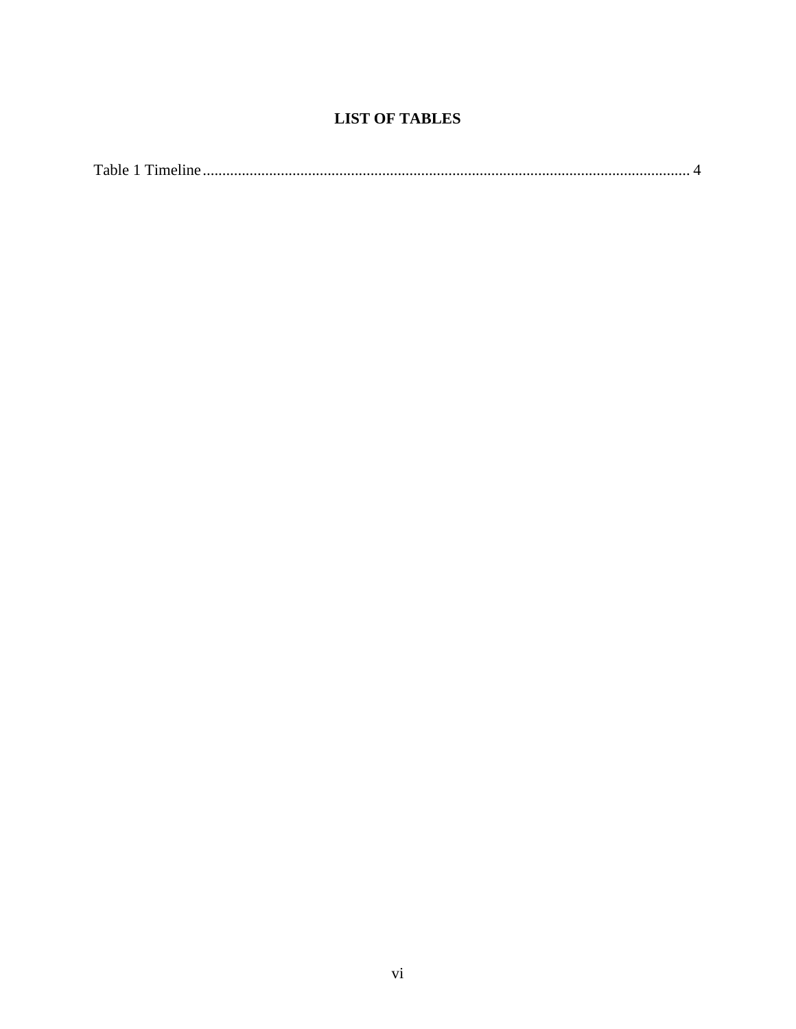## LIST OF TABLES

Table 1 Timeline............................................................................................................................ 4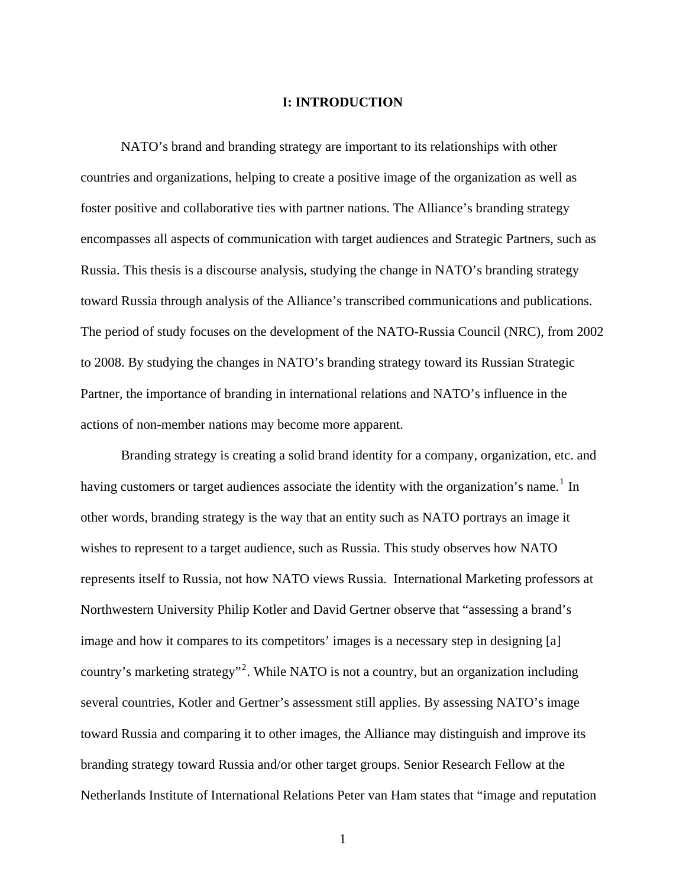# I: INTRODUCTION

NATO's brand and branding strategy are important to its relationships with other countries and organizations, helping to create a positive image of the organization as well as foster positive and collaborative ties with partner nations. The Alliance's branding strategy encompasses all aspects of communication with target audiences and Strategic Partners, such as Russia. This thesis is a discourse analysis, studying the change in NATO's branding strategy toward Russia through analysis of the Alliance's transcribed communications and publications. The period of study focuses on the development of the NATO-Russia Council (NRC), from 2002 to 2008. By studying the changes in NATO's branding strategy toward its Russian Strategic Partner, the importance of branding in international relations and NATO's influence in the actions of non-member nations may become more apparent.

Branding strategy is creating a solid brand identity for a company, organization, etc. and having customers or target audiences associate the identity with the organization's name.[1] In other words, branding strategy is the way that an entity such as NATO portrays an image it wishes to represent to a target audience, such as Russia. This study observes how NATO represents itself to Russia, not how NATO views Russia. International Marketing professors at Northwestern University Philip Kotler and David Gertner observe that "assessing a brand's image and how it compares to its competitors' images is a necessary step in designing [a] country's marketing strategy"[2]. While NATO is not a country, but an organization including several countries, Kotler and Gertner's assessment still applies. By assessing NATO's image toward Russia and comparing it to other images, the Alliance may distinguish and improve its branding strategy toward Russia and/or other target groups. Senior Research Fellow at the Netherlands Institute of International Relations Peter van Ham states that "image and reputation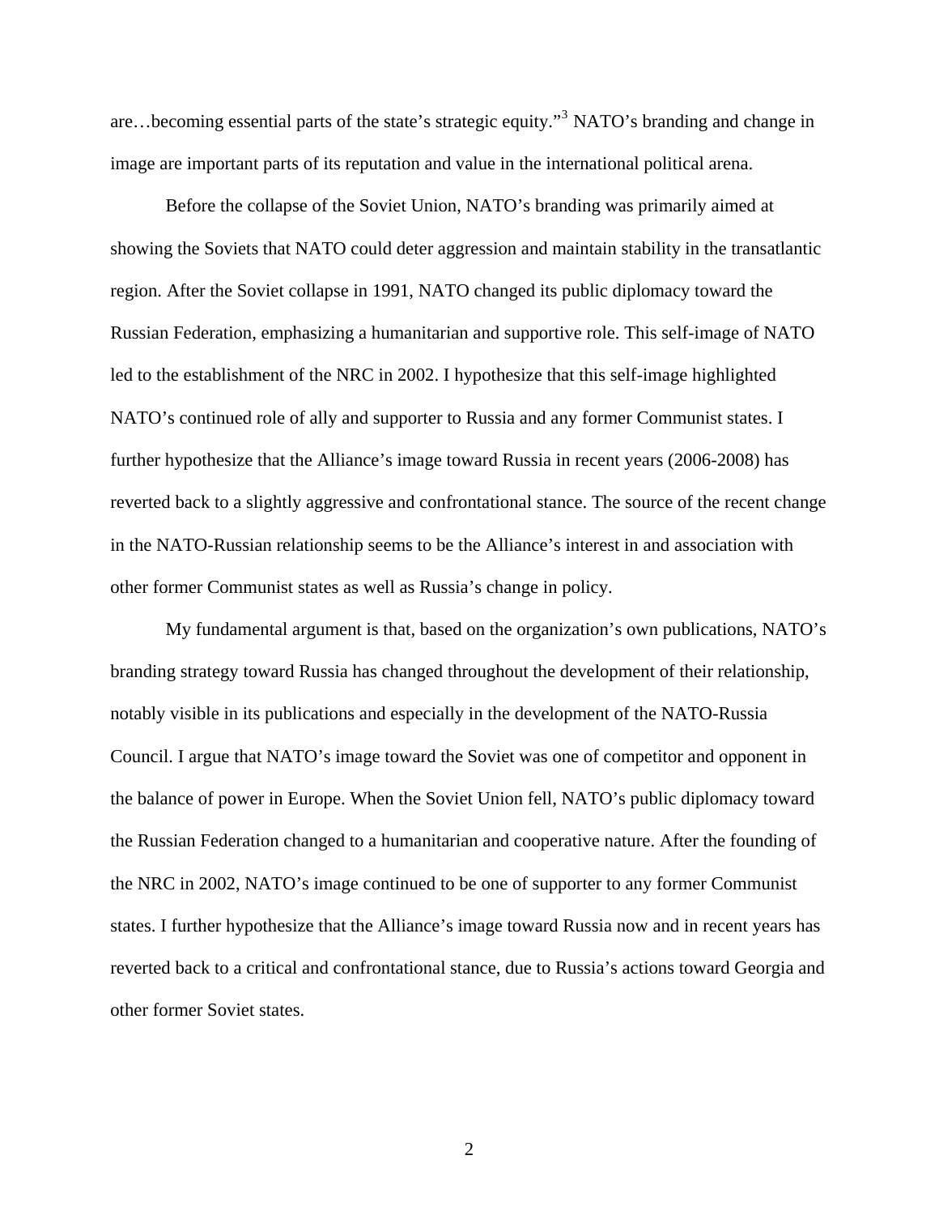are…becoming essential parts of the state's strategic equity."[3] NATO's branding and change in image are important parts of its reputation and value in the international political arena.

Before the collapse of the Soviet Union, NATO's branding was primarily aimed at showing the Soviets that NATO could deter aggression and maintain stability in the transatlantic region. After the Soviet collapse in 1991, NATO changed its public diplomacy toward the Russian Federation, emphasizing a humanitarian and supportive role. This self-image of NATO led to the establishment of the NRC in 2002. I hypothesize that this self-image highlighted NATO's continued role of ally and supporter to Russia and any former Communist states. I further hypothesize that the Alliance's image toward Russia in recent years (2006-2008) has reverted back to a slightly aggressive and confrontational stance. The source of the recent change in the NATO-Russian relationship seems to be the Alliance's interest in and association with other former Communist states as well as Russia's change in policy.

My fundamental argument is that, based on the organization's own publications, NATO's branding strategy toward Russia has changed throughout the development of their relationship, notably visible in its publications and especially in the development of the NATO-Russia Council. I argue that NATO's image toward the Soviet was one of competitor and opponent in the balance of power in Europe. When the Soviet Union fell, NATO's public diplomacy toward the Russian Federation changed to a humanitarian and cooperative nature. After the founding of the NRC in 2002, NATO's image continued to be one of supporter to any former Communist states. I further hypothesize that the Alliance's image toward Russia now and in recent years has reverted back to a critical and confrontational stance, due to Russia's actions toward Georgia and other former Soviet states.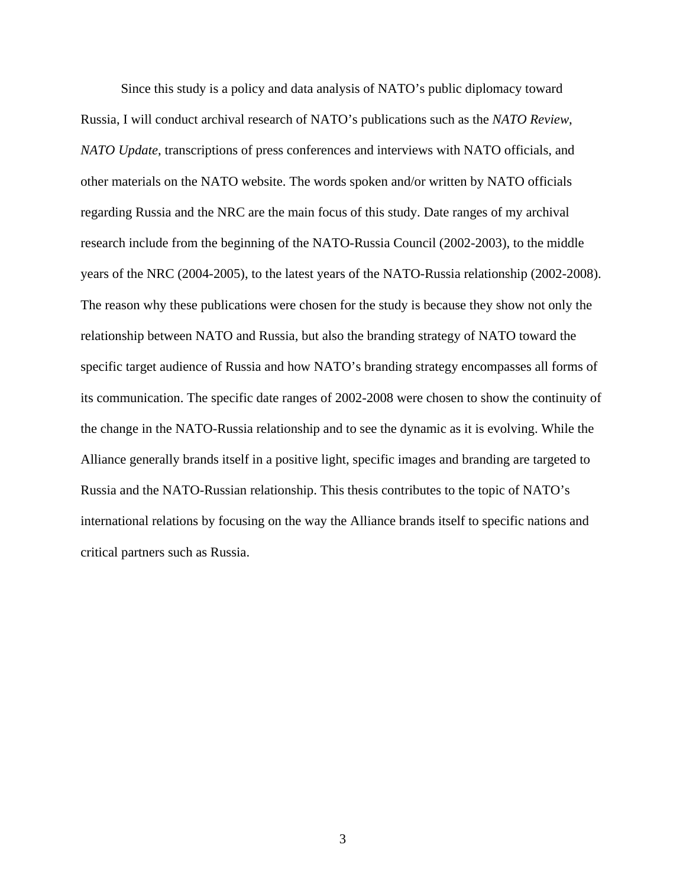Since this study is a policy and data analysis of NATO's public diplomacy toward Russia, I will conduct archival research of NATO's publications such as the *NATO Review*, *NATO Update*, transcriptions of press conferences and interviews with NATO officials, and other materials on the NATO website. The words spoken and/or written by NATO officials regarding Russia and the NRC are the main focus of this study. Date ranges of my archival research include from the beginning of the NATO-Russia Council (2002-2003), to the middle years of the NRC (2004-2005), to the latest years of the NATO-Russia relationship (2002-2008). The reason why these publications were chosen for the study is because they show not only the relationship between NATO and Russia, but also the branding strategy of NATO toward the specific target audience of Russia and how NATO's branding strategy encompasses all forms of its communication. The specific date ranges of 2002-2008 were chosen to show the continuity of the change in the NATO-Russia relationship and to see the dynamic as it is evolving. While the Alliance generally brands itself in a positive light, specific images and branding are targeted to Russia and the NATO-Russian relationship. This thesis contributes to the topic of NATO's international relations by focusing on the way the Alliance brands itself to specific nations and critical partners such as Russia.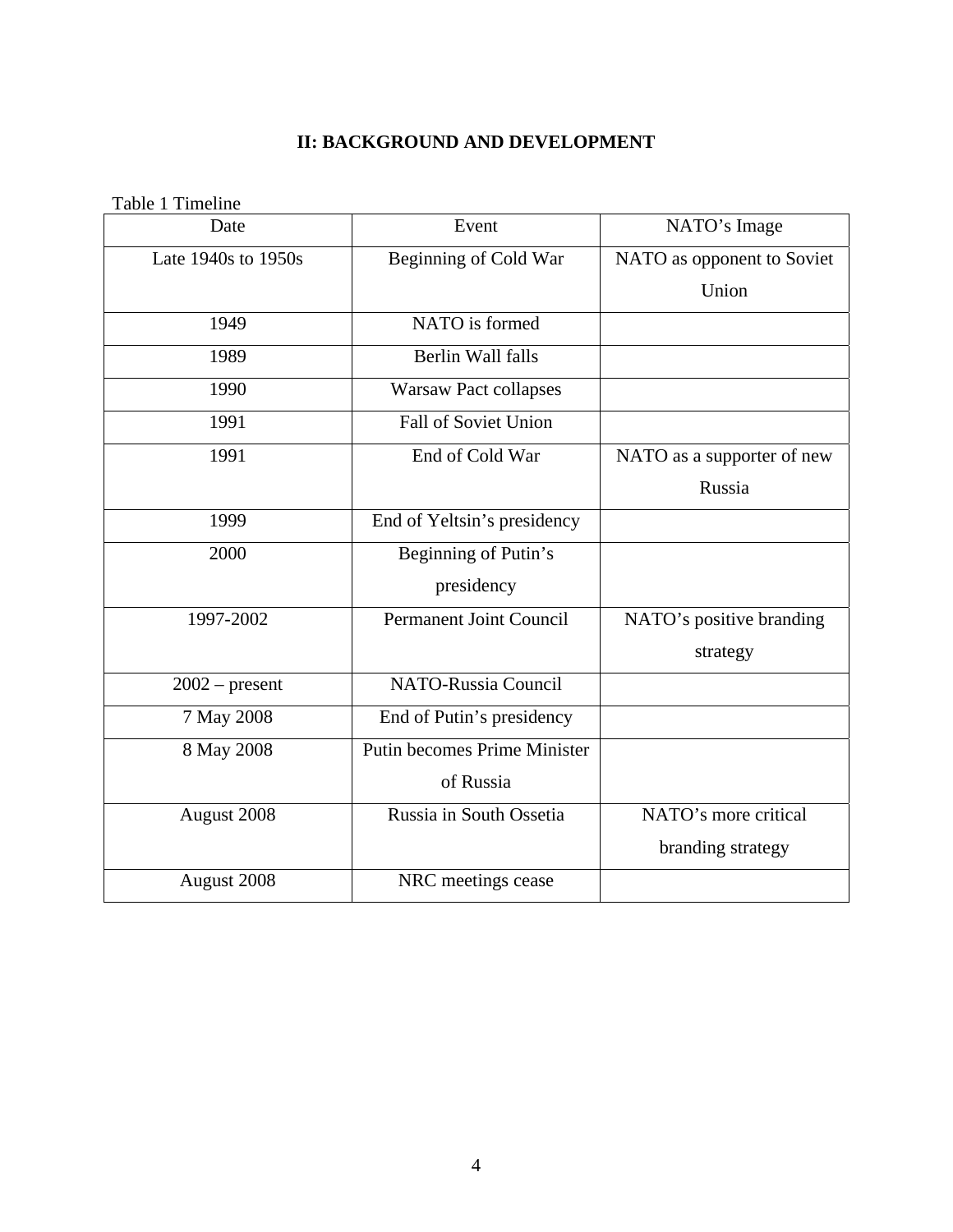## II: BACKGROUND AND DEVELOPMENT

Table 1 Timeline

| Date | Event | NATO's Image |
|---|---|---|
| Late 1940s to 1950s | Beginning of Cold War | NATO as opponent to Soviet Union |
| 1949 | NATO is formed | |
| 1989 | Berlin Wall falls | |
| 1990 | Warsaw Pact collapses | |
| 1991 | Fall of Soviet Union | |
| 1991 | End of Cold War | NATO as a supporter of new Russia |
| 1999 | End of Yeltsin's presidency | |
| 2000 | Beginning of Putin's presidency | |
| 1997-2002 | Permanent Joint Council | NATO's positive branding strategy |
| 2002 – present | NATO-Russia Council | |
| 7 May 2008 | End of Putin's presidency | |
| 8 May 2008 | Putin becomes Prime Minister of Russia | |
| August 2008 | Russia in South Ossetia | NATO's more critical branding strategy |
| August 2008 | NRC meetings cease | |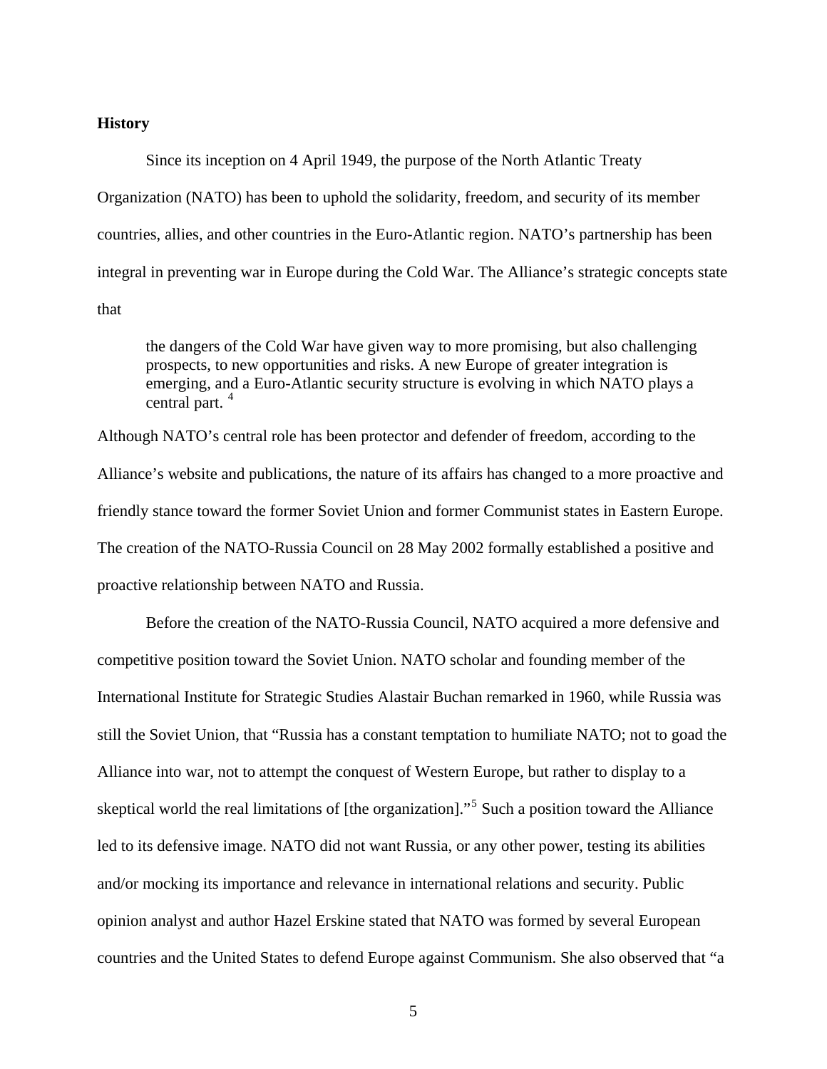**History**

Since its inception on 4 April 1949, the purpose of the North Atlantic Treaty Organization (NATO) has been to uphold the solidarity, freedom, and security of its member countries, allies, and other countries in the Euro-Atlantic region. NATO's partnership has been integral in preventing war in Europe during the Cold War. The Alliance's strategic concepts state that

> the dangers of the Cold War have given way to more promising, but also challenging prospects, to new opportunities and risks. A new Europe of greater integration is emerging, and a Euro-Atlantic security structure is evolving in which NATO plays a central part. [4]

Although NATO's central role has been protector and defender of freedom, according to the Alliance's website and publications, the nature of its affairs has changed to a more proactive and friendly stance toward the former Soviet Union and former Communist states in Eastern Europe. The creation of the NATO-Russia Council on 28 May 2002 formally established a positive and proactive relationship between NATO and Russia.

Before the creation of the NATO-Russia Council, NATO acquired a more defensive and competitive position toward the Soviet Union. NATO scholar and founding member of the International Institute for Strategic Studies Alastair Buchan remarked in 1960, while Russia was still the Soviet Union, that "Russia has a constant temptation to humiliate NATO; not to goad the Alliance into war, not to attempt the conquest of Western Europe, but rather to display to a skeptical world the real limitations of [the organization]."[5] Such a position toward the Alliance led to its defensive image. NATO did not want Russia, or any other power, testing its abilities and/or mocking its importance and relevance in international relations and security. Public opinion analyst and author Hazel Erskine stated that NATO was formed by several European countries and the United States to defend Europe against Communism. She also observed that "a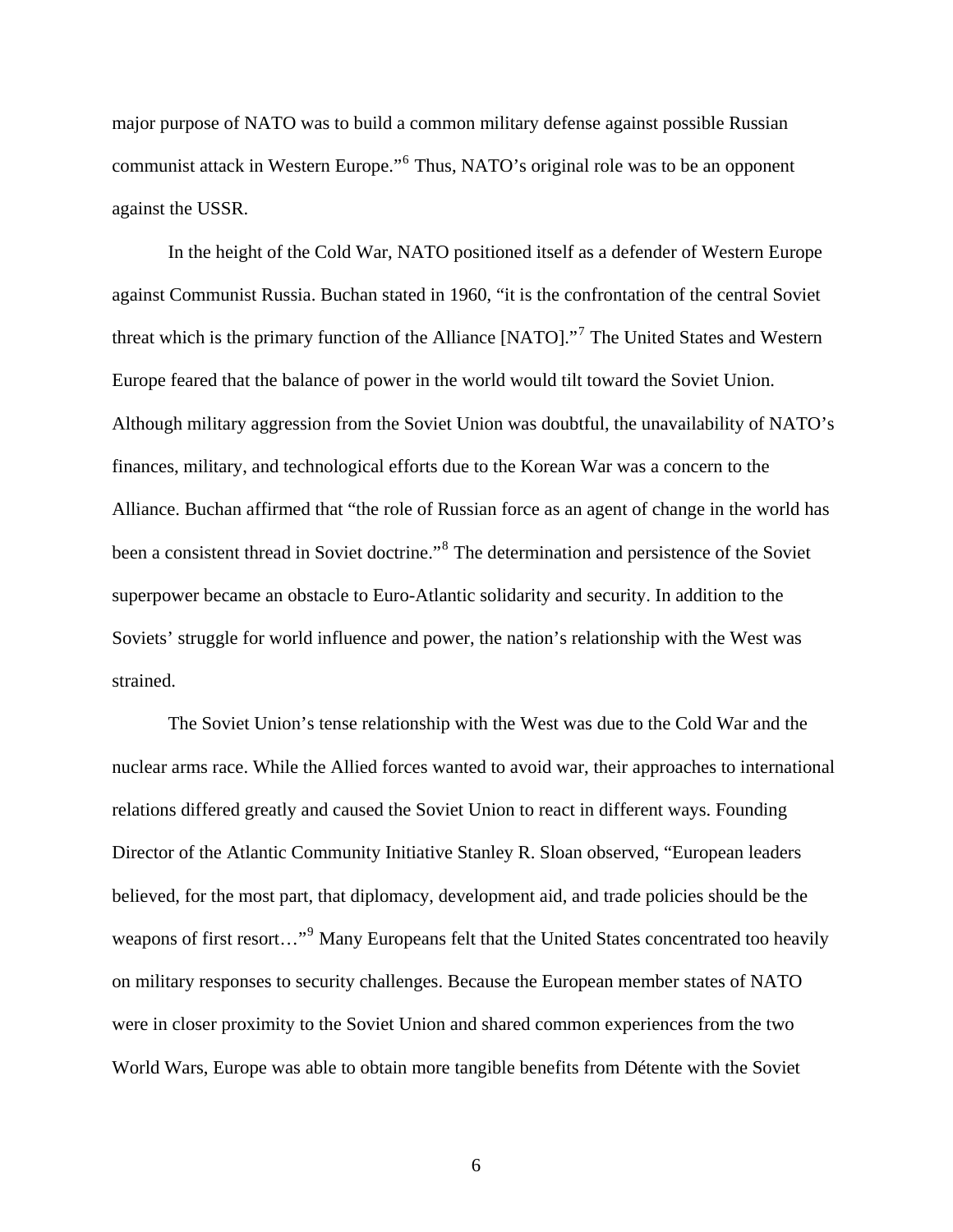major purpose of NATO was to build a common military defense against possible Russian communist attack in Western Europe."[6] Thus, NATO's original role was to be an opponent against the USSR.

In the height of the Cold War, NATO positioned itself as a defender of Western Europe against Communist Russia. Buchan stated in 1960, "it is the confrontation of the central Soviet threat which is the primary function of the Alliance [NATO]."[7] The United States and Western Europe feared that the balance of power in the world would tilt toward the Soviet Union. Although military aggression from the Soviet Union was doubtful, the unavailability of NATO's finances, military, and technological efforts due to the Korean War was a concern to the Alliance. Buchan affirmed that "the role of Russian force as an agent of change in the world has been a consistent thread in Soviet doctrine."[8] The determination and persistence of the Soviet superpower became an obstacle to Euro-Atlantic solidarity and security. In addition to the Soviets' struggle for world influence and power, the nation's relationship with the West was strained.

The Soviet Union's tense relationship with the West was due to the Cold War and the nuclear arms race. While the Allied forces wanted to avoid war, their approaches to international relations differed greatly and caused the Soviet Union to react in different ways. Founding Director of the Atlantic Community Initiative Stanley R. Sloan observed, "European leaders believed, for the most part, that diplomacy, development aid, and trade policies should be the weapons of first resort…"[9] Many Europeans felt that the United States concentrated too heavily on military responses to security challenges. Because the European member states of NATO were in closer proximity to the Soviet Union and shared common experiences from the two World Wars, Europe was able to obtain more tangible benefits from Détente with the Soviet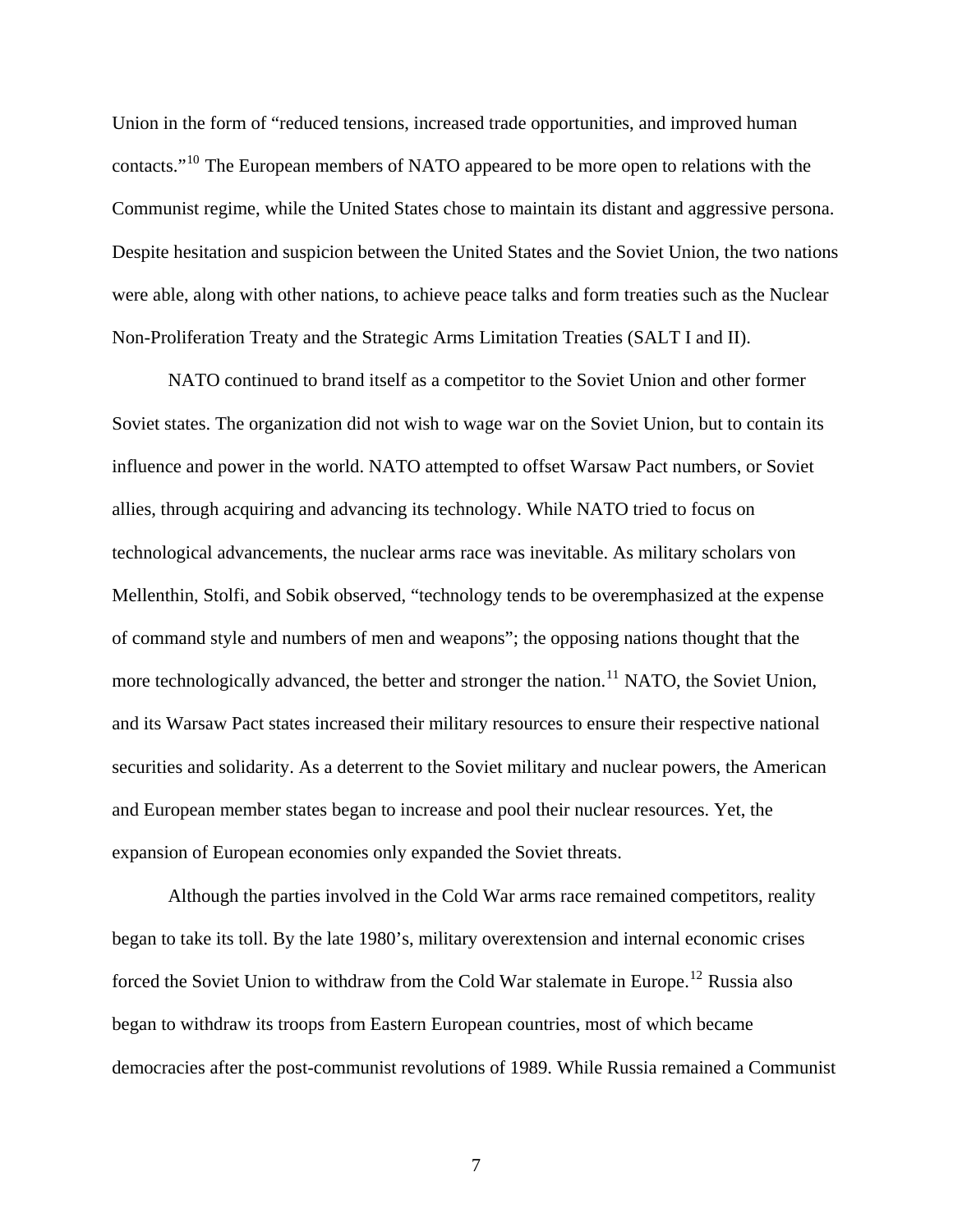Union in the form of "reduced tensions, increased trade opportunities, and improved human contacts."[10] The European members of NATO appeared to be more open to relations with the Communist regime, while the United States chose to maintain its distant and aggressive persona. Despite hesitation and suspicion between the United States and the Soviet Union, the two nations were able, along with other nations, to achieve peace talks and form treaties such as the Nuclear Non-Proliferation Treaty and the Strategic Arms Limitation Treaties (SALT I and II).

NATO continued to brand itself as a competitor to the Soviet Union and other former Soviet states. The organization did not wish to wage war on the Soviet Union, but to contain its influence and power in the world. NATO attempted to offset Warsaw Pact numbers, or Soviet allies, through acquiring and advancing its technology. While NATO tried to focus on technological advancements, the nuclear arms race was inevitable. As military scholars von Mellenthin, Stolfi, and Sobik observed, "technology tends to be overemphasized at the expense of command style and numbers of men and weapons"; the opposing nations thought that the more technologically advanced, the better and stronger the nation.[11] NATO, the Soviet Union, and its Warsaw Pact states increased their military resources to ensure their respective national securities and solidarity. As a deterrent to the Soviet military and nuclear powers, the American and European member states began to increase and pool their nuclear resources. Yet, the expansion of European economies only expanded the Soviet threats.

Although the parties involved in the Cold War arms race remained competitors, reality began to take its toll. By the late 1980's, military overextension and internal economic crises forced the Soviet Union to withdraw from the Cold War stalemate in Europe.[12] Russia also began to withdraw its troops from Eastern European countries, most of which became democracies after the post-communist revolutions of 1989. While Russia remained a Communist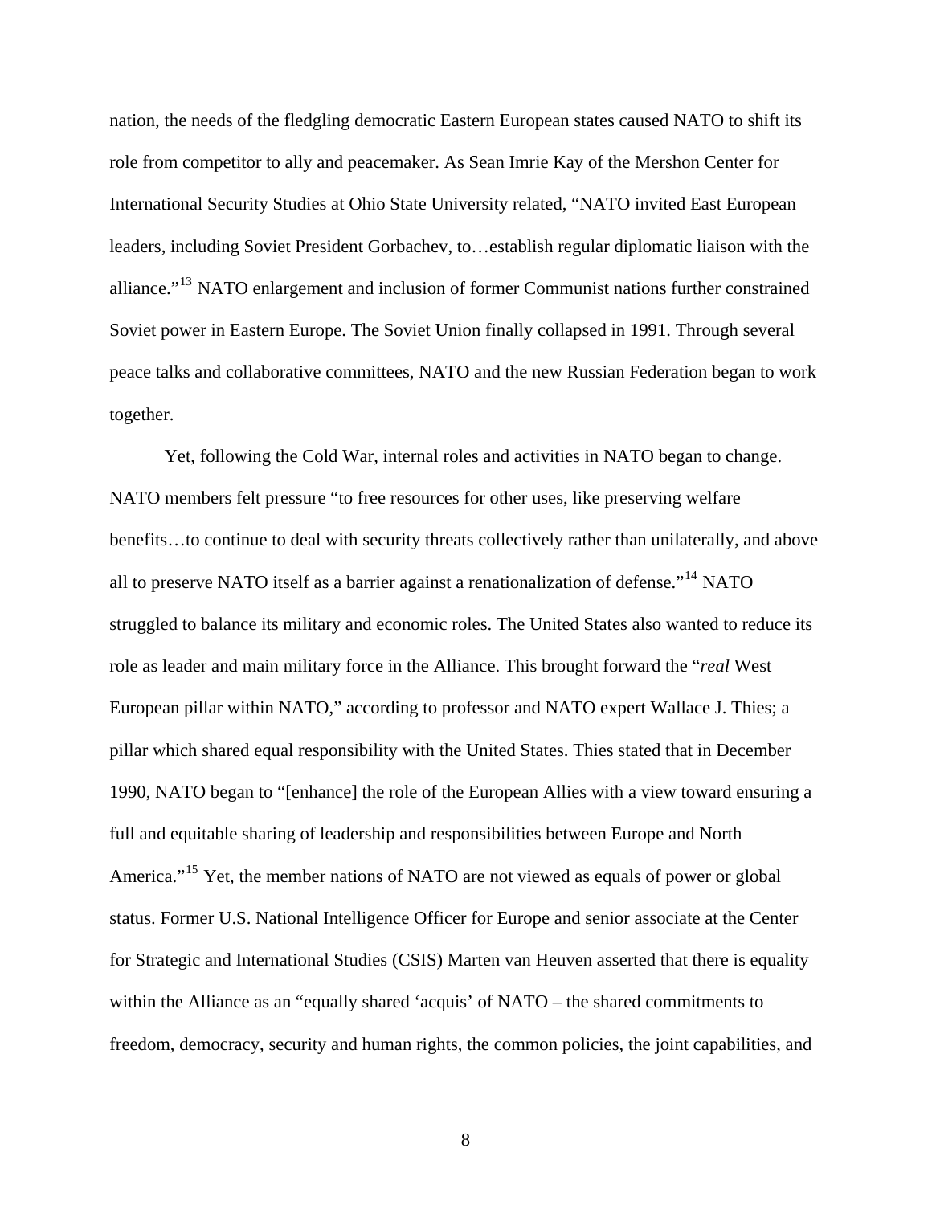nation, the needs of the fledgling democratic Eastern European states caused NATO to shift its role from competitor to ally and peacemaker. As Sean Imrie Kay of the Mershon Center for International Security Studies at Ohio State University related, "NATO invited East European leaders, including Soviet President Gorbachev, to…establish regular diplomatic liaison with the alliance."[13] NATO enlargement and inclusion of former Communist nations further constrained Soviet power in Eastern Europe. The Soviet Union finally collapsed in 1991. Through several peace talks and collaborative committees, NATO and the new Russian Federation began to work together.

Yet, following the Cold War, internal roles and activities in NATO began to change. NATO members felt pressure "to free resources for other uses, like preserving welfare benefits…to continue to deal with security threats collectively rather than unilaterally, and above all to preserve NATO itself as a barrier against a renationalization of defense."[14] NATO struggled to balance its military and economic roles. The United States also wanted to reduce its role as leader and main military force in the Alliance. This brought forward the "*real* West European pillar within NATO," according to professor and NATO expert Wallace J. Thies; a pillar which shared equal responsibility with the United States. Thies stated that in December 1990, NATO began to "[enhance] the role of the European Allies with a view toward ensuring a full and equitable sharing of leadership and responsibilities between Europe and North America."[15] Yet, the member nations of NATO are not viewed as equals of power or global status. Former U.S. National Intelligence Officer for Europe and senior associate at the Center for Strategic and International Studies (CSIS) Marten van Heuven asserted that there is equality within the Alliance as an "equally shared 'acquis' of NATO – the shared commitments to freedom, democracy, security and human rights, the common policies, the joint capabilities, and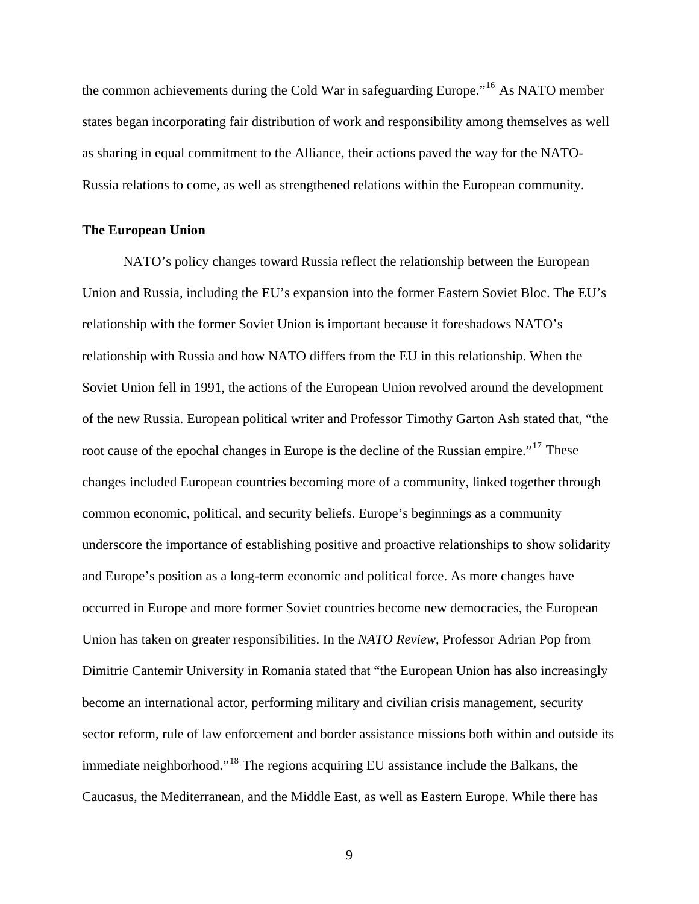the common achievements during the Cold War in safeguarding Europe."[16] As NATO member states began incorporating fair distribution of work and responsibility among themselves as well as sharing in equal commitment to the Alliance, their actions paved the way for the NATO-Russia relations to come, as well as strengthened relations within the European community.

**The European Union**

NATO's policy changes toward Russia reflect the relationship between the European Union and Russia, including the EU's expansion into the former Eastern Soviet Bloc. The EU's relationship with the former Soviet Union is important because it foreshadows NATO's relationship with Russia and how NATO differs from the EU in this relationship. When the Soviet Union fell in 1991, the actions of the European Union revolved around the development of the new Russia. European political writer and Professor Timothy Garton Ash stated that, "the root cause of the epochal changes in Europe is the decline of the Russian empire."[17] These changes included European countries becoming more of a community, linked together through common economic, political, and security beliefs. Europe's beginnings as a community underscore the importance of establishing positive and proactive relationships to show solidarity and Europe's position as a long-term economic and political force. As more changes have occurred in Europe and more former Soviet countries become new democracies, the European Union has taken on greater responsibilities. In the *NATO Review*, Professor Adrian Pop from Dimitrie Cantemir University in Romania stated that "the European Union has also increasingly become an international actor, performing military and civilian crisis management, security sector reform, rule of law enforcement and border assistance missions both within and outside its immediate neighborhood."[18] The regions acquiring EU assistance include the Balkans, the Caucasus, the Mediterranean, and the Middle East, as well as Eastern Europe. While there has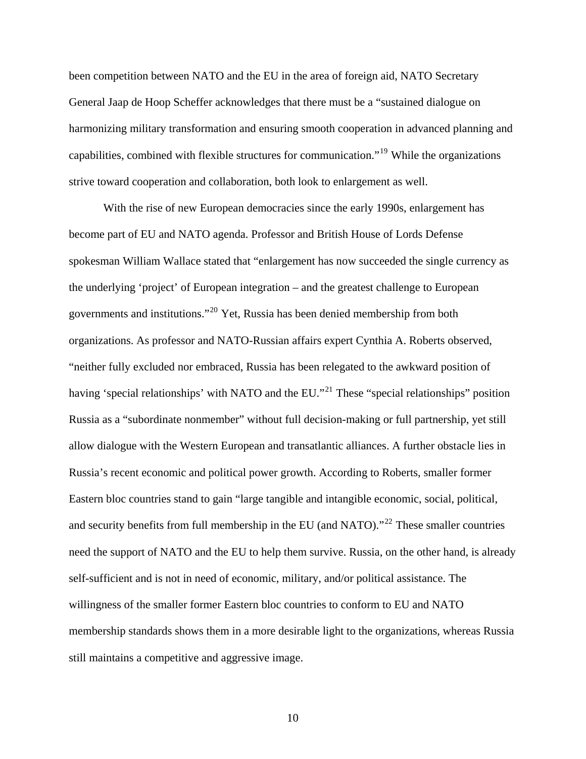been competition between NATO and the EU in the area of foreign aid, NATO Secretary General Jaap de Hoop Scheffer acknowledges that there must be a "sustained dialogue on harmonizing military transformation and ensuring smooth cooperation in advanced planning and capabilities, combined with flexible structures for communication."[19] While the organizations strive toward cooperation and collaboration, both look to enlargement as well.

With the rise of new European democracies since the early 1990s, enlargement has become part of EU and NATO agenda. Professor and British House of Lords Defense spokesman William Wallace stated that "enlargement has now succeeded the single currency as the underlying 'project' of European integration – and the greatest challenge to European governments and institutions."[20] Yet, Russia has been denied membership from both organizations. As professor and NATO-Russian affairs expert Cynthia A. Roberts observed, "neither fully excluded nor embraced, Russia has been relegated to the awkward position of having 'special relationships' with NATO and the EU."[21] These "special relationships" position Russia as a "subordinate nonmember" without full decision-making or full partnership, yet still allow dialogue with the Western European and transatlantic alliances. A further obstacle lies in Russia's recent economic and political power growth. According to Roberts, smaller former Eastern bloc countries stand to gain "large tangible and intangible economic, social, political, and security benefits from full membership in the EU (and NATO)."[22] These smaller countries need the support of NATO and the EU to help them survive. Russia, on the other hand, is already self-sufficient and is not in need of economic, military, and/or political assistance. The willingness of the smaller former Eastern bloc countries to conform to EU and NATO membership standards shows them in a more desirable light to the organizations, whereas Russia still maintains a competitive and aggressive image.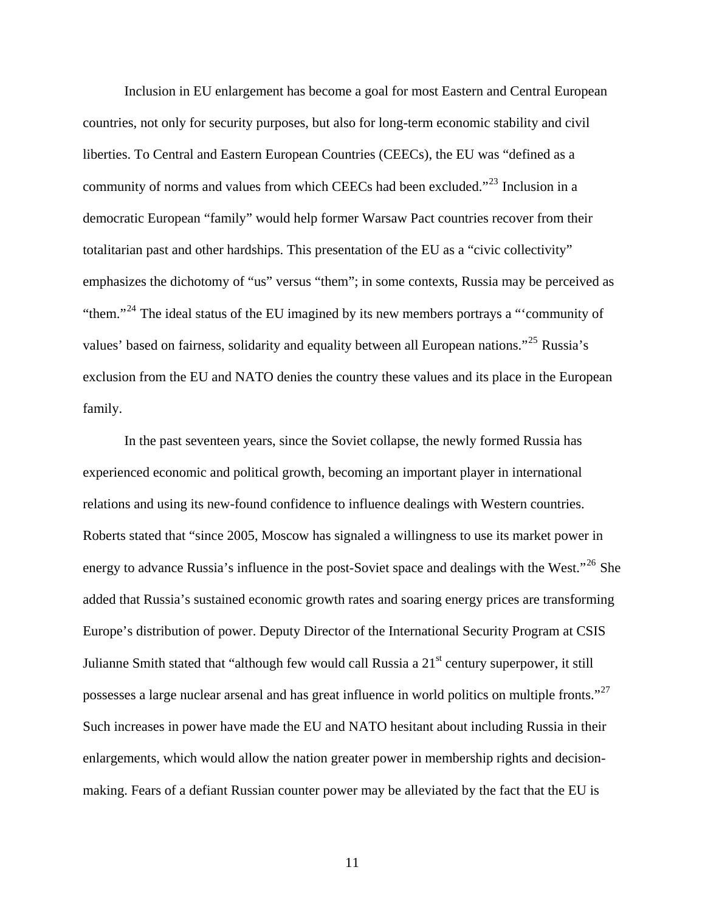Inclusion in EU enlargement has become a goal for most Eastern and Central European countries, not only for security purposes, but also for long-term economic stability and civil liberties. To Central and Eastern European Countries (CEECs), the EU was "defined as a community of norms and values from which CEECs had been excluded."[23] Inclusion in a democratic European "family" would help former Warsaw Pact countries recover from their totalitarian past and other hardships. This presentation of the EU as a "civic collectivity" emphasizes the dichotomy of "us" versus "them"; in some contexts, Russia may be perceived as "them."[24] The ideal status of the EU imagined by its new members portrays a "'community of values' based on fairness, solidarity and equality between all European nations."[25] Russia's exclusion from the EU and NATO denies the country these values and its place in the European family.

In the past seventeen years, since the Soviet collapse, the newly formed Russia has experienced economic and political growth, becoming an important player in international relations and using its new-found confidence to influence dealings with Western countries. Roberts stated that "since 2005, Moscow has signaled a willingness to use its market power in energy to advance Russia's influence in the post-Soviet space and dealings with the West."[26] She added that Russia's sustained economic growth rates and soaring energy prices are transforming Europe's distribution of power. Deputy Director of the International Security Program at CSIS Julianne Smith stated that "although few would call Russia a 21st century superpower, it still possesses a large nuclear arsenal and has great influence in world politics on multiple fronts."[27] Such increases in power have made the EU and NATO hesitant about including Russia in their enlargements, which would allow the nation greater power in membership rights and decision-making. Fears of a defiant Russian counter power may be alleviated by the fact that the EU is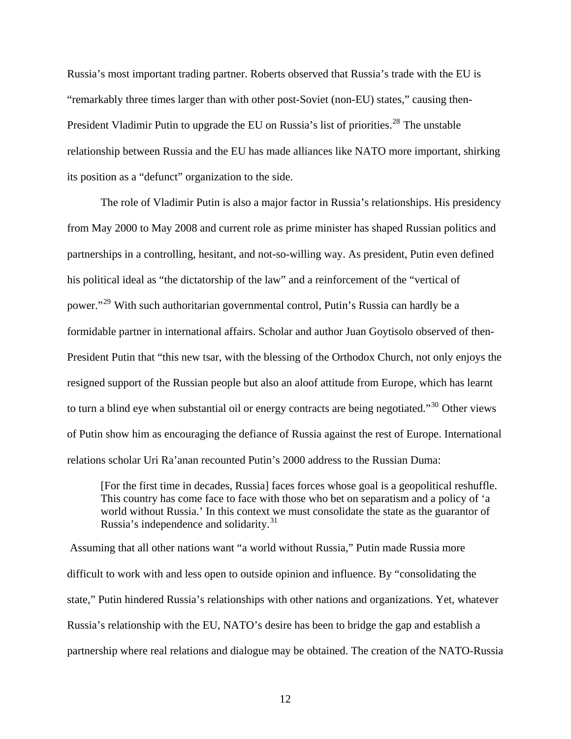Russia's most important trading partner. Roberts observed that Russia's trade with the EU is "remarkably three times larger than with other post-Soviet (non-EU) states," causing then-President Vladimir Putin to upgrade the EU on Russia's list of priorities.[28] The unstable relationship between Russia and the EU has made alliances like NATO more important, shirking its position as a "defunct" organization to the side.

The role of Vladimir Putin is also a major factor in Russia's relationships. His presidency from May 2000 to May 2008 and current role as prime minister has shaped Russian politics and partnerships in a controlling, hesitant, and not-so-willing way. As president, Putin even defined his political ideal as "the dictatorship of the law" and a reinforcement of the "vertical of power."[29] With such authoritarian governmental control, Putin's Russia can hardly be a formidable partner in international affairs. Scholar and author Juan Goytisolo observed of then-President Putin that "this new tsar, with the blessing of the Orthodox Church, not only enjoys the resigned support of the Russian people but also an aloof attitude from Europe, which has learnt to turn a blind eye when substantial oil or energy contracts are being negotiated."[30] Other views of Putin show him as encouraging the defiance of Russia against the rest of Europe. International relations scholar Uri Ra'anan recounted Putin's 2000 address to the Russian Duma:

> [For the first time in decades, Russia] faces forces whose goal is a geopolitical reshuffle. This country has come face to face with those who bet on separatism and a policy of 'a world without Russia.' In this context we must consolidate the state as the guarantor of Russia's independence and solidarity.[31]

Assuming that all other nations want "a world without Russia," Putin made Russia more difficult to work with and less open to outside opinion and influence. By "consolidating the state," Putin hindered Russia's relationships with other nations and organizations. Yet, whatever Russia's relationship with the EU, NATO's desire has been to bridge the gap and establish a partnership where real relations and dialogue may be obtained. The creation of the NATO-Russia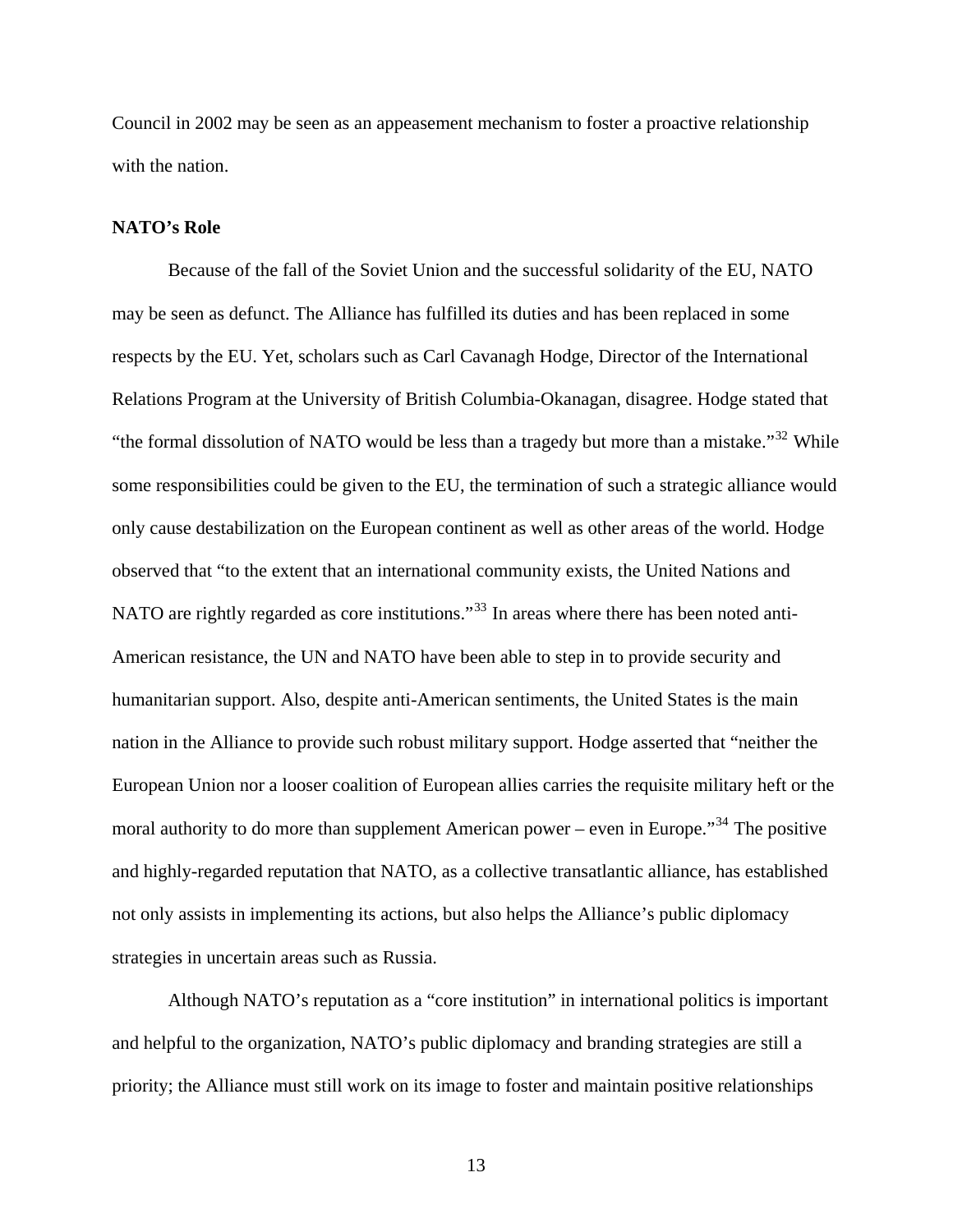Council in 2002 may be seen as an appeasement mechanism to foster a proactive relationship with the nation.

**NATO's Role**

Because of the fall of the Soviet Union and the successful solidarity of the EU, NATO may be seen as defunct. The Alliance has fulfilled its duties and has been replaced in some respects by the EU. Yet, scholars such as Carl Cavanagh Hodge, Director of the International Relations Program at the University of British Columbia-Okanagan, disagree. Hodge stated that "the formal dissolution of NATO would be less than a tragedy but more than a mistake."[32] While some responsibilities could be given to the EU, the termination of such a strategic alliance would only cause destabilization on the European continent as well as other areas of the world. Hodge observed that "to the extent that an international community exists, the United Nations and NATO are rightly regarded as core institutions."[33] In areas where there has been noted anti-American resistance, the UN and NATO have been able to step in to provide security and humanitarian support. Also, despite anti-American sentiments, the United States is the main nation in the Alliance to provide such robust military support. Hodge asserted that "neither the European Union nor a looser coalition of European allies carries the requisite military heft or the moral authority to do more than supplement American power – even in Europe."[34] The positive and highly-regarded reputation that NATO, as a collective transatlantic alliance, has established not only assists in implementing its actions, but also helps the Alliance's public diplomacy strategies in uncertain areas such as Russia.

Although NATO's reputation as a "core institution" in international politics is important and helpful to the organization, NATO's public diplomacy and branding strategies are still a priority; the Alliance must still work on its image to foster and maintain positive relationships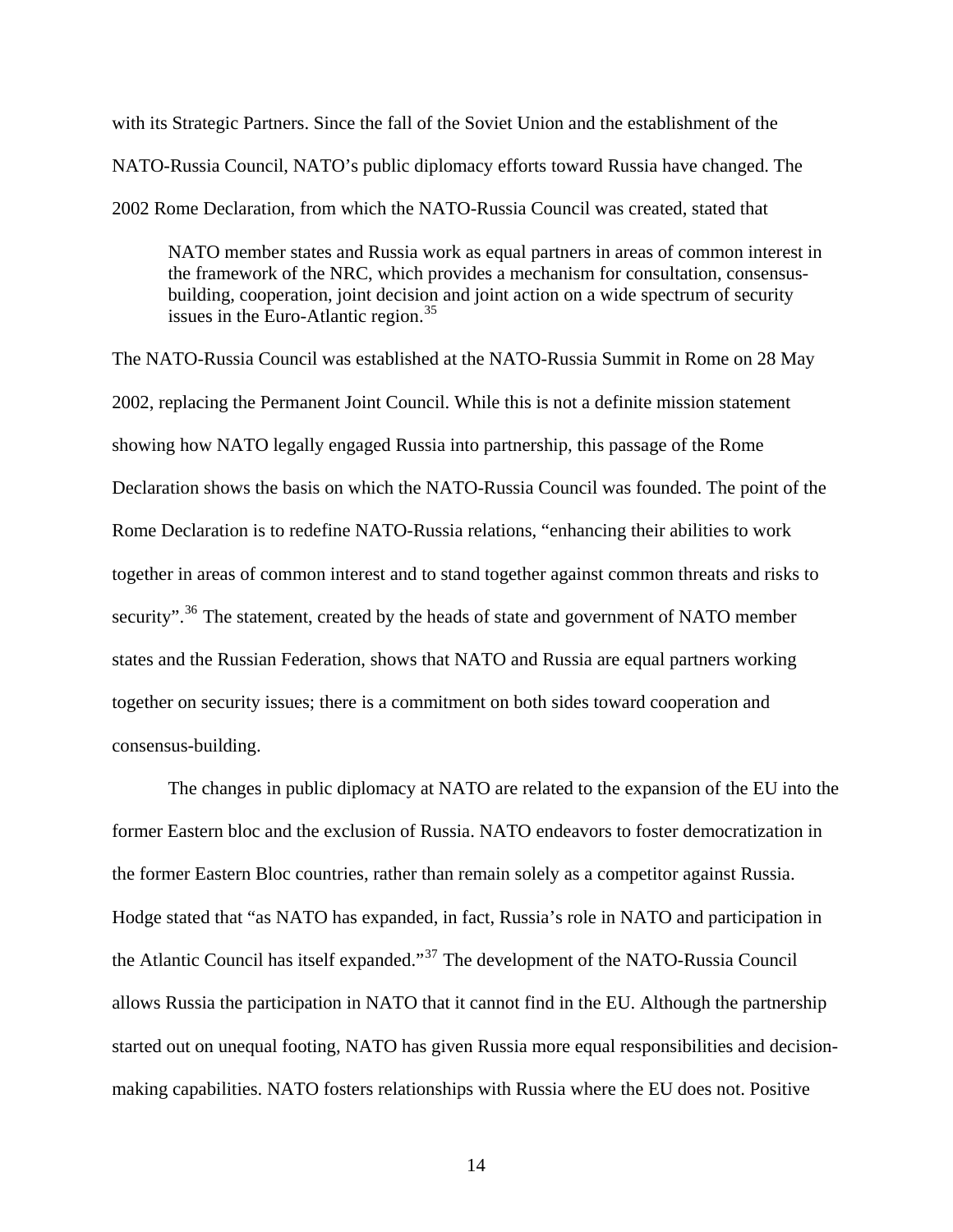with its Strategic Partners. Since the fall of the Soviet Union and the establishment of the NATO-Russia Council, NATO's public diplomacy efforts toward Russia have changed. The 2002 Rome Declaration, from which the NATO-Russia Council was created, stated that

> NATO member states and Russia work as equal partners in areas of common interest in the framework of the NRC, which provides a mechanism for consultation, consensus-building, cooperation, joint decision and joint action on a wide spectrum of security issues in the Euro-Atlantic region.[35]

The NATO-Russia Council was established at the NATO-Russia Summit in Rome on 28 May 2002, replacing the Permanent Joint Council. While this is not a definite mission statement showing how NATO legally engaged Russia into partnership, this passage of the Rome Declaration shows the basis on which the NATO-Russia Council was founded. The point of the Rome Declaration is to redefine NATO-Russia relations, "enhancing their abilities to work together in areas of common interest and to stand together against common threats and risks to security".[36] The statement, created by the heads of state and government of NATO member states and the Russian Federation, shows that NATO and Russia are equal partners working together on security issues; there is a commitment on both sides toward cooperation and consensus-building.

The changes in public diplomacy at NATO are related to the expansion of the EU into the former Eastern bloc and the exclusion of Russia. NATO endeavors to foster democratization in the former Eastern Bloc countries, rather than remain solely as a competitor against Russia. Hodge stated that "as NATO has expanded, in fact, Russia's role in NATO and participation in the Atlantic Council has itself expanded."[37] The development of the NATO-Russia Council allows Russia the participation in NATO that it cannot find in the EU. Although the partnership started out on unequal footing, NATO has given Russia more equal responsibilities and decision-making capabilities. NATO fosters relationships with Russia where the EU does not. Positive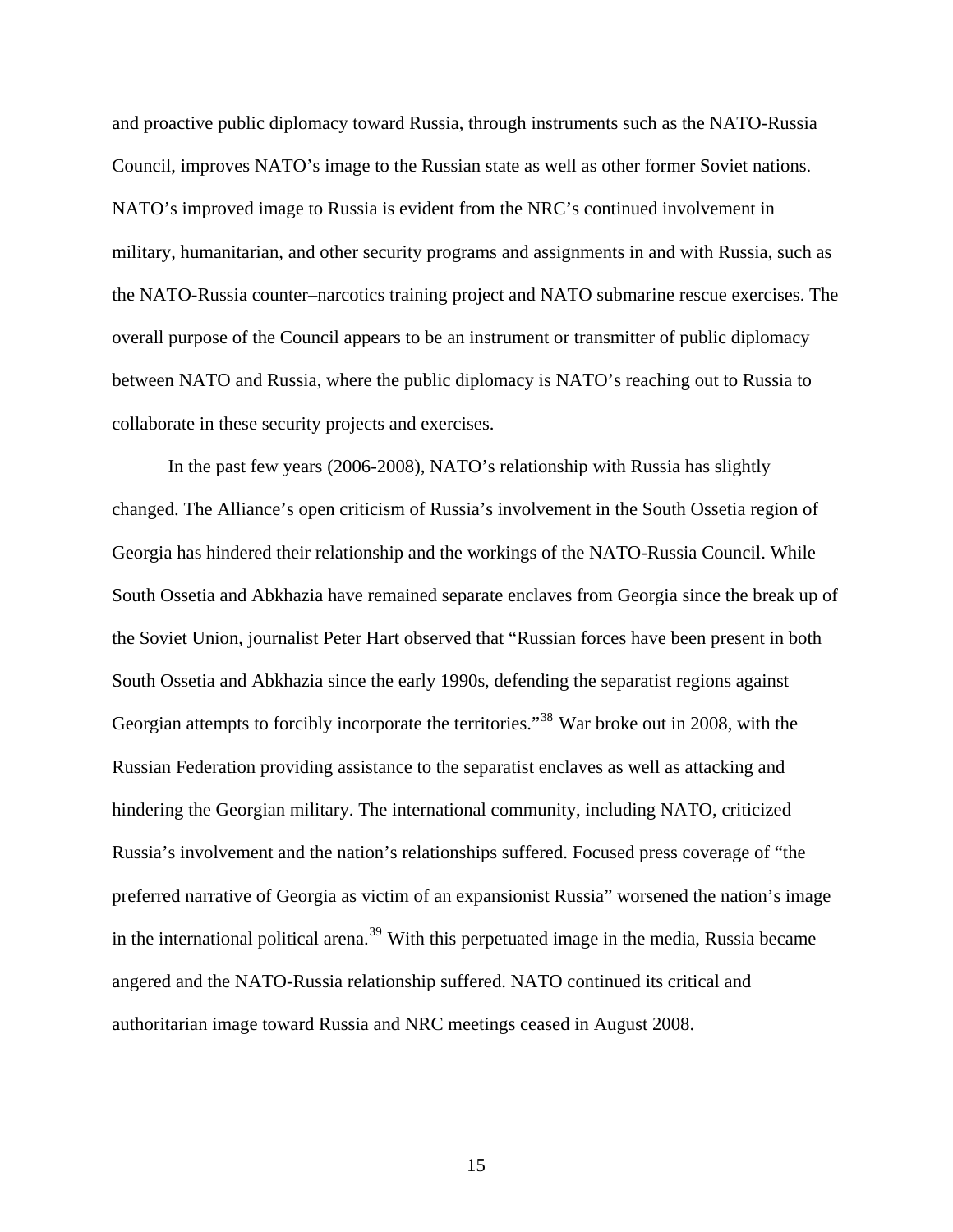and proactive public diplomacy toward Russia, through instruments such as the NATO-Russia Council, improves NATO's image to the Russian state as well as other former Soviet nations. NATO's improved image to Russia is evident from the NRC's continued involvement in military, humanitarian, and other security programs and assignments in and with Russia, such as the NATO-Russia counter–narcotics training project and NATO submarine rescue exercises. The overall purpose of the Council appears to be an instrument or transmitter of public diplomacy between NATO and Russia, where the public diplomacy is NATO's reaching out to Russia to collaborate in these security projects and exercises.

In the past few years (2006-2008), NATO's relationship with Russia has slightly changed. The Alliance's open criticism of Russia's involvement in the South Ossetia region of Georgia has hindered their relationship and the workings of the NATO-Russia Council. While South Ossetia and Abkhazia have remained separate enclaves from Georgia since the break up of the Soviet Union, journalist Peter Hart observed that "Russian forces have been present in both South Ossetia and Abkhazia since the early 1990s, defending the separatist regions against Georgian attempts to forcibly incorporate the territories."[38] War broke out in 2008, with the Russian Federation providing assistance to the separatist enclaves as well as attacking and hindering the Georgian military. The international community, including NATO, criticized Russia's involvement and the nation's relationships suffered. Focused press coverage of "the preferred narrative of Georgia as victim of an expansionist Russia" worsened the nation's image in the international political arena.[39] With this perpetuated image in the media, Russia became angered and the NATO-Russia relationship suffered. NATO continued its critical and authoritarian image toward Russia and NRC meetings ceased in August 2008.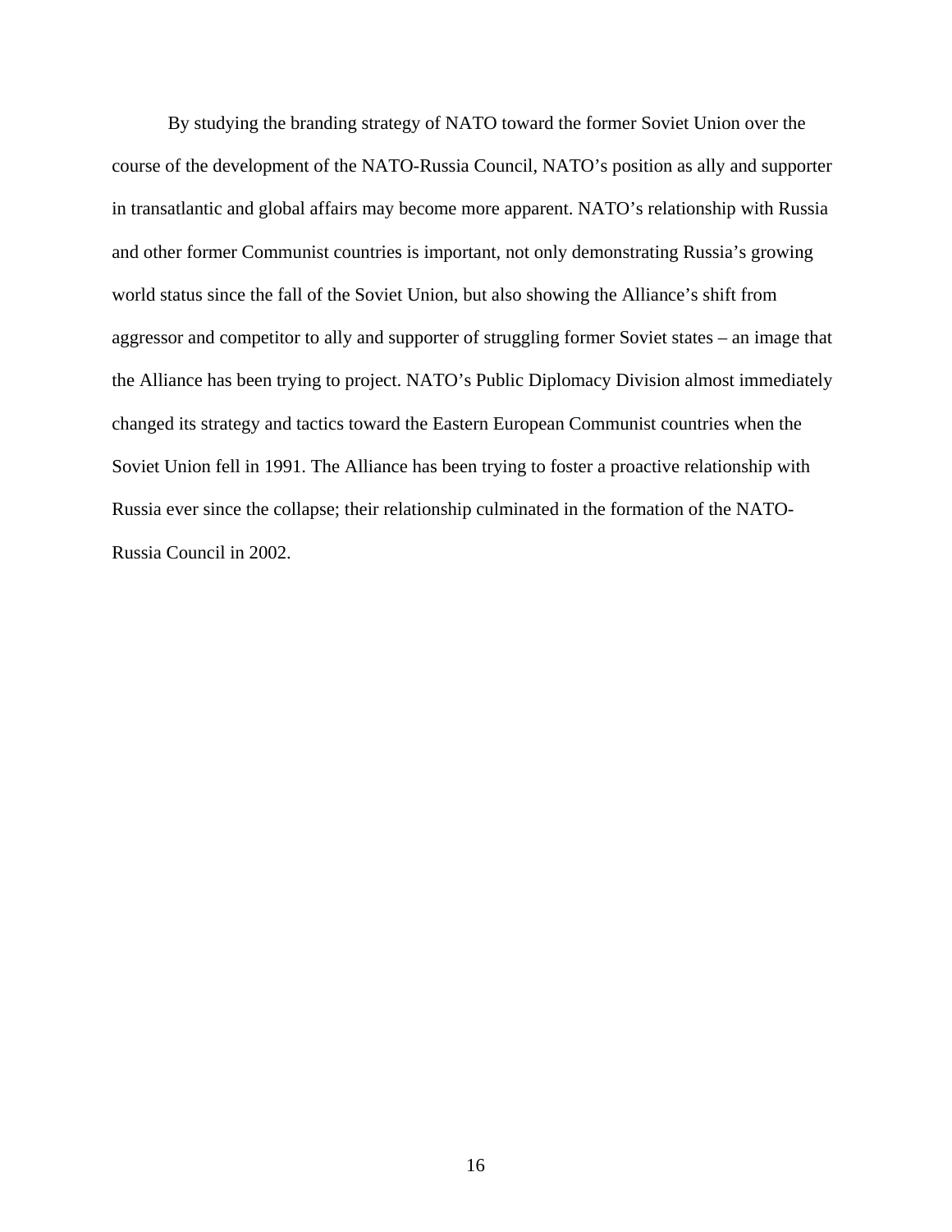By studying the branding strategy of NATO toward the former Soviet Union over the course of the development of the NATO-Russia Council, NATO's position as ally and supporter in transatlantic and global affairs may become more apparent. NATO's relationship with Russia and other former Communist countries is important, not only demonstrating Russia's growing world status since the fall of the Soviet Union, but also showing the Alliance's shift from aggressor and competitor to ally and supporter of struggling former Soviet states – an image that the Alliance has been trying to project. NATO's Public Diplomacy Division almost immediately changed its strategy and tactics toward the Eastern European Communist countries when the Soviet Union fell in 1991. The Alliance has been trying to foster a proactive relationship with Russia ever since the collapse; their relationship culminated in the formation of the NATO-Russia Council in 2002.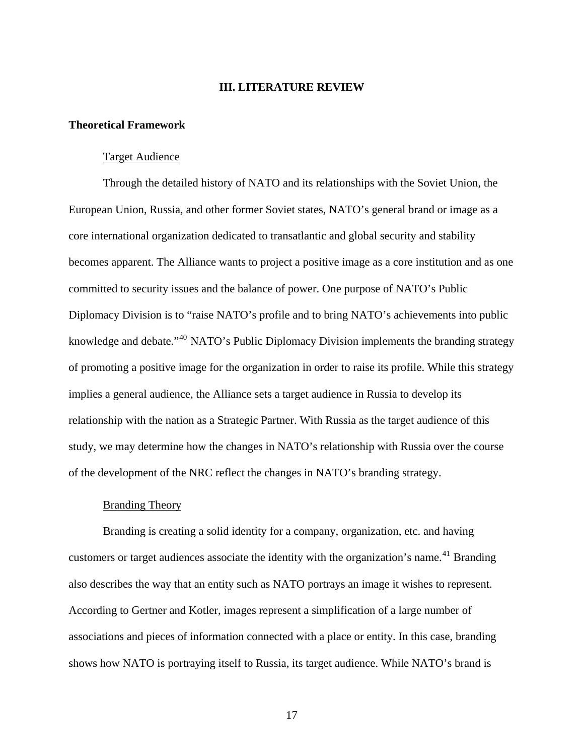# III. LITERATURE REVIEW

## Theoretical Framework

### Target Audience

Through the detailed history of NATO and its relationships with the Soviet Union, the European Union, Russia, and other former Soviet states, NATO's general brand or image as a core international organization dedicated to transatlantic and global security and stability becomes apparent. The Alliance wants to project a positive image as a core institution and as one committed to security issues and the balance of power. One purpose of NATO's Public Diplomacy Division is to "raise NATO's profile and to bring NATO's achievements into public knowledge and debate."[40] NATO's Public Diplomacy Division implements the branding strategy of promoting a positive image for the organization in order to raise its profile. While this strategy implies a general audience, the Alliance sets a target audience in Russia to develop its relationship with the nation as a Strategic Partner. With Russia as the target audience of this study, we may determine how the changes in NATO's relationship with Russia over the course of the development of the NRC reflect the changes in NATO's branding strategy.

### Branding Theory

Branding is creating a solid identity for a company, organization, etc. and having customers or target audiences associate the identity with the organization's name.[41] Branding also describes the way that an entity such as NATO portrays an image it wishes to represent. According to Gertner and Kotler, images represent a simplification of a large number of associations and pieces of information connected with a place or entity. In this case, branding shows how NATO is portraying itself to Russia, its target audience. While NATO's brand is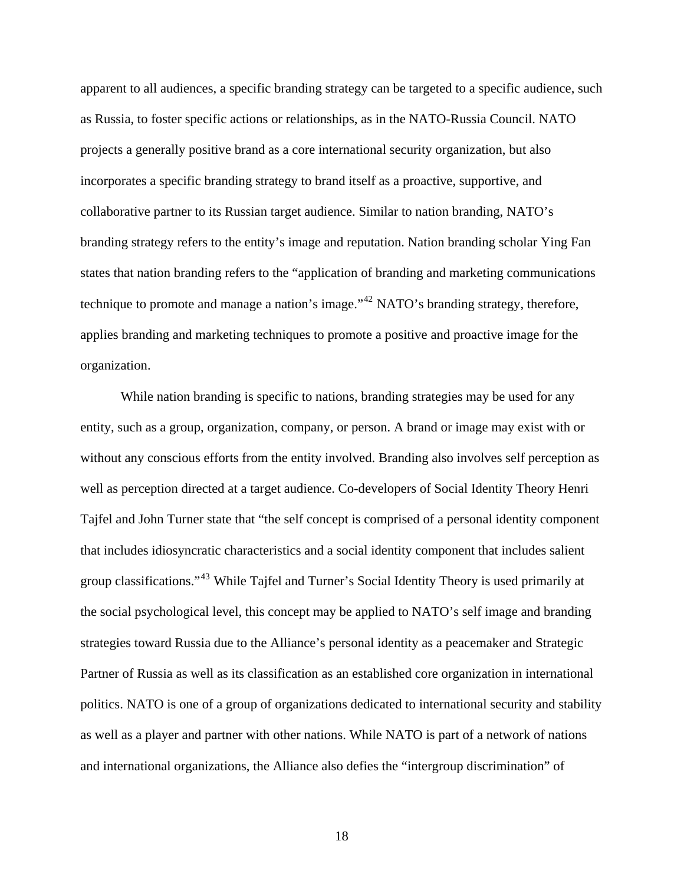apparent to all audiences, a specific branding strategy can be targeted to a specific audience, such as Russia, to foster specific actions or relationships, as in the NATO-Russia Council. NATO projects a generally positive brand as a core international security organization, but also incorporates a specific branding strategy to brand itself as a proactive, supportive, and collaborative partner to its Russian target audience. Similar to nation branding, NATO's branding strategy refers to the entity's image and reputation. Nation branding scholar Ying Fan states that nation branding refers to the "application of branding and marketing communications technique to promote and manage a nation's image."[42] NATO's branding strategy, therefore, applies branding and marketing techniques to promote a positive and proactive image for the organization.

While nation branding is specific to nations, branding strategies may be used for any entity, such as a group, organization, company, or person. A brand or image may exist with or without any conscious efforts from the entity involved. Branding also involves self perception as well as perception directed at a target audience. Co-developers of Social Identity Theory Henri Tajfel and John Turner state that "the self concept is comprised of a personal identity component that includes idiosyncratic characteristics and a social identity component that includes salient group classifications."[43] While Tajfel and Turner's Social Identity Theory is used primarily at the social psychological level, this concept may be applied to NATO's self image and branding strategies toward Russia due to the Alliance's personal identity as a peacemaker and Strategic Partner of Russia as well as its classification as an established core organization in international politics. NATO is one of a group of organizations dedicated to international security and stability as well as a player and partner with other nations. While NATO is part of a network of nations and international organizations, the Alliance also defies the "intergroup discrimination" of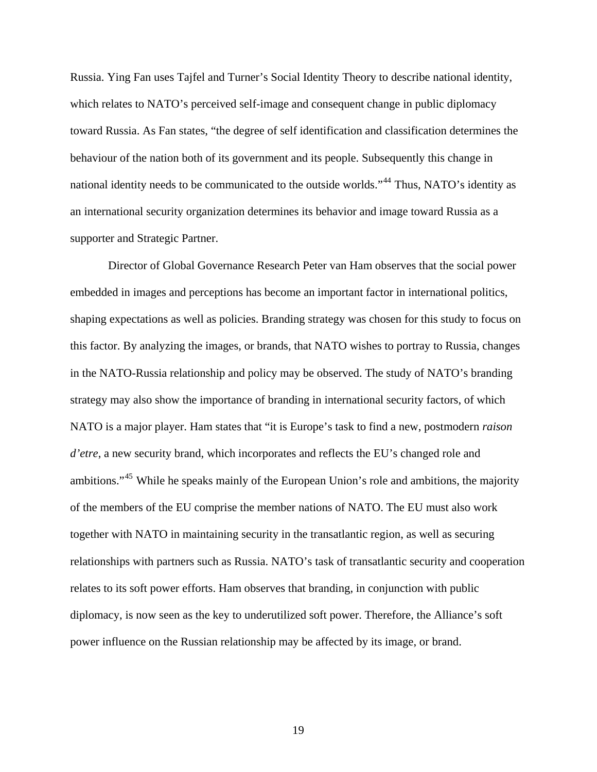Russia. Ying Fan uses Tajfel and Turner's Social Identity Theory to describe national identity, which relates to NATO's perceived self-image and consequent change in public diplomacy toward Russia. As Fan states, "the degree of self identification and classification determines the behaviour of the nation both of its government and its people. Subsequently this change in national identity needs to be communicated to the outside worlds."[44] Thus, NATO's identity as an international security organization determines its behavior and image toward Russia as a supporter and Strategic Partner.

Director of Global Governance Research Peter van Ham observes that the social power embedded in images and perceptions has become an important factor in international politics, shaping expectations as well as policies. Branding strategy was chosen for this study to focus on this factor. By analyzing the images, or brands, that NATO wishes to portray to Russia, changes in the NATO-Russia relationship and policy may be observed. The study of NATO's branding strategy may also show the importance of branding in international security factors, of which NATO is a major player. Ham states that "it is Europe's task to find a new, postmodern *raison d'etre*, a new security brand, which incorporates and reflects the EU's changed role and ambitions."[45] While he speaks mainly of the European Union's role and ambitions, the majority of the members of the EU comprise the member nations of NATO. The EU must also work together with NATO in maintaining security in the transatlantic region, as well as securing relationships with partners such as Russia. NATO's task of transatlantic security and cooperation relates to its soft power efforts. Ham observes that branding, in conjunction with public diplomacy, is now seen as the key to underutilized soft power. Therefore, the Alliance's soft power influence on the Russian relationship may be affected by its image, or brand.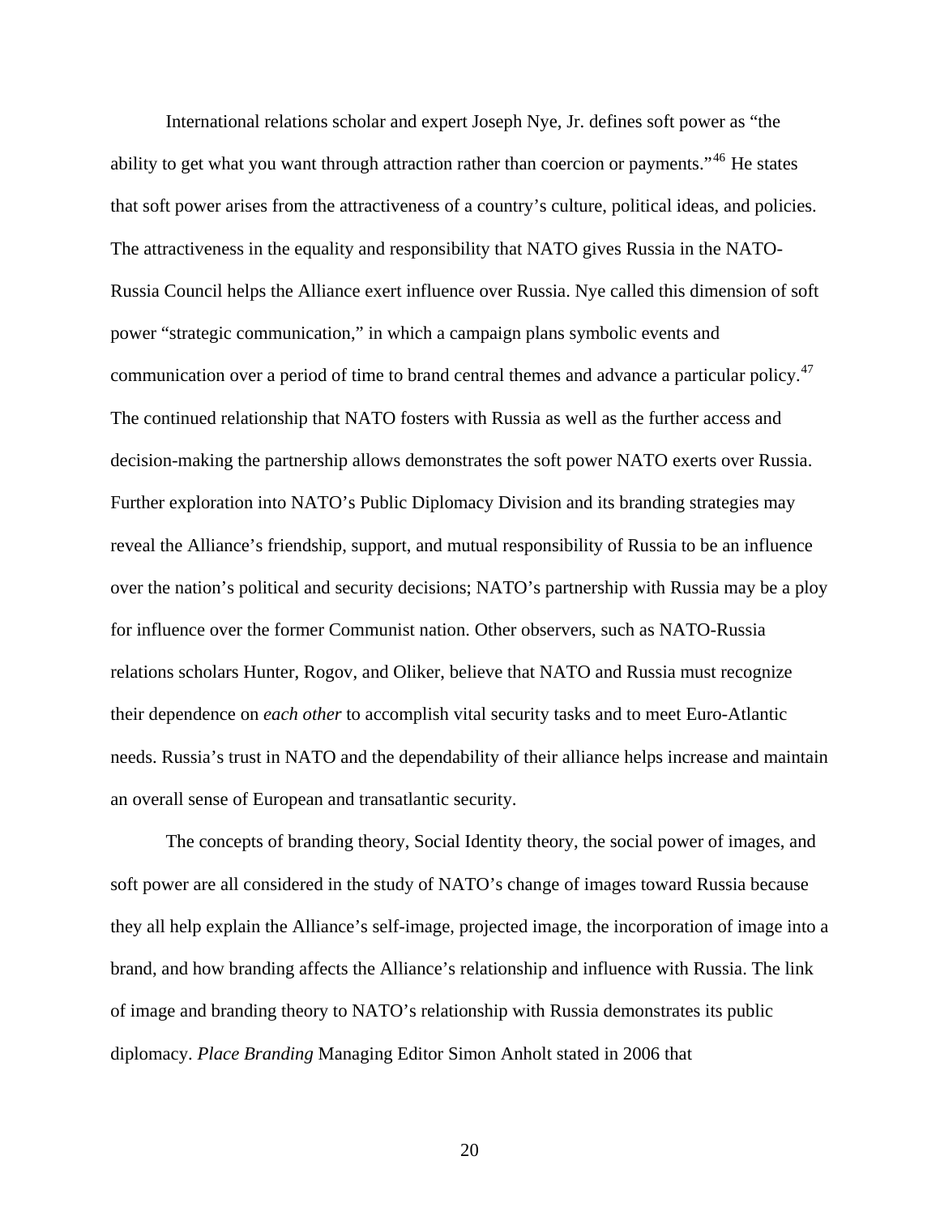International relations scholar and expert Joseph Nye, Jr. defines soft power as "the ability to get what you want through attraction rather than coercion or payments."[46] He states that soft power arises from the attractiveness of a country's culture, political ideas, and policies. The attractiveness in the equality and responsibility that NATO gives Russia in the NATO-Russia Council helps the Alliance exert influence over Russia. Nye called this dimension of soft power "strategic communication," in which a campaign plans symbolic events and communication over a period of time to brand central themes and advance a particular policy.[47] The continued relationship that NATO fosters with Russia as well as the further access and decision-making the partnership allows demonstrates the soft power NATO exerts over Russia. Further exploration into NATO's Public Diplomacy Division and its branding strategies may reveal the Alliance's friendship, support, and mutual responsibility of Russia to be an influence over the nation's political and security decisions; NATO's partnership with Russia may be a ploy for influence over the former Communist nation. Other observers, such as NATO-Russia relations scholars Hunter, Rogov, and Oliker, believe that NATO and Russia must recognize their dependence on *each other* to accomplish vital security tasks and to meet Euro-Atlantic needs. Russia's trust in NATO and the dependability of their alliance helps increase and maintain an overall sense of European and transatlantic security.

The concepts of branding theory, Social Identity theory, the social power of images, and soft power are all considered in the study of NATO's change of images toward Russia because they all help explain the Alliance's self-image, projected image, the incorporation of image into a brand, and how branding affects the Alliance's relationship and influence with Russia. The link of image and branding theory to NATO's relationship with Russia demonstrates its public diplomacy. *Place Branding* Managing Editor Simon Anholt stated in 2006 that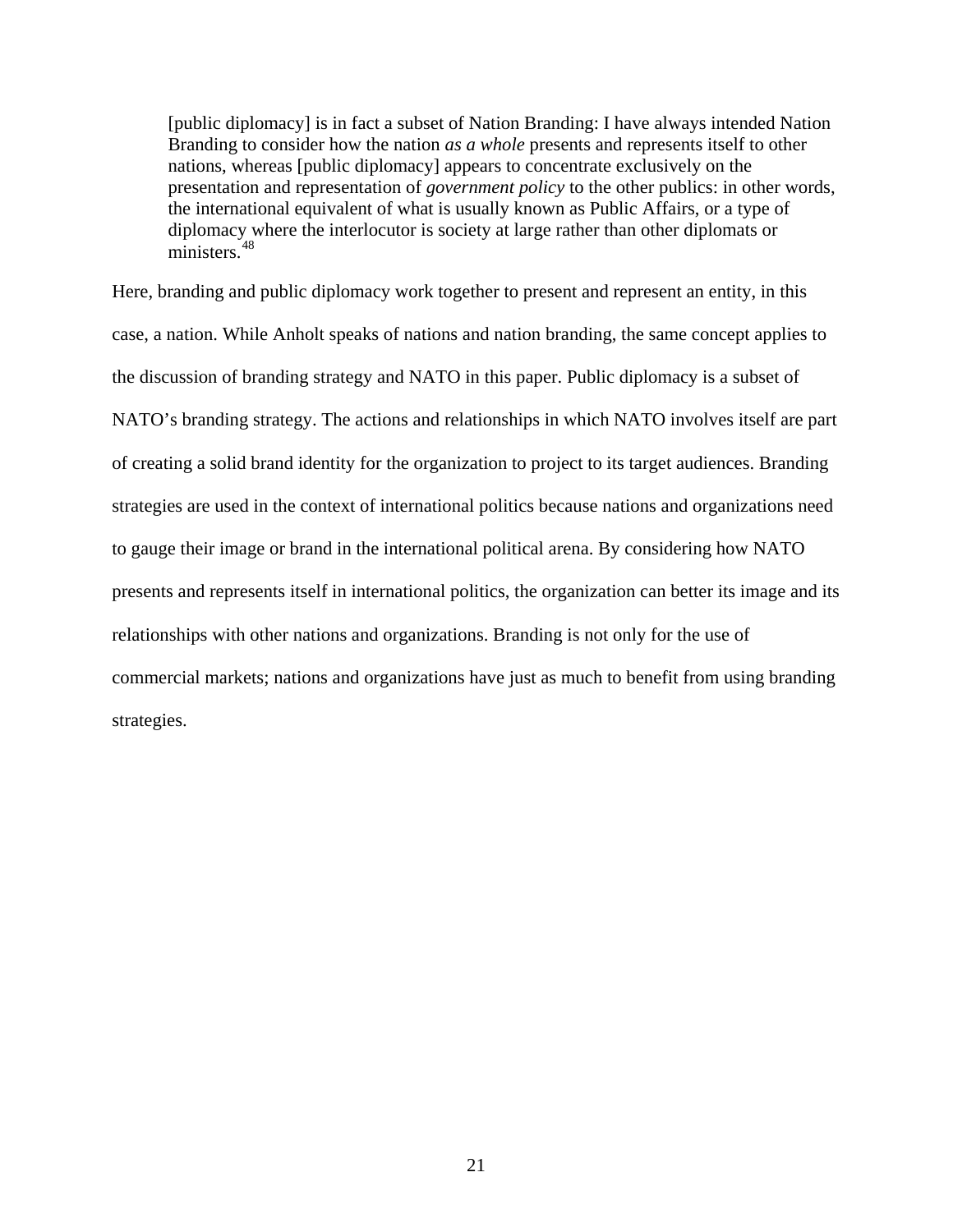> [public diplomacy] is in fact a subset of Nation Branding: I have always intended Nation Branding to consider how the nation *as a whole* presents and represents itself to other nations, whereas [public diplomacy] appears to concentrate exclusively on the presentation and representation of *government policy* to the other publics: in other words, the international equivalent of what is usually known as Public Affairs, or a type of diplomacy where the interlocutor is society at large rather than other diplomats or ministers.[48]

Here, branding and public diplomacy work together to present and represent an entity, in this case, a nation. While Anholt speaks of nations and nation branding, the same concept applies to the discussion of branding strategy and NATO in this paper. Public diplomacy is a subset of NATO's branding strategy. The actions and relationships in which NATO involves itself are part of creating a solid brand identity for the organization to project to its target audiences. Branding strategies are used in the context of international politics because nations and organizations need to gauge their image or brand in the international political arena. By considering how NATO presents and represents itself in international politics, the organization can better its image and its relationships with other nations and organizations. Branding is not only for the use of commercial markets; nations and organizations have just as much to benefit from using branding strategies.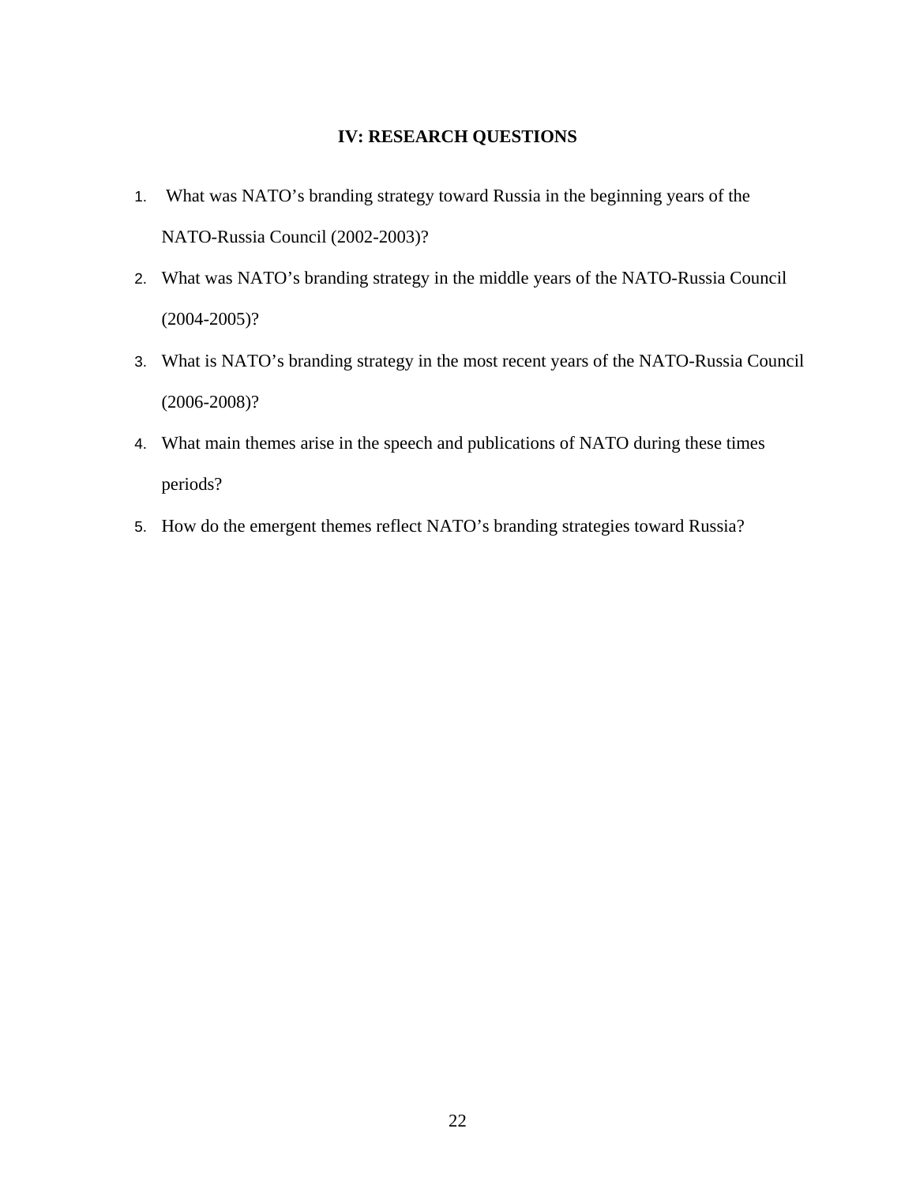## IV: RESEARCH QUESTIONS

1. What was NATO's branding strategy toward Russia in the beginning years of the NATO-Russia Council (2002-2003)?
2. What was NATO's branding strategy in the middle years of the NATO-Russia Council (2004-2005)?
3. What is NATO's branding strategy in the most recent years of the NATO-Russia Council (2006-2008)?
4. What main themes arise in the speech and publications of NATO during these times periods?
5. How do the emergent themes reflect NATO's branding strategies toward Russia?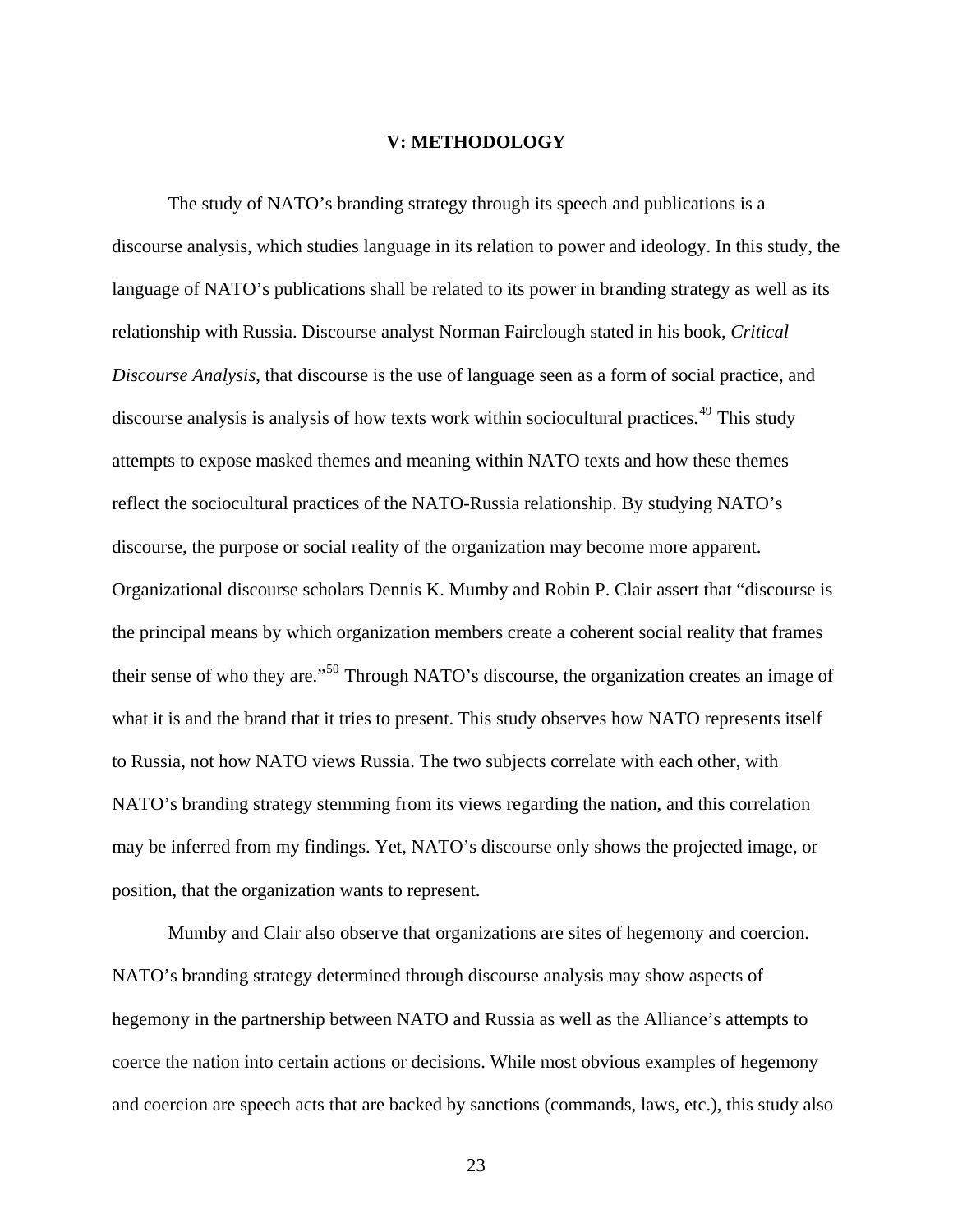## V: METHODOLOGY

The study of NATO's branding strategy through its speech and publications is a discourse analysis, which studies language in its relation to power and ideology. In this study, the language of NATO's publications shall be related to its power in branding strategy as well as its relationship with Russia. Discourse analyst Norman Fairclough stated in his book, *Critical Discourse Analysis*, that discourse is the use of language seen as a form of social practice, and discourse analysis is analysis of how texts work within sociocultural practices.[49] This study attempts to expose masked themes and meaning within NATO texts and how these themes reflect the sociocultural practices of the NATO-Russia relationship. By studying NATO's discourse, the purpose or social reality of the organization may become more apparent. Organizational discourse scholars Dennis K. Mumby and Robin P. Clair assert that "discourse is the principal means by which organization members create a coherent social reality that frames their sense of who they are."[50] Through NATO's discourse, the organization creates an image of what it is and the brand that it tries to present. This study observes how NATO represents itself to Russia, not how NATO views Russia. The two subjects correlate with each other, with NATO's branding strategy stemming from its views regarding the nation, and this correlation may be inferred from my findings. Yet, NATO's discourse only shows the projected image, or position, that the organization wants to represent.

Mumby and Clair also observe that organizations are sites of hegemony and coercion. NATO's branding strategy determined through discourse analysis may show aspects of hegemony in the partnership between NATO and Russia as well as the Alliance's attempts to coerce the nation into certain actions or decisions. While most obvious examples of hegemony and coercion are speech acts that are backed by sanctions (commands, laws, etc.), this study also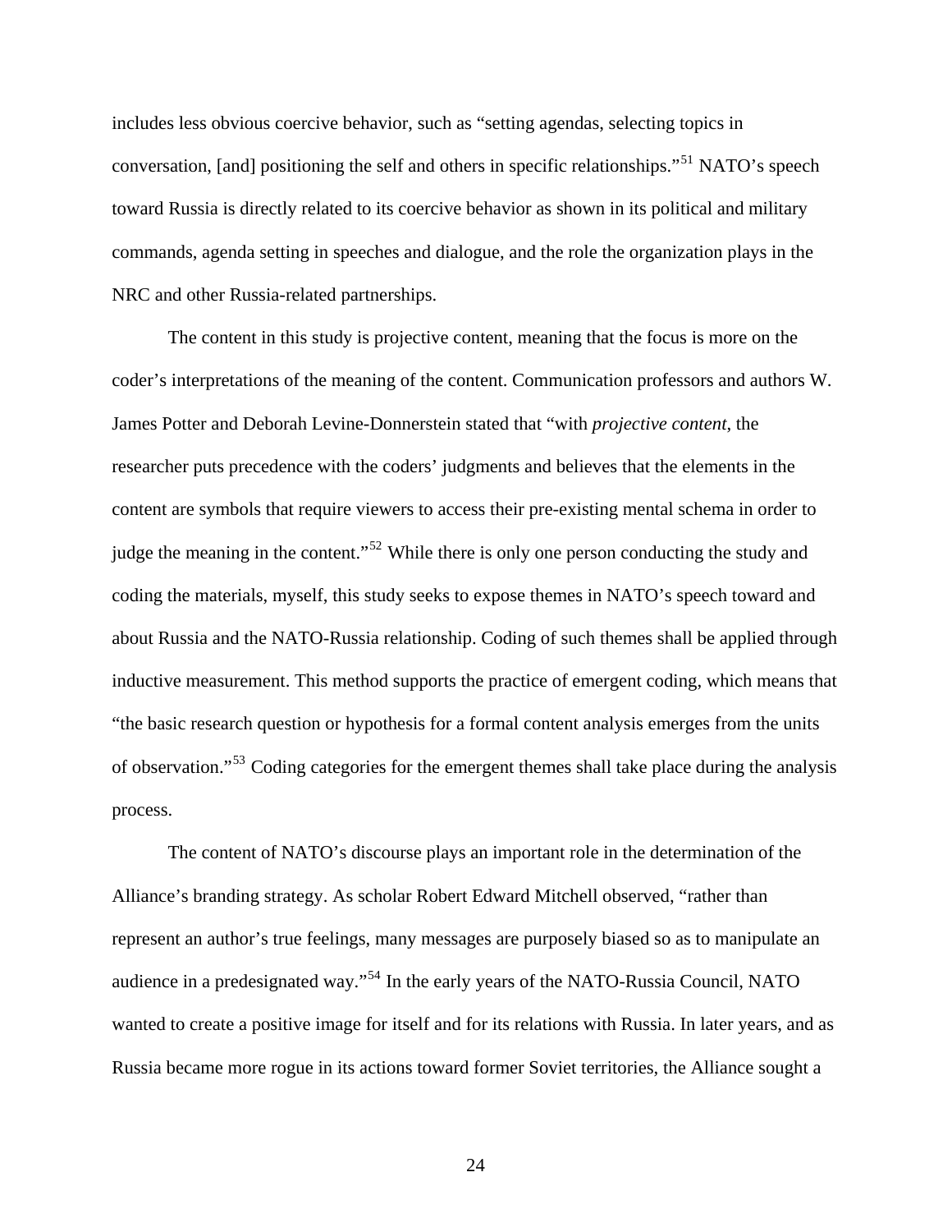includes less obvious coercive behavior, such as "setting agendas, selecting topics in conversation, [and] positioning the self and others in specific relationships."[51] NATO's speech toward Russia is directly related to its coercive behavior as shown in its political and military commands, agenda setting in speeches and dialogue, and the role the organization plays in the NRC and other Russia-related partnerships.

The content in this study is projective content, meaning that the focus is more on the coder's interpretations of the meaning of the content. Communication professors and authors W. James Potter and Deborah Levine-Donnerstein stated that "with *projective content*, the researcher puts precedence with the coders' judgments and believes that the elements in the content are symbols that require viewers to access their pre-existing mental schema in order to judge the meaning in the content."[52] While there is only one person conducting the study and coding the materials, myself, this study seeks to expose themes in NATO's speech toward and about Russia and the NATO-Russia relationship. Coding of such themes shall be applied through inductive measurement. This method supports the practice of emergent coding, which means that "the basic research question or hypothesis for a formal content analysis emerges from the units of observation."[53] Coding categories for the emergent themes shall take place during the analysis process.

The content of NATO's discourse plays an important role in the determination of the Alliance's branding strategy. As scholar Robert Edward Mitchell observed, "rather than represent an author's true feelings, many messages are purposely biased so as to manipulate an audience in a predesignated way."[54] In the early years of the NATO-Russia Council, NATO wanted to create a positive image for itself and for its relations with Russia. In later years, and as Russia became more rogue in its actions toward former Soviet territories, the Alliance sought a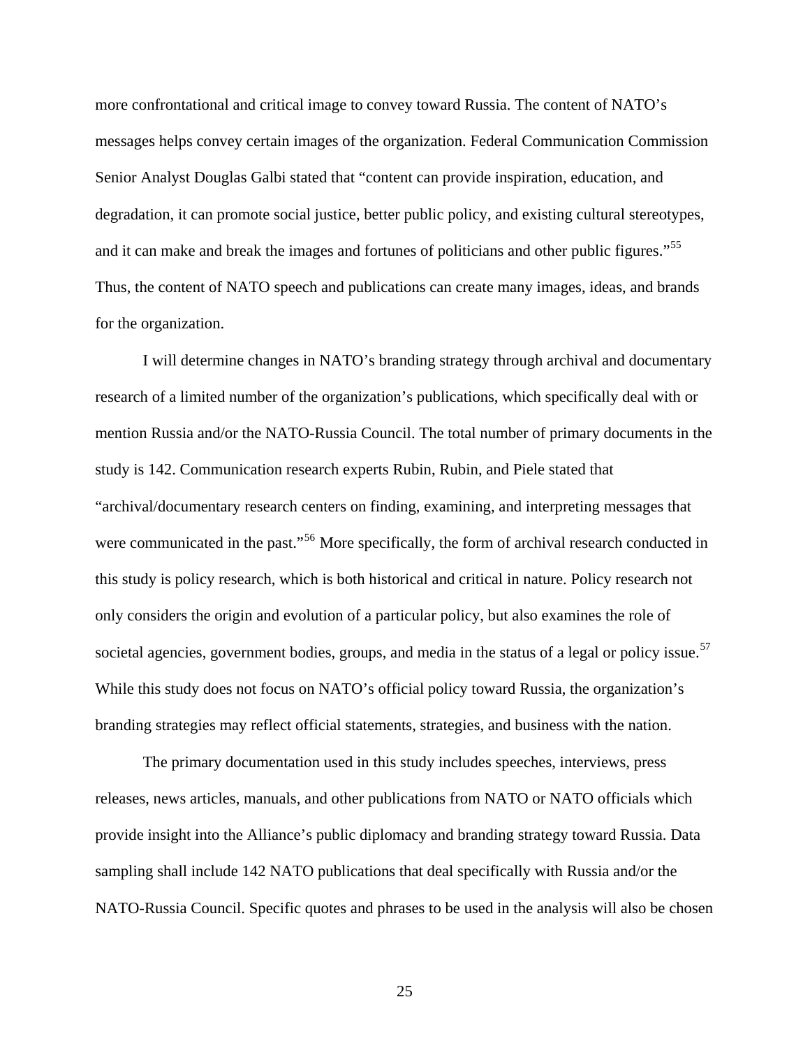more confrontational and critical image to convey toward Russia. The content of NATO's messages helps convey certain images of the organization. Federal Communication Commission Senior Analyst Douglas Galbi stated that "content can provide inspiration, education, and degradation, it can promote social justice, better public policy, and existing cultural stereotypes, and it can make and break the images and fortunes of politicians and other public figures."[55] Thus, the content of NATO speech and publications can create many images, ideas, and brands for the organization.

I will determine changes in NATO's branding strategy through archival and documentary research of a limited number of the organization's publications, which specifically deal with or mention Russia and/or the NATO-Russia Council. The total number of primary documents in the study is 142. Communication research experts Rubin, Rubin, and Piele stated that "archival/documentary research centers on finding, examining, and interpreting messages that were communicated in the past."[56] More specifically, the form of archival research conducted in this study is policy research, which is both historical and critical in nature. Policy research not only considers the origin and evolution of a particular policy, but also examines the role of societal agencies, government bodies, groups, and media in the status of a legal or policy issue.[57] While this study does not focus on NATO's official policy toward Russia, the organization's branding strategies may reflect official statements, strategies, and business with the nation.

The primary documentation used in this study includes speeches, interviews, press releases, news articles, manuals, and other publications from NATO or NATO officials which provide insight into the Alliance's public diplomacy and branding strategy toward Russia. Data sampling shall include 142 NATO publications that deal specifically with Russia and/or the NATO-Russia Council. Specific quotes and phrases to be used in the analysis will also be chosen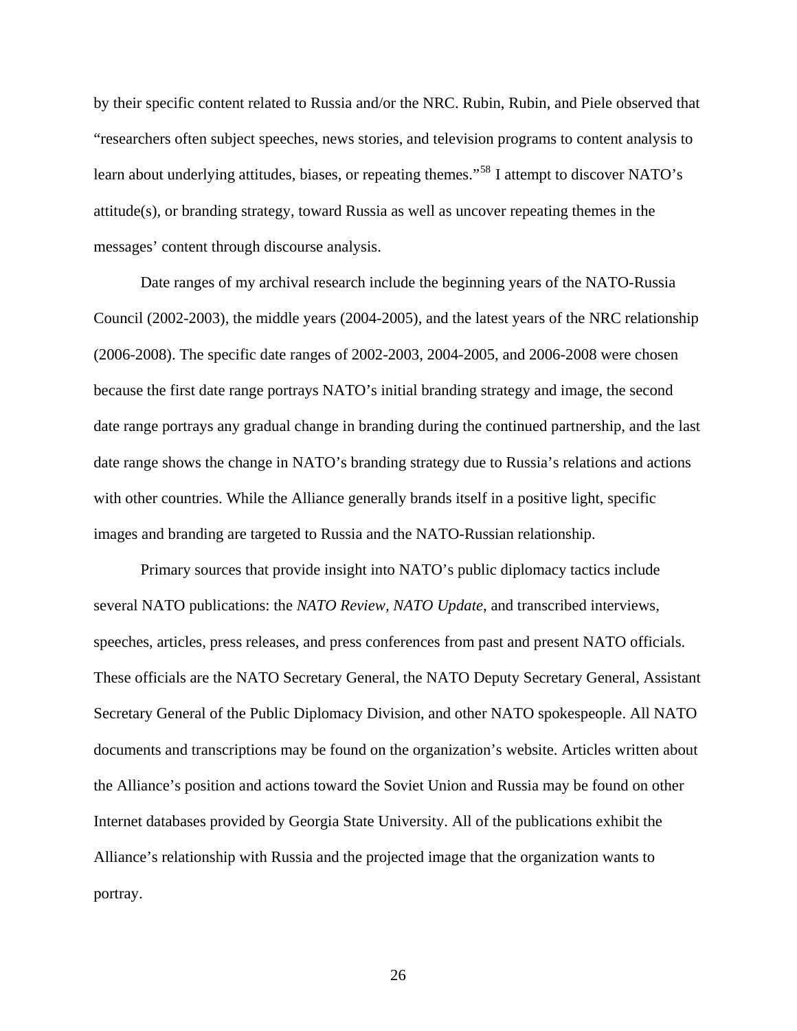by their specific content related to Russia and/or the NRC. Rubin, Rubin, and Piele observed that "researchers often subject speeches, news stories, and television programs to content analysis to learn about underlying attitudes, biases, or repeating themes."[58] I attempt to discover NATO's attitude(s), or branding strategy, toward Russia as well as uncover repeating themes in the messages' content through discourse analysis.

Date ranges of my archival research include the beginning years of the NATO-Russia Council (2002-2003), the middle years (2004-2005), and the latest years of the NRC relationship (2006-2008). The specific date ranges of 2002-2003, 2004-2005, and 2006-2008 were chosen because the first date range portrays NATO's initial branding strategy and image, the second date range portrays any gradual change in branding during the continued partnership, and the last date range shows the change in NATO's branding strategy due to Russia's relations and actions with other countries. While the Alliance generally brands itself in a positive light, specific images and branding are targeted to Russia and the NATO-Russian relationship.

Primary sources that provide insight into NATO's public diplomacy tactics include several NATO publications: the *NATO Review, NATO Update*, and transcribed interviews, speeches, articles, press releases, and press conferences from past and present NATO officials. These officials are the NATO Secretary General, the NATO Deputy Secretary General, Assistant Secretary General of the Public Diplomacy Division, and other NATO spokespeople. All NATO documents and transcriptions may be found on the organization's website. Articles written about the Alliance's position and actions toward the Soviet Union and Russia may be found on other Internet databases provided by Georgia State University. All of the publications exhibit the Alliance's relationship with Russia and the projected image that the organization wants to portray.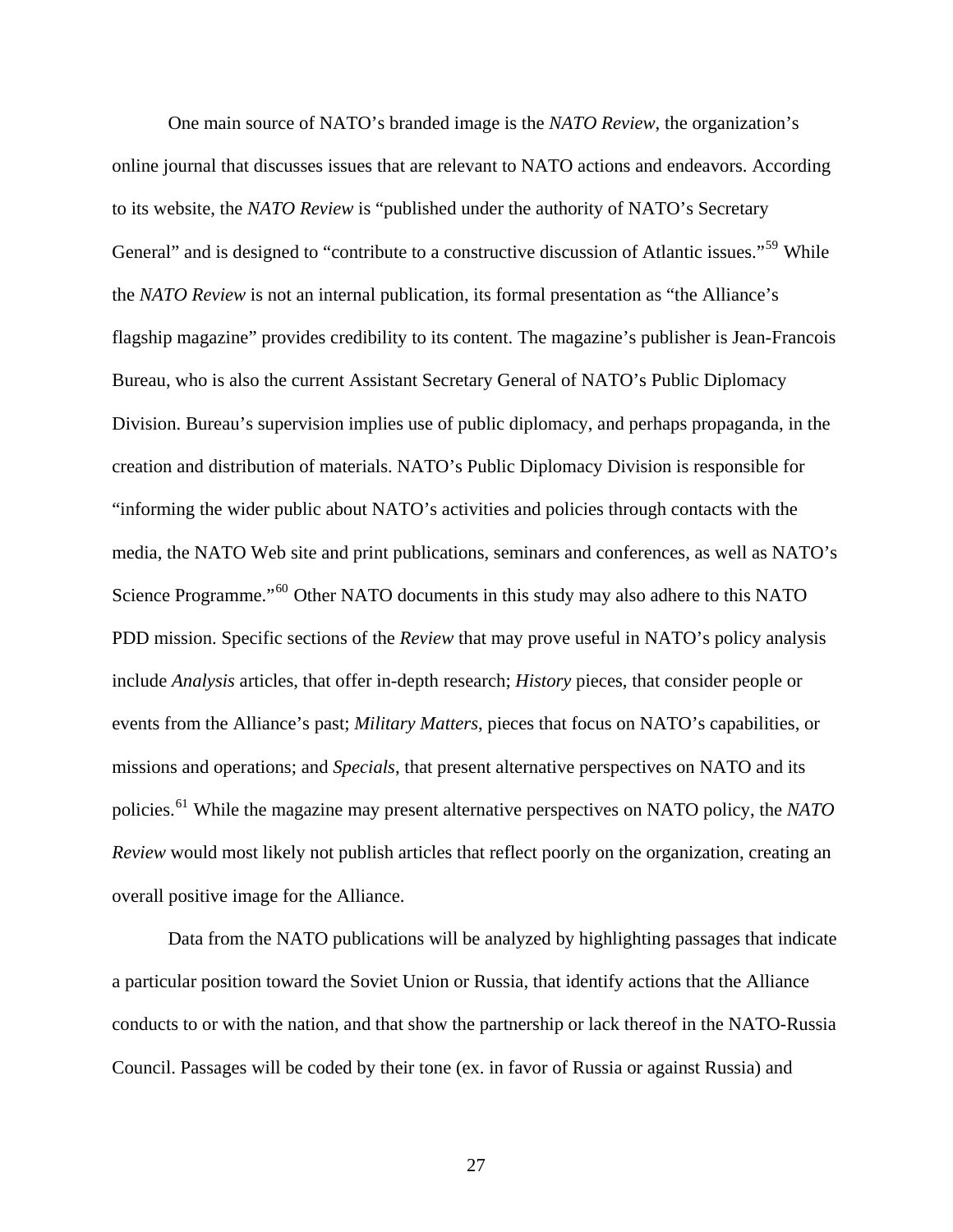One main source of NATO's branded image is the *NATO Review*, the organization's online journal that discusses issues that are relevant to NATO actions and endeavors. According to its website, the *NATO Review* is "published under the authority of NATO's Secretary General" and is designed to "contribute to a constructive discussion of Atlantic issues."[59] While the *NATO Review* is not an internal publication, its formal presentation as "the Alliance's flagship magazine" provides credibility to its content. The magazine's publisher is Jean-Francois Bureau, who is also the current Assistant Secretary General of NATO's Public Diplomacy Division. Bureau's supervision implies use of public diplomacy, and perhaps propaganda, in the creation and distribution of materials. NATO's Public Diplomacy Division is responsible for "informing the wider public about NATO's activities and policies through contacts with the media, the NATO Web site and print publications, seminars and conferences, as well as NATO's Science Programme."[60] Other NATO documents in this study may also adhere to this NATO PDD mission. Specific sections of the *Review* that may prove useful in NATO's policy analysis include *Analysis* articles, that offer in-depth research; *History* pieces, that consider people or events from the Alliance's past; *Military Matters*, pieces that focus on NATO's capabilities, or missions and operations; and *Specials*, that present alternative perspectives on NATO and its policies.[61] While the magazine may present alternative perspectives on NATO policy, the *NATO Review* would most likely not publish articles that reflect poorly on the organization, creating an overall positive image for the Alliance.

Data from the NATO publications will be analyzed by highlighting passages that indicate a particular position toward the Soviet Union or Russia, that identify actions that the Alliance conducts to or with the nation, and that show the partnership or lack thereof in the NATO-Russia Council. Passages will be coded by their tone (ex. in favor of Russia or against Russia) and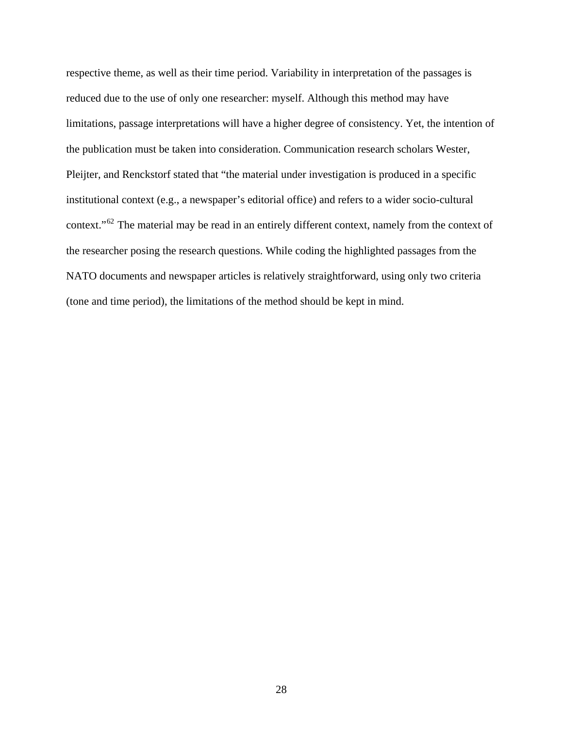respective theme, as well as their time period. Variability in interpretation of the passages is reduced due to the use of only one researcher: myself. Although this method may have limitations, passage interpretations will have a higher degree of consistency. Yet, the intention of the publication must be taken into consideration. Communication research scholars Wester, Pleijter, and Renckstorf stated that "the material under investigation is produced in a specific institutional context (e.g., a newspaper's editorial office) and refers to a wider socio-cultural context."[62] The material may be read in an entirely different context, namely from the context of the researcher posing the research questions. While coding the highlighted passages from the NATO documents and newspaper articles is relatively straightforward, using only two criteria (tone and time period), the limitations of the method should be kept in mind.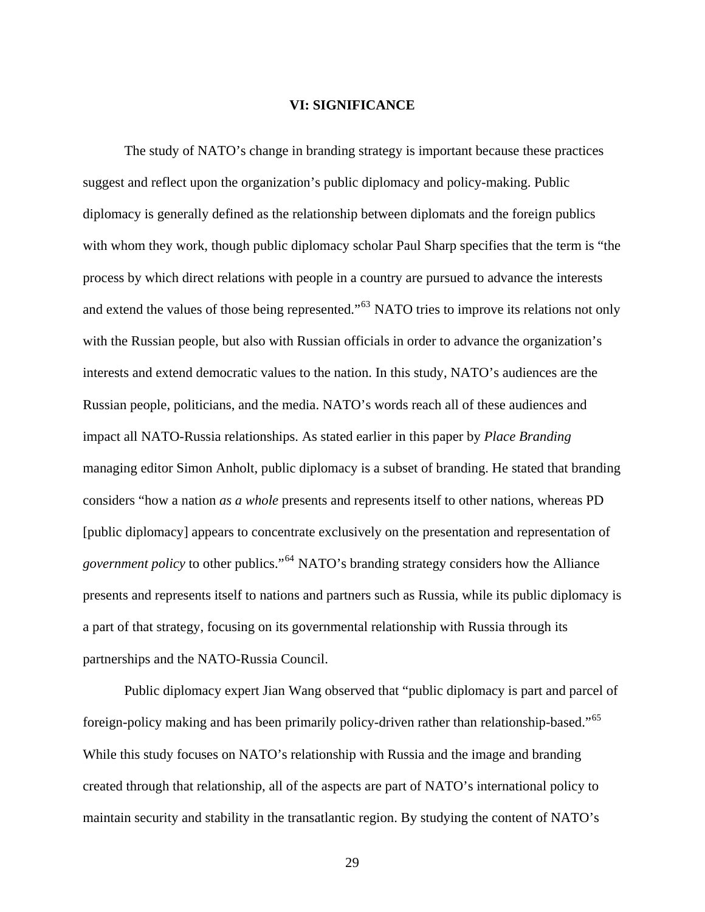## VI: SIGNIFICANCE

The study of NATO's change in branding strategy is important because these practices suggest and reflect upon the organization's public diplomacy and policy-making. Public diplomacy is generally defined as the relationship between diplomats and the foreign publics with whom they work, though public diplomacy scholar Paul Sharp specifies that the term is "the process by which direct relations with people in a country are pursued to advance the interests and extend the values of those being represented."[63] NATO tries to improve its relations not only with the Russian people, but also with Russian officials in order to advance the organization's interests and extend democratic values to the nation. In this study, NATO's audiences are the Russian people, politicians, and the media. NATO's words reach all of these audiences and impact all NATO-Russia relationships. As stated earlier in this paper by *Place Branding* managing editor Simon Anholt, public diplomacy is a subset of branding. He stated that branding considers "how a nation *as a whole* presents and represents itself to other nations, whereas PD [public diplomacy] appears to concentrate exclusively on the presentation and representation of *government policy* to other publics."[64] NATO's branding strategy considers how the Alliance presents and represents itself to nations and partners such as Russia, while its public diplomacy is a part of that strategy, focusing on its governmental relationship with Russia through its partnerships and the NATO-Russia Council.

Public diplomacy expert Jian Wang observed that "public diplomacy is part and parcel of foreign-policy making and has been primarily policy-driven rather than relationship-based."[65] While this study focuses on NATO's relationship with Russia and the image and branding created through that relationship, all of the aspects are part of NATO's international policy to maintain security and stability in the transatlantic region. By studying the content of NATO's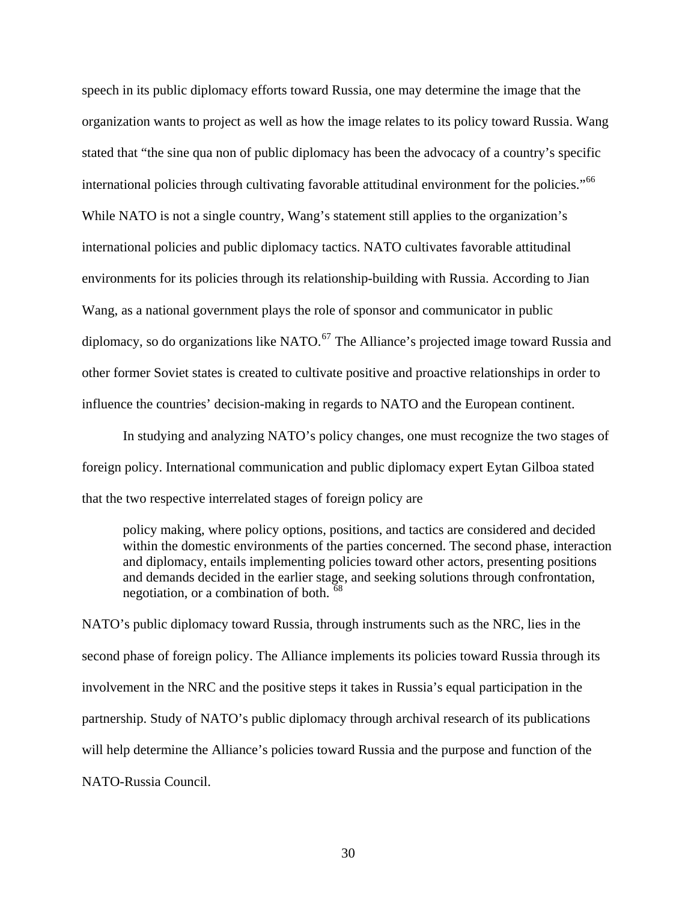speech in its public diplomacy efforts toward Russia, one may determine the image that the organization wants to project as well as how the image relates to its policy toward Russia. Wang stated that "the sine qua non of public diplomacy has been the advocacy of a country's specific international policies through cultivating favorable attitudinal environment for the policies."[66] While NATO is not a single country, Wang's statement still applies to the organization's international policies and public diplomacy tactics. NATO cultivates favorable attitudinal environments for its policies through its relationship-building with Russia. According to Jian Wang, as a national government plays the role of sponsor and communicator in public diplomacy, so do organizations like NATO.[67] The Alliance's projected image toward Russia and other former Soviet states is created to cultivate positive and proactive relationships in order to influence the countries' decision-making in regards to NATO and the European continent.

In studying and analyzing NATO's policy changes, one must recognize the two stages of foreign policy. International communication and public diplomacy expert Eytan Gilboa stated that the two respective interrelated stages of foreign policy are

> policy making, where policy options, positions, and tactics are considered and decided within the domestic environments of the parties concerned. The second phase, interaction and diplomacy, entails implementing policies toward other actors, presenting positions and demands decided in the earlier stage, and seeking solutions through confrontation, negotiation, or a combination of both. [68]

NATO's public diplomacy toward Russia, through instruments such as the NRC, lies in the second phase of foreign policy. The Alliance implements its policies toward Russia through its involvement in the NRC and the positive steps it takes in Russia's equal participation in the partnership. Study of NATO's public diplomacy through archival research of its publications will help determine the Alliance's policies toward Russia and the purpose and function of the NATO-Russia Council.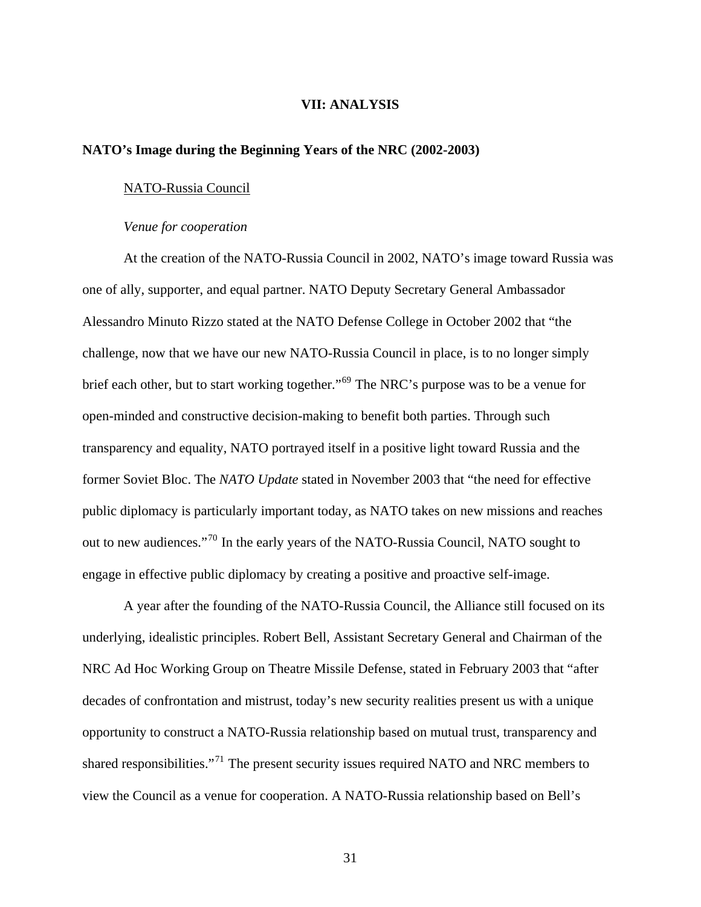# VII: ANALYSIS

## NATO's Image during the Beginning Years of the NRC (2002-2003)

### NATO-Russia Council

*Venue for cooperation*

At the creation of the NATO-Russia Council in 2002, NATO's image toward Russia was one of ally, supporter, and equal partner. NATO Deputy Secretary General Ambassador Alessandro Minuto Rizzo stated at the NATO Defense College in October 2002 that "the challenge, now that we have our new NATO-Russia Council in place, is to no longer simply brief each other, but to start working together."[69] The NRC's purpose was to be a venue for open-minded and constructive decision-making to benefit both parties. Through such transparency and equality, NATO portrayed itself in a positive light toward Russia and the former Soviet Bloc. The *NATO Update* stated in November 2003 that "the need for effective public diplomacy is particularly important today, as NATO takes on new missions and reaches out to new audiences."[70] In the early years of the NATO-Russia Council, NATO sought to engage in effective public diplomacy by creating a positive and proactive self-image.

A year after the founding of the NATO-Russia Council, the Alliance still focused on its underlying, idealistic principles. Robert Bell, Assistant Secretary General and Chairman of the NRC Ad Hoc Working Group on Theatre Missile Defense, stated in February 2003 that "after decades of confrontation and mistrust, today's new security realities present us with a unique opportunity to construct a NATO-Russia relationship based on mutual trust, transparency and shared responsibilities."[71] The present security issues required NATO and NRC members to view the Council as a venue for cooperation. A NATO-Russia relationship based on Bell's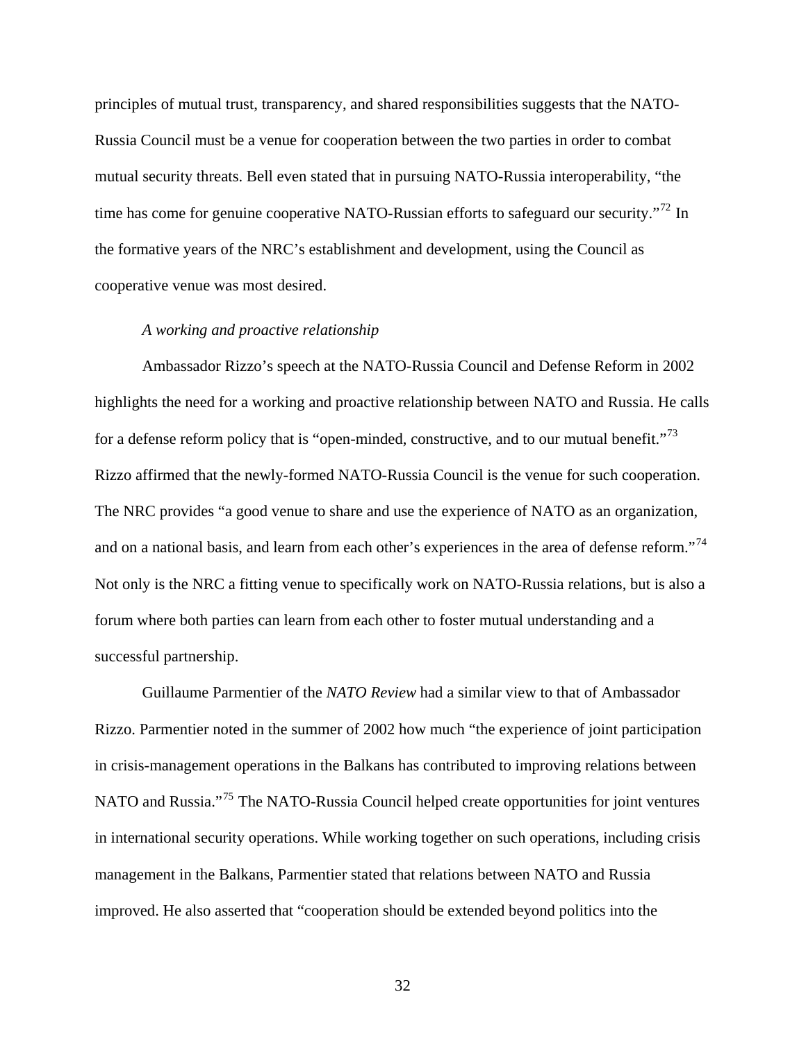principles of mutual trust, transparency, and shared responsibilities suggests that the NATO-Russia Council must be a venue for cooperation between the two parties in order to combat mutual security threats. Bell even stated that in pursuing NATO-Russia interoperability, "the time has come for genuine cooperative NATO-Russian efforts to safeguard our security."[72] In the formative years of the NRC's establishment and development, using the Council as cooperative venue was most desired.

*A working and proactive relationship*

Ambassador Rizzo's speech at the NATO-Russia Council and Defense Reform in 2002 highlights the need for a working and proactive relationship between NATO and Russia. He calls for a defense reform policy that is "open-minded, constructive, and to our mutual benefit."[73] Rizzo affirmed that the newly-formed NATO-Russia Council is the venue for such cooperation. The NRC provides "a good venue to share and use the experience of NATO as an organization, and on a national basis, and learn from each other's experiences in the area of defense reform."[74] Not only is the NRC a fitting venue to specifically work on NATO-Russia relations, but is also a forum where both parties can learn from each other to foster mutual understanding and a successful partnership.

Guillaume Parmentier of the *NATO Review* had a similar view to that of Ambassador Rizzo. Parmentier noted in the summer of 2002 how much "the experience of joint participation in crisis-management operations in the Balkans has contributed to improving relations between NATO and Russia."[75] The NATO-Russia Council helped create opportunities for joint ventures in international security operations. While working together on such operations, including crisis management in the Balkans, Parmentier stated that relations between NATO and Russia improved. He also asserted that "cooperation should be extended beyond politics into the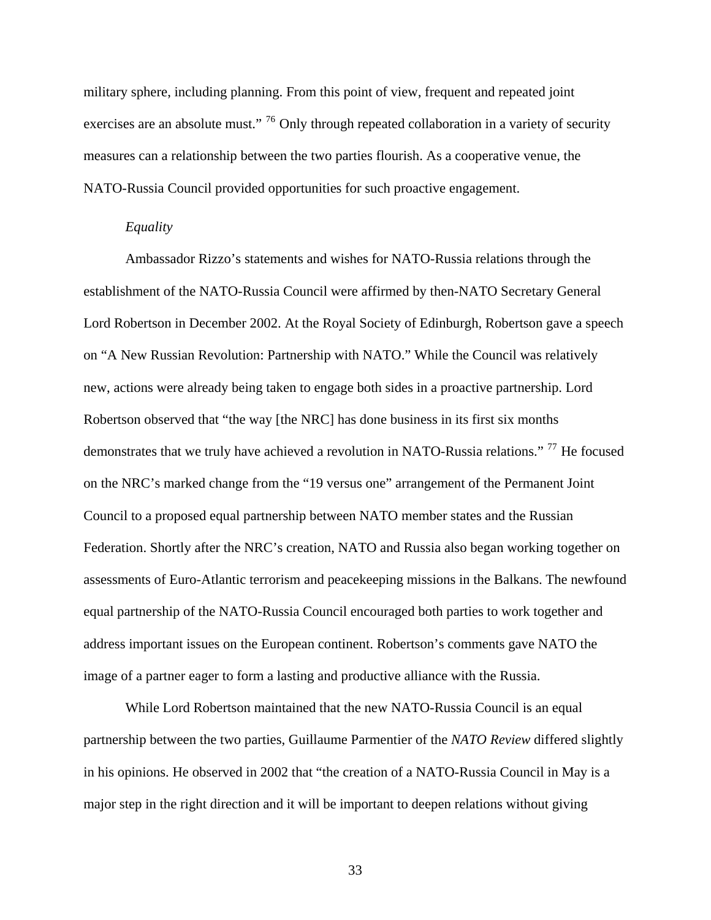military sphere, including planning. From this point of view, frequent and repeated joint exercises are an absolute must." [76] Only through repeated collaboration in a variety of security measures can a relationship between the two parties flourish. As a cooperative venue, the NATO-Russia Council provided opportunities for such proactive engagement.

*Equality*

Ambassador Rizzo's statements and wishes for NATO-Russia relations through the establishment of the NATO-Russia Council were affirmed by then-NATO Secretary General Lord Robertson in December 2002. At the Royal Society of Edinburgh, Robertson gave a speech on "A New Russian Revolution: Partnership with NATO." While the Council was relatively new, actions were already being taken to engage both sides in a proactive partnership. Lord Robertson observed that "the way [the NRC] has done business in its first six months demonstrates that we truly have achieved a revolution in NATO-Russia relations." [77] He focused on the NRC's marked change from the "19 versus one" arrangement of the Permanent Joint Council to a proposed equal partnership between NATO member states and the Russian Federation. Shortly after the NRC's creation, NATO and Russia also began working together on assessments of Euro-Atlantic terrorism and peacekeeping missions in the Balkans. The newfound equal partnership of the NATO-Russia Council encouraged both parties to work together and address important issues on the European continent. Robertson's comments gave NATO the image of a partner eager to form a lasting and productive alliance with the Russia.

While Lord Robertson maintained that the new NATO-Russia Council is an equal partnership between the two parties, Guillaume Parmentier of the *NATO Review* differed slightly in his opinions. He observed in 2002 that "the creation of a NATO-Russia Council in May is a major step in the right direction and it will be important to deepen relations without giving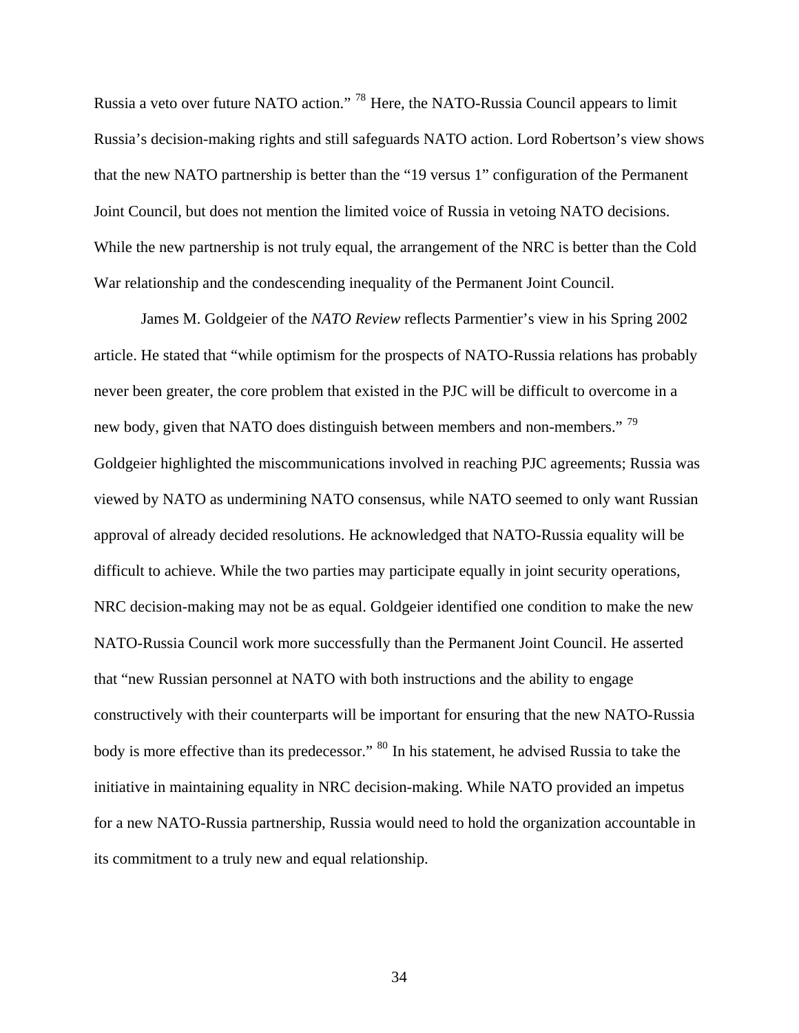Russia a veto over future NATO action." [78] Here, the NATO-Russia Council appears to limit Russia's decision-making rights and still safeguards NATO action. Lord Robertson's view shows that the new NATO partnership is better than the "19 versus 1" configuration of the Permanent Joint Council, but does not mention the limited voice of Russia in vetoing NATO decisions. While the new partnership is not truly equal, the arrangement of the NRC is better than the Cold War relationship and the condescending inequality of the Permanent Joint Council.

James M. Goldgeier of the *NATO Review* reflects Parmentier's view in his Spring 2002 article. He stated that "while optimism for the prospects of NATO-Russia relations has probably never been greater, the core problem that existed in the PJC will be difficult to overcome in a new body, given that NATO does distinguish between members and non-members." [79] Goldgeier highlighted the miscommunications involved in reaching PJC agreements; Russia was viewed by NATO as undermining NATO consensus, while NATO seemed to only want Russian approval of already decided resolutions. He acknowledged that NATO-Russia equality will be difficult to achieve. While the two parties may participate equally in joint security operations, NRC decision-making may not be as equal. Goldgeier identified one condition to make the new NATO-Russia Council work more successfully than the Permanent Joint Council. He asserted that "new Russian personnel at NATO with both instructions and the ability to engage constructively with their counterparts will be important for ensuring that the new NATO-Russia body is more effective than its predecessor." [80] In his statement, he advised Russia to take the initiative in maintaining equality in NRC decision-making. While NATO provided an impetus for a new NATO-Russia partnership, Russia would need to hold the organization accountable in its commitment to a truly new and equal relationship.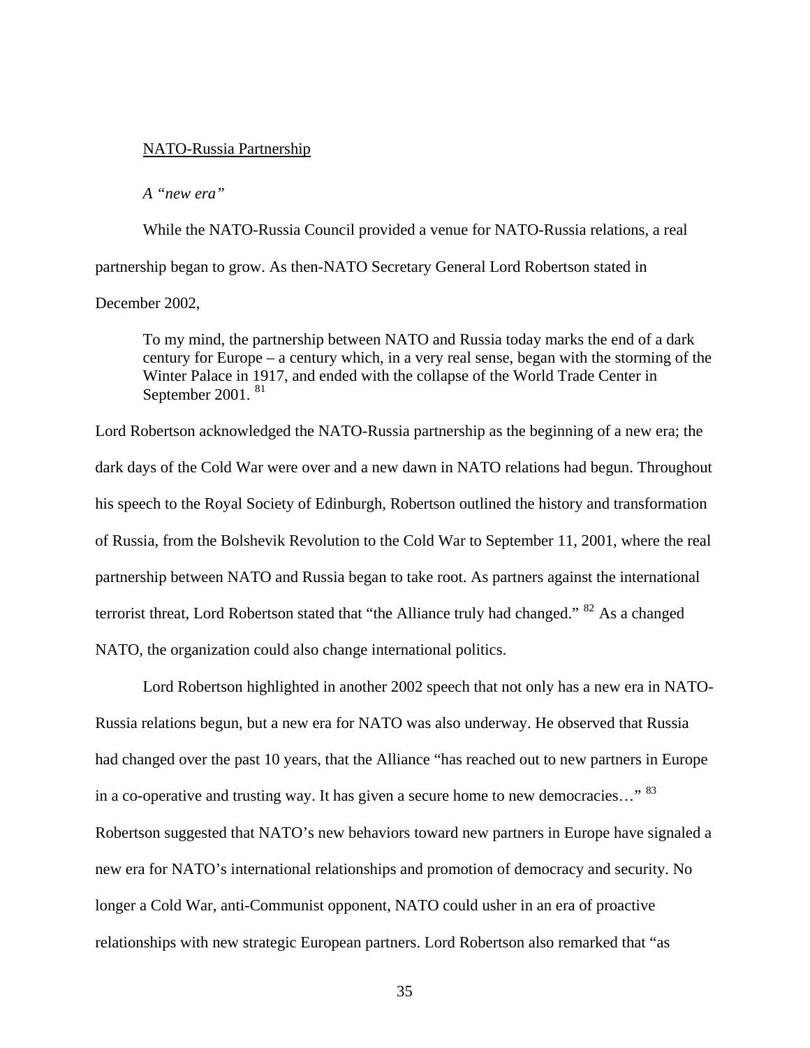NATO-Russia Partnership

*A "new era"*

While the NATO-Russia Council provided a venue for NATO-Russia relations, a real partnership began to grow. As then-NATO Secretary General Lord Robertson stated in December 2002,

> To my mind, the partnership between NATO and Russia today marks the end of a dark century for Europe – a century which, in a very real sense, began with the storming of the Winter Palace in 1917, and ended with the collapse of the World Trade Center in September 2001. [81]

Lord Robertson acknowledged the NATO-Russia partnership as the beginning of a new era; the dark days of the Cold War were over and a new dawn in NATO relations had begun. Throughout his speech to the Royal Society of Edinburgh, Robertson outlined the history and transformation of Russia, from the Bolshevik Revolution to the Cold War to September 11, 2001, where the real partnership between NATO and Russia began to take root. As partners against the international terrorist threat, Lord Robertson stated that "the Alliance truly had changed." [82] As a changed NATO, the organization could also change international politics.

Lord Robertson highlighted in another 2002 speech that not only has a new era in NATO-Russia relations begun, but a new era for NATO was also underway. He observed that Russia had changed over the past 10 years, that the Alliance "has reached out to new partners in Europe in a co-operative and trusting way. It has given a secure home to new democracies…" [83] Robertson suggested that NATO's new behaviors toward new partners in Europe have signaled a new era for NATO's international relationships and promotion of democracy and security. No longer a Cold War, anti-Communist opponent, NATO could usher in an era of proactive relationships with new strategic European partners. Lord Robertson also remarked that "as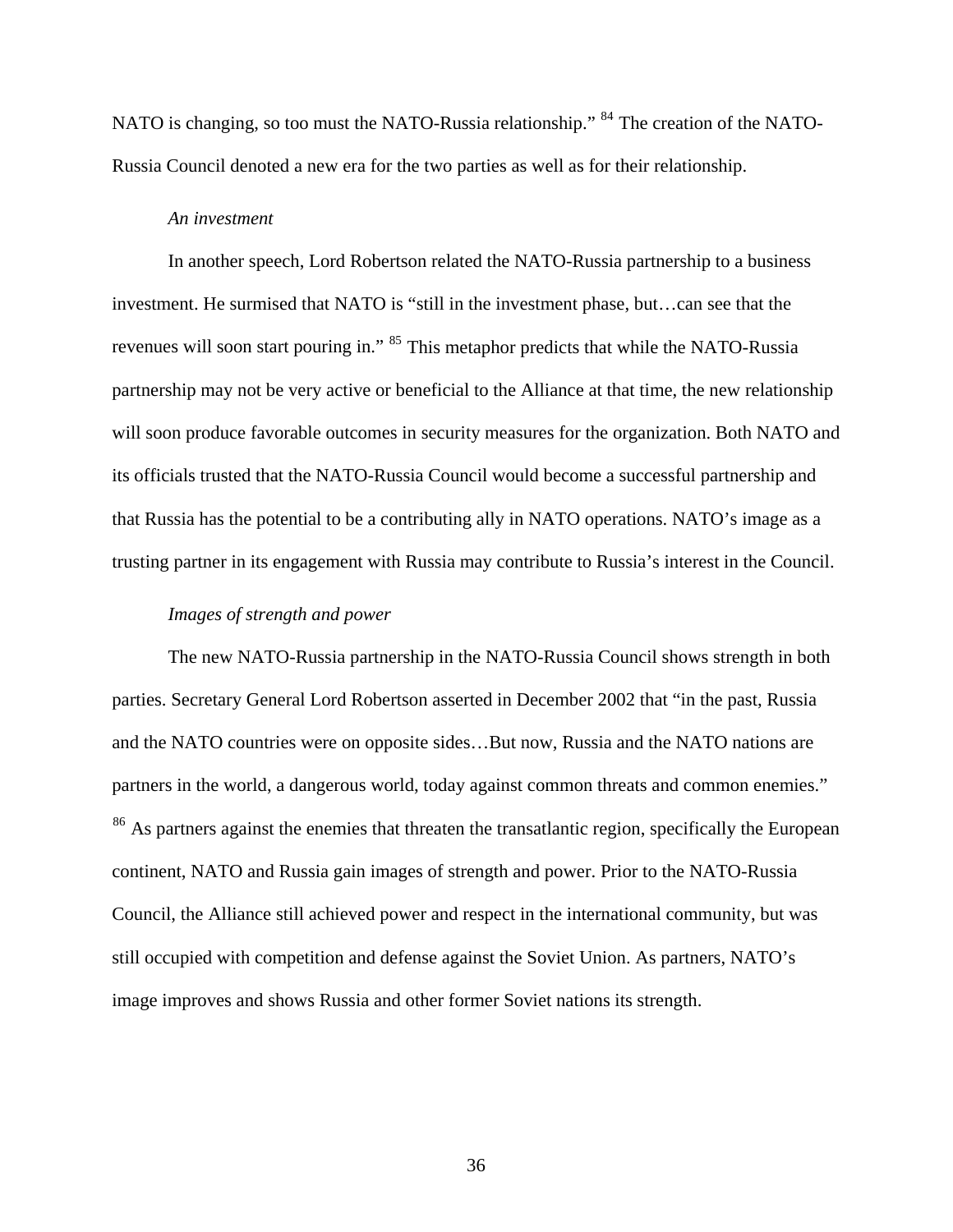NATO is changing, so too must the NATO-Russia relationship." [84] The creation of the NATO-Russia Council denoted a new era for the two parties as well as for their relationship.

*An investment*

In another speech, Lord Robertson related the NATO-Russia partnership to a business investment. He surmised that NATO is "still in the investment phase, but…can see that the revenues will soon start pouring in." [85] This metaphor predicts that while the NATO-Russia partnership may not be very active or beneficial to the Alliance at that time, the new relationship will soon produce favorable outcomes in security measures for the organization. Both NATO and its officials trusted that the NATO-Russia Council would become a successful partnership and that Russia has the potential to be a contributing ally in NATO operations. NATO's image as a trusting partner in its engagement with Russia may contribute to Russia's interest in the Council.

*Images of strength and power*

The new NATO-Russia partnership in the NATO-Russia Council shows strength in both parties. Secretary General Lord Robertson asserted in December 2002 that "in the past, Russia and the NATO countries were on opposite sides…But now, Russia and the NATO nations are partners in the world, a dangerous world, today against common threats and common enemies." [86] As partners against the enemies that threaten the transatlantic region, specifically the European continent, NATO and Russia gain images of strength and power. Prior to the NATO-Russia Council, the Alliance still achieved power and respect in the international community, but was still occupied with competition and defense against the Soviet Union. As partners, NATO's image improves and shows Russia and other former Soviet nations its strength.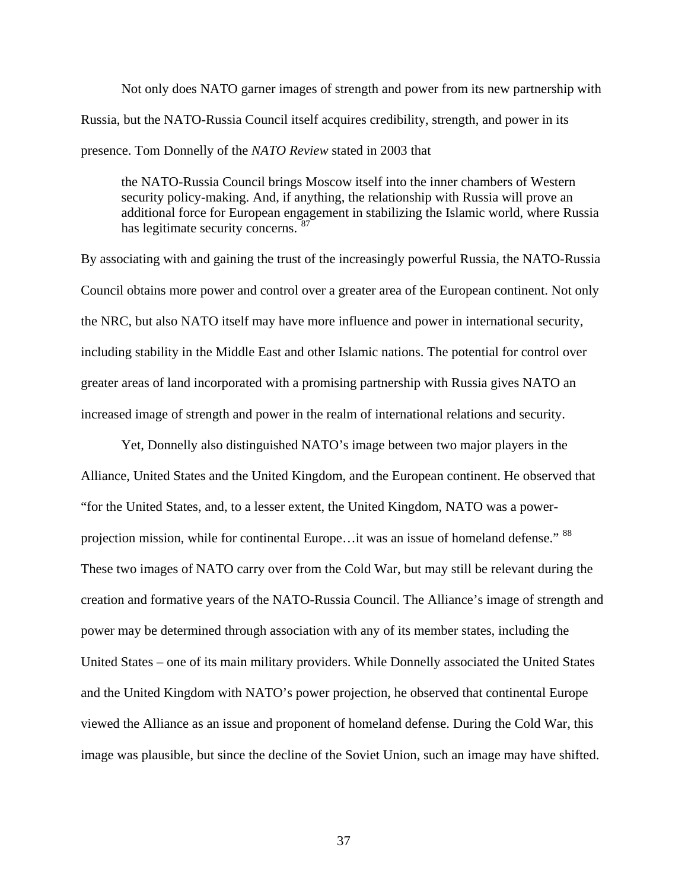Not only does NATO garner images of strength and power from its new partnership with Russia, but the NATO-Russia Council itself acquires credibility, strength, and power in its presence. Tom Donnelly of the *NATO Review* stated in 2003 that

> the NATO-Russia Council brings Moscow itself into the inner chambers of Western security policy-making. And, if anything, the relationship with Russia will prove an additional force for European engagement in stabilizing the Islamic world, where Russia has legitimate security concerns. [87]

By associating with and gaining the trust of the increasingly powerful Russia, the NATO-Russia Council obtains more power and control over a greater area of the European continent. Not only the NRC, but also NATO itself may have more influence and power in international security, including stability in the Middle East and other Islamic nations. The potential for control over greater areas of land incorporated with a promising partnership with Russia gives NATO an increased image of strength and power in the realm of international relations and security.

Yet, Donnelly also distinguished NATO's image between two major players in the Alliance, United States and the United Kingdom, and the European continent. He observed that "for the United States, and, to a lesser extent, the United Kingdom, NATO was a power-projection mission, while for continental Europe…it was an issue of homeland defense." [88] These two images of NATO carry over from the Cold War, but may still be relevant during the creation and formative years of the NATO-Russia Council. The Alliance's image of strength and power may be determined through association with any of its member states, including the United States – one of its main military providers. While Donnelly associated the United States and the United Kingdom with NATO's power projection, he observed that continental Europe viewed the Alliance as an issue and proponent of homeland defense. During the Cold War, this image was plausible, but since the decline of the Soviet Union, such an image may have shifted.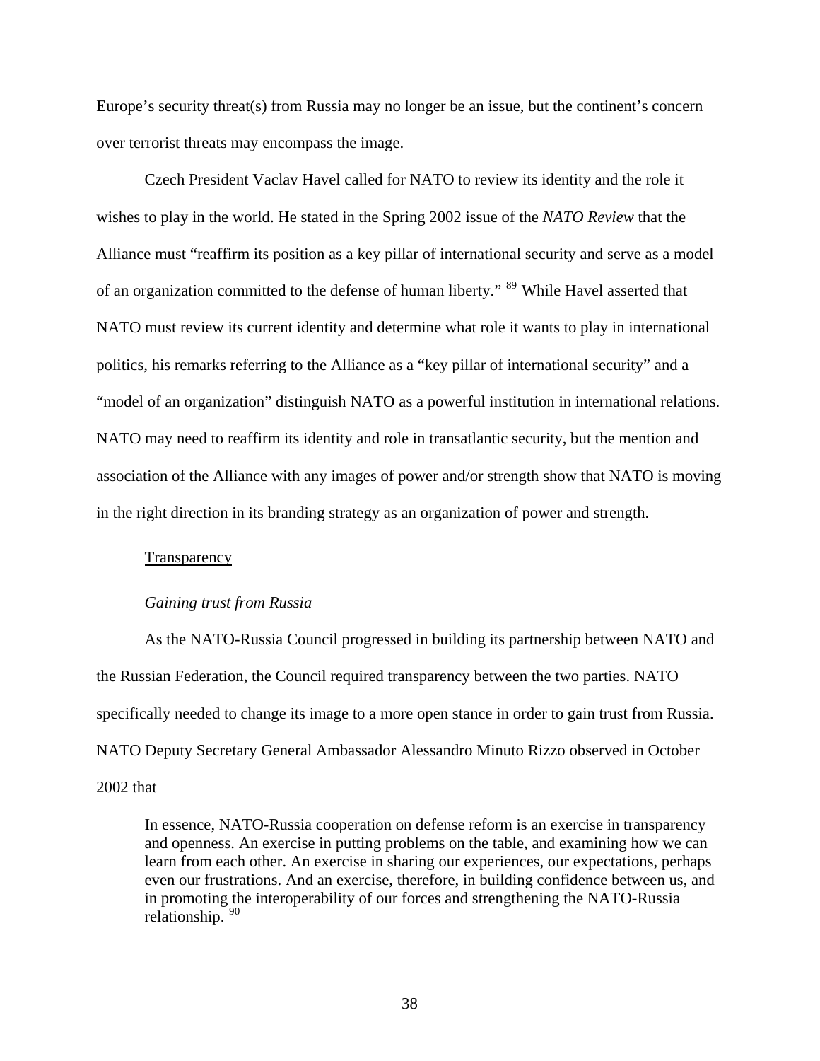Europe's security threat(s) from Russia may no longer be an issue, but the continent's concern over terrorist threats may encompass the image.

Czech President Vaclav Havel called for NATO to review its identity and the role it wishes to play in the world. He stated in the Spring 2002 issue of the *NATO Review* that the Alliance must "reaffirm its position as a key pillar of international security and serve as a model of an organization committed to the defense of human liberty." [89] While Havel asserted that NATO must review its current identity and determine what role it wants to play in international politics, his remarks referring to the Alliance as a "key pillar of international security" and a "model of an organization" distinguish NATO as a powerful institution in international relations. NATO may need to reaffirm its identity and role in transatlantic security, but the mention and association of the Alliance with any images of power and/or strength show that NATO is moving in the right direction in its branding strategy as an organization of power and strength.

<u>Transparency</u>

*Gaining trust from Russia*

As the NATO-Russia Council progressed in building its partnership between NATO and the Russian Federation, the Council required transparency between the two parties. NATO specifically needed to change its image to a more open stance in order to gain trust from Russia. NATO Deputy Secretary General Ambassador Alessandro Minuto Rizzo observed in October 2002 that

> In essence, NATO-Russia cooperation on defense reform is an exercise in transparency and openness. An exercise in putting problems on the table, and examining how we can learn from each other. An exercise in sharing our experiences, our expectations, perhaps even our frustrations. And an exercise, therefore, in building confidence between us, and in promoting the interoperability of our forces and strengthening the NATO-Russia relationship. [90]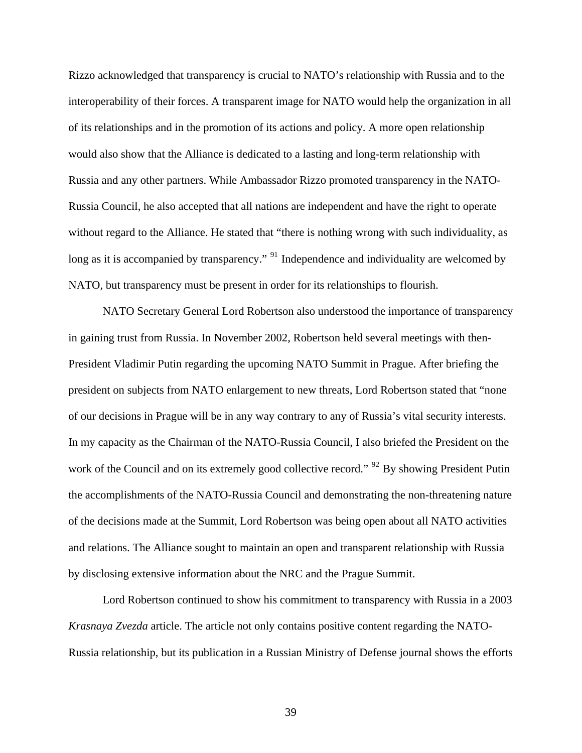Rizzo acknowledged that transparency is crucial to NATO's relationship with Russia and to the interoperability of their forces. A transparent image for NATO would help the organization in all of its relationships and in the promotion of its actions and policy. A more open relationship would also show that the Alliance is dedicated to a lasting and long-term relationship with Russia and any other partners. While Ambassador Rizzo promoted transparency in the NATO-Russia Council, he also accepted that all nations are independent and have the right to operate without regard to the Alliance. He stated that "there is nothing wrong with such individuality, as long as it is accompanied by transparency." [91] Independence and individuality are welcomed by NATO, but transparency must be present in order for its relationships to flourish.

NATO Secretary General Lord Robertson also understood the importance of transparency in gaining trust from Russia. In November 2002, Robertson held several meetings with then-President Vladimir Putin regarding the upcoming NATO Summit in Prague. After briefing the president on subjects from NATO enlargement to new threats, Lord Robertson stated that "none of our decisions in Prague will be in any way contrary to any of Russia's vital security interests. In my capacity as the Chairman of the NATO-Russia Council, I also briefed the President on the work of the Council and on its extremely good collective record." [92] By showing President Putin the accomplishments of the NATO-Russia Council and demonstrating the non-threatening nature of the decisions made at the Summit, Lord Robertson was being open about all NATO activities and relations. The Alliance sought to maintain an open and transparent relationship with Russia by disclosing extensive information about the NRC and the Prague Summit.

Lord Robertson continued to show his commitment to transparency with Russia in a 2003 *Krasnaya Zvezda* article. The article not only contains positive content regarding the NATO-Russia relationship, but its publication in a Russian Ministry of Defense journal shows the efforts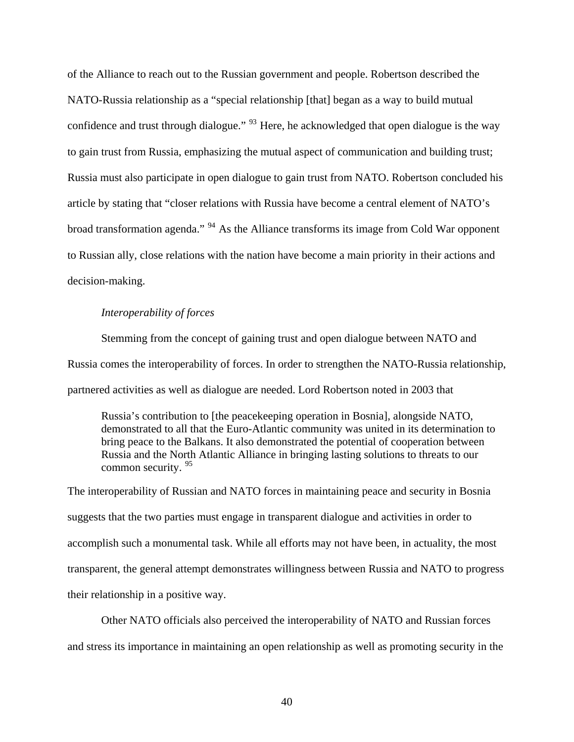of the Alliance to reach out to the Russian government and people. Robertson described the NATO-Russia relationship as a "special relationship [that] began as a way to build mutual confidence and trust through dialogue." [93] Here, he acknowledged that open dialogue is the way to gain trust from Russia, emphasizing the mutual aspect of communication and building trust; Russia must also participate in open dialogue to gain trust from NATO. Robertson concluded his article by stating that "closer relations with Russia have become a central element of NATO's broad transformation agenda." [94] As the Alliance transforms its image from Cold War opponent to Russian ally, close relations with the nation have become a main priority in their actions and decision-making.

*Interoperability of forces*

Stemming from the concept of gaining trust and open dialogue between NATO and Russia comes the interoperability of forces. In order to strengthen the NATO-Russia relationship, partnered activities as well as dialogue are needed. Lord Robertson noted in 2003 that

> Russia's contribution to [the peacekeeping operation in Bosnia], alongside NATO, demonstrated to all that the Euro-Atlantic community was united in its determination to bring peace to the Balkans. It also demonstrated the potential of cooperation between Russia and the North Atlantic Alliance in bringing lasting solutions to threats to our common security. [95]

The interoperability of Russian and NATO forces in maintaining peace and security in Bosnia suggests that the two parties must engage in transparent dialogue and activities in order to accomplish such a monumental task. While all efforts may not have been, in actuality, the most transparent, the general attempt demonstrates willingness between Russia and NATO to progress their relationship in a positive way.

Other NATO officials also perceived the interoperability of NATO and Russian forces and stress its importance in maintaining an open relationship as well as promoting security in the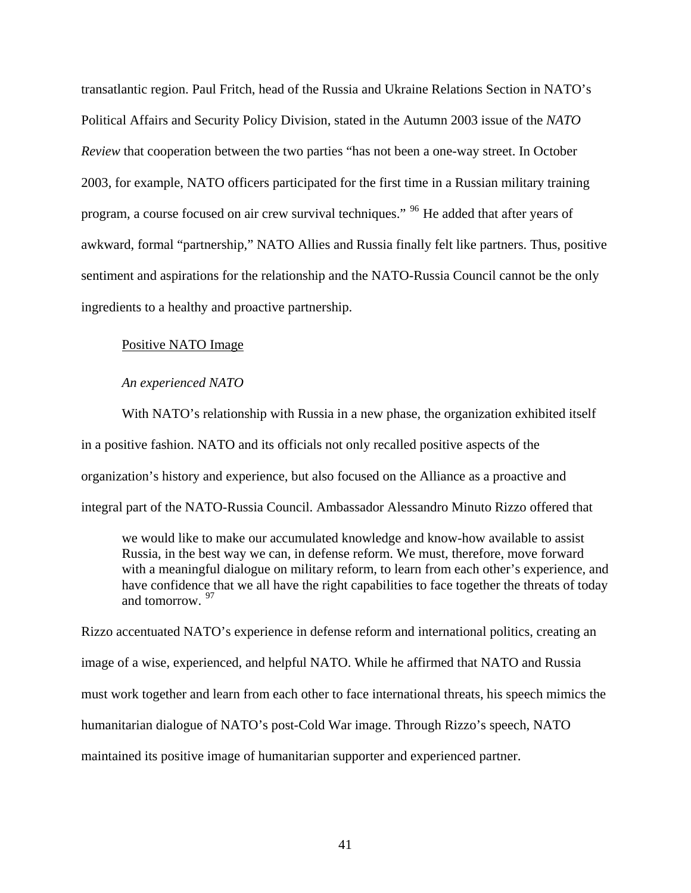transatlantic region. Paul Fritch, head of the Russia and Ukraine Relations Section in NATO's Political Affairs and Security Policy Division, stated in the Autumn 2003 issue of the *NATO Review* that cooperation between the two parties "has not been a one-way street. In October 2003, for example, NATO officers participated for the first time in a Russian military training program, a course focused on air crew survival techniques." [96] He added that after years of awkward, formal "partnership," NATO Allies and Russia finally felt like partners. Thus, positive sentiment and aspirations for the relationship and the NATO-Russia Council cannot be the only ingredients to a healthy and proactive partnership.

<u>Positive NATO Image</u>

*An experienced NATO*

With NATO's relationship with Russia in a new phase, the organization exhibited itself in a positive fashion. NATO and its officials not only recalled positive aspects of the organization's history and experience, but also focused on the Alliance as a proactive and integral part of the NATO-Russia Council. Ambassador Alessandro Minuto Rizzo offered that

> we would like to make our accumulated knowledge and know-how available to assist Russia, in the best way we can, in defense reform. We must, therefore, move forward with a meaningful dialogue on military reform, to learn from each other's experience, and have confidence that we all have the right capabilities to face together the threats of today and tomorrow. [97]

Rizzo accentuated NATO's experience in defense reform and international politics, creating an image of a wise, experienced, and helpful NATO. While he affirmed that NATO and Russia must work together and learn from each other to face international threats, his speech mimics the humanitarian dialogue of NATO's post-Cold War image. Through Rizzo's speech, NATO maintained its positive image of humanitarian supporter and experienced partner.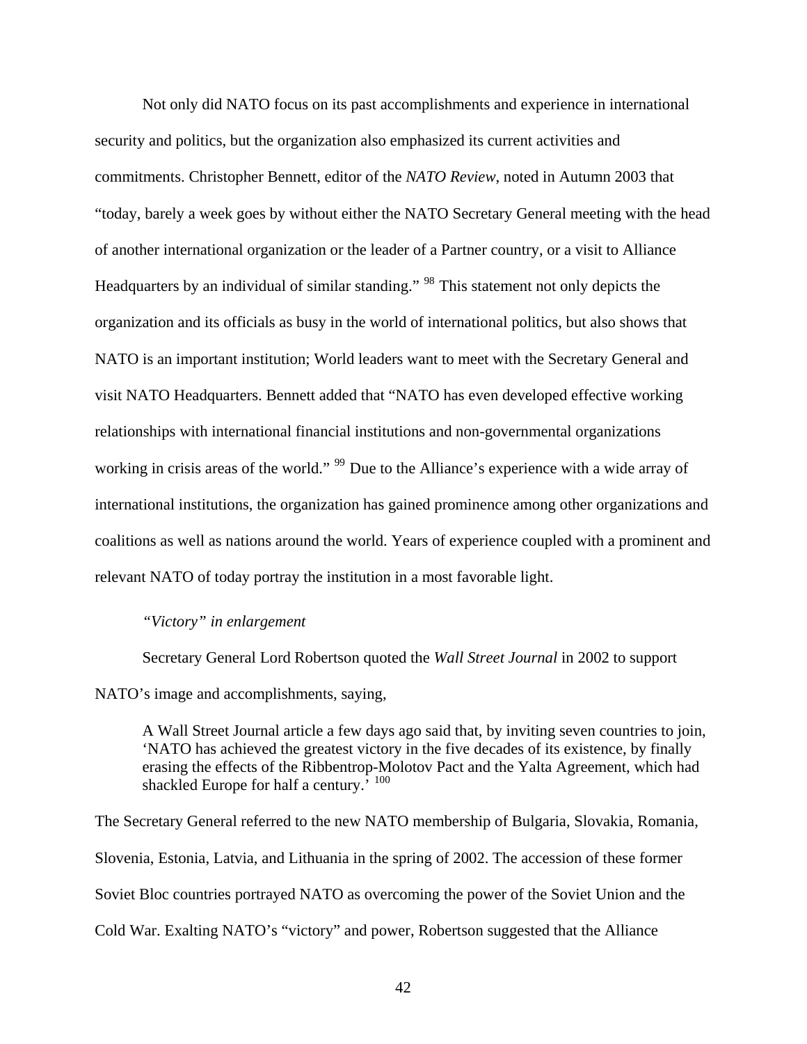Not only did NATO focus on its past accomplishments and experience in international security and politics, but the organization also emphasized its current activities and commitments. Christopher Bennett, editor of the *NATO Review*, noted in Autumn 2003 that "today, barely a week goes by without either the NATO Secretary General meeting with the head of another international organization or the leader of a Partner country, or a visit to Alliance Headquarters by an individual of similar standing." [98] This statement not only depicts the organization and its officials as busy in the world of international politics, but also shows that NATO is an important institution; World leaders want to meet with the Secretary General and visit NATO Headquarters. Bennett added that "NATO has even developed effective working relationships with international financial institutions and non-governmental organizations working in crisis areas of the world." [99] Due to the Alliance's experience with a wide array of international institutions, the organization has gained prominence among other organizations and coalitions as well as nations around the world. Years of experience coupled with a prominent and relevant NATO of today portray the institution in a most favorable light.

*"Victory" in enlargement*

Secretary General Lord Robertson quoted the *Wall Street Journal* in 2002 to support NATO's image and accomplishments, saying,

> A Wall Street Journal article a few days ago said that, by inviting seven countries to join, 'NATO has achieved the greatest victory in the five decades of its existence, by finally erasing the effects of the Ribbentrop-Molotov Pact and the Yalta Agreement, which had shackled Europe for half a century.' [100]

The Secretary General referred to the new NATO membership of Bulgaria, Slovakia, Romania, Slovenia, Estonia, Latvia, and Lithuania in the spring of 2002. The accession of these former Soviet Bloc countries portrayed NATO as overcoming the power of the Soviet Union and the Cold War. Exalting NATO's "victory" and power, Robertson suggested that the Alliance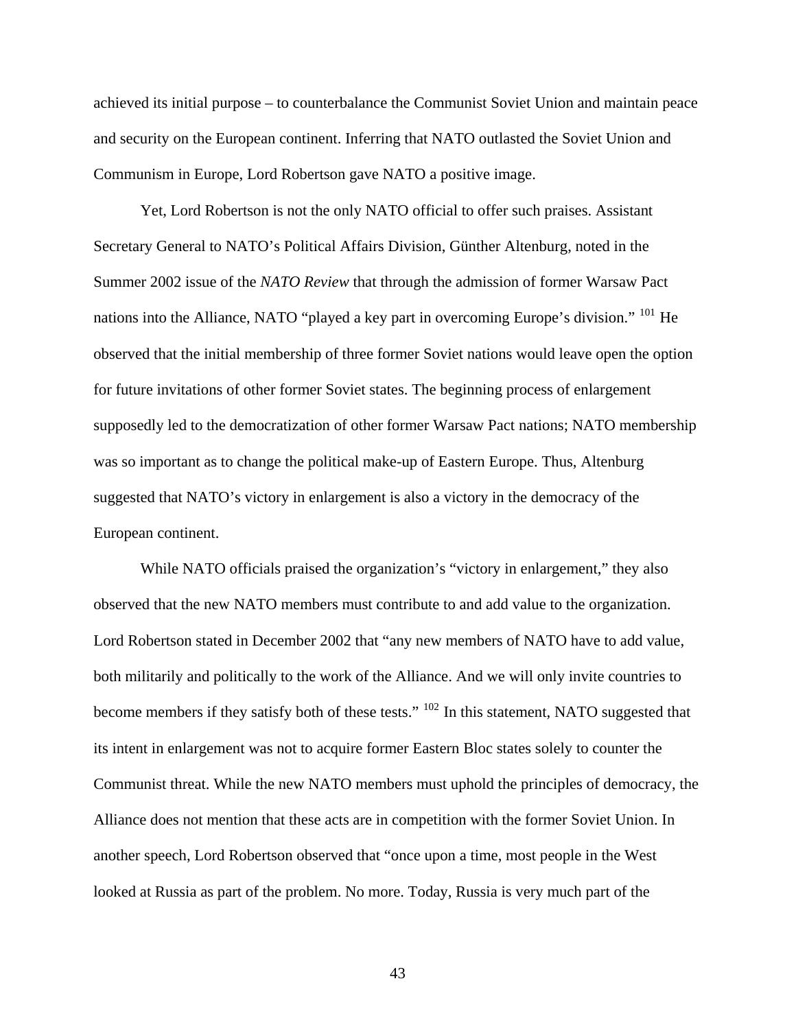achieved its initial purpose – to counterbalance the Communist Soviet Union and maintain peace and security on the European continent. Inferring that NATO outlasted the Soviet Union and Communism in Europe, Lord Robertson gave NATO a positive image.

Yet, Lord Robertson is not the only NATO official to offer such praises. Assistant Secretary General to NATO's Political Affairs Division, Günther Altenburg, noted in the Summer 2002 issue of the *NATO Review* that through the admission of former Warsaw Pact nations into the Alliance, NATO "played a key part in overcoming Europe's division." [101] He observed that the initial membership of three former Soviet nations would leave open the option for future invitations of other former Soviet states. The beginning process of enlargement supposedly led to the democratization of other former Warsaw Pact nations; NATO membership was so important as to change the political make-up of Eastern Europe. Thus, Altenburg suggested that NATO's victory in enlargement is also a victory in the democracy of the European continent.

While NATO officials praised the organization's "victory in enlargement," they also observed that the new NATO members must contribute to and add value to the organization. Lord Robertson stated in December 2002 that "any new members of NATO have to add value, both militarily and politically to the work of the Alliance. And we will only invite countries to become members if they satisfy both of these tests." [102] In this statement, NATO suggested that its intent in enlargement was not to acquire former Eastern Bloc states solely to counter the Communist threat. While the new NATO members must uphold the principles of democracy, the Alliance does not mention that these acts are in competition with the former Soviet Union. In another speech, Lord Robertson observed that "once upon a time, most people in the West looked at Russia as part of the problem. No more. Today, Russia is very much part of the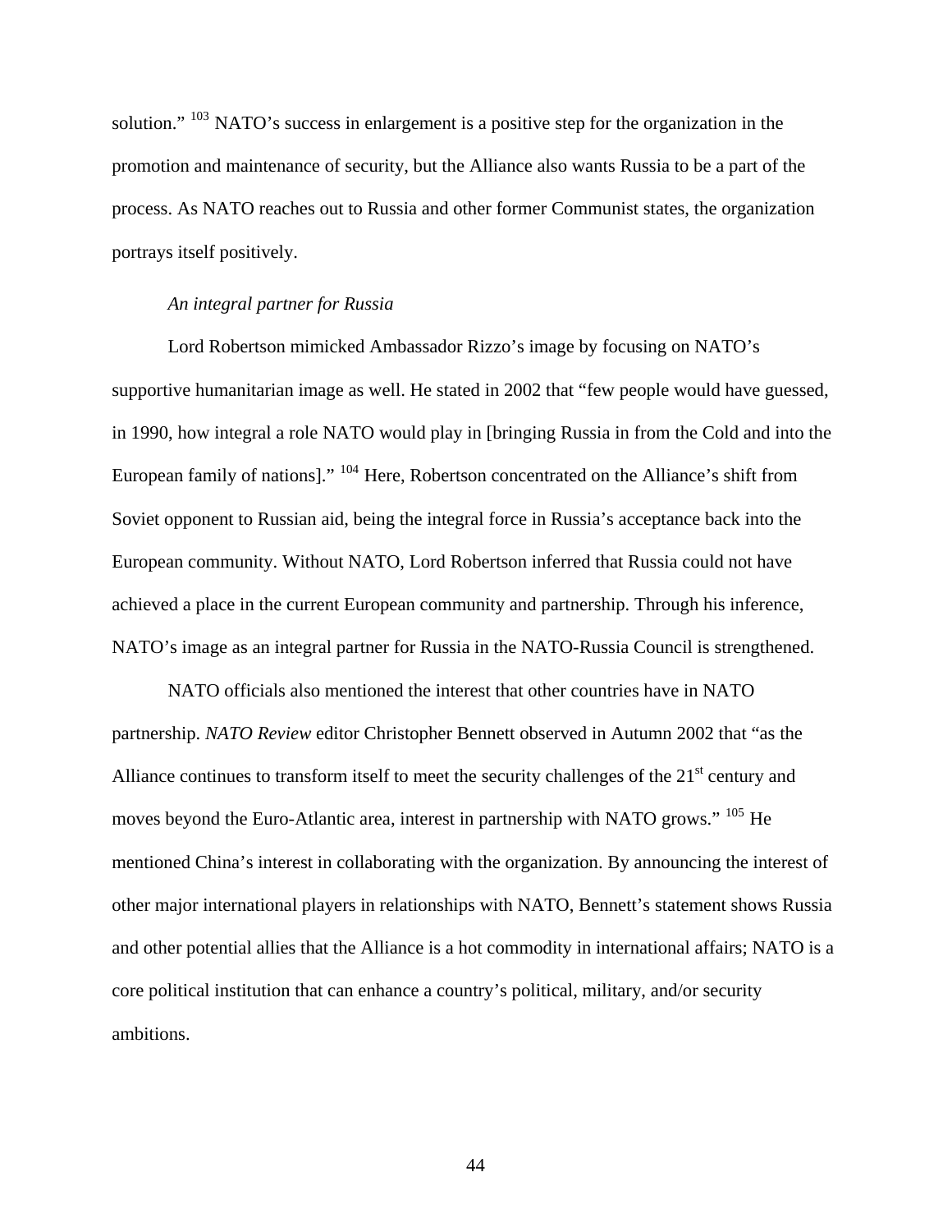solution." [103] NATO's success in enlargement is a positive step for the organization in the promotion and maintenance of security, but the Alliance also wants Russia to be a part of the process. As NATO reaches out to Russia and other former Communist states, the organization portrays itself positively.

*An integral partner for Russia*

Lord Robertson mimicked Ambassador Rizzo's image by focusing on NATO's supportive humanitarian image as well. He stated in 2002 that "few people would have guessed, in 1990, how integral a role NATO would play in [bringing Russia in from the Cold and into the European family of nations]." [104] Here, Robertson concentrated on the Alliance's shift from Soviet opponent to Russian aid, being the integral force in Russia's acceptance back into the European community. Without NATO, Lord Robertson inferred that Russia could not have achieved a place in the current European community and partnership. Through his inference, NATO's image as an integral partner for Russia in the NATO-Russia Council is strengthened.

NATO officials also mentioned the interest that other countries have in NATO partnership. *NATO Review* editor Christopher Bennett observed in Autumn 2002 that "as the Alliance continues to transform itself to meet the security challenges of the 21st century and moves beyond the Euro-Atlantic area, interest in partnership with NATO grows." [105] He mentioned China's interest in collaborating with the organization. By announcing the interest of other major international players in relationships with NATO, Bennett's statement shows Russia and other potential allies that the Alliance is a hot commodity in international affairs; NATO is a core political institution that can enhance a country's political, military, and/or security ambitions.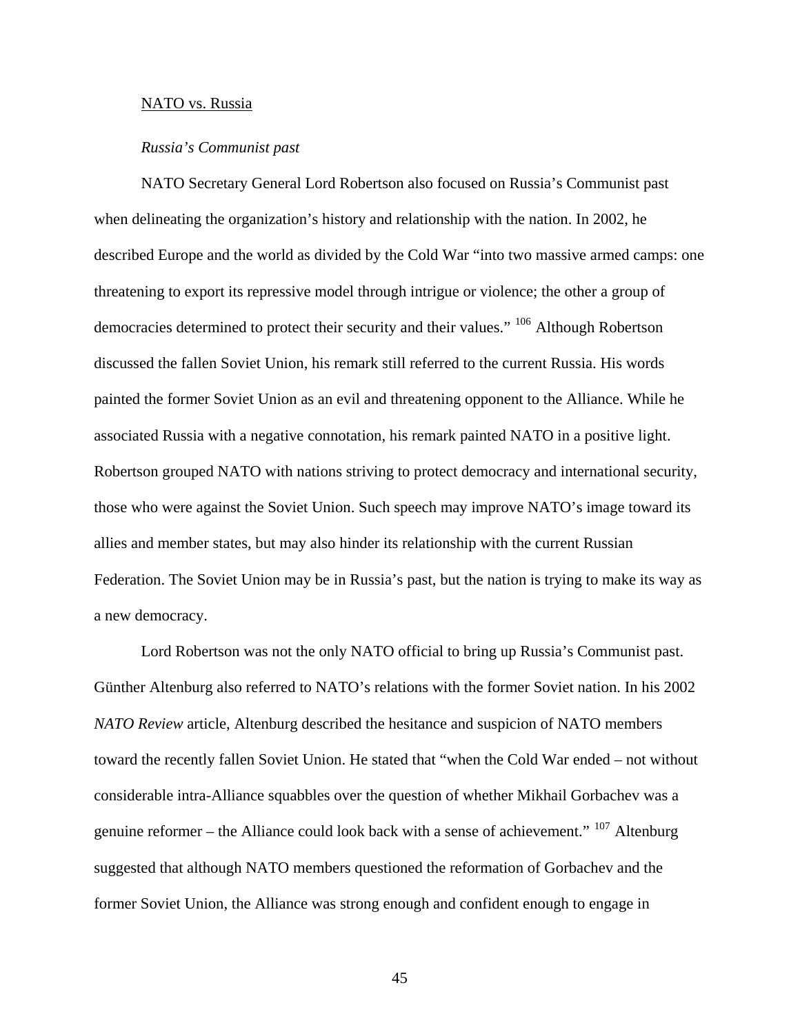NATO vs. Russia

*Russia's Communist past*

NATO Secretary General Lord Robertson also focused on Russia's Communist past when delineating the organization's history and relationship with the nation. In 2002, he described Europe and the world as divided by the Cold War "into two massive armed camps: one threatening to export its repressive model through intrigue or violence; the other a group of democracies determined to protect their security and their values." [106] Although Robertson discussed the fallen Soviet Union, his remark still referred to the current Russia. His words painted the former Soviet Union as an evil and threatening opponent to the Alliance. While he associated Russia with a negative connotation, his remark painted NATO in a positive light. Robertson grouped NATO with nations striving to protect democracy and international security, those who were against the Soviet Union. Such speech may improve NATO's image toward its allies and member states, but may also hinder its relationship with the current Russian Federation. The Soviet Union may be in Russia's past, but the nation is trying to make its way as a new democracy.

Lord Robertson was not the only NATO official to bring up Russia's Communist past. Günther Altenburg also referred to NATO's relations with the former Soviet nation. In his 2002 *NATO Review* article, Altenburg described the hesitance and suspicion of NATO members toward the recently fallen Soviet Union. He stated that "when the Cold War ended – not without considerable intra-Alliance squabbles over the question of whether Mikhail Gorbachev was a genuine reformer – the Alliance could look back with a sense of achievement." [107] Altenburg suggested that although NATO members questioned the reformation of Gorbachev and the former Soviet Union, the Alliance was strong enough and confident enough to engage in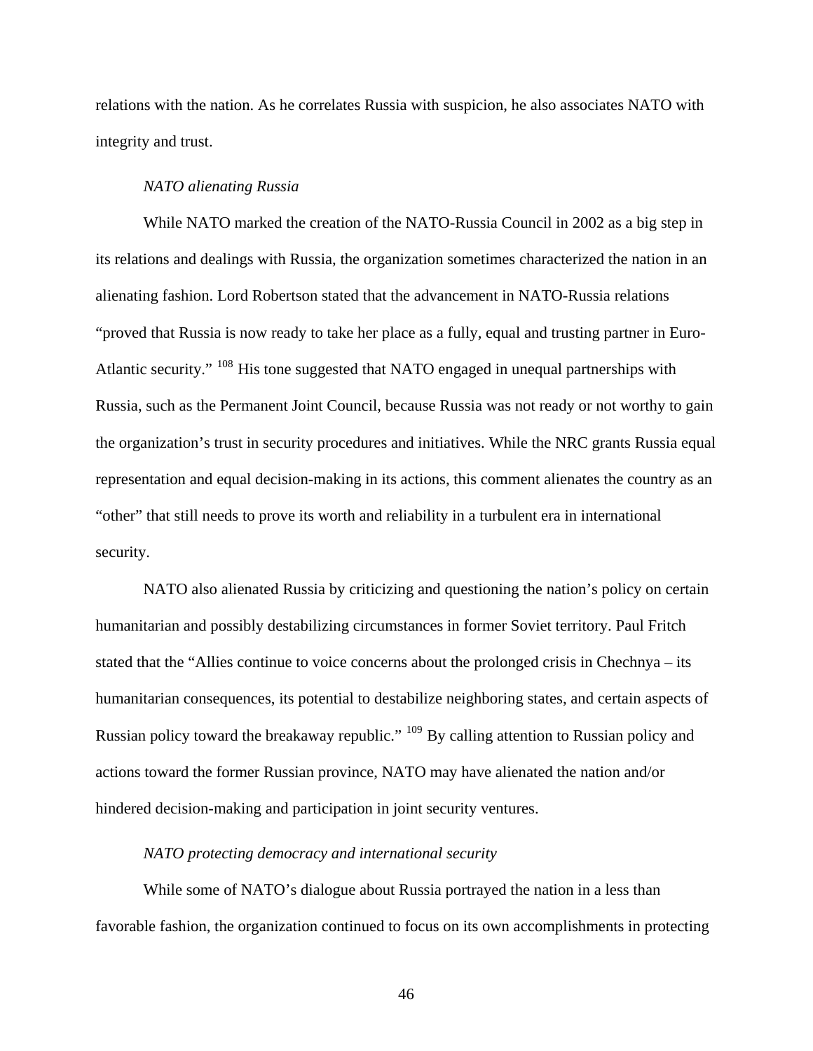relations with the nation. As he correlates Russia with suspicion, he also associates NATO with integrity and trust.

*NATO alienating Russia*

While NATO marked the creation of the NATO-Russia Council in 2002 as a big step in its relations and dealings with Russia, the organization sometimes characterized the nation in an alienating fashion. Lord Robertson stated that the advancement in NATO-Russia relations "proved that Russia is now ready to take her place as a fully, equal and trusting partner in Euro-Atlantic security." [108] His tone suggested that NATO engaged in unequal partnerships with Russia, such as the Permanent Joint Council, because Russia was not ready or not worthy to gain the organization's trust in security procedures and initiatives. While the NRC grants Russia equal representation and equal decision-making in its actions, this comment alienates the country as an "other" that still needs to prove its worth and reliability in a turbulent era in international security.

NATO also alienated Russia by criticizing and questioning the nation's policy on certain humanitarian and possibly destabilizing circumstances in former Soviet territory. Paul Fritch stated that the "Allies continue to voice concerns about the prolonged crisis in Chechnya – its humanitarian consequences, its potential to destabilize neighboring states, and certain aspects of Russian policy toward the breakaway republic." [109] By calling attention to Russian policy and actions toward the former Russian province, NATO may have alienated the nation and/or hindered decision-making and participation in joint security ventures.

*NATO protecting democracy and international security*

While some of NATO's dialogue about Russia portrayed the nation in a less than favorable fashion, the organization continued to focus on its own accomplishments in protecting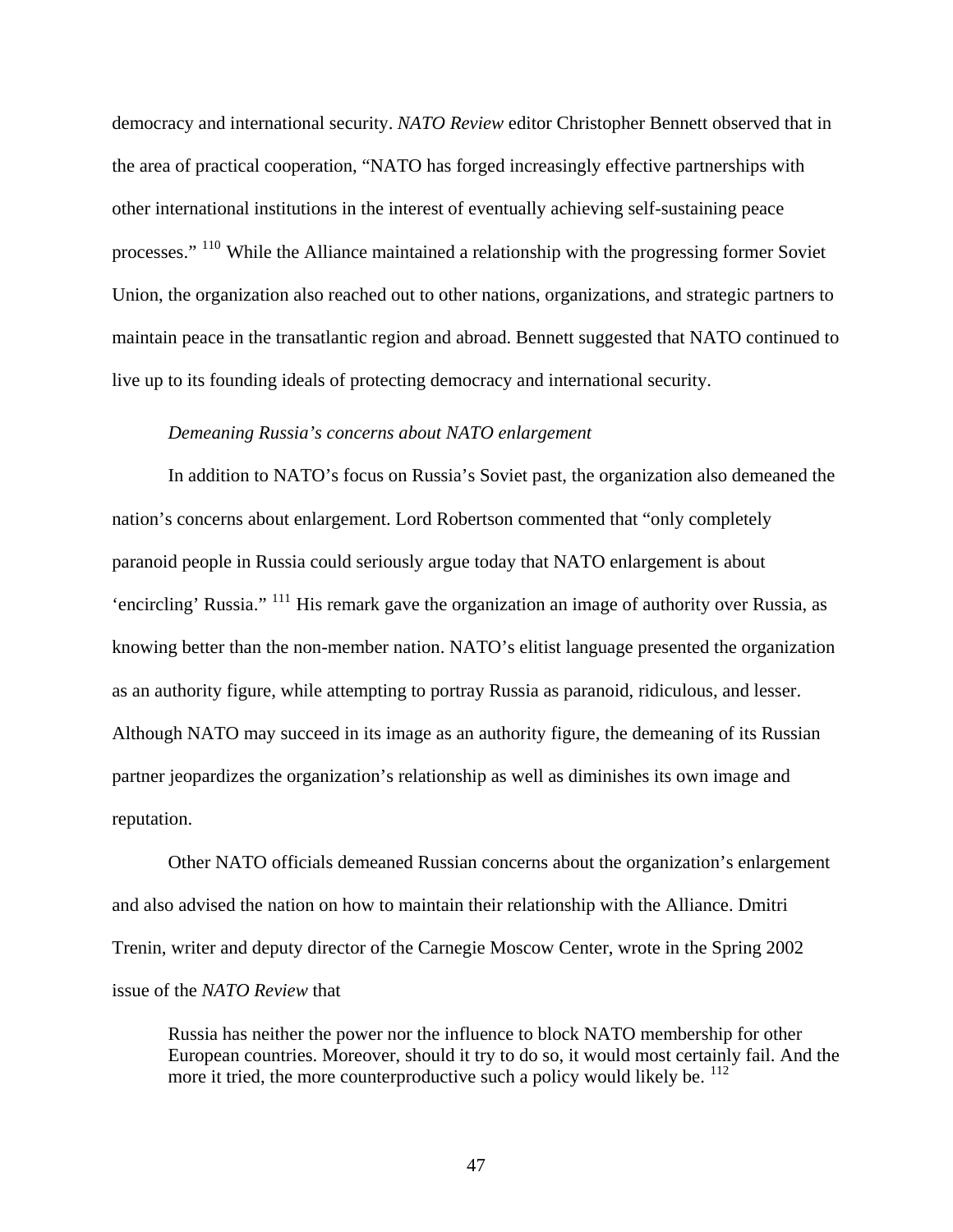democracy and international security. *NATO Review* editor Christopher Bennett observed that in the area of practical cooperation, "NATO has forged increasingly effective partnerships with other international institutions in the interest of eventually achieving self-sustaining peace processes." [110] While the Alliance maintained a relationship with the progressing former Soviet Union, the organization also reached out to other nations, organizations, and strategic partners to maintain peace in the transatlantic region and abroad. Bennett suggested that NATO continued to live up to its founding ideals of protecting democracy and international security.

*Demeaning Russia's concerns about NATO enlargement*

In addition to NATO's focus on Russia's Soviet past, the organization also demeaned the nation's concerns about enlargement. Lord Robertson commented that "only completely paranoid people in Russia could seriously argue today that NATO enlargement is about 'encircling' Russia." [111] His remark gave the organization an image of authority over Russia, as knowing better than the non-member nation. NATO's elitist language presented the organization as an authority figure, while attempting to portray Russia as paranoid, ridiculous, and lesser. Although NATO may succeed in its image as an authority figure, the demeaning of its Russian partner jeopardizes the organization's relationship as well as diminishes its own image and reputation.

Other NATO officials demeaned Russian concerns about the organization's enlargement and also advised the nation on how to maintain their relationship with the Alliance. Dmitri Trenin, writer and deputy director of the Carnegie Moscow Center, wrote in the Spring 2002 issue of the *NATO Review* that

> Russia has neither the power nor the influence to block NATO membership for other European countries. Moreover, should it try to do so, it would most certainly fail. And the more it tried, the more counterproductive such a policy would likely be. [112]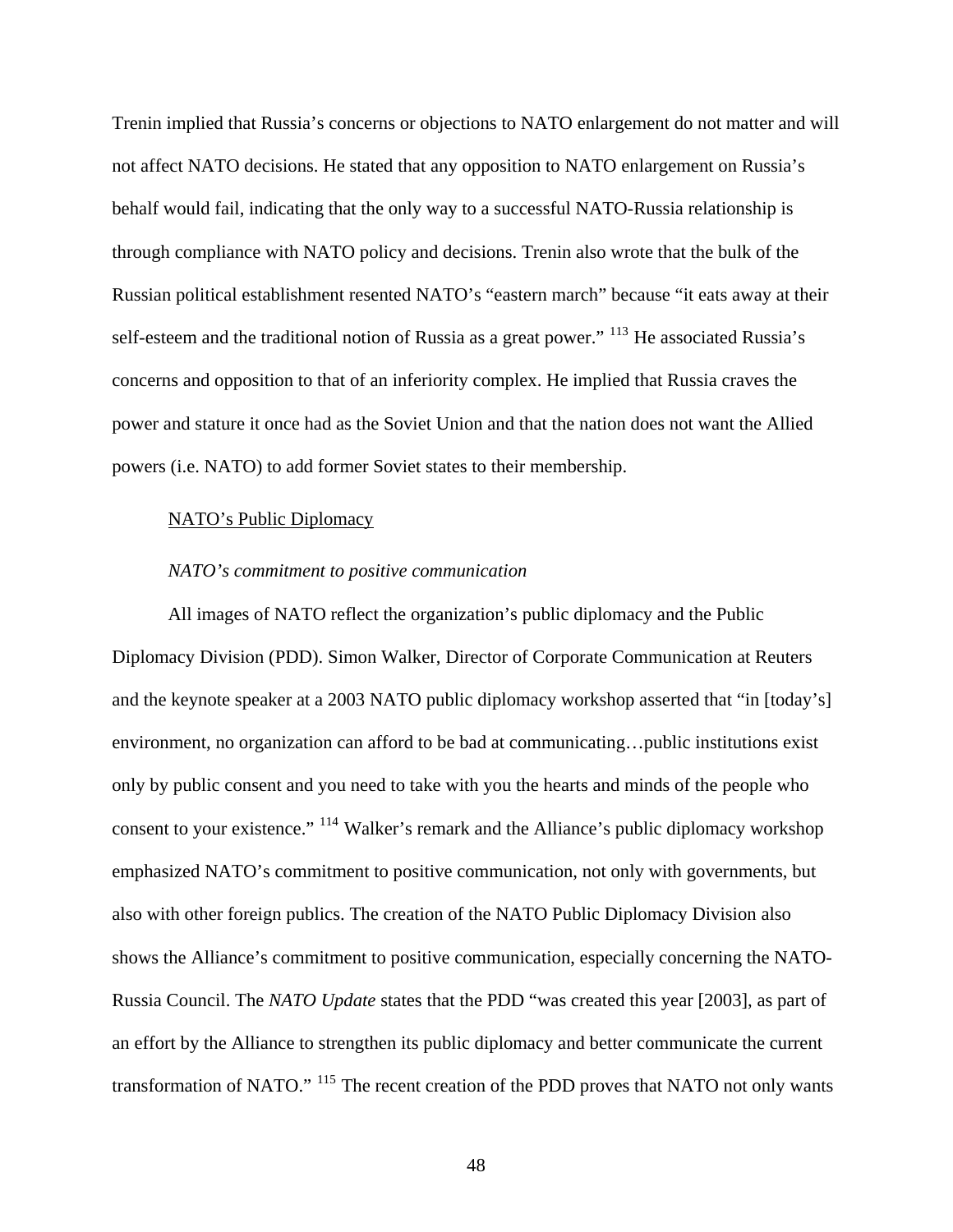Trenin implied that Russia's concerns or objections to NATO enlargement do not matter and will not affect NATO decisions. He stated that any opposition to NATO enlargement on Russia's behalf would fail, indicating that the only way to a successful NATO-Russia relationship is through compliance with NATO policy and decisions. Trenin also wrote that the bulk of the Russian political establishment resented NATO's "eastern march" because "it eats away at their self-esteem and the traditional notion of Russia as a great power." [113] He associated Russia's concerns and opposition to that of an inferiority complex. He implied that Russia craves the power and stature it once had as the Soviet Union and that the nation does not want the Allied powers (i.e. NATO) to add former Soviet states to their membership.

<u>NATO's Public Diplomacy</u>

*NATO's commitment to positive communication*

All images of NATO reflect the organization's public diplomacy and the Public Diplomacy Division (PDD). Simon Walker, Director of Corporate Communication at Reuters and the keynote speaker at a 2003 NATO public diplomacy workshop asserted that "in [today's] environment, no organization can afford to be bad at communicating…public institutions exist only by public consent and you need to take with you the hearts and minds of the people who consent to your existence." [114] Walker's remark and the Alliance's public diplomacy workshop emphasized NATO's commitment to positive communication, not only with governments, but also with other foreign publics. The creation of the NATO Public Diplomacy Division also shows the Alliance's commitment to positive communication, especially concerning the NATO-Russia Council. The *NATO Update* states that the PDD "was created this year [2003], as part of an effort by the Alliance to strengthen its public diplomacy and better communicate the current transformation of NATO." [115] The recent creation of the PDD proves that NATO not only wants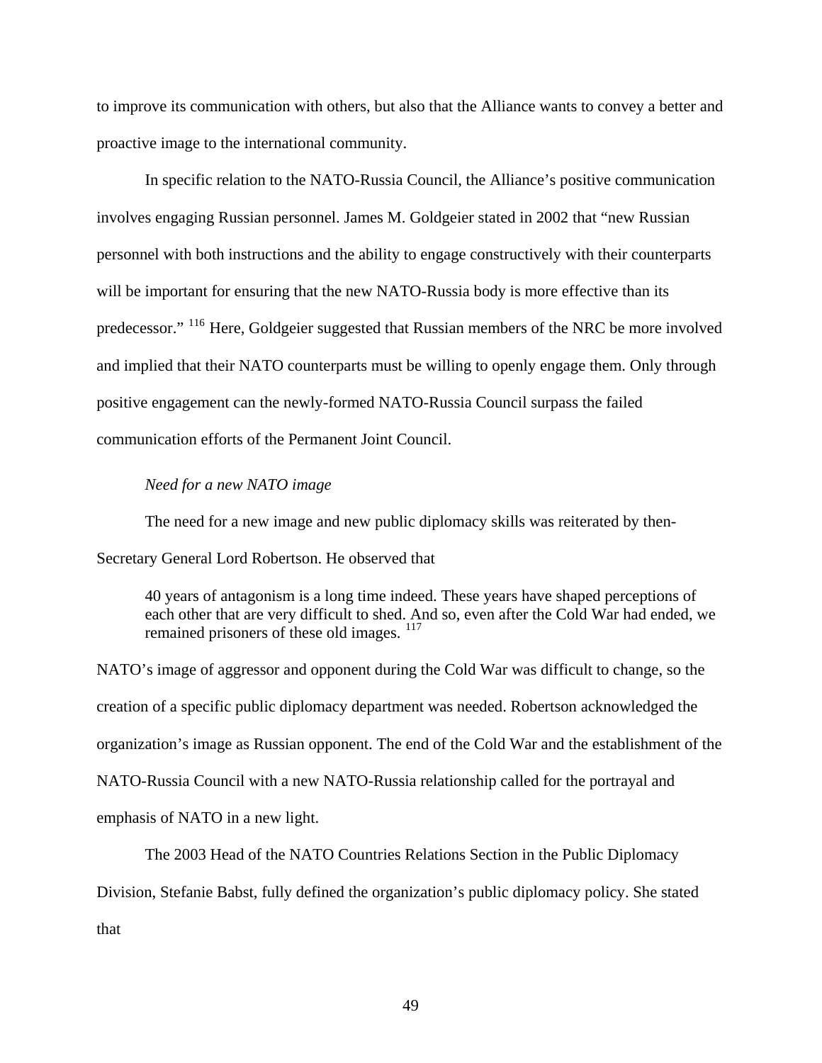to improve its communication with others, but also that the Alliance wants to convey a better and proactive image to the international community.

In specific relation to the NATO-Russia Council, the Alliance's positive communication involves engaging Russian personnel. James M. Goldgeier stated in 2002 that "new Russian personnel with both instructions and the ability to engage constructively with their counterparts will be important for ensuring that the new NATO-Russia body is more effective than its predecessor." [116] Here, Goldgeier suggested that Russian members of the NRC be more involved and implied that their NATO counterparts must be willing to openly engage them. Only through positive engagement can the newly-formed NATO-Russia Council surpass the failed communication efforts of the Permanent Joint Council.

*Need for a new NATO image*

The need for a new image and new public diplomacy skills was reiterated by then-Secretary General Lord Robertson. He observed that

> 40 years of antagonism is a long time indeed. These years have shaped perceptions of each other that are very difficult to shed. And so, even after the Cold War had ended, we remained prisoners of these old images. [117]

NATO's image of aggressor and opponent during the Cold War was difficult to change, so the creation of a specific public diplomacy department was needed. Robertson acknowledged the organization's image as Russian opponent. The end of the Cold War and the establishment of the NATO-Russia Council with a new NATO-Russia relationship called for the portrayal and emphasis of NATO in a new light.

The 2003 Head of the NATO Countries Relations Section in the Public Diplomacy Division, Stefanie Babst, fully defined the organization's public diplomacy policy. She stated that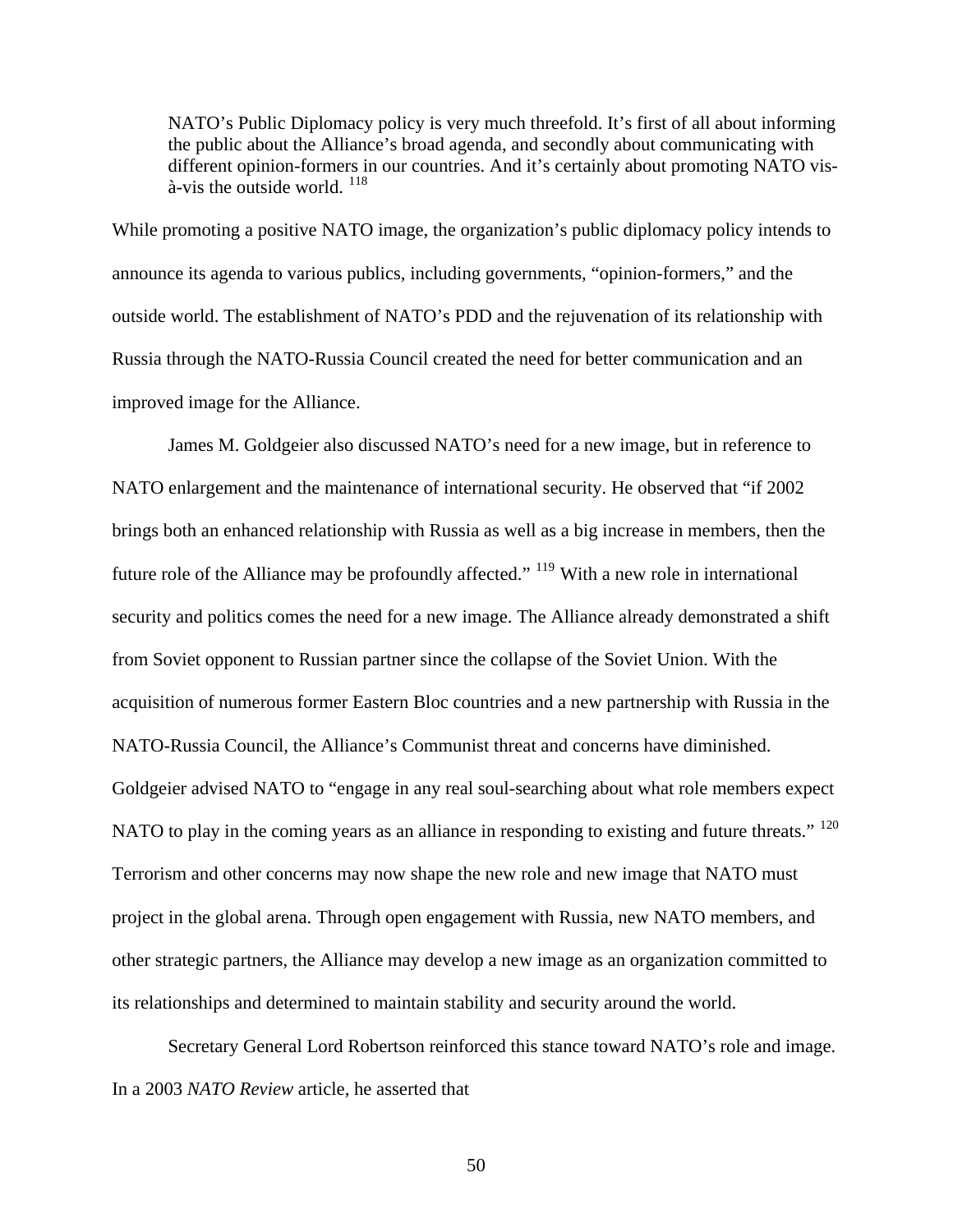> NATO's Public Diplomacy policy is very much threefold. It's first of all about informing the public about the Alliance's broad agenda, and secondly about communicating with different opinion-formers in our countries. And it's certainly about promoting NATO vis-à-vis the outside world. [118]

While promoting a positive NATO image, the organization's public diplomacy policy intends to announce its agenda to various publics, including governments, "opinion-formers," and the outside world. The establishment of NATO's PDD and the rejuvenation of its relationship with Russia through the NATO-Russia Council created the need for better communication and an improved image for the Alliance.

James M. Goldgeier also discussed NATO's need for a new image, but in reference to NATO enlargement and the maintenance of international security. He observed that "if 2002 brings both an enhanced relationship with Russia as well as a big increase in members, then the future role of the Alliance may be profoundly affected." [119] With a new role in international security and politics comes the need for a new image. The Alliance already demonstrated a shift from Soviet opponent to Russian partner since the collapse of the Soviet Union. With the acquisition of numerous former Eastern Bloc countries and a new partnership with Russia in the NATO-Russia Council, the Alliance's Communist threat and concerns have diminished. Goldgeier advised NATO to "engage in any real soul-searching about what role members expect NATO to play in the coming years as an alliance in responding to existing and future threats." [120] Terrorism and other concerns may now shape the new role and new image that NATO must project in the global arena. Through open engagement with Russia, new NATO members, and other strategic partners, the Alliance may develop a new image as an organization committed to its relationships and determined to maintain stability and security around the world.

Secretary General Lord Robertson reinforced this stance toward NATO's role and image. In a 2003 *NATO Review* article, he asserted that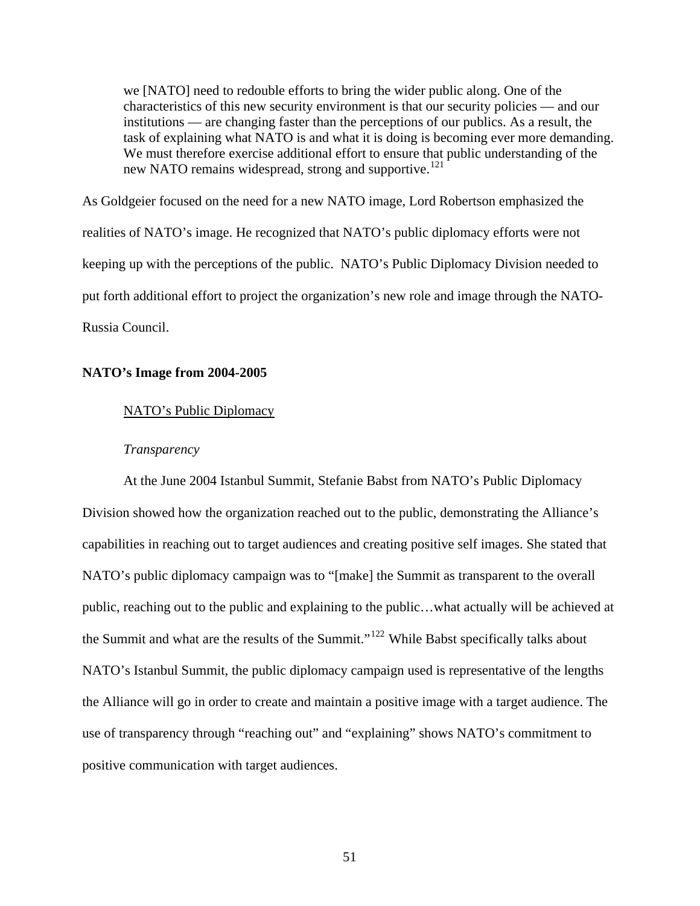> we [NATO] need to redouble efforts to bring the wider public along. One of the characteristics of this new security environment is that our security policies — and our institutions — are changing faster than the perceptions of our publics. As a result, the task of explaining what NATO is and what it is doing is becoming ever more demanding. We must therefore exercise additional effort to ensure that public understanding of the new NATO remains widespread, strong and supportive.[121]

As Goldgeier focused on the need for a new NATO image, Lord Robertson emphasized the realities of NATO's image. He recognized that NATO's public diplomacy efforts were not keeping up with the perceptions of the public. NATO's Public Diplomacy Division needed to put forth additional effort to project the organization's new role and image through the NATO-Russia Council.

## NATO's Image from 2004-2005

### NATO's Public Diplomacy

#### *Transparency*

At the June 2004 Istanbul Summit, Stefanie Babst from NATO's Public Diplomacy Division showed how the organization reached out to the public, demonstrating the Alliance's capabilities in reaching out to target audiences and creating positive self images. She stated that NATO's public diplomacy campaign was to "[make] the Summit as transparent to the overall public, reaching out to the public and explaining to the public…what actually will be achieved at the Summit and what are the results of the Summit."[122] While Babst specifically talks about NATO's Istanbul Summit, the public diplomacy campaign used is representative of the lengths the Alliance will go in order to create and maintain a positive image with a target audience. The use of transparency through "reaching out" and "explaining" shows NATO's commitment to positive communication with target audiences.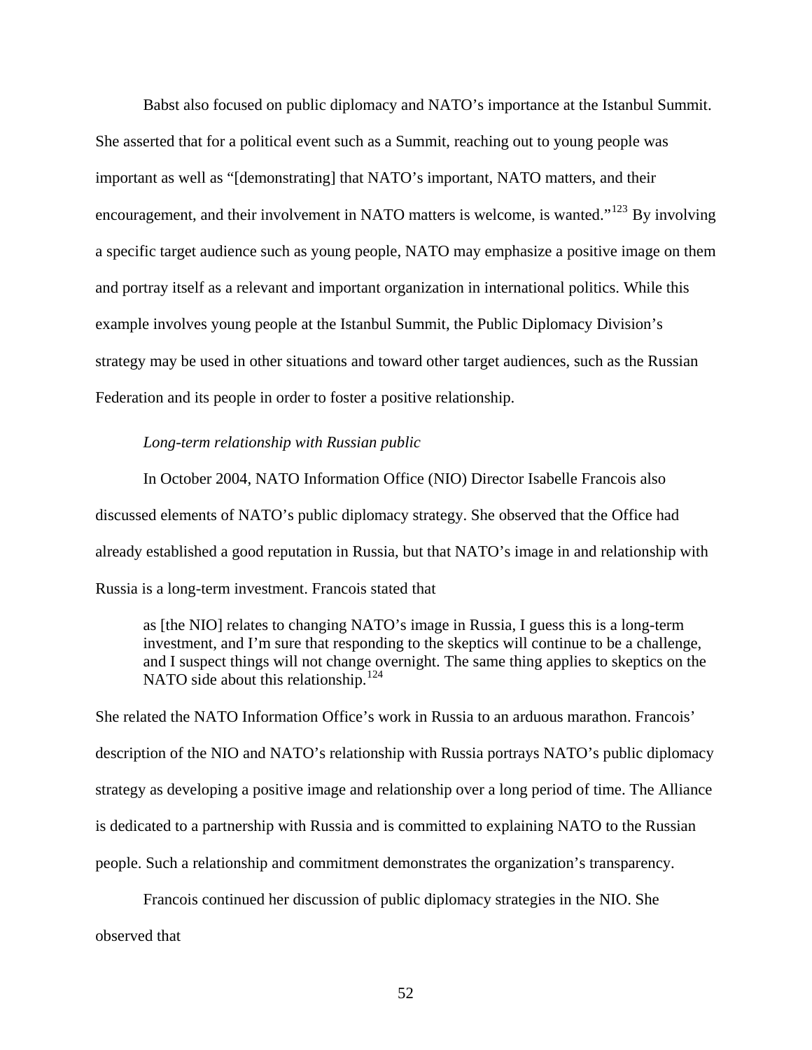Babst also focused on public diplomacy and NATO's importance at the Istanbul Summit. She asserted that for a political event such as a Summit, reaching out to young people was important as well as "[demonstrating] that NATO's important, NATO matters, and their encouragement, and their involvement in NATO matters is welcome, is wanted."[123] By involving a specific target audience such as young people, NATO may emphasize a positive image on them and portray itself as a relevant and important organization in international politics. While this example involves young people at the Istanbul Summit, the Public Diplomacy Division's strategy may be used in other situations and toward other target audiences, such as the Russian Federation and its people in order to foster a positive relationship.

*Long-term relationship with Russian public*

In October 2004, NATO Information Office (NIO) Director Isabelle Francois also discussed elements of NATO's public diplomacy strategy. She observed that the Office had already established a good reputation in Russia, but that NATO's image in and relationship with Russia is a long-term investment. Francois stated that

> as [the NIO] relates to changing NATO's image in Russia, I guess this is a long-term investment, and I'm sure that responding to the skeptics will continue to be a challenge, and I suspect things will not change overnight. The same thing applies to skeptics on the NATO side about this relationship.[124]

She related the NATO Information Office's work in Russia to an arduous marathon. Francois' description of the NIO and NATO's relationship with Russia portrays NATO's public diplomacy strategy as developing a positive image and relationship over a long period of time. The Alliance is dedicated to a partnership with Russia and is committed to explaining NATO to the Russian people. Such a relationship and commitment demonstrates the organization's transparency.

Francois continued her discussion of public diplomacy strategies in the NIO. She observed that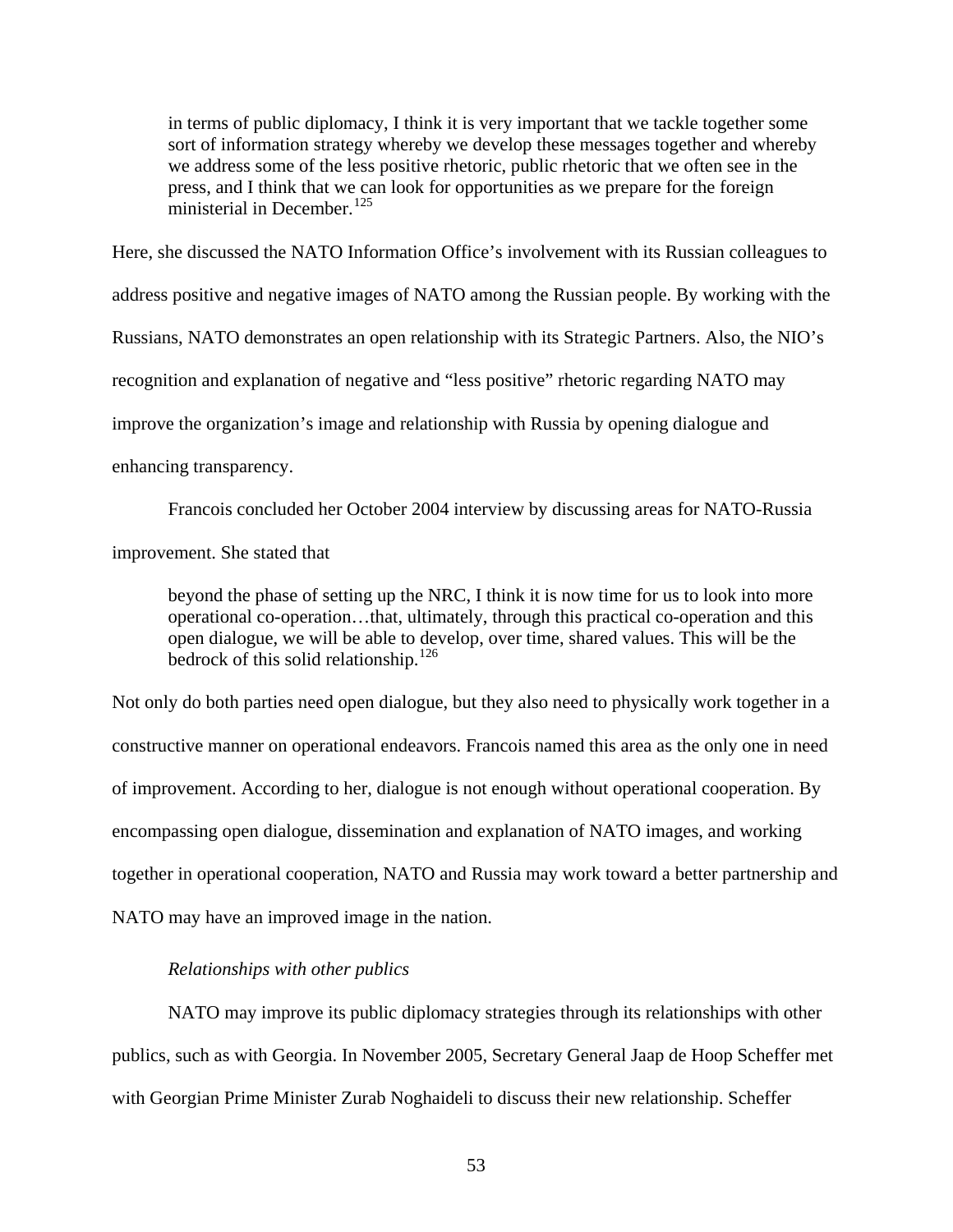> in terms of public diplomacy, I think it is very important that we tackle together some sort of information strategy whereby we develop these messages together and whereby we address some of the less positive rhetoric, public rhetoric that we often see in the press, and I think that we can look for opportunities as we prepare for the foreign ministerial in December.[125]

Here, she discussed the NATO Information Office's involvement with its Russian colleagues to address positive and negative images of NATO among the Russian people. By working with the Russians, NATO demonstrates an open relationship with its Strategic Partners. Also, the NIO's recognition and explanation of negative and "less positive" rhetoric regarding NATO may improve the organization's image and relationship with Russia by opening dialogue and enhancing transparency.

Francois concluded her October 2004 interview by discussing areas for NATO-Russia improvement. She stated that

> beyond the phase of setting up the NRC, I think it is now time for us to look into more operational co-operation…that, ultimately, through this practical co-operation and this open dialogue, we will be able to develop, over time, shared values. This will be the bedrock of this solid relationship.[126]

Not only do both parties need open dialogue, but they also need to physically work together in a constructive manner on operational endeavors. Francois named this area as the only one in need of improvement. According to her, dialogue is not enough without operational cooperation. By encompassing open dialogue, dissemination and explanation of NATO images, and working together in operational cooperation, NATO and Russia may work toward a better partnership and NATO may have an improved image in the nation.

*Relationships with other publics*

NATO may improve its public diplomacy strategies through its relationships with other publics, such as with Georgia. In November 2005, Secretary General Jaap de Hoop Scheffer met with Georgian Prime Minister Zurab Noghaideli to discuss their new relationship. Scheffer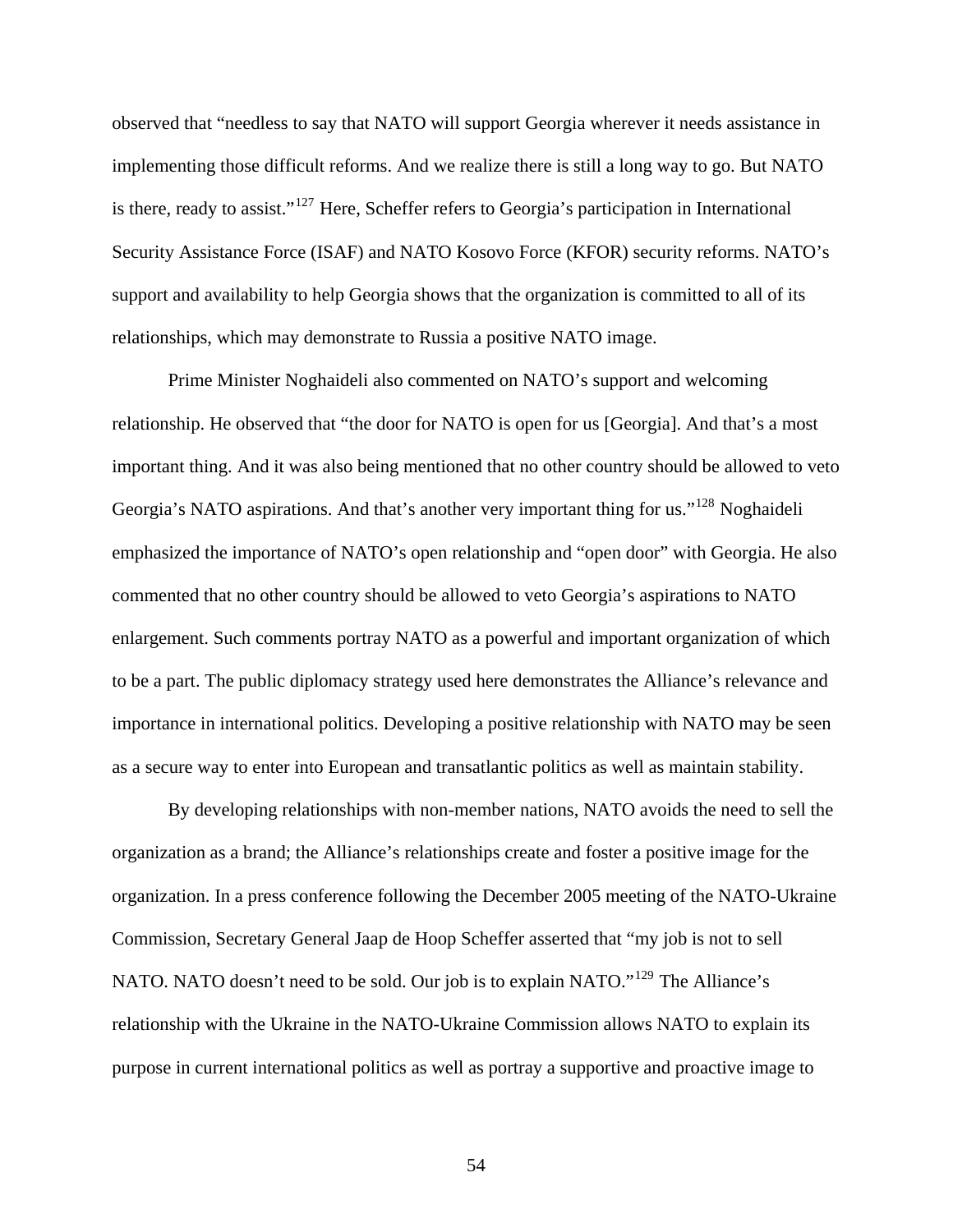observed that "needless to say that NATO will support Georgia wherever it needs assistance in implementing those difficult reforms. And we realize there is still a long way to go. But NATO is there, ready to assist."[127] Here, Scheffer refers to Georgia's participation in International Security Assistance Force (ISAF) and NATO Kosovo Force (KFOR) security reforms. NATO's support and availability to help Georgia shows that the organization is committed to all of its relationships, which may demonstrate to Russia a positive NATO image.

Prime Minister Noghaideli also commented on NATO's support and welcoming relationship. He observed that "the door for NATO is open for us [Georgia]. And that's a most important thing. And it was also being mentioned that no other country should be allowed to veto Georgia's NATO aspirations. And that's another very important thing for us."[128] Noghaideli emphasized the importance of NATO's open relationship and "open door" with Georgia. He also commented that no other country should be allowed to veto Georgia's aspirations to NATO enlargement. Such comments portray NATO as a powerful and important organization of which to be a part. The public diplomacy strategy used here demonstrates the Alliance's relevance and importance in international politics. Developing a positive relationship with NATO may be seen as a secure way to enter into European and transatlantic politics as well as maintain stability.

By developing relationships with non-member nations, NATO avoids the need to sell the organization as a brand; the Alliance's relationships create and foster a positive image for the organization. In a press conference following the December 2005 meeting of the NATO-Ukraine Commission, Secretary General Jaap de Hoop Scheffer asserted that "my job is not to sell NATO. NATO doesn't need to be sold. Our job is to explain NATO."[129] The Alliance's relationship with the Ukraine in the NATO-Ukraine Commission allows NATO to explain its purpose in current international politics as well as portray a supportive and proactive image to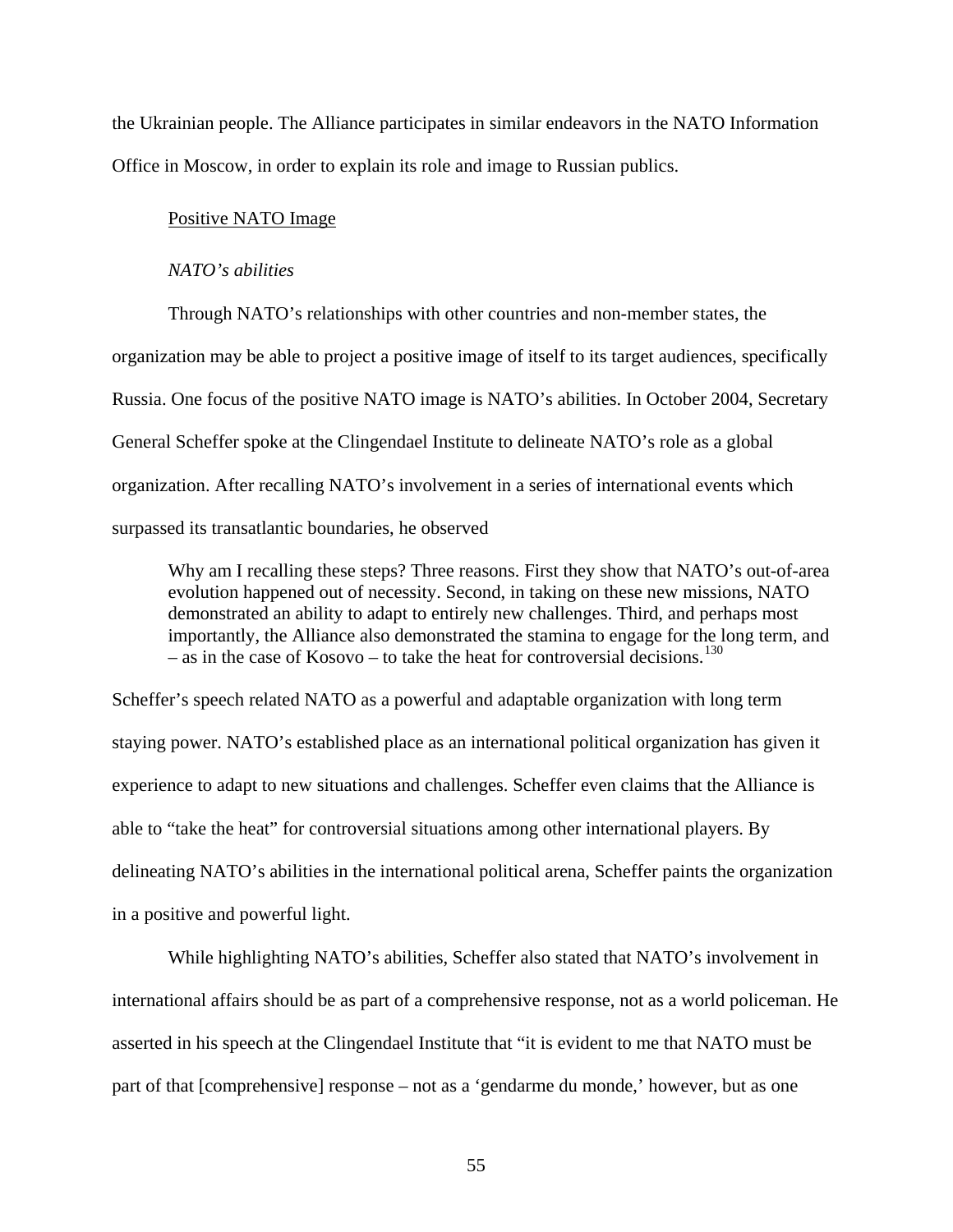the Ukrainian people. The Alliance participates in similar endeavors in the NATO Information Office in Moscow, in order to explain its role and image to Russian publics.

Positive NATO Image

*NATO's abilities*

Through NATO's relationships with other countries and non-member states, the organization may be able to project a positive image of itself to its target audiences, specifically Russia. One focus of the positive NATO image is NATO's abilities. In October 2004, Secretary General Scheffer spoke at the Clingendael Institute to delineate NATO's role as a global organization. After recalling NATO's involvement in a series of international events which surpassed its transatlantic boundaries, he observed

> Why am I recalling these steps? Three reasons. First they show that NATO's out-of-area evolution happened out of necessity. Second, in taking on these new missions, NATO demonstrated an ability to adapt to entirely new challenges. Third, and perhaps most importantly, the Alliance also demonstrated the stamina to engage for the long term, and – as in the case of Kosovo – to take the heat for controversial decisions.[130]

Scheffer's speech related NATO as a powerful and adaptable organization with long term staying power. NATO's established place as an international political organization has given it experience to adapt to new situations and challenges. Scheffer even claims that the Alliance is able to "take the heat" for controversial situations among other international players. By delineating NATO's abilities in the international political arena, Scheffer paints the organization in a positive and powerful light.

While highlighting NATO's abilities, Scheffer also stated that NATO's involvement in international affairs should be as part of a comprehensive response, not as a world policeman. He asserted in his speech at the Clingendael Institute that "it is evident to me that NATO must be part of that [comprehensive] response – not as a 'gendarme du monde,' however, but as one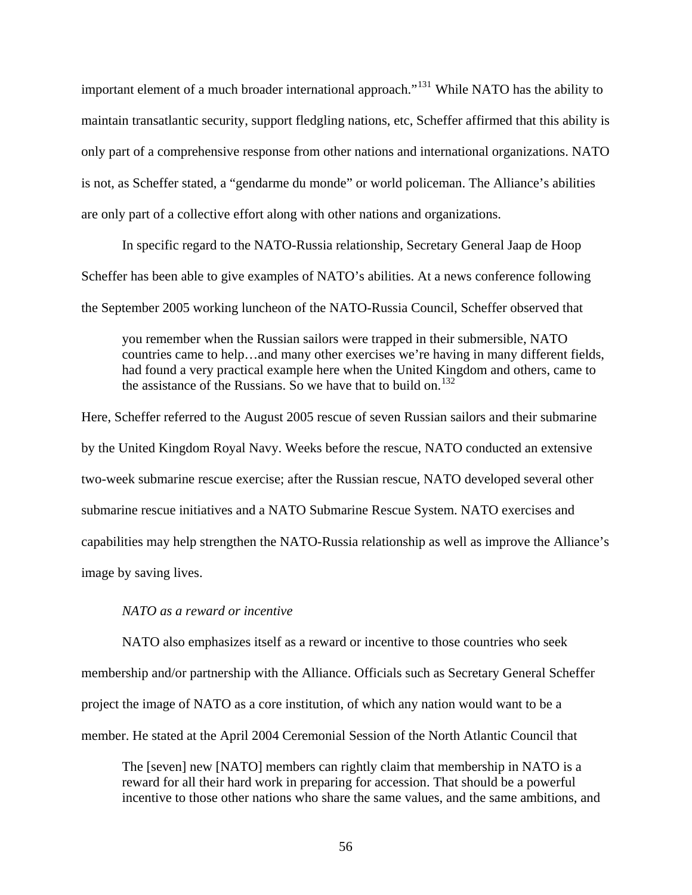important element of a much broader international approach."[131] While NATO has the ability to maintain transatlantic security, support fledgling nations, etc, Scheffer affirmed that this ability is only part of a comprehensive response from other nations and international organizations. NATO is not, as Scheffer stated, a "gendarme du monde" or world policeman. The Alliance's abilities are only part of a collective effort along with other nations and organizations.

In specific regard to the NATO-Russia relationship, Secretary General Jaap de Hoop Scheffer has been able to give examples of NATO's abilities. At a news conference following the September 2005 working luncheon of the NATO-Russia Council, Scheffer observed that

> you remember when the Russian sailors were trapped in their submersible, NATO countries came to help…and many other exercises we're having in many different fields, had found a very practical example here when the United Kingdom and others, came to the assistance of the Russians. So we have that to build on.[132]

Here, Scheffer referred to the August 2005 rescue of seven Russian sailors and their submarine by the United Kingdom Royal Navy. Weeks before the rescue, NATO conducted an extensive two-week submarine rescue exercise; after the Russian rescue, NATO developed several other submarine rescue initiatives and a NATO Submarine Rescue System. NATO exercises and capabilities may help strengthen the NATO-Russia relationship as well as improve the Alliance's image by saving lives.

*NATO as a reward or incentive*

NATO also emphasizes itself as a reward or incentive to those countries who seek membership and/or partnership with the Alliance. Officials such as Secretary General Scheffer project the image of NATO as a core institution, of which any nation would want to be a member. He stated at the April 2004 Ceremonial Session of the North Atlantic Council that

> The [seven] new [NATO] members can rightly claim that membership in NATO is a reward for all their hard work in preparing for accession. That should be a powerful incentive to those other nations who share the same values, and the same ambitions, and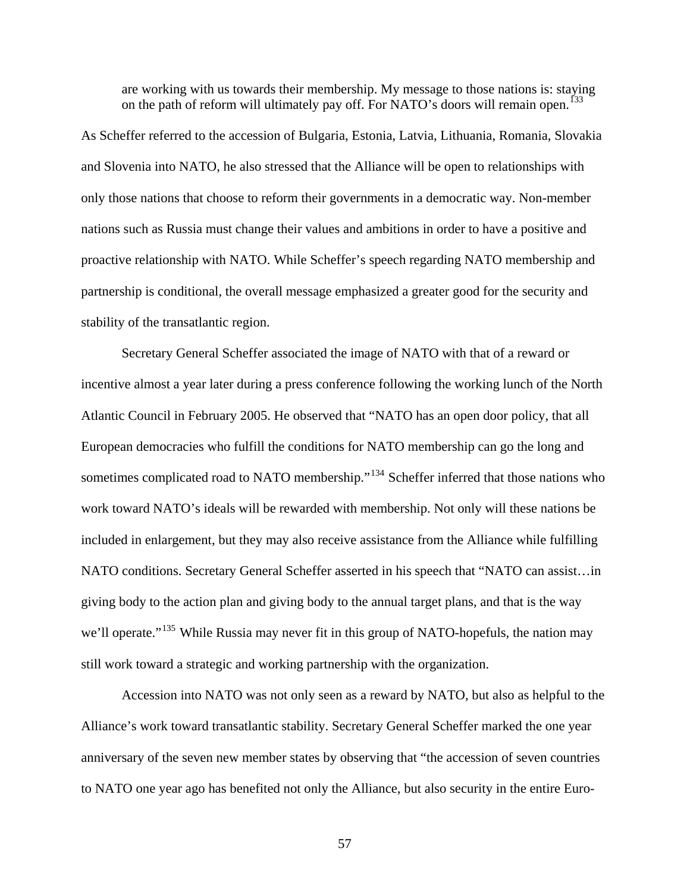> are working with us towards their membership. My message to those nations is: staying on the path of reform will ultimately pay off. For NATO's doors will remain open.[133]

As Scheffer referred to the accession of Bulgaria, Estonia, Latvia, Lithuania, Romania, Slovakia and Slovenia into NATO, he also stressed that the Alliance will be open to relationships with only those nations that choose to reform their governments in a democratic way. Non-member nations such as Russia must change their values and ambitions in order to have a positive and proactive relationship with NATO. While Scheffer's speech regarding NATO membership and partnership is conditional, the overall message emphasized a greater good for the security and stability of the transatlantic region.

Secretary General Scheffer associated the image of NATO with that of a reward or incentive almost a year later during a press conference following the working lunch of the North Atlantic Council in February 2005. He observed that "NATO has an open door policy, that all European democracies who fulfill the conditions for NATO membership can go the long and sometimes complicated road to NATO membership."[134] Scheffer inferred that those nations who work toward NATO's ideals will be rewarded with membership. Not only will these nations be included in enlargement, but they may also receive assistance from the Alliance while fulfilling NATO conditions. Secretary General Scheffer asserted in his speech that "NATO can assist…in giving body to the action plan and giving body to the annual target plans, and that is the way we'll operate."[135] While Russia may never fit in this group of NATO-hopefuls, the nation may still work toward a strategic and working partnership with the organization.

Accession into NATO was not only seen as a reward by NATO, but also as helpful to the Alliance's work toward transatlantic stability. Secretary General Scheffer marked the one year anniversary of the seven new member states by observing that "the accession of seven countries to NATO one year ago has benefited not only the Alliance, but also security in the entire Euro-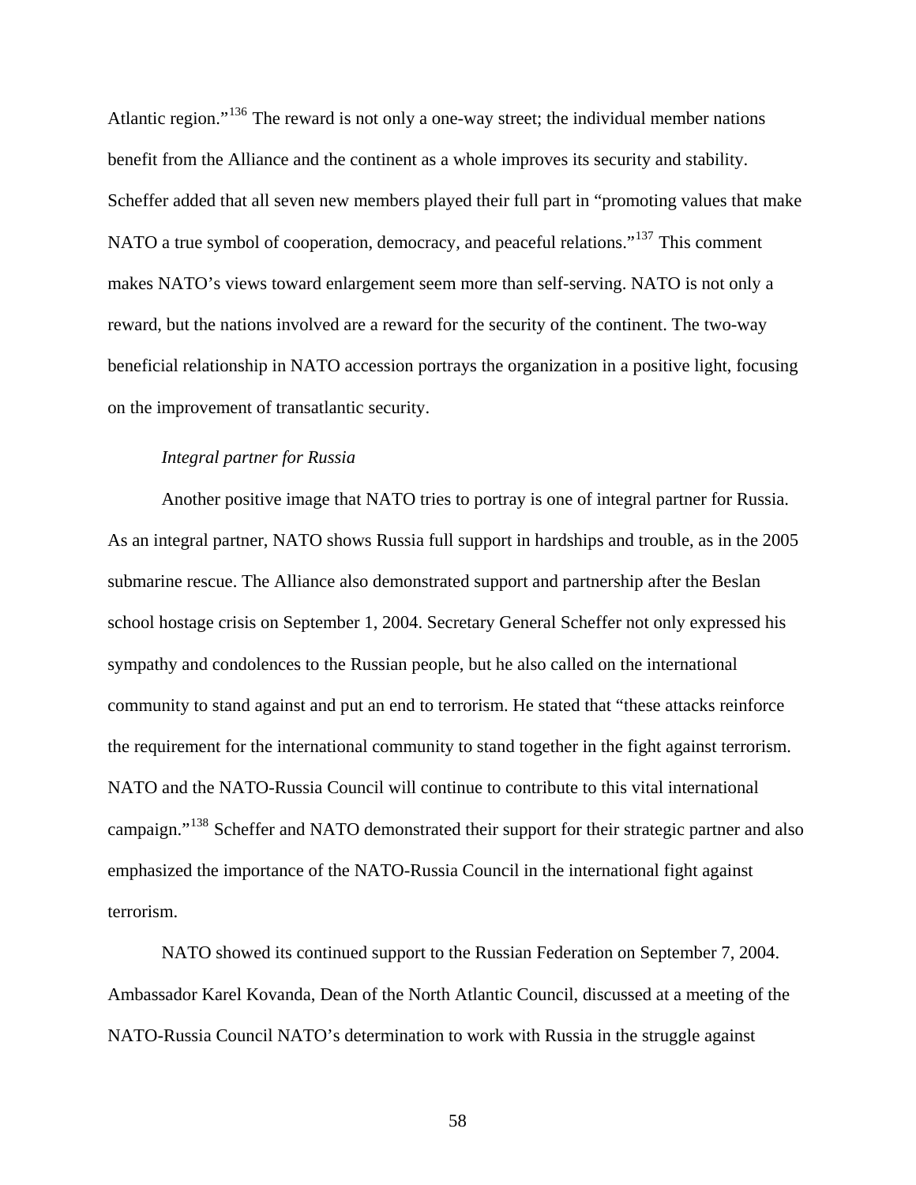Atlantic region."[136] The reward is not only a one-way street; the individual member nations benefit from the Alliance and the continent as a whole improves its security and stability. Scheffer added that all seven new members played their full part in "promoting values that make NATO a true symbol of cooperation, democracy, and peaceful relations."[137] This comment makes NATO's views toward enlargement seem more than self-serving. NATO is not only a reward, but the nations involved are a reward for the security of the continent. The two-way beneficial relationship in NATO accession portrays the organization in a positive light, focusing on the improvement of transatlantic security.

*Integral partner for Russia*

Another positive image that NATO tries to portray is one of integral partner for Russia. As an integral partner, NATO shows Russia full support in hardships and trouble, as in the 2005 submarine rescue. The Alliance also demonstrated support and partnership after the Beslan school hostage crisis on September 1, 2004. Secretary General Scheffer not only expressed his sympathy and condolences to the Russian people, but he also called on the international community to stand against and put an end to terrorism. He stated that "these attacks reinforce the requirement for the international community to stand together in the fight against terrorism. NATO and the NATO-Russia Council will continue to contribute to this vital international campaign."[138] Scheffer and NATO demonstrated their support for their strategic partner and also emphasized the importance of the NATO-Russia Council in the international fight against terrorism.

NATO showed its continued support to the Russian Federation on September 7, 2004. Ambassador Karel Kovanda, Dean of the North Atlantic Council, discussed at a meeting of the NATO-Russia Council NATO's determination to work with Russia in the struggle against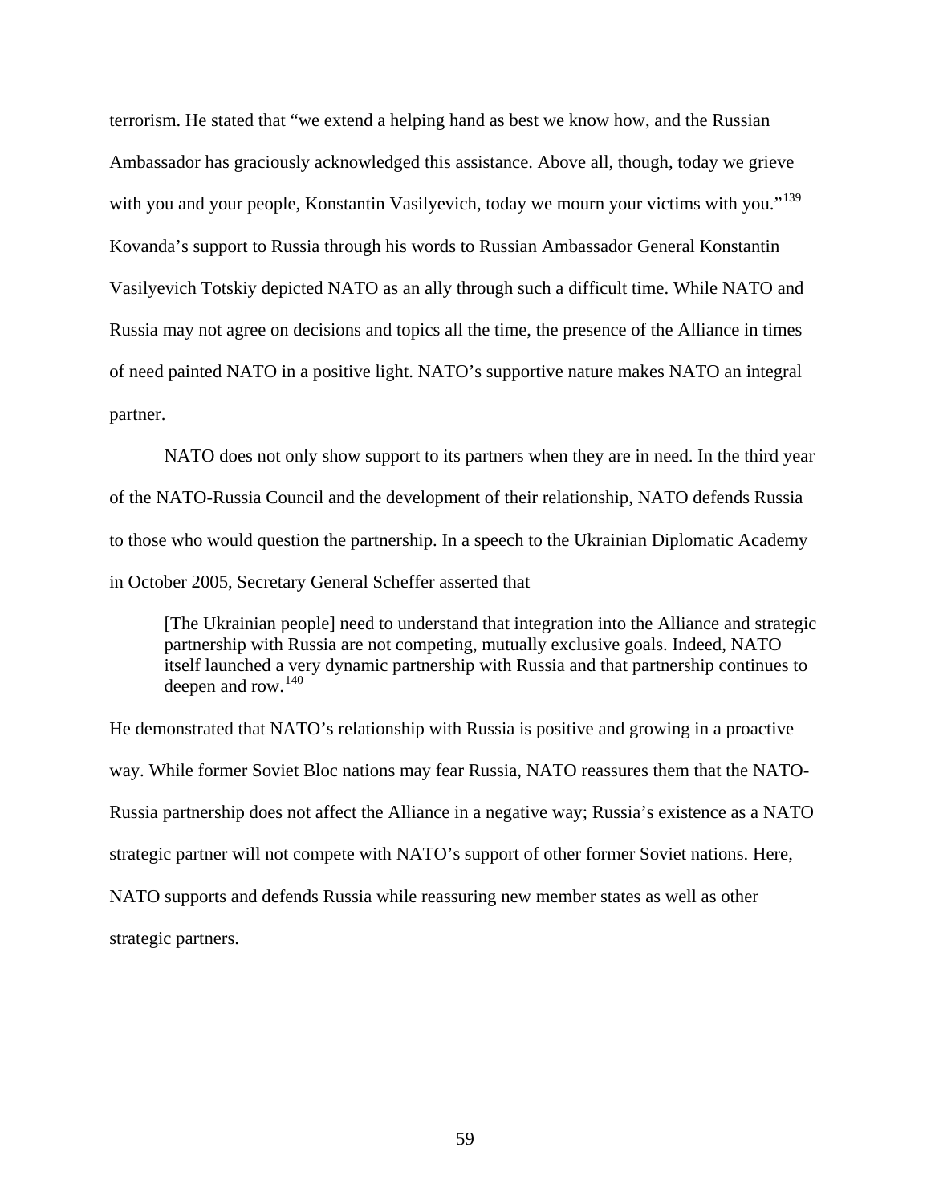terrorism. He stated that "we extend a helping hand as best we know how, and the Russian Ambassador has graciously acknowledged this assistance. Above all, though, today we grieve with you and your people, Konstantin Vasilyevich, today we mourn your victims with you."[139] Kovanda's support to Russia through his words to Russian Ambassador General Konstantin Vasilyevich Totskiy depicted NATO as an ally through such a difficult time. While NATO and Russia may not agree on decisions and topics all the time, the presence of the Alliance in times of need painted NATO in a positive light. NATO's supportive nature makes NATO an integral partner.

NATO does not only show support to its partners when they are in need. In the third year of the NATO-Russia Council and the development of their relationship, NATO defends Russia to those who would question the partnership. In a speech to the Ukrainian Diplomatic Academy in October 2005, Secretary General Scheffer asserted that

> [The Ukrainian people] need to understand that integration into the Alliance and strategic partnership with Russia are not competing, mutually exclusive goals. Indeed, NATO itself launched a very dynamic partnership with Russia and that partnership continues to deepen and row.[140]

He demonstrated that NATO's relationship with Russia is positive and growing in a proactive way. While former Soviet Bloc nations may fear Russia, NATO reassures them that the NATO-Russia partnership does not affect the Alliance in a negative way; Russia's existence as a NATO strategic partner will not compete with NATO's support of other former Soviet nations. Here, NATO supports and defends Russia while reassuring new member states as well as other strategic partners.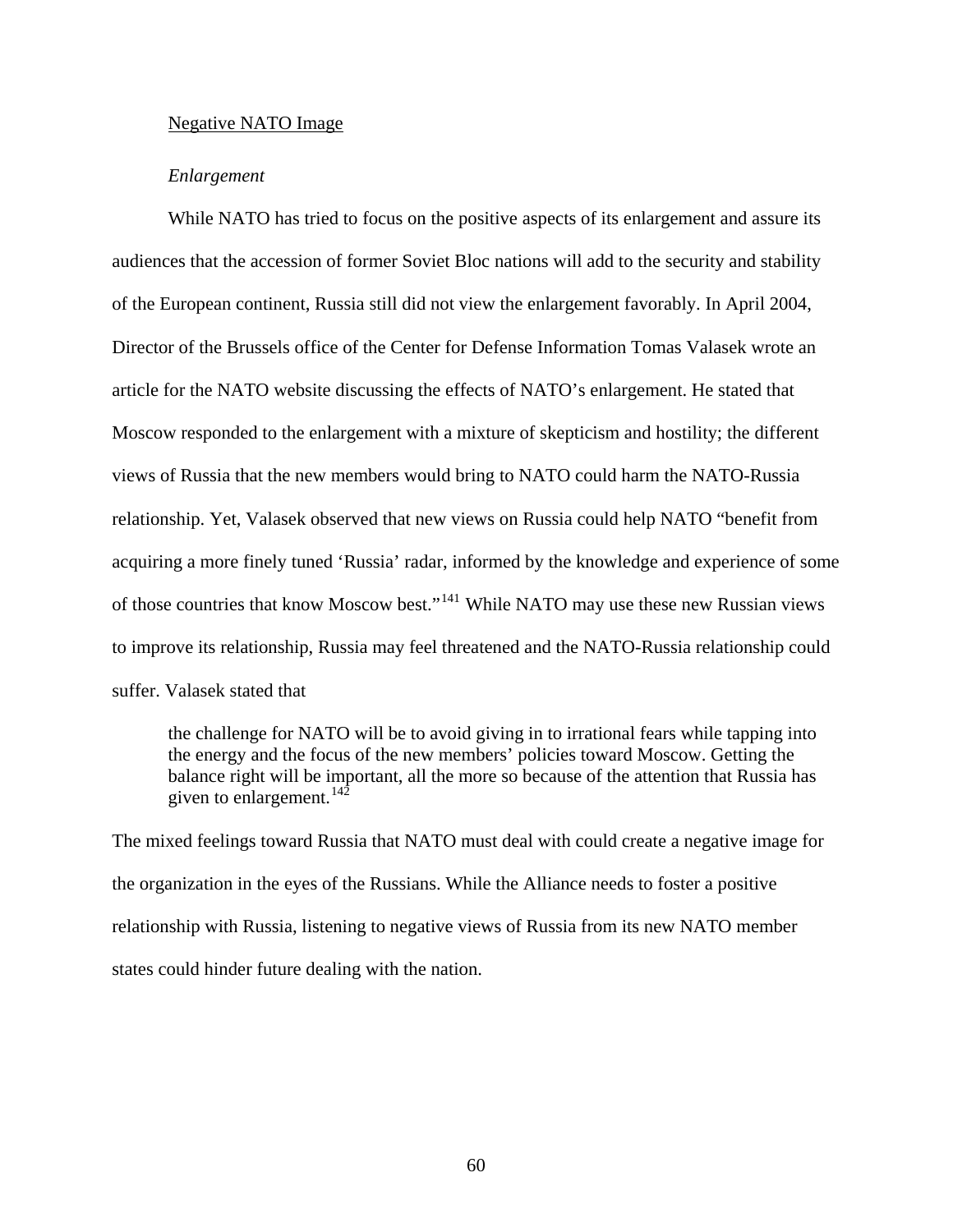## Negative NATO Image

### *Enlargement*

While NATO has tried to focus on the positive aspects of its enlargement and assure its audiences that the accession of former Soviet Bloc nations will add to the security and stability of the European continent, Russia still did not view the enlargement favorably. In April 2004, Director of the Brussels office of the Center for Defense Information Tomas Valasek wrote an article for the NATO website discussing the effects of NATO's enlargement. He stated that Moscow responded to the enlargement with a mixture of skepticism and hostility; the different views of Russia that the new members would bring to NATO could harm the NATO-Russia relationship. Yet, Valasek observed that new views on Russia could help NATO "benefit from acquiring a more finely tuned 'Russia' radar, informed by the knowledge and experience of some of those countries that know Moscow best."[141] While NATO may use these new Russian views to improve its relationship, Russia may feel threatened and the NATO-Russia relationship could suffer. Valasek stated that

> the challenge for NATO will be to avoid giving in to irrational fears while tapping into the energy and the focus of the new members' policies toward Moscow. Getting the balance right will be important, all the more so because of the attention that Russia has given to enlargement.[142]

The mixed feelings toward Russia that NATO must deal with could create a negative image for the organization in the eyes of the Russians. While the Alliance needs to foster a positive relationship with Russia, listening to negative views of Russia from its new NATO member states could hinder future dealing with the nation.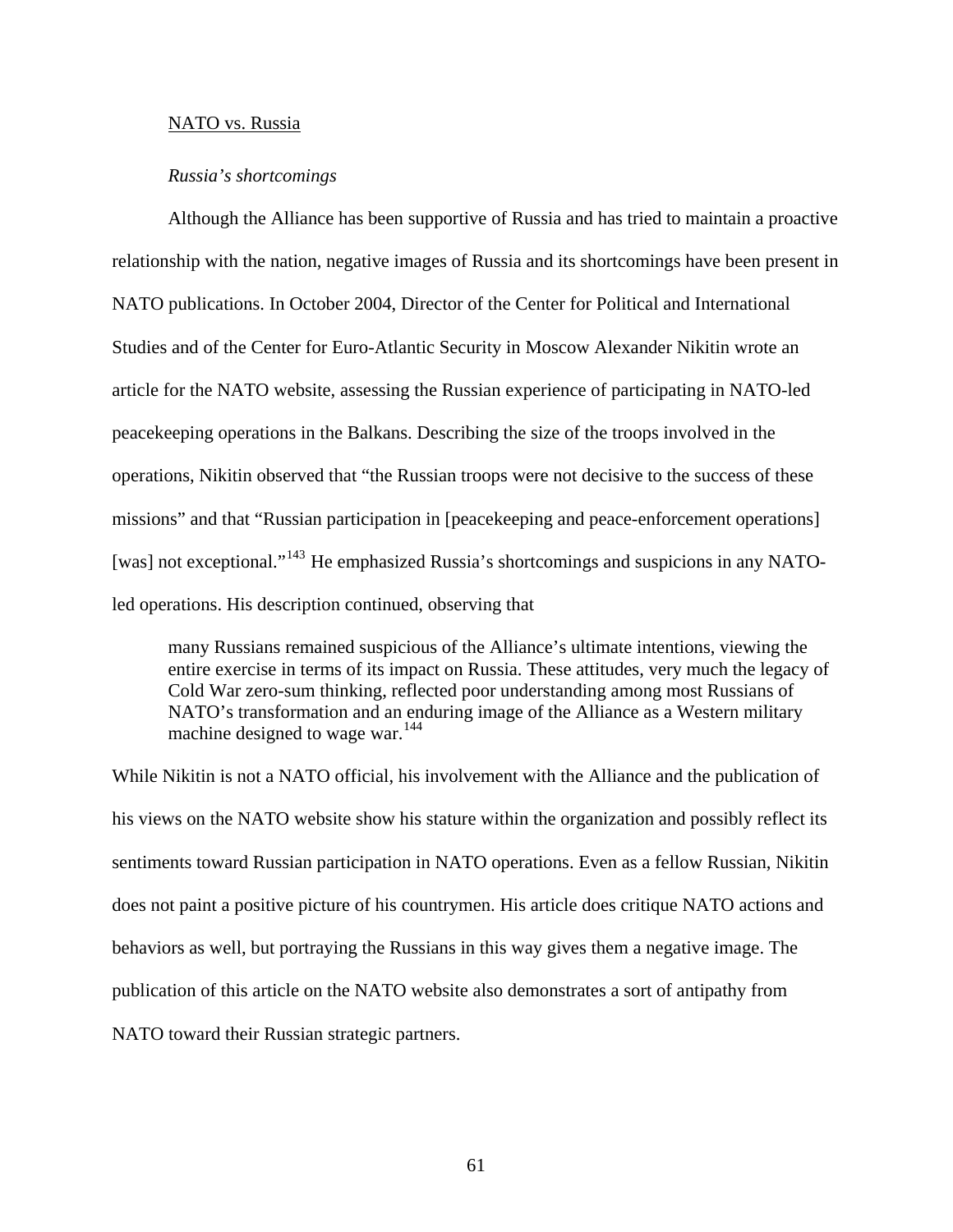NATO vs. Russia

*Russia's shortcomings*

Although the Alliance has been supportive of Russia and has tried to maintain a proactive relationship with the nation, negative images of Russia and its shortcomings have been present in NATO publications. In October 2004, Director of the Center for Political and International Studies and of the Center for Euro-Atlantic Security in Moscow Alexander Nikitin wrote an article for the NATO website, assessing the Russian experience of participating in NATO-led peacekeeping operations in the Balkans. Describing the size of the troops involved in the operations, Nikitin observed that "the Russian troops were not decisive to the success of these missions" and that "Russian participation in [peacekeeping and peace-enforcement operations] [was] not exceptional."[143] He emphasized Russia's shortcomings and suspicions in any NATO-led operations. His description continued, observing that

> many Russians remained suspicious of the Alliance's ultimate intentions, viewing the entire exercise in terms of its impact on Russia. These attitudes, very much the legacy of Cold War zero-sum thinking, reflected poor understanding among most Russians of NATO's transformation and an enduring image of the Alliance as a Western military machine designed to wage war.[144]

While Nikitin is not a NATO official, his involvement with the Alliance and the publication of his views on the NATO website show his stature within the organization and possibly reflect its sentiments toward Russian participation in NATO operations. Even as a fellow Russian, Nikitin does not paint a positive picture of his countrymen. His article does critique NATO actions and behaviors as well, but portraying the Russians in this way gives them a negative image. The publication of this article on the NATO website also demonstrates a sort of antipathy from NATO toward their Russian strategic partners.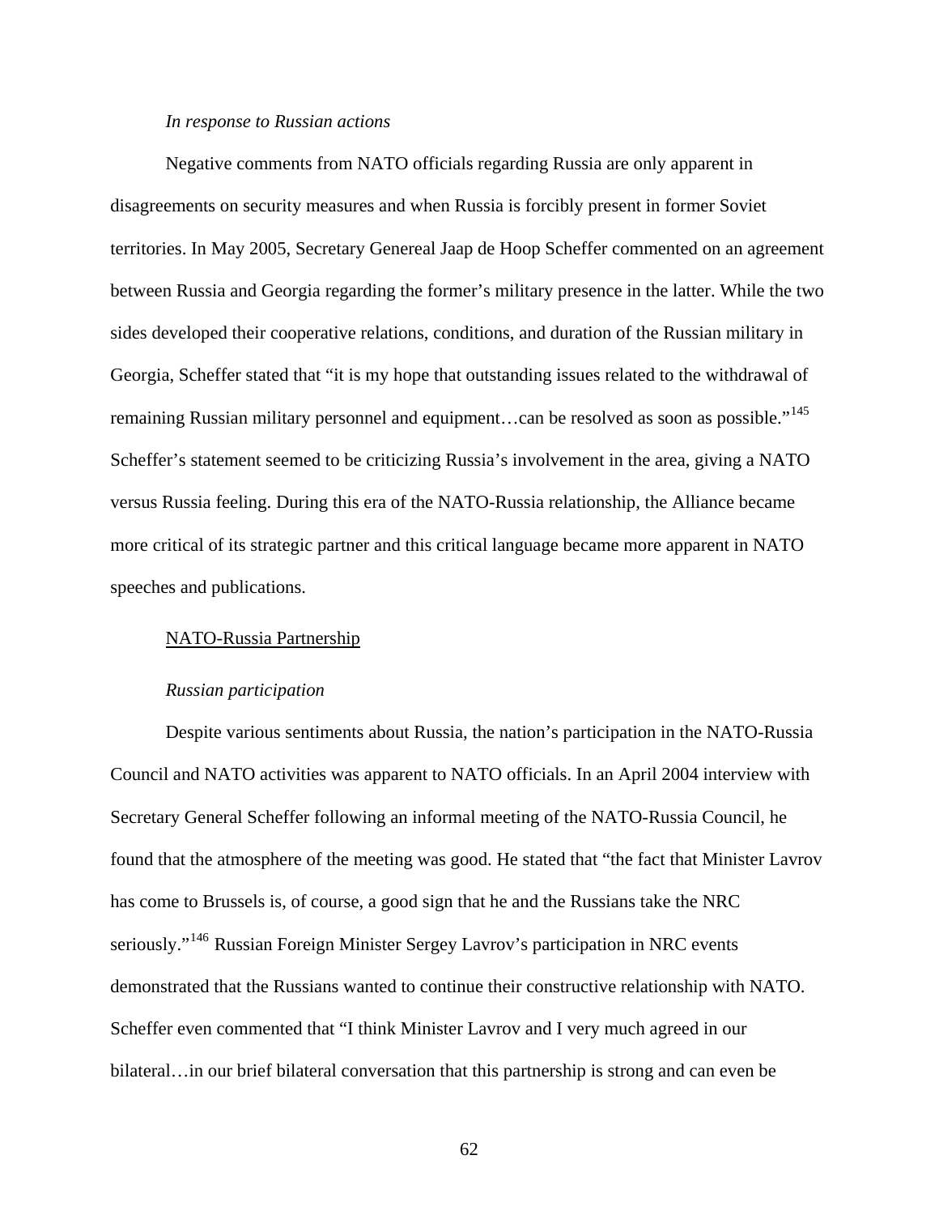*In response to Russian actions*

Negative comments from NATO officials regarding Russia are only apparent in disagreements on security measures and when Russia is forcibly present in former Soviet territories. In May 2005, Secretary Genereal Jaap de Hoop Scheffer commented on an agreement between Russia and Georgia regarding the former's military presence in the latter. While the two sides developed their cooperative relations, conditions, and duration of the Russian military in Georgia, Scheffer stated that "it is my hope that outstanding issues related to the withdrawal of remaining Russian military personnel and equipment…can be resolved as soon as possible."[145] Scheffer's statement seemed to be criticizing Russia's involvement in the area, giving a NATO versus Russia feeling. During this era of the NATO-Russia relationship, the Alliance became more critical of its strategic partner and this critical language became more apparent in NATO speeches and publications.

<u>NATO-Russia Partnership</u>

*Russian participation*

Despite various sentiments about Russia, the nation's participation in the NATO-Russia Council and NATO activities was apparent to NATO officials. In an April 2004 interview with Secretary General Scheffer following an informal meeting of the NATO-Russia Council, he found that the atmosphere of the meeting was good. He stated that "the fact that Minister Lavrov has come to Brussels is, of course, a good sign that he and the Russians take the NRC seriously."[146] Russian Foreign Minister Sergey Lavrov's participation in NRC events demonstrated that the Russians wanted to continue their constructive relationship with NATO. Scheffer even commented that "I think Minister Lavrov and I very much agreed in our bilateral…in our brief bilateral conversation that this partnership is strong and can even be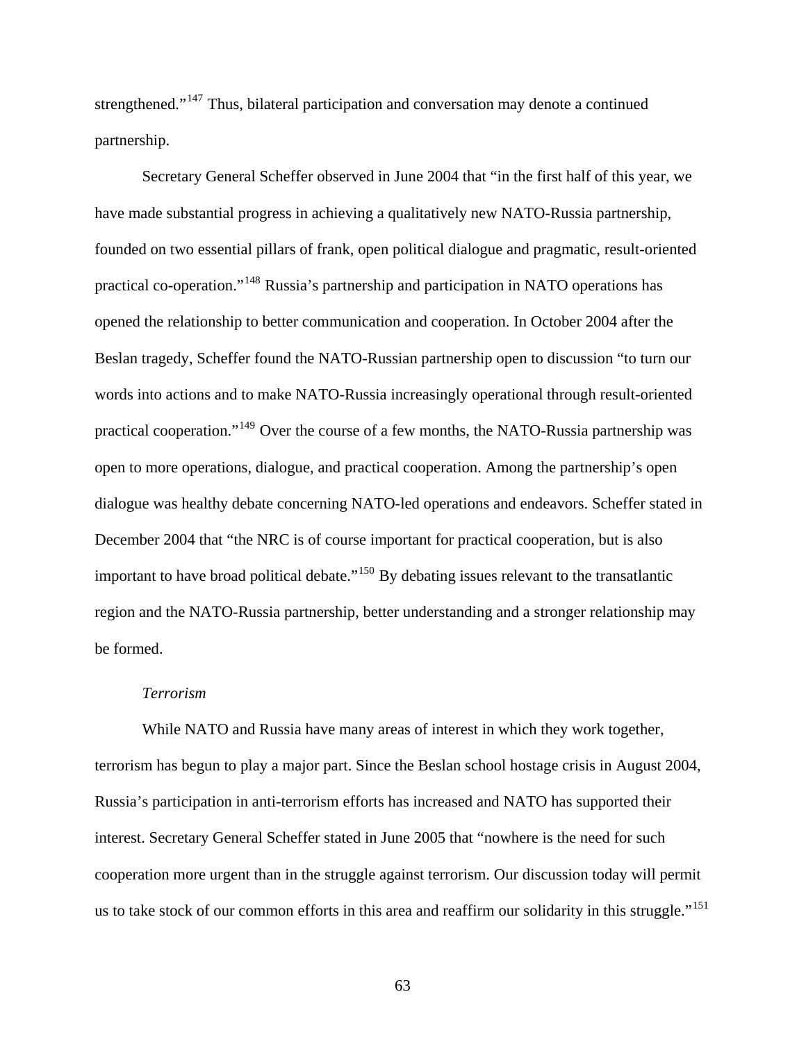strengthened."[147] Thus, bilateral participation and conversation may denote a continued partnership.

Secretary General Scheffer observed in June 2004 that "in the first half of this year, we have made substantial progress in achieving a qualitatively new NATO-Russia partnership, founded on two essential pillars of frank, open political dialogue and pragmatic, result-oriented practical co-operation."[148] Russia's partnership and participation in NATO operations has opened the relationship to better communication and cooperation. In October 2004 after the Beslan tragedy, Scheffer found the NATO-Russian partnership open to discussion "to turn our words into actions and to make NATO-Russia increasingly operational through result-oriented practical cooperation."[149] Over the course of a few months, the NATO-Russia partnership was open to more operations, dialogue, and practical cooperation. Among the partnership's open dialogue was healthy debate concerning NATO-led operations and endeavors. Scheffer stated in December 2004 that "the NRC is of course important for practical cooperation, but is also important to have broad political debate."[150] By debating issues relevant to the transatlantic region and the NATO-Russia partnership, better understanding and a stronger relationship may be formed.

*Terrorism*

While NATO and Russia have many areas of interest in which they work together, terrorism has begun to play a major part. Since the Beslan school hostage crisis in August 2004, Russia's participation in anti-terrorism efforts has increased and NATO has supported their interest. Secretary General Scheffer stated in June 2005 that "nowhere is the need for such cooperation more urgent than in the struggle against terrorism. Our discussion today will permit us to take stock of our common efforts in this area and reaffirm our solidarity in this struggle."[151]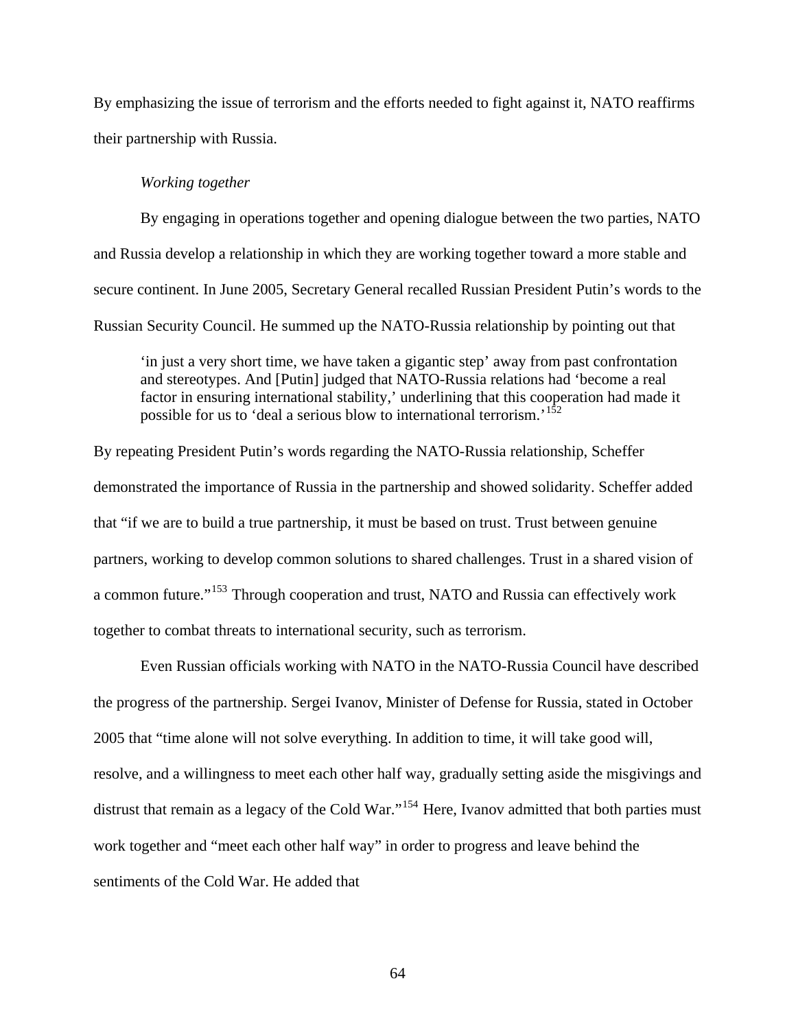By emphasizing the issue of terrorism and the efforts needed to fight against it, NATO reaffirms their partnership with Russia.

*Working together*

By engaging in operations together and opening dialogue between the two parties, NATO and Russia develop a relationship in which they are working together toward a more stable and secure continent. In June 2005, Secretary General recalled Russian President Putin's words to the Russian Security Council. He summed up the NATO-Russia relationship by pointing out that

> 'in just a very short time, we have taken a gigantic step' away from past confrontation and stereotypes. And [Putin] judged that NATO-Russia relations had 'become a real factor in ensuring international stability,' underlining that this cooperation had made it possible for us to 'deal a serious blow to international terrorism.'[152]

By repeating President Putin's words regarding the NATO-Russia relationship, Scheffer demonstrated the importance of Russia in the partnership and showed solidarity. Scheffer added that "if we are to build a true partnership, it must be based on trust. Trust between genuine partners, working to develop common solutions to shared challenges. Trust in a shared vision of a common future."[153] Through cooperation and trust, NATO and Russia can effectively work together to combat threats to international security, such as terrorism.

Even Russian officials working with NATO in the NATO-Russia Council have described the progress of the partnership. Sergei Ivanov, Minister of Defense for Russia, stated in October 2005 that "time alone will not solve everything. In addition to time, it will take good will, resolve, and a willingness to meet each other half way, gradually setting aside the misgivings and distrust that remain as a legacy of the Cold War."[154] Here, Ivanov admitted that both parties must work together and "meet each other half way" in order to progress and leave behind the sentiments of the Cold War. He added that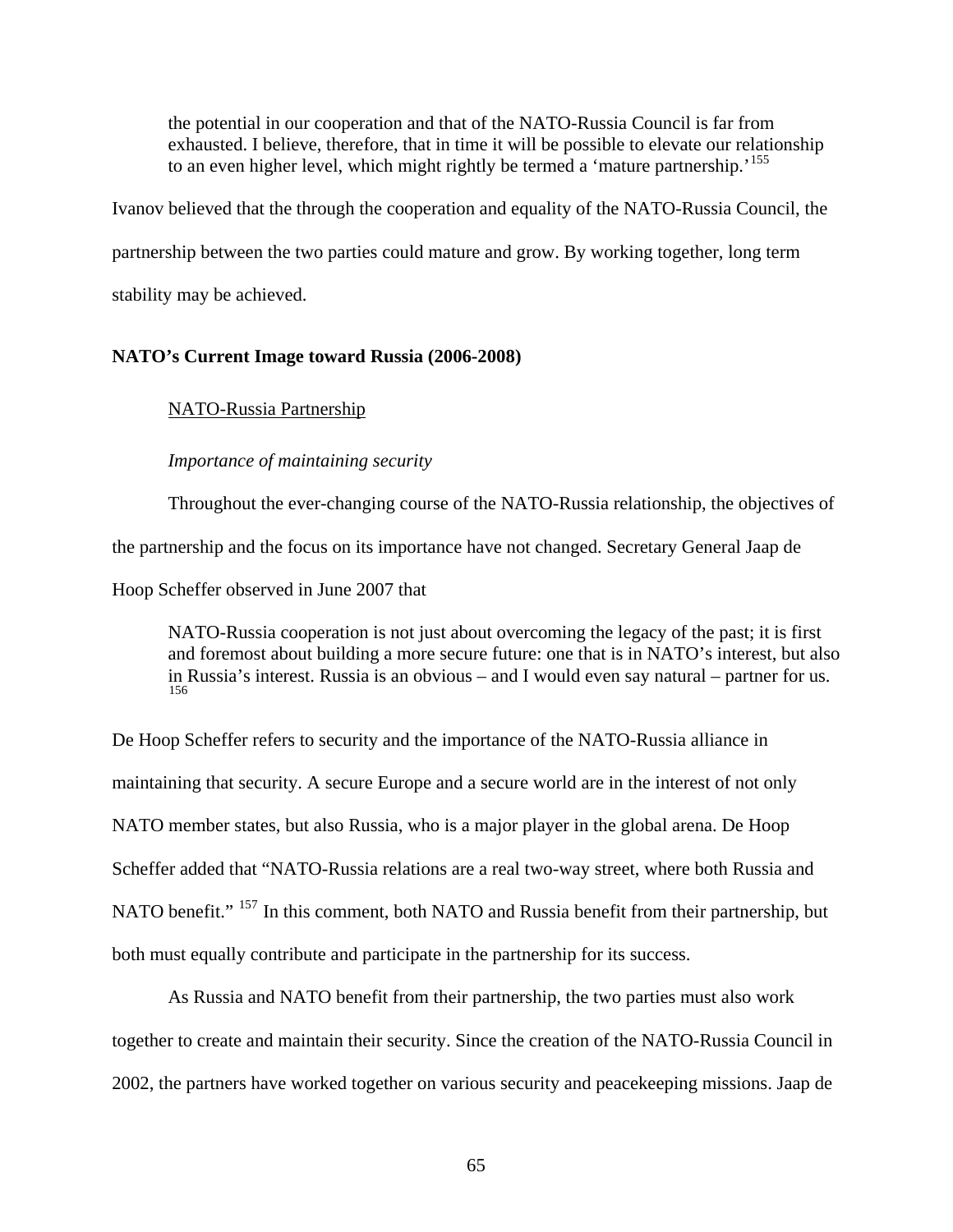> the potential in our cooperation and that of the NATO-Russia Council is far from exhausted. I believe, therefore, that in time it will be possible to elevate our relationship to an even higher level, which might rightly be termed a 'mature partnership.'[155]

Ivanov believed that the through the cooperation and equality of the NATO-Russia Council, the partnership between the two parties could mature and grow. By working together, long term stability may be achieved.

## NATO's Current Image toward Russia (2006-2008)

### NATO-Russia Partnership

*Importance of maintaining security*

Throughout the ever-changing course of the NATO-Russia relationship, the objectives of the partnership and the focus on its importance have not changed. Secretary General Jaap de Hoop Scheffer observed in June 2007 that

> NATO-Russia cooperation is not just about overcoming the legacy of the past; it is first and foremost about building a more secure future: one that is in NATO's interest, but also in Russia's interest. Russia is an obvious – and I would even say natural – partner for us.[156]

De Hoop Scheffer refers to security and the importance of the NATO-Russia alliance in maintaining that security. A secure Europe and a secure world are in the interest of not only NATO member states, but also Russia, who is a major player in the global arena. De Hoop Scheffer added that "NATO-Russia relations are a real two-way street, where both Russia and NATO benefit."[157] In this comment, both NATO and Russia benefit from their partnership, but both must equally contribute and participate in the partnership for its success.

As Russia and NATO benefit from their partnership, the two parties must also work together to create and maintain their security. Since the creation of the NATO-Russia Council in 2002, the partners have worked together on various security and peacekeeping missions. Jaap de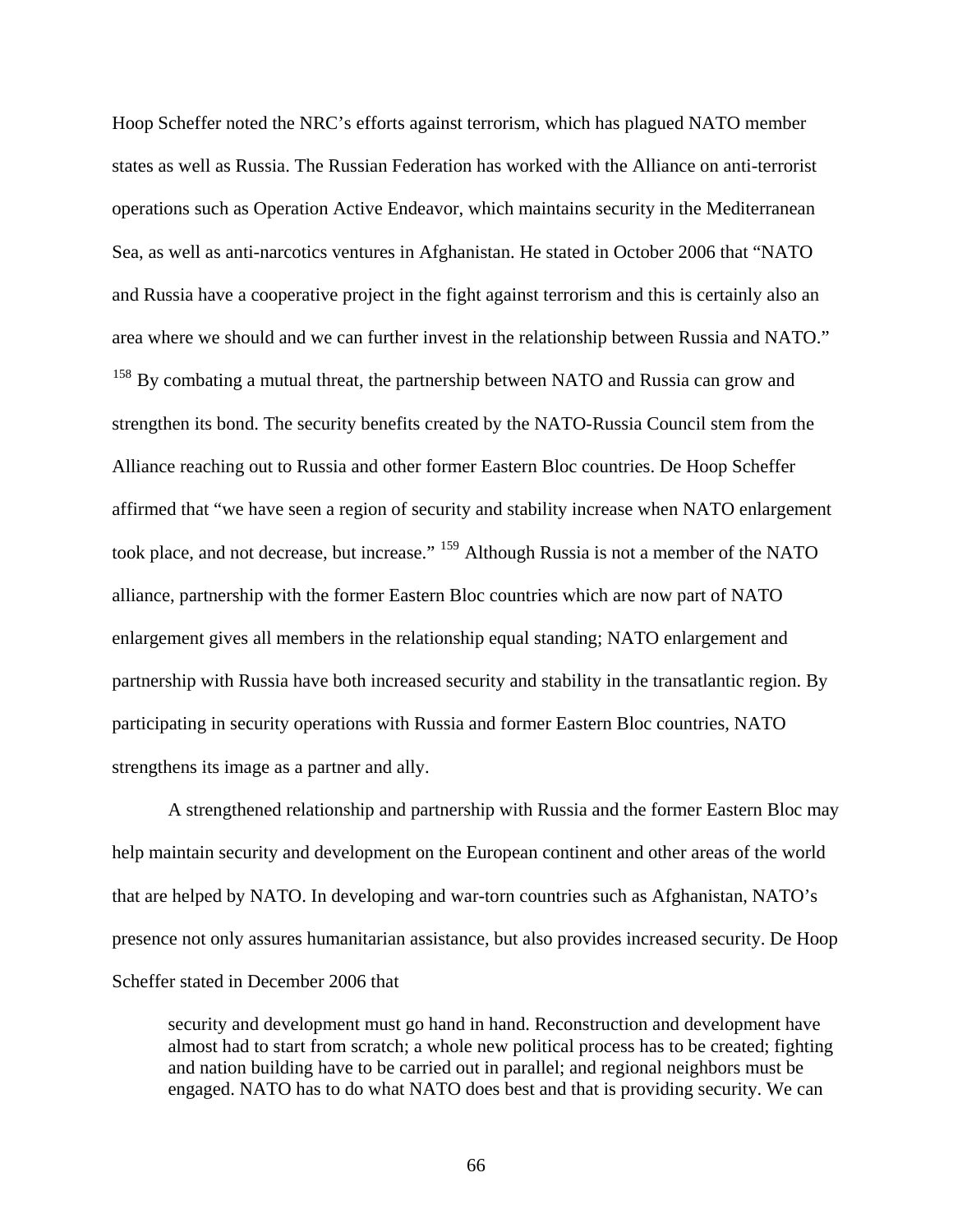Hoop Scheffer noted the NRC's efforts against terrorism, which has plagued NATO member states as well as Russia. The Russian Federation has worked with the Alliance on anti-terrorist operations such as Operation Active Endeavor, which maintains security in the Mediterranean Sea, as well as anti-narcotics ventures in Afghanistan. He stated in October 2006 that "NATO and Russia have a cooperative project in the fight against terrorism and this is certainly also an area where we should and we can further invest in the relationship between Russia and NATO." [158] By combating a mutual threat, the partnership between NATO and Russia can grow and strengthen its bond. The security benefits created by the NATO-Russia Council stem from the Alliance reaching out to Russia and other former Eastern Bloc countries. De Hoop Scheffer affirmed that "we have seen a region of security and stability increase when NATO enlargement took place, and not decrease, but increase." [159] Although Russia is not a member of the NATO alliance, partnership with the former Eastern Bloc countries which are now part of NATO enlargement gives all members in the relationship equal standing; NATO enlargement and partnership with Russia have both increased security and stability in the transatlantic region. By participating in security operations with Russia and former Eastern Bloc countries, NATO strengthens its image as a partner and ally.

A strengthened relationship and partnership with Russia and the former Eastern Bloc may help maintain security and development on the European continent and other areas of the world that are helped by NATO. In developing and war-torn countries such as Afghanistan, NATO's presence not only assures humanitarian assistance, but also provides increased security. De Hoop Scheffer stated in December 2006 that

> security and development must go hand in hand. Reconstruction and development have almost had to start from scratch; a whole new political process has to be created; fighting and nation building have to be carried out in parallel; and regional neighbors must be engaged. NATO has to do what NATO does best and that is providing security. We can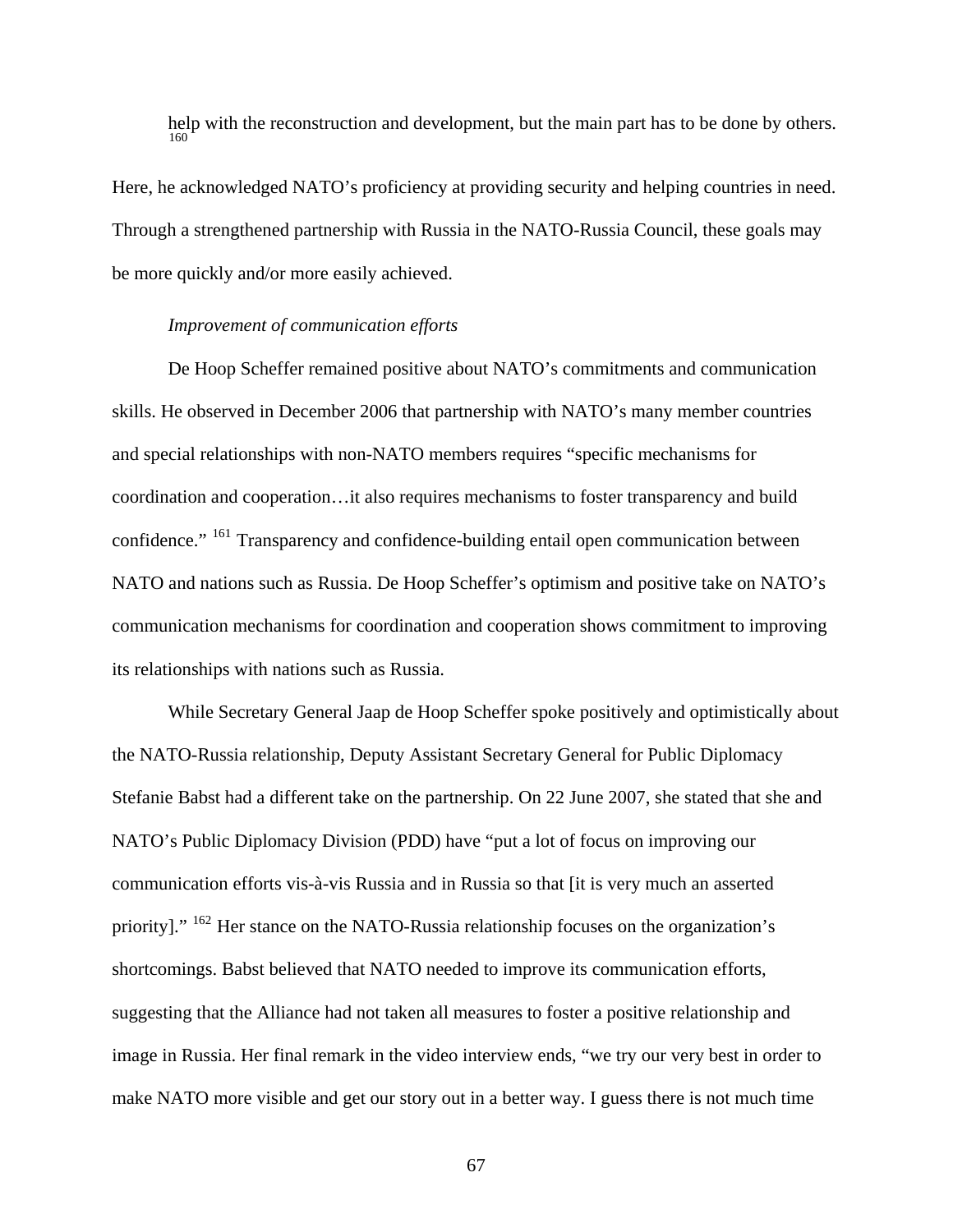help with the reconstruction and development, but the main part has to be done by others.[160]

Here, he acknowledged NATO's proficiency at providing security and helping countries in need. Through a strengthened partnership with Russia in the NATO-Russia Council, these goals may be more quickly and/or more easily achieved.

*Improvement of communication efforts*

De Hoop Scheffer remained positive about NATO's commitments and communication skills. He observed in December 2006 that partnership with NATO's many member countries and special relationships with non-NATO members requires "specific mechanisms for coordination and cooperation…it also requires mechanisms to foster transparency and build confidence." [161] Transparency and confidence-building entail open communication between NATO and nations such as Russia. De Hoop Scheffer's optimism and positive take on NATO's communication mechanisms for coordination and cooperation shows commitment to improving its relationships with nations such as Russia.

While Secretary General Jaap de Hoop Scheffer spoke positively and optimistically about the NATO-Russia relationship, Deputy Assistant Secretary General for Public Diplomacy Stefanie Babst had a different take on the partnership. On 22 June 2007, she stated that she and NATO's Public Diplomacy Division (PDD) have "put a lot of focus on improving our communication efforts vis-à-vis Russia and in Russia so that [it is very much an asserted priority]." [162] Her stance on the NATO-Russia relationship focuses on the organization's shortcomings. Babst believed that NATO needed to improve its communication efforts, suggesting that the Alliance had not taken all measures to foster a positive relationship and image in Russia. Her final remark in the video interview ends, "we try our very best in order to make NATO more visible and get our story out in a better way. I guess there is not much time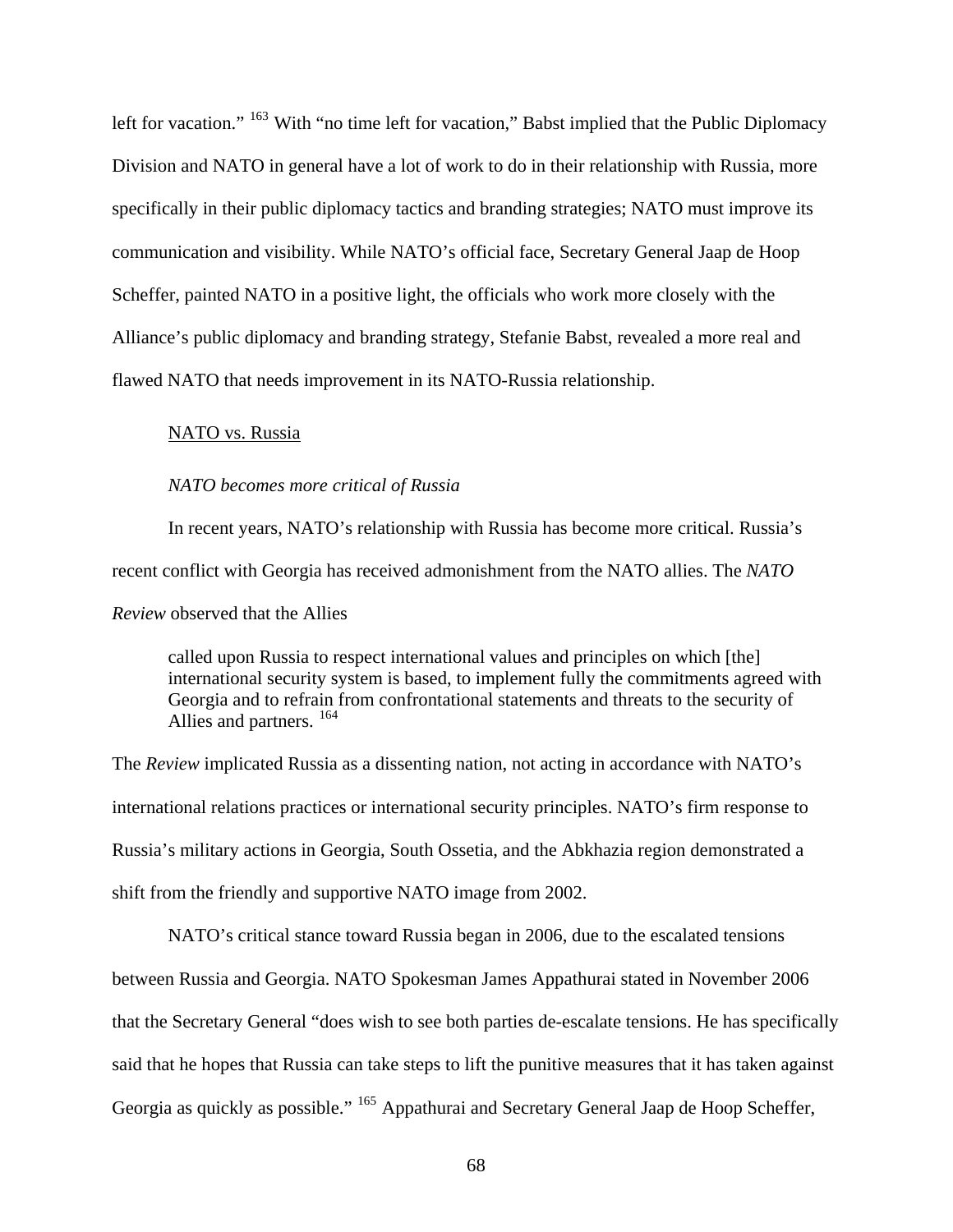left for vacation."[163] With "no time left for vacation," Babst implied that the Public Diplomacy Division and NATO in general have a lot of work to do in their relationship with Russia, more specifically in their public diplomacy tactics and branding strategies; NATO must improve its communication and visibility. While NATO's official face, Secretary General Jaap de Hoop Scheffer, painted NATO in a positive light, the officials who work more closely with the Alliance's public diplomacy and branding strategy, Stefanie Babst, revealed a more real and flawed NATO that needs improvement in its NATO-Russia relationship.

NATO vs. Russia

*NATO becomes more critical of Russia*

In recent years, NATO's relationship with Russia has become more critical. Russia's recent conflict with Georgia has received admonishment from the NATO allies. The *NATO Review* observed that the Allies

> called upon Russia to respect international values and principles on which [the] international security system is based, to implement fully the commitments agreed with Georgia and to refrain from confrontational statements and threats to the security of Allies and partners.[164]

The *Review* implicated Russia as a dissenting nation, not acting in accordance with NATO's international relations practices or international security principles. NATO's firm response to Russia's military actions in Georgia, South Ossetia, and the Abkhazia region demonstrated a shift from the friendly and supportive NATO image from 2002.

NATO's critical stance toward Russia began in 2006, due to the escalated tensions between Russia and Georgia. NATO Spokesman James Appathurai stated in November 2006 that the Secretary General "does wish to see both parties de-escalate tensions. He has specifically said that he hopes that Russia can take steps to lift the punitive measures that it has taken against Georgia as quickly as possible."[165] Appathurai and Secretary General Jaap de Hoop Scheffer,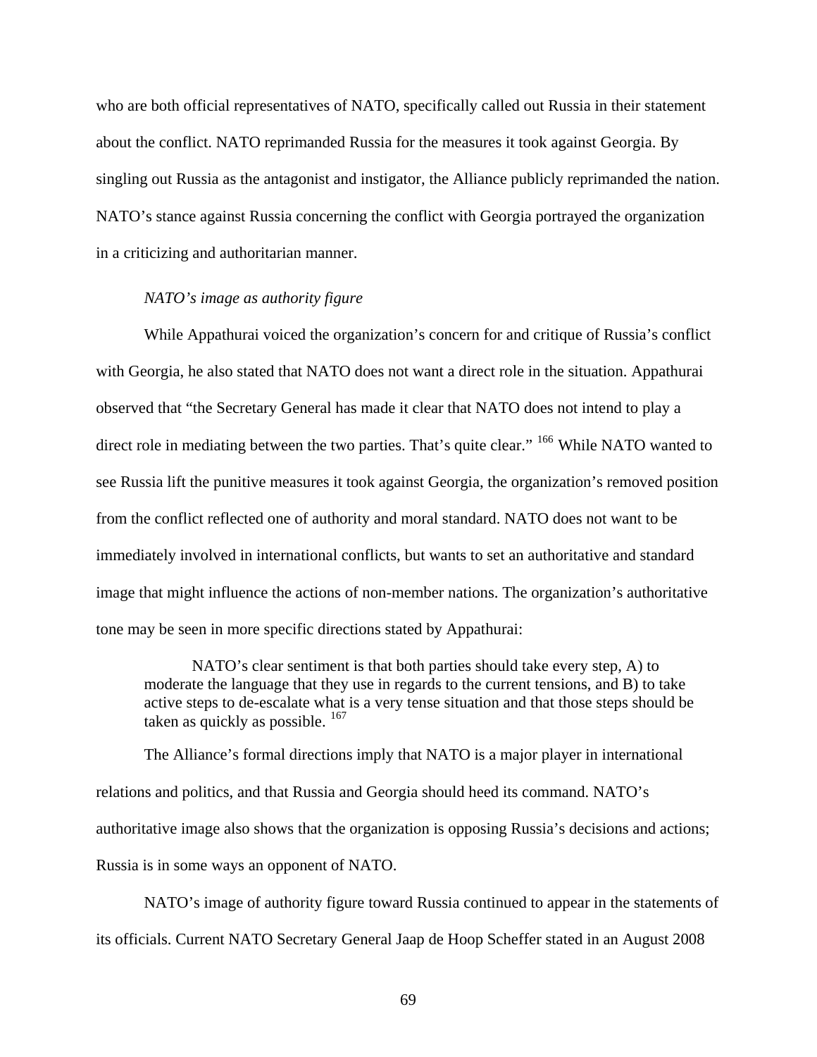who are both official representatives of NATO, specifically called out Russia in their statement about the conflict. NATO reprimanded Russia for the measures it took against Georgia. By singling out Russia as the antagonist and instigator, the Alliance publicly reprimanded the nation. NATO's stance against Russia concerning the conflict with Georgia portrayed the organization in a criticizing and authoritarian manner.

*NATO's image as authority figure*

While Appathurai voiced the organization's concern for and critique of Russia's conflict with Georgia, he also stated that NATO does not want a direct role in the situation. Appathurai observed that "the Secretary General has made it clear that NATO does not intend to play a direct role in mediating between the two parties. That's quite clear." [166] While NATO wanted to see Russia lift the punitive measures it took against Georgia, the organization's removed position from the conflict reflected one of authority and moral standard. NATO does not want to be immediately involved in international conflicts, but wants to set an authoritative and standard image that might influence the actions of non-member nations. The organization's authoritative tone may be seen in more specific directions stated by Appathurai:

> NATO's clear sentiment is that both parties should take every step, A) to moderate the language that they use in regards to the current tensions, and B) to take active steps to de-escalate what is a very tense situation and that those steps should be taken as quickly as possible. [167]

The Alliance's formal directions imply that NATO is a major player in international relations and politics, and that Russia and Georgia should heed its command. NATO's authoritative image also shows that the organization is opposing Russia's decisions and actions; Russia is in some ways an opponent of NATO.

NATO's image of authority figure toward Russia continued to appear in the statements of its officials. Current NATO Secretary General Jaap de Hoop Scheffer stated in an August 2008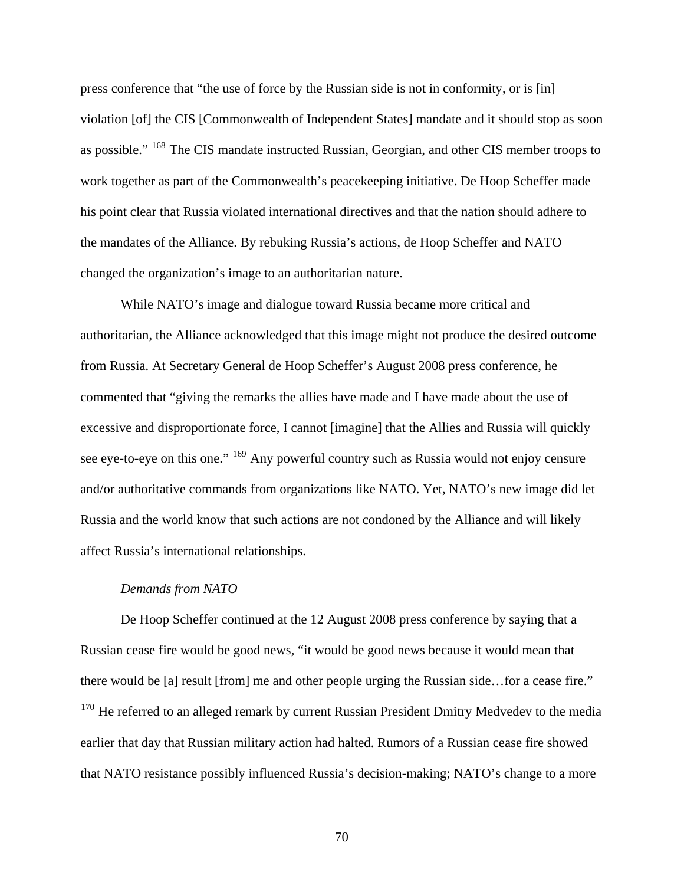press conference that “the use of force by the Russian side is not in conformity, or is [in] violation [of] the CIS [Commonwealth of Independent States] mandate and it should stop as soon as possible.” [168] The CIS mandate instructed Russian, Georgian, and other CIS member troops to work together as part of the Commonwealth’s peacekeeping initiative. De Hoop Scheffer made his point clear that Russia violated international directives and that the nation should adhere to the mandates of the Alliance. By rebuking Russia’s actions, de Hoop Scheffer and NATO changed the organization’s image to an authoritarian nature.

While NATO’s image and dialogue toward Russia became more critical and authoritarian, the Alliance acknowledged that this image might not produce the desired outcome from Russia. At Secretary General de Hoop Scheffer’s August 2008 press conference, he commented that “giving the remarks the allies have made and I have made about the use of excessive and disproportionate force, I cannot [imagine] that the Allies and Russia will quickly see eye-to-eye on this one.” [169] Any powerful country such as Russia would not enjoy censure and/or authoritative commands from organizations like NATO. Yet, NATO’s new image did let Russia and the world know that such actions are not condoned by the Alliance and will likely affect Russia’s international relationships.

*Demands from NATO*

De Hoop Scheffer continued at the 12 August 2008 press conference by saying that a Russian cease fire would be good news, “it would be good news because it would mean that there would be [a] result [from] me and other people urging the Russian side…for a cease fire.” [170] He referred to an alleged remark by current Russian President Dmitry Medvedev to the media earlier that day that Russian military action had halted. Rumors of a Russian cease fire showed that NATO resistance possibly influenced Russia’s decision-making; NATO’s change to a more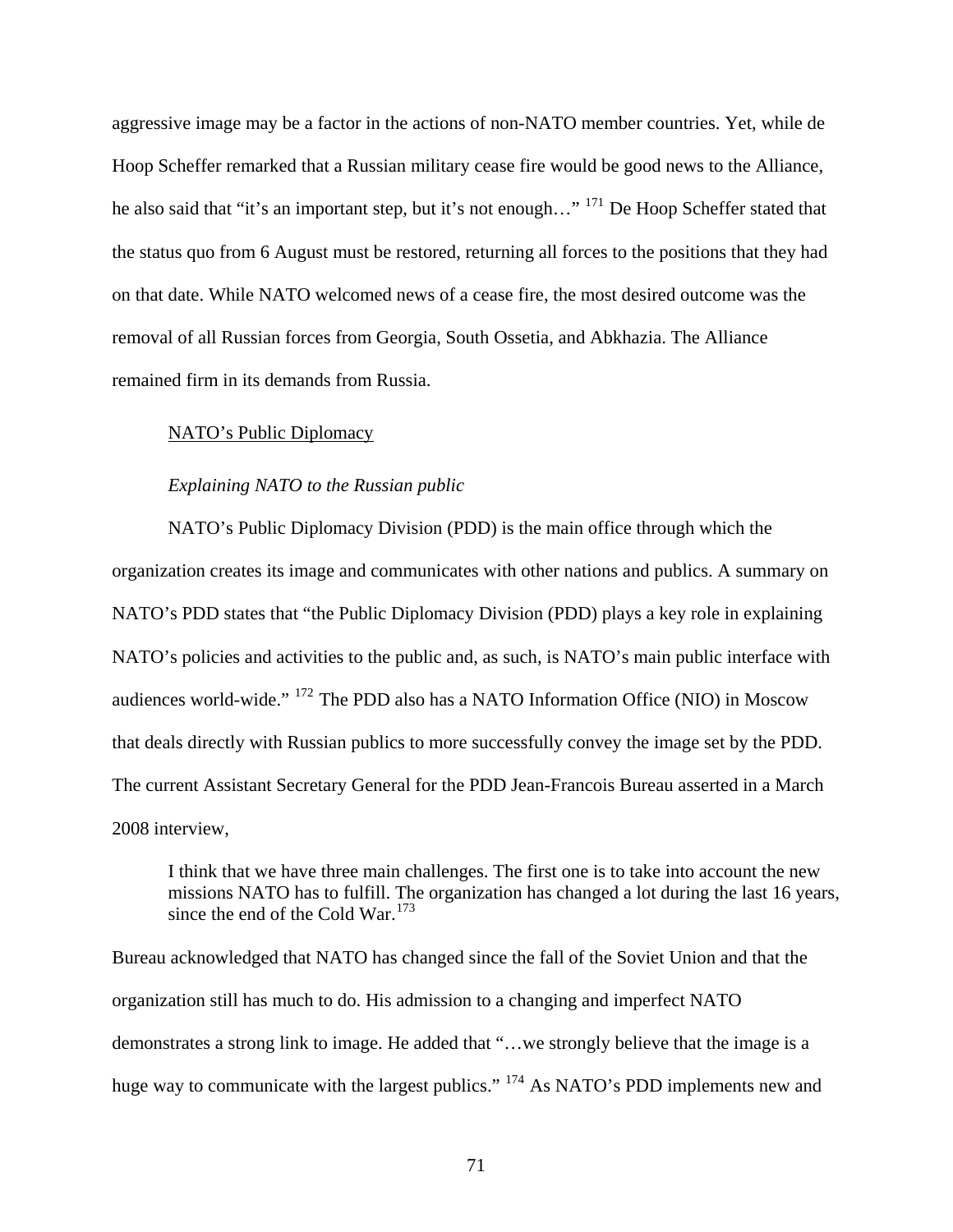aggressive image may be a factor in the actions of non-NATO member countries. Yet, while de Hoop Scheffer remarked that a Russian military cease fire would be good news to the Alliance, he also said that "it's an important step, but it's not enough…" [171] De Hoop Scheffer stated that the status quo from 6 August must be restored, returning all forces to the positions that they had on that date. While NATO welcomed news of a cease fire, the most desired outcome was the removal of all Russian forces from Georgia, South Ossetia, and Abkhazia. The Alliance remained firm in its demands from Russia.

## NATO's Public Diplomacy

### *Explaining NATO to the Russian public*

NATO's Public Diplomacy Division (PDD) is the main office through which the organization creates its image and communicates with other nations and publics. A summary on NATO's PDD states that "the Public Diplomacy Division (PDD) plays a key role in explaining NATO's policies and activities to the public and, as such, is NATO's main public interface with audiences world-wide." [172] The PDD also has a NATO Information Office (NIO) in Moscow that deals directly with Russian publics to more successfully convey the image set by the PDD. The current Assistant Secretary General for the PDD Jean-Francois Bureau asserted in a March 2008 interview,

> I think that we have three main challenges. The first one is to take into account the new missions NATO has to fulfill. The organization has changed a lot during the last 16 years, since the end of the Cold War.[173]

Bureau acknowledged that NATO has changed since the fall of the Soviet Union and that the organization still has much to do. His admission to a changing and imperfect NATO demonstrates a strong link to image. He added that "…we strongly believe that the image is a huge way to communicate with the largest publics." [174] As NATO's PDD implements new and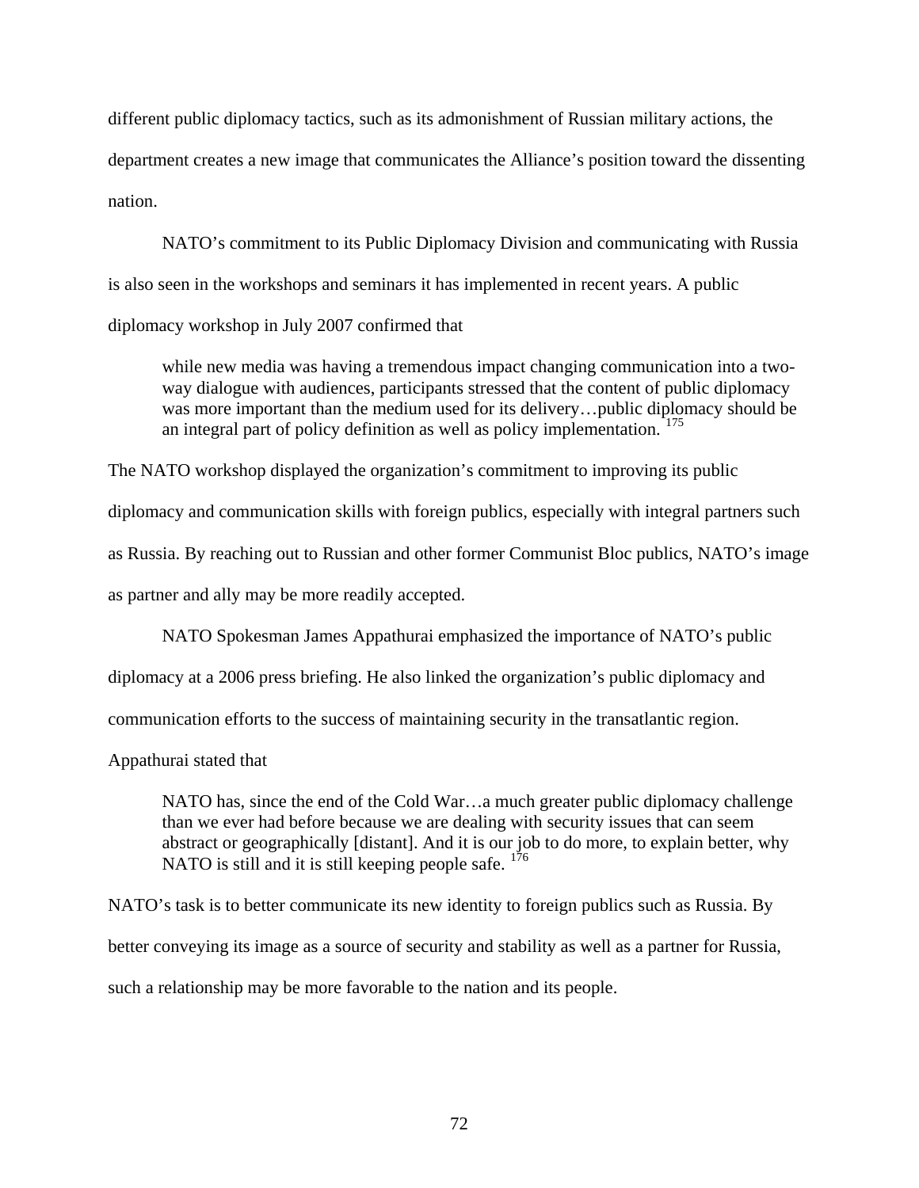different public diplomacy tactics, such as its admonishment of Russian military actions, the department creates a new image that communicates the Alliance's position toward the dissenting nation.

NATO's commitment to its Public Diplomacy Division and communicating with Russia is also seen in the workshops and seminars it has implemented in recent years. A public diplomacy workshop in July 2007 confirmed that

> while new media was having a tremendous impact changing communication into a two-way dialogue with audiences, participants stressed that the content of public diplomacy was more important than the medium used for its delivery…public diplomacy should be an integral part of policy definition as well as policy implementation. [175]

The NATO workshop displayed the organization's commitment to improving its public diplomacy and communication skills with foreign publics, especially with integral partners such as Russia. By reaching out to Russian and other former Communist Bloc publics, NATO's image as partner and ally may be more readily accepted.

NATO Spokesman James Appathurai emphasized the importance of NATO's public diplomacy at a 2006 press briefing. He also linked the organization's public diplomacy and communication efforts to the success of maintaining security in the transatlantic region. Appathurai stated that

> NATO has, since the end of the Cold War…a much greater public diplomacy challenge than we ever had before because we are dealing with security issues that can seem abstract or geographically [distant]. And it is our job to do more, to explain better, why NATO is still and it is still keeping people safe. [176]

NATO's task is to better communicate its new identity to foreign publics such as Russia. By better conveying its image as a source of security and stability as well as a partner for Russia, such a relationship may be more favorable to the nation and its people.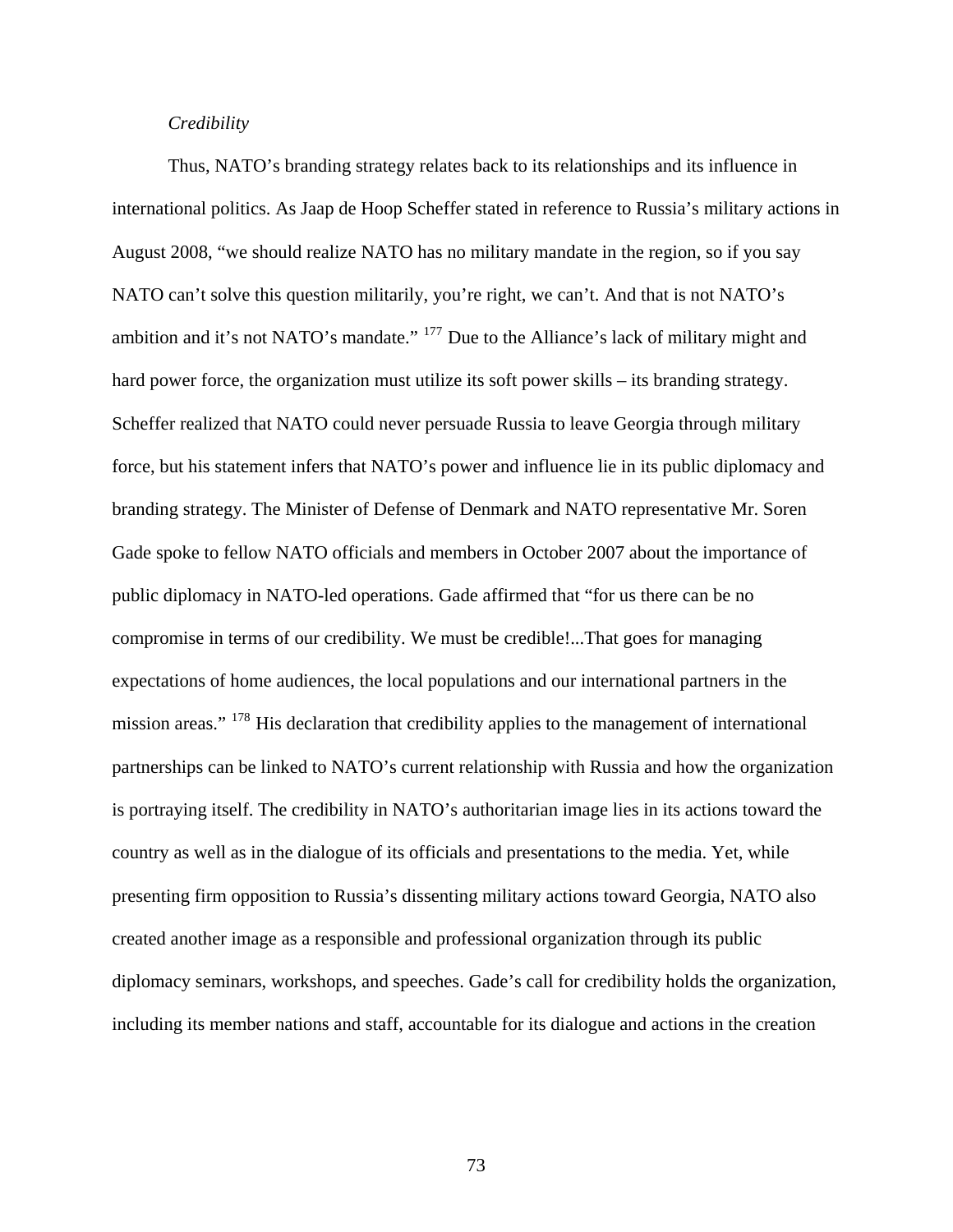*Credibility*

Thus, NATO's branding strategy relates back to its relationships and its influence in international politics. As Jaap de Hoop Scheffer stated in reference to Russia's military actions in August 2008, "we should realize NATO has no military mandate in the region, so if you say NATO can't solve this question militarily, you're right, we can't. And that is not NATO's ambition and it's not NATO's mandate." [177] Due to the Alliance's lack of military might and hard power force, the organization must utilize its soft power skills – its branding strategy. Scheffer realized that NATO could never persuade Russia to leave Georgia through military force, but his statement infers that NATO's power and influence lie in its public diplomacy and branding strategy. The Minister of Defense of Denmark and NATO representative Mr. Soren Gade spoke to fellow NATO officials and members in October 2007 about the importance of public diplomacy in NATO-led operations. Gade affirmed that "for us there can be no compromise in terms of our credibility. We must be credible!...That goes for managing expectations of home audiences, the local populations and our international partners in the mission areas." [178] His declaration that credibility applies to the management of international partnerships can be linked to NATO's current relationship with Russia and how the organization is portraying itself. The credibility in NATO's authoritarian image lies in its actions toward the country as well as in the dialogue of its officials and presentations to the media. Yet, while presenting firm opposition to Russia's dissenting military actions toward Georgia, NATO also created another image as a responsible and professional organization through its public diplomacy seminars, workshops, and speeches. Gade's call for credibility holds the organization, including its member nations and staff, accountable for its dialogue and actions in the creation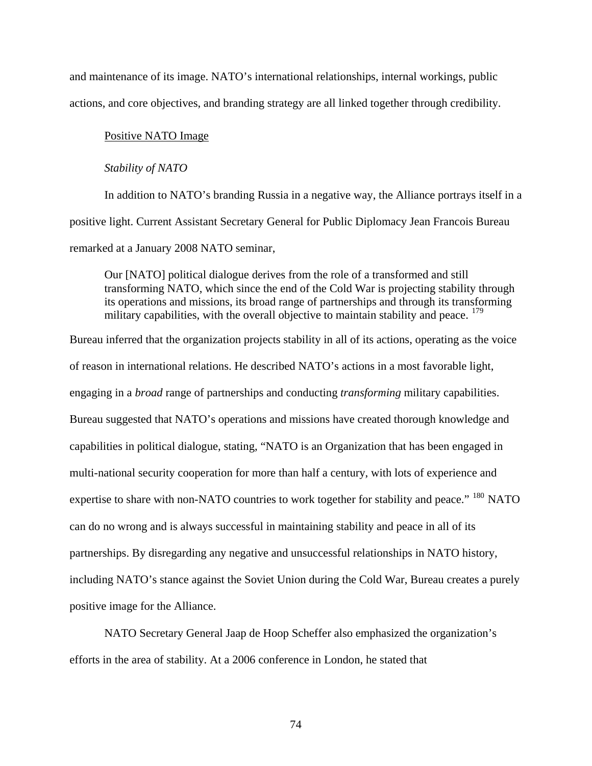and maintenance of its image. NATO's international relationships, internal workings, public actions, and core objectives, and branding strategy are all linked together through credibility.

## Positive NATO Image

### *Stability of NATO*

In addition to NATO's branding Russia in a negative way, the Alliance portrays itself in a positive light. Current Assistant Secretary General for Public Diplomacy Jean Francois Bureau remarked at a January 2008 NATO seminar,

> Our [NATO] political dialogue derives from the role of a transformed and still transforming NATO, which since the end of the Cold War is projecting stability through its operations and missions, its broad range of partnerships and through its transforming military capabilities, with the overall objective to maintain stability and peace. [179]

Bureau inferred that the organization projects stability in all of its actions, operating as the voice of reason in international relations. He described NATO's actions in a most favorable light, engaging in a *broad* range of partnerships and conducting *transforming* military capabilities. Bureau suggested that NATO's operations and missions have created thorough knowledge and capabilities in political dialogue, stating, "NATO is an Organization that has been engaged in multi-national security cooperation for more than half a century, with lots of experience and expertise to share with non-NATO countries to work together for stability and peace." [180] NATO can do no wrong and is always successful in maintaining stability and peace in all of its partnerships. By disregarding any negative and unsuccessful relationships in NATO history, including NATO's stance against the Soviet Union during the Cold War, Bureau creates a purely positive image for the Alliance.

NATO Secretary General Jaap de Hoop Scheffer also emphasized the organization's efforts in the area of stability. At a 2006 conference in London, he stated that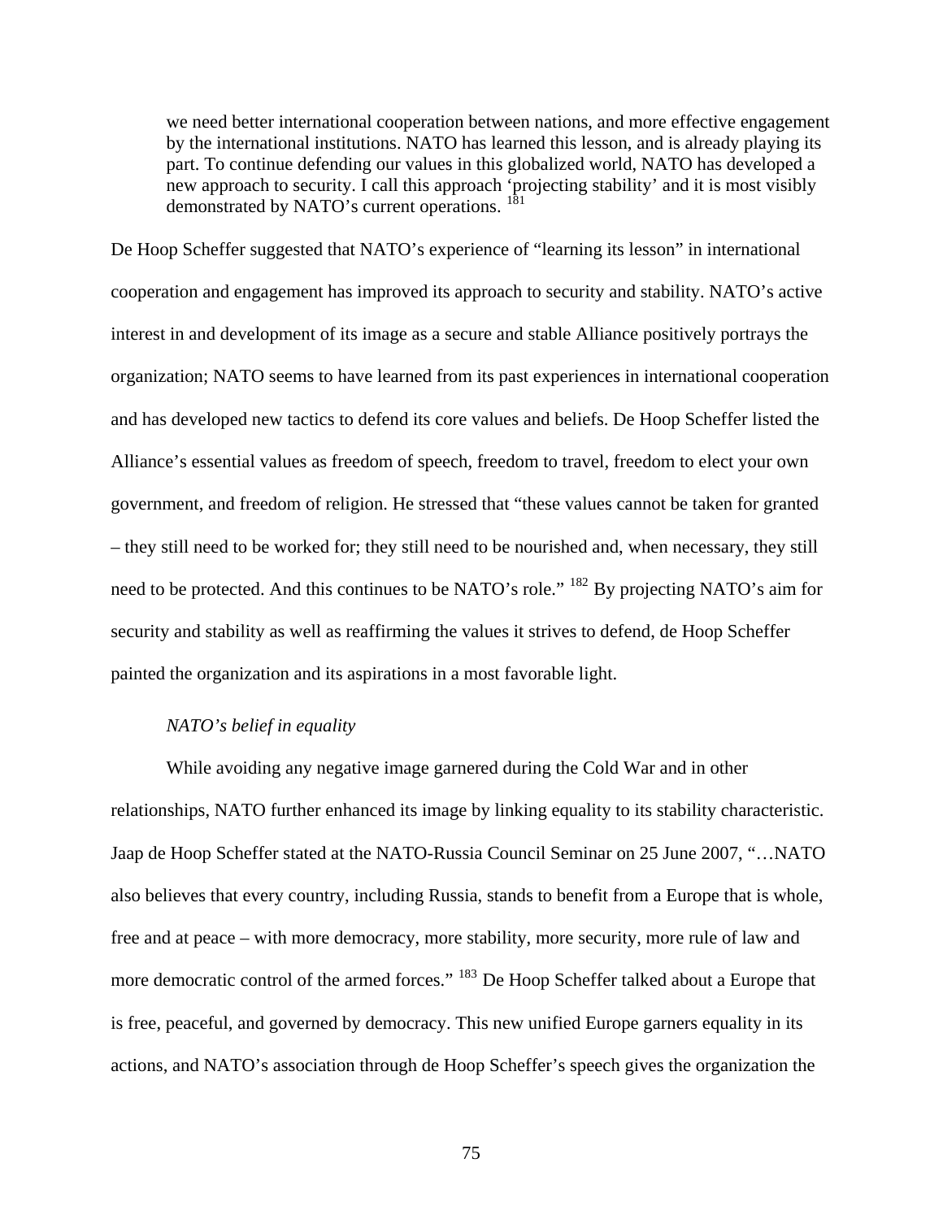> we need better international cooperation between nations, and more effective engagement by the international institutions. NATO has learned this lesson, and is already playing its part. To continue defending our values in this globalized world, NATO has developed a new approach to security. I call this approach 'projecting stability' and it is most visibly demonstrated by NATO's current operations. [181]

De Hoop Scheffer suggested that NATO's experience of "learning its lesson" in international cooperation and engagement has improved its approach to security and stability. NATO's active interest in and development of its image as a secure and stable Alliance positively portrays the organization; NATO seems to have learned from its past experiences in international cooperation and has developed new tactics to defend its core values and beliefs. De Hoop Scheffer listed the Alliance's essential values as freedom of speech, freedom to travel, freedom to elect your own government, and freedom of religion. He stressed that "these values cannot be taken for granted – they still need to be worked for; they still need to be nourished and, when necessary, they still need to be protected. And this continues to be NATO's role." [182] By projecting NATO's aim for security and stability as well as reaffirming the values it strives to defend, de Hoop Scheffer painted the organization and its aspirations in a most favorable light.

*NATO's belief in equality*

While avoiding any negative image garnered during the Cold War and in other relationships, NATO further enhanced its image by linking equality to its stability characteristic. Jaap de Hoop Scheffer stated at the NATO-Russia Council Seminar on 25 June 2007, "…NATO also believes that every country, including Russia, stands to benefit from a Europe that is whole, free and at peace – with more democracy, more stability, more security, more rule of law and more democratic control of the armed forces." [183] De Hoop Scheffer talked about a Europe that is free, peaceful, and governed by democracy. This new unified Europe garners equality in its actions, and NATO's association through de Hoop Scheffer's speech gives the organization the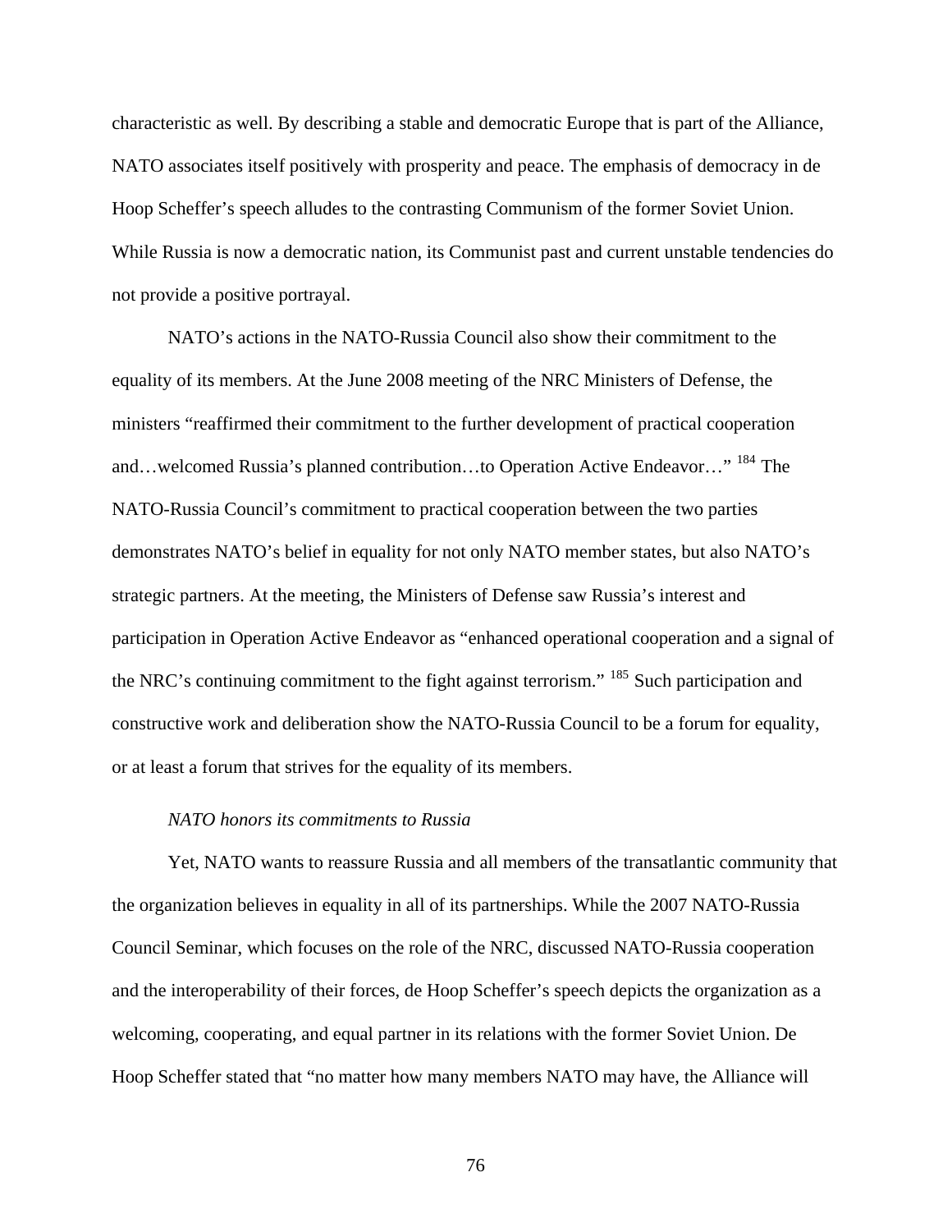characteristic as well. By describing a stable and democratic Europe that is part of the Alliance, NATO associates itself positively with prosperity and peace. The emphasis of democracy in de Hoop Scheffer's speech alludes to the contrasting Communism of the former Soviet Union. While Russia is now a democratic nation, its Communist past and current unstable tendencies do not provide a positive portrayal.

NATO's actions in the NATO-Russia Council also show their commitment to the equality of its members. At the June 2008 meeting of the NRC Ministers of Defense, the ministers "reaffirmed their commitment to the further development of practical cooperation and…welcomed Russia's planned contribution…to Operation Active Endeavor…" [184] The NATO-Russia Council's commitment to practical cooperation between the two parties demonstrates NATO's belief in equality for not only NATO member states, but also NATO's strategic partners. At the meeting, the Ministers of Defense saw Russia's interest and participation in Operation Active Endeavor as "enhanced operational cooperation and a signal of the NRC's continuing commitment to the fight against terrorism." [185] Such participation and constructive work and deliberation show the NATO-Russia Council to be a forum for equality, or at least a forum that strives for the equality of its members.

*NATO honors its commitments to Russia*

Yet, NATO wants to reassure Russia and all members of the transatlantic community that the organization believes in equality in all of its partnerships. While the 2007 NATO-Russia Council Seminar, which focuses on the role of the NRC, discussed NATO-Russia cooperation and the interoperability of their forces, de Hoop Scheffer's speech depicts the organization as a welcoming, cooperating, and equal partner in its relations with the former Soviet Union. De Hoop Scheffer stated that "no matter how many members NATO may have, the Alliance will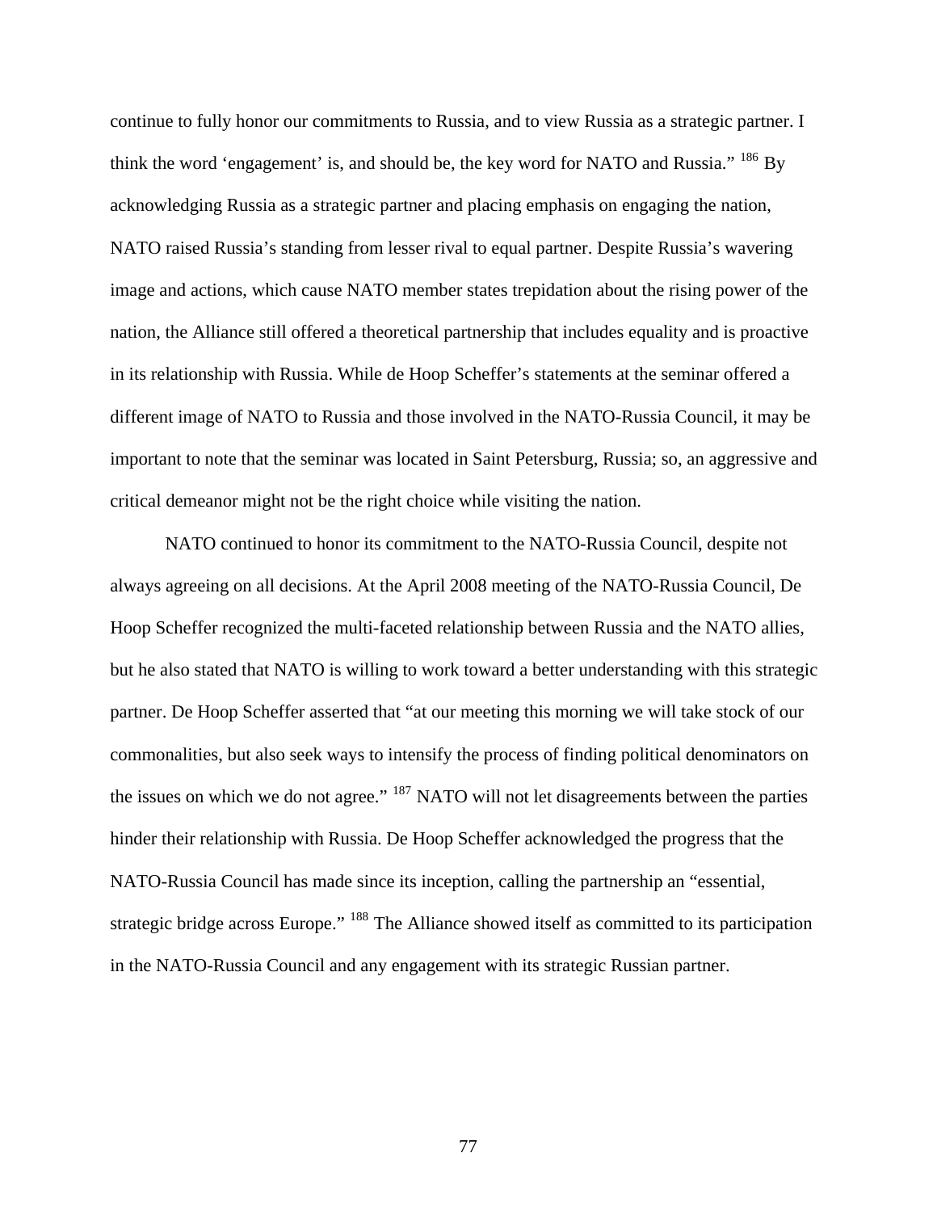continue to fully honor our commitments to Russia, and to view Russia as a strategic partner. I think the word 'engagement' is, and should be, the key word for NATO and Russia." [186] By acknowledging Russia as a strategic partner and placing emphasis on engaging the nation, NATO raised Russia's standing from lesser rival to equal partner. Despite Russia's wavering image and actions, which cause NATO member states trepidation about the rising power of the nation, the Alliance still offered a theoretical partnership that includes equality and is proactive in its relationship with Russia. While de Hoop Scheffer's statements at the seminar offered a different image of NATO to Russia and those involved in the NATO-Russia Council, it may be important to note that the seminar was located in Saint Petersburg, Russia; so, an aggressive and critical demeanor might not be the right choice while visiting the nation.

NATO continued to honor its commitment to the NATO-Russia Council, despite not always agreeing on all decisions. At the April 2008 meeting of the NATO-Russia Council, De Hoop Scheffer recognized the multi-faceted relationship between Russia and the NATO allies, but he also stated that NATO is willing to work toward a better understanding with this strategic partner. De Hoop Scheffer asserted that "at our meeting this morning we will take stock of our commonalities, but also seek ways to intensify the process of finding political denominators on the issues on which we do not agree." [187] NATO will not let disagreements between the parties hinder their relationship with Russia. De Hoop Scheffer acknowledged the progress that the NATO-Russia Council has made since its inception, calling the partnership an "essential, strategic bridge across Europe." [188] The Alliance showed itself as committed to its participation in the NATO-Russia Council and any engagement with its strategic Russian partner.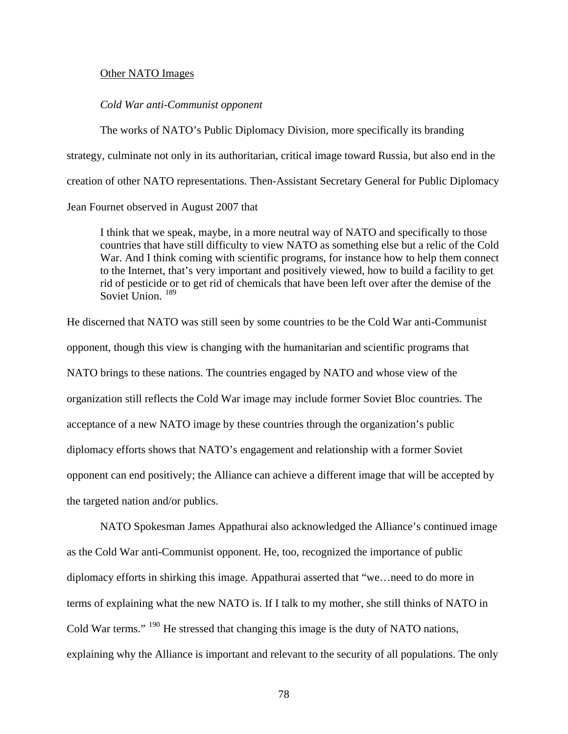Other NATO Images

*Cold War anti-Communist opponent*

The works of NATO's Public Diplomacy Division, more specifically its branding strategy, culminate not only in its authoritarian, critical image toward Russia, but also end in the creation of other NATO representations. Then-Assistant Secretary General for Public Diplomacy Jean Fournet observed in August 2007 that

> I think that we speak, maybe, in a more neutral way of NATO and specifically to those countries that have still difficulty to view NATO as something else but a relic of the Cold War. And I think coming with scientific programs, for instance how to help them connect to the Internet, that's very important and positively viewed, how to build a facility to get rid of pesticide or to get rid of chemicals that have been left over after the demise of the Soviet Union. [189]

He discerned that NATO was still seen by some countries to be the Cold War anti-Communist opponent, though this view is changing with the humanitarian and scientific programs that NATO brings to these nations. The countries engaged by NATO and whose view of the organization still reflects the Cold War image may include former Soviet Bloc countries. The acceptance of a new NATO image by these countries through the organization's public diplomacy efforts shows that NATO's engagement and relationship with a former Soviet opponent can end positively; the Alliance can achieve a different image that will be accepted by the targeted nation and/or publics.

NATO Spokesman James Appathurai also acknowledged the Alliance's continued image as the Cold War anti-Communist opponent. He, too, recognized the importance of public diplomacy efforts in shirking this image. Appathurai asserted that "we…need to do more in terms of explaining what the new NATO is. If I talk to my mother, she still thinks of NATO in Cold War terms." [190] He stressed that changing this image is the duty of NATO nations, explaining why the Alliance is important and relevant to the security of all populations. The only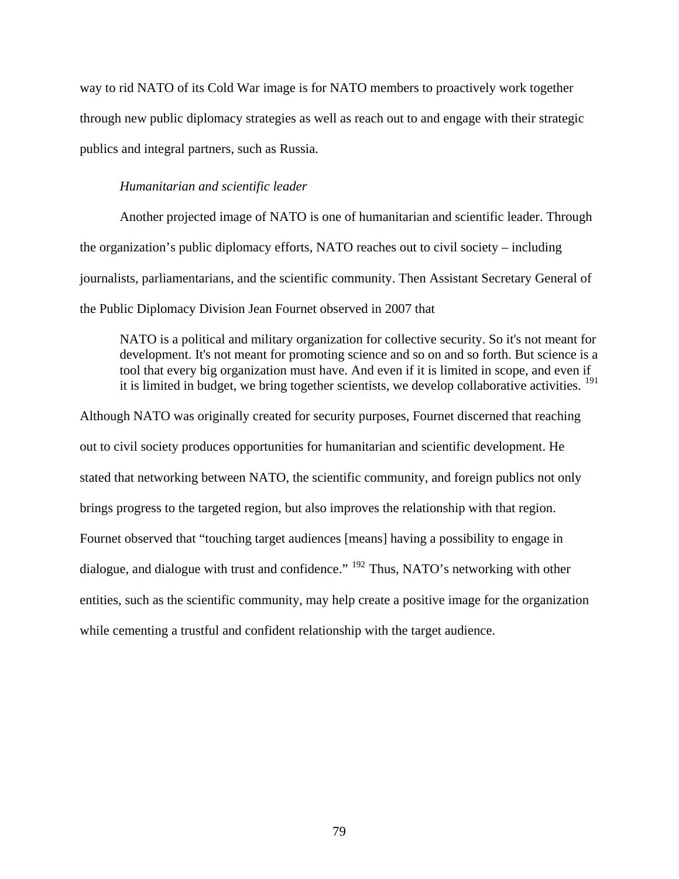way to rid NATO of its Cold War image is for NATO members to proactively work together through new public diplomacy strategies as well as reach out to and engage with their strategic publics and integral partners, such as Russia.

*Humanitarian and scientific leader*

Another projected image of NATO is one of humanitarian and scientific leader. Through the organization's public diplomacy efforts, NATO reaches out to civil society – including journalists, parliamentarians, and the scientific community. Then Assistant Secretary General of the Public Diplomacy Division Jean Fournet observed in 2007 that

> NATO is a political and military organization for collective security. So it's not meant for development. It's not meant for promoting science and so on and so forth. But science is a tool that every big organization must have. And even if it is limited in scope, and even if it is limited in budget, we bring together scientists, we develop collaborative activities. [191]

Although NATO was originally created for security purposes, Fournet discerned that reaching out to civil society produces opportunities for humanitarian and scientific development. He stated that networking between NATO, the scientific community, and foreign publics not only brings progress to the targeted region, but also improves the relationship with that region. Fournet observed that "touching target audiences [means] having a possibility to engage in dialogue, and dialogue with trust and confidence." [192] Thus, NATO's networking with other entities, such as the scientific community, may help create a positive image for the organization while cementing a trustful and confident relationship with the target audience.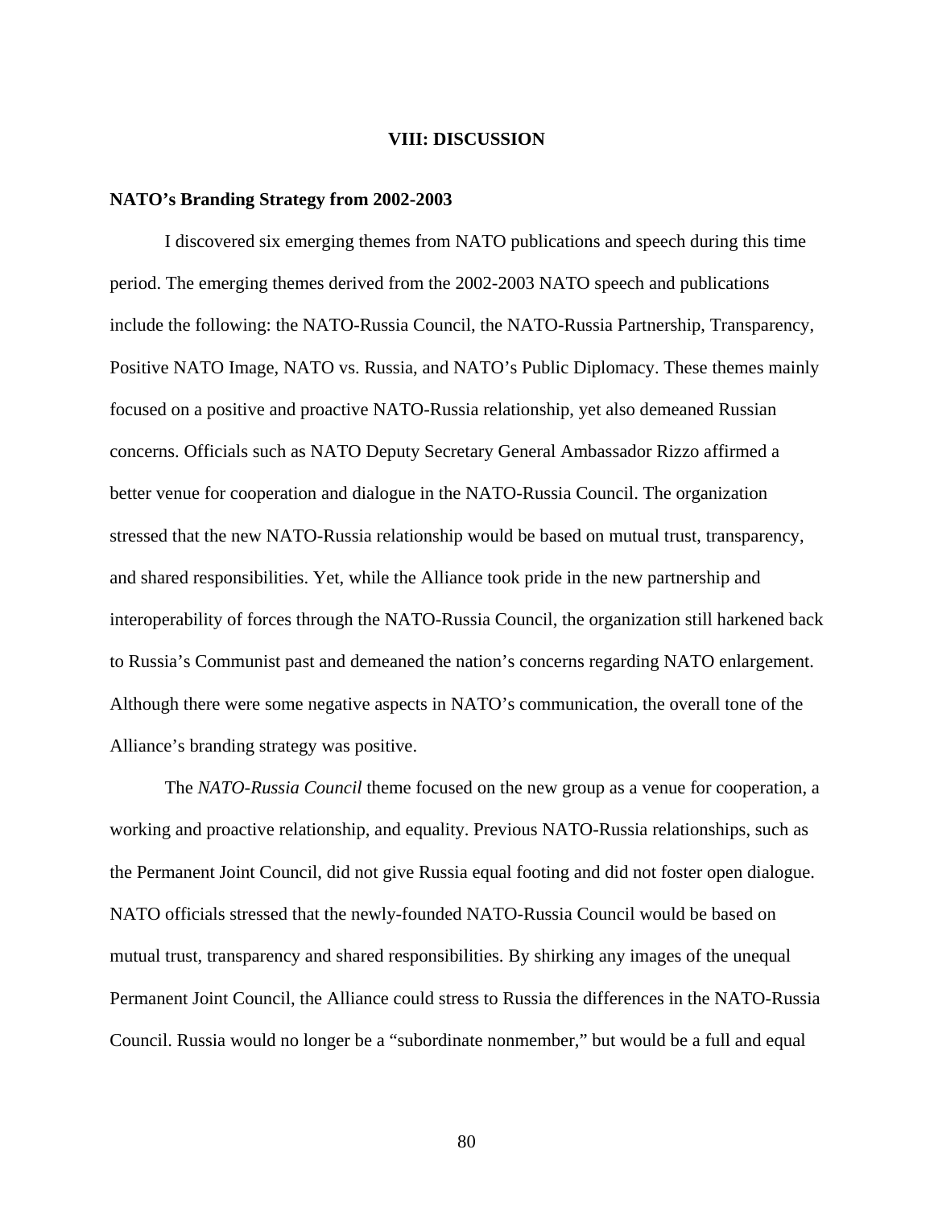# VIII: DISCUSSION

## NATO's Branding Strategy from 2002-2003

I discovered six emerging themes from NATO publications and speech during this time period. The emerging themes derived from the 2002-2003 NATO speech and publications include the following: the NATO-Russia Council, the NATO-Russia Partnership, Transparency, Positive NATO Image, NATO vs. Russia, and NATO's Public Diplomacy. These themes mainly focused on a positive and proactive NATO-Russia relationship, yet also demeaned Russian concerns. Officials such as NATO Deputy Secretary General Ambassador Rizzo affirmed a better venue for cooperation and dialogue in the NATO-Russia Council. The organization stressed that the new NATO-Russia relationship would be based on mutual trust, transparency, and shared responsibilities. Yet, while the Alliance took pride in the new partnership and interoperability of forces through the NATO-Russia Council, the organization still harkened back to Russia's Communist past and demeaned the nation's concerns regarding NATO enlargement. Although there were some negative aspects in NATO's communication, the overall tone of the Alliance's branding strategy was positive.

The *NATO-Russia Council* theme focused on the new group as a venue for cooperation, a working and proactive relationship, and equality. Previous NATO-Russia relationships, such as the Permanent Joint Council, did not give Russia equal footing and did not foster open dialogue. NATO officials stressed that the newly-founded NATO-Russia Council would be based on mutual trust, transparency and shared responsibilities. By shirking any images of the unequal Permanent Joint Council, the Alliance could stress to Russia the differences in the NATO-Russia Council. Russia would no longer be a "subordinate nonmember," but would be a full and equal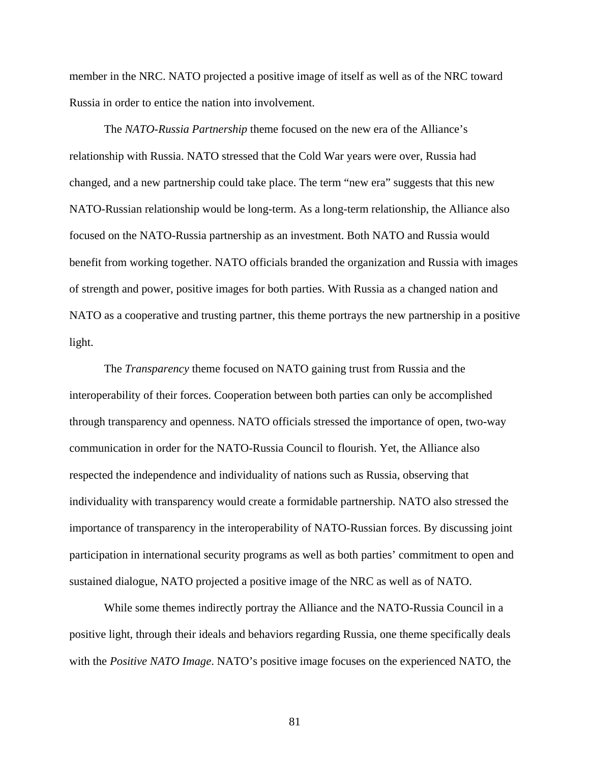member in the NRC. NATO projected a positive image of itself as well as of the NRC toward Russia in order to entice the nation into involvement.

The *NATO-Russia Partnership* theme focused on the new era of the Alliance's relationship with Russia. NATO stressed that the Cold War years were over, Russia had changed, and a new partnership could take place. The term "new era" suggests that this new NATO-Russian relationship would be long-term. As a long-term relationship, the Alliance also focused on the NATO-Russia partnership as an investment. Both NATO and Russia would benefit from working together. NATO officials branded the organization and Russia with images of strength and power, positive images for both parties. With Russia as a changed nation and NATO as a cooperative and trusting partner, this theme portrays the new partnership in a positive light.

The *Transparency* theme focused on NATO gaining trust from Russia and the interoperability of their forces. Cooperation between both parties can only be accomplished through transparency and openness. NATO officials stressed the importance of open, two-way communication in order for the NATO-Russia Council to flourish. Yet, the Alliance also respected the independence and individuality of nations such as Russia, observing that individuality with transparency would create a formidable partnership. NATO also stressed the importance of transparency in the interoperability of NATO-Russian forces. By discussing joint participation in international security programs as well as both parties' commitment to open and sustained dialogue, NATO projected a positive image of the NRC as well as of NATO.

While some themes indirectly portray the Alliance and the NATO-Russia Council in a positive light, through their ideals and behaviors regarding Russia, one theme specifically deals with the *Positive NATO Image*. NATO's positive image focuses on the experienced NATO, the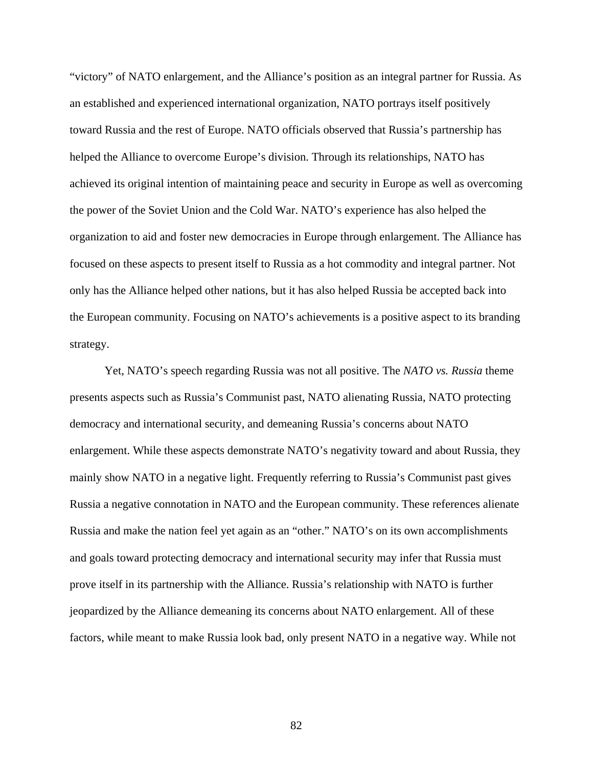"victory" of NATO enlargement, and the Alliance's position as an integral partner for Russia. As an established and experienced international organization, NATO portrays itself positively toward Russia and the rest of Europe. NATO officials observed that Russia's partnership has helped the Alliance to overcome Europe's division. Through its relationships, NATO has achieved its original intention of maintaining peace and security in Europe as well as overcoming the power of the Soviet Union and the Cold War. NATO's experience has also helped the organization to aid and foster new democracies in Europe through enlargement. The Alliance has focused on these aspects to present itself to Russia as a hot commodity and integral partner. Not only has the Alliance helped other nations, but it has also helped Russia be accepted back into the European community. Focusing on NATO's achievements is a positive aspect to its branding strategy.

Yet, NATO's speech regarding Russia was not all positive. The *NATO vs. Russia* theme presents aspects such as Russia's Communist past, NATO alienating Russia, NATO protecting democracy and international security, and demeaning Russia's concerns about NATO enlargement. While these aspects demonstrate NATO's negativity toward and about Russia, they mainly show NATO in a negative light. Frequently referring to Russia's Communist past gives Russia a negative connotation in NATO and the European community. These references alienate Russia and make the nation feel yet again as an "other." NATO's on its own accomplishments and goals toward protecting democracy and international security may infer that Russia must prove itself in its partnership with the Alliance. Russia's relationship with NATO is further jeopardized by the Alliance demeaning its concerns about NATO enlargement. All of these factors, while meant to make Russia look bad, only present NATO in a negative way. While not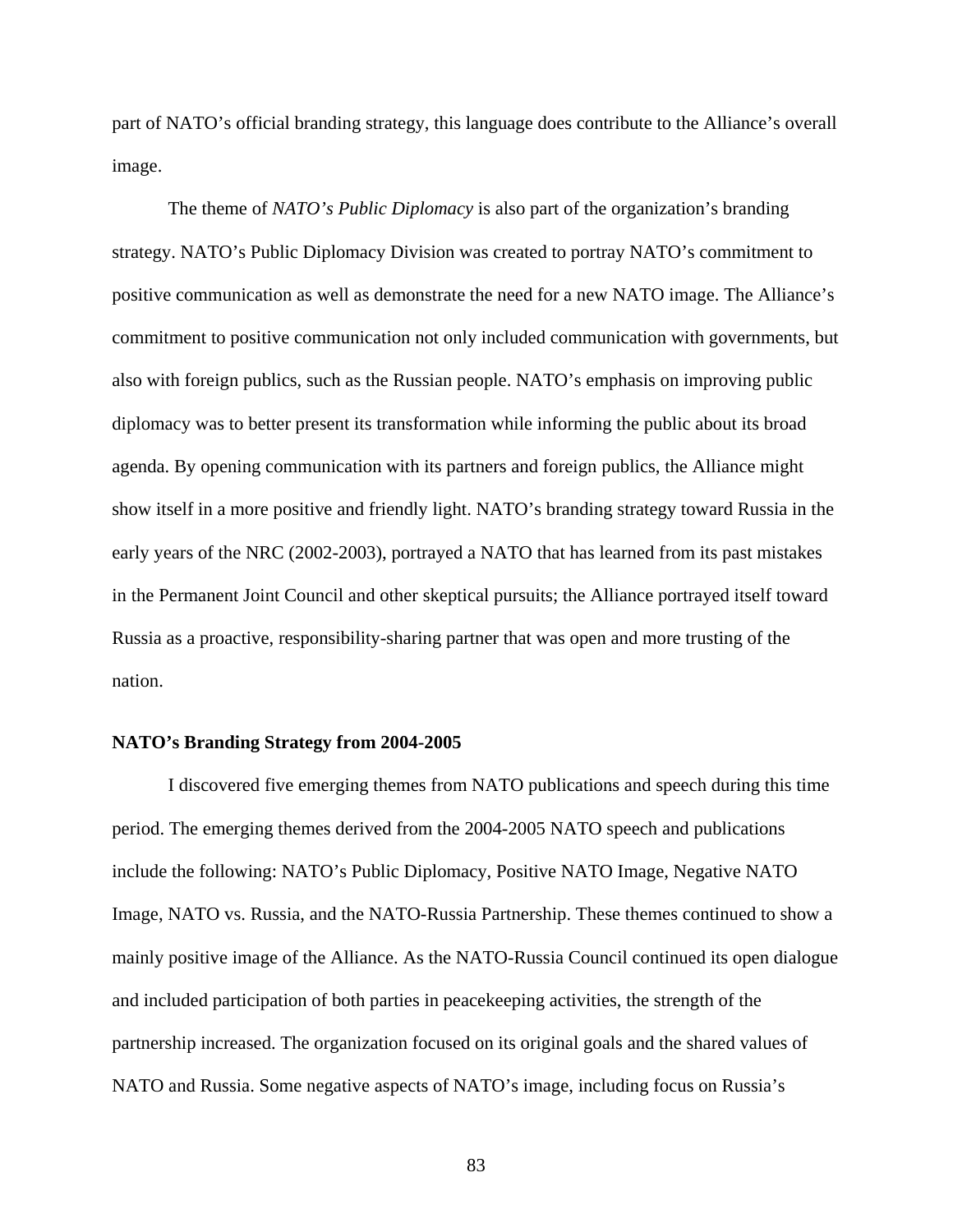part of NATO's official branding strategy, this language does contribute to the Alliance's overall image.

The theme of *NATO's Public Diplomacy* is also part of the organization's branding strategy. NATO's Public Diplomacy Division was created to portray NATO's commitment to positive communication as well as demonstrate the need for a new NATO image. The Alliance's commitment to positive communication not only included communication with governments, but also with foreign publics, such as the Russian people. NATO's emphasis on improving public diplomacy was to better present its transformation while informing the public about its broad agenda. By opening communication with its partners and foreign publics, the Alliance might show itself in a more positive and friendly light. NATO's branding strategy toward Russia in the early years of the NRC (2002-2003), portrayed a NATO that has learned from its past mistakes in the Permanent Joint Council and other skeptical pursuits; the Alliance portrayed itself toward Russia as a proactive, responsibility-sharing partner that was open and more trusting of the nation.

**NATO's Branding Strategy from 2004-2005**

I discovered five emerging themes from NATO publications and speech during this time period. The emerging themes derived from the 2004-2005 NATO speech and publications include the following: NATO's Public Diplomacy, Positive NATO Image, Negative NATO Image, NATO vs. Russia, and the NATO-Russia Partnership. These themes continued to show a mainly positive image of the Alliance. As the NATO-Russia Council continued its open dialogue and included participation of both parties in peacekeeping activities, the strength of the partnership increased. The organization focused on its original goals and the shared values of NATO and Russia. Some negative aspects of NATO's image, including focus on Russia's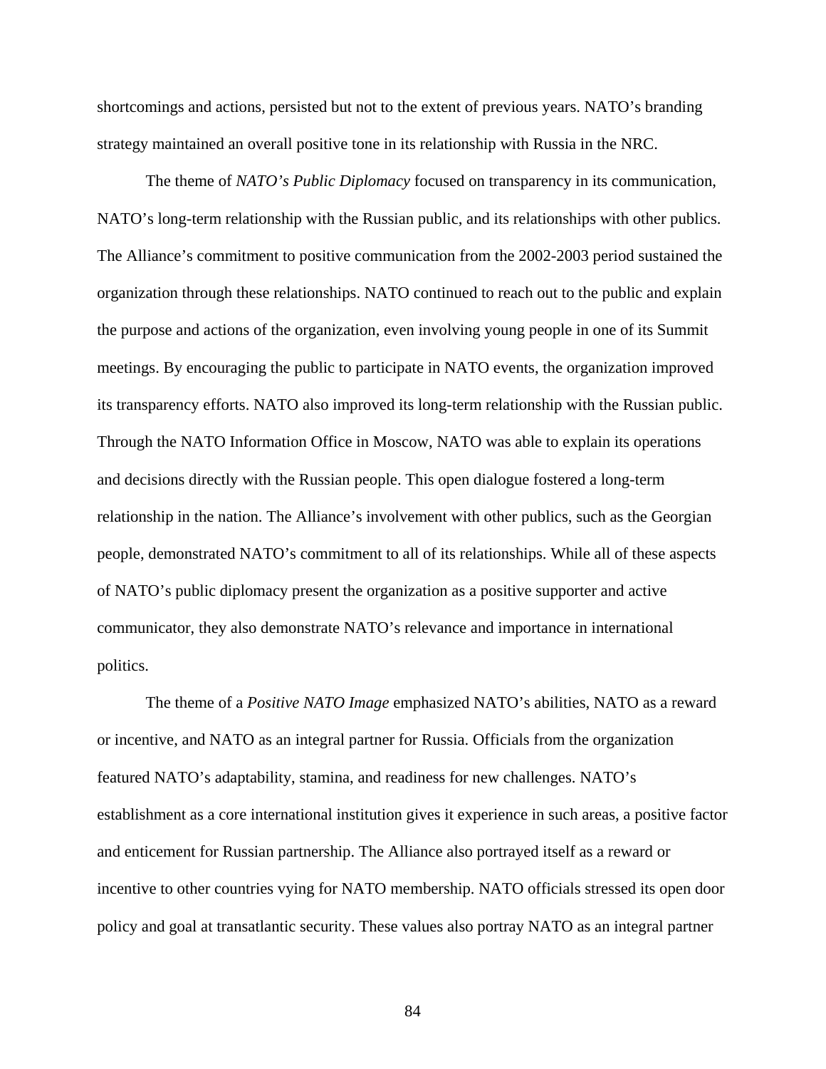shortcomings and actions, persisted but not to the extent of previous years. NATO's branding strategy maintained an overall positive tone in its relationship with Russia in the NRC.

The theme of *NATO's Public Diplomacy* focused on transparency in its communication, NATO's long-term relationship with the Russian public, and its relationships with other publics. The Alliance's commitment to positive communication from the 2002-2003 period sustained the organization through these relationships. NATO continued to reach out to the public and explain the purpose and actions of the organization, even involving young people in one of its Summit meetings. By encouraging the public to participate in NATO events, the organization improved its transparency efforts. NATO also improved its long-term relationship with the Russian public. Through the NATO Information Office in Moscow, NATO was able to explain its operations and decisions directly with the Russian people. This open dialogue fostered a long-term relationship in the nation. The Alliance's involvement with other publics, such as the Georgian people, demonstrated NATO's commitment to all of its relationships. While all of these aspects of NATO's public diplomacy present the organization as a positive supporter and active communicator, they also demonstrate NATO's relevance and importance in international politics.

The theme of a *Positive NATO Image* emphasized NATO's abilities, NATO as a reward or incentive, and NATO as an integral partner for Russia. Officials from the organization featured NATO's adaptability, stamina, and readiness for new challenges. NATO's establishment as a core international institution gives it experience in such areas, a positive factor and enticement for Russian partnership. The Alliance also portrayed itself as a reward or incentive to other countries vying for NATO membership. NATO officials stressed its open door policy and goal at transatlantic security. These values also portray NATO as an integral partner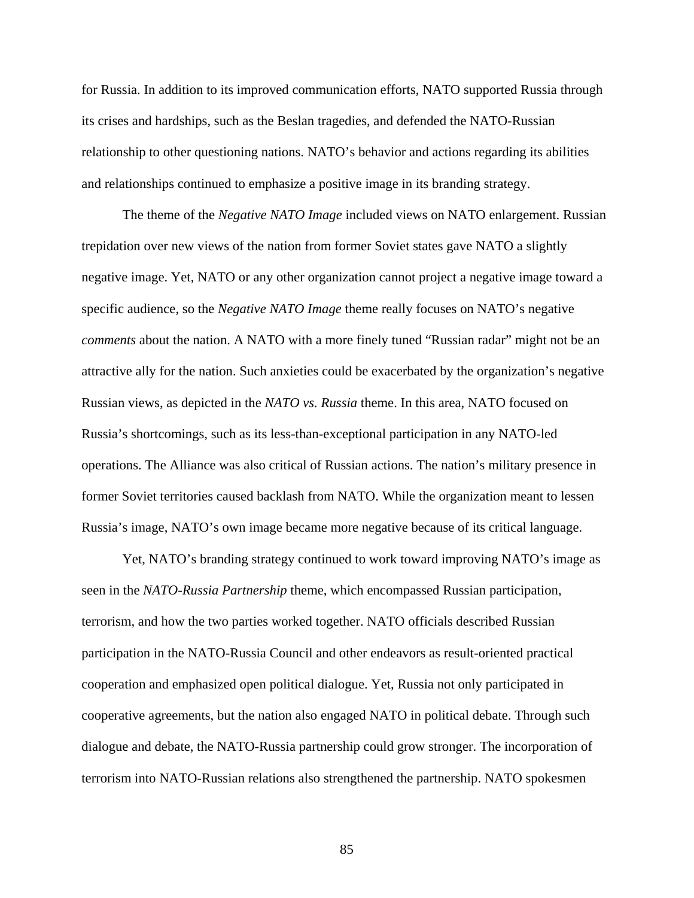for Russia. In addition to its improved communication efforts, NATO supported Russia through its crises and hardships, such as the Beslan tragedies, and defended the NATO-Russian relationship to other questioning nations. NATO's behavior and actions regarding its abilities and relationships continued to emphasize a positive image in its branding strategy.

The theme of the *Negative NATO Image* included views on NATO enlargement. Russian trepidation over new views of the nation from former Soviet states gave NATO a slightly negative image. Yet, NATO or any other organization cannot project a negative image toward a specific audience, so the *Negative NATO Image* theme really focuses on NATO's negative *comments* about the nation. A NATO with a more finely tuned "Russian radar" might not be an attractive ally for the nation. Such anxieties could be exacerbated by the organization's negative Russian views, as depicted in the *NATO vs. Russia* theme. In this area, NATO focused on Russia's shortcomings, such as its less-than-exceptional participation in any NATO-led operations. The Alliance was also critical of Russian actions. The nation's military presence in former Soviet territories caused backlash from NATO. While the organization meant to lessen Russia's image, NATO's own image became more negative because of its critical language.

Yet, NATO's branding strategy continued to work toward improving NATO's image as seen in the *NATO-Russia Partnership* theme, which encompassed Russian participation, terrorism, and how the two parties worked together. NATO officials described Russian participation in the NATO-Russia Council and other endeavors as result-oriented practical cooperation and emphasized open political dialogue. Yet, Russia not only participated in cooperative agreements, but the nation also engaged NATO in political debate. Through such dialogue and debate, the NATO-Russia partnership could grow stronger. The incorporation of terrorism into NATO-Russian relations also strengthened the partnership. NATO spokesmen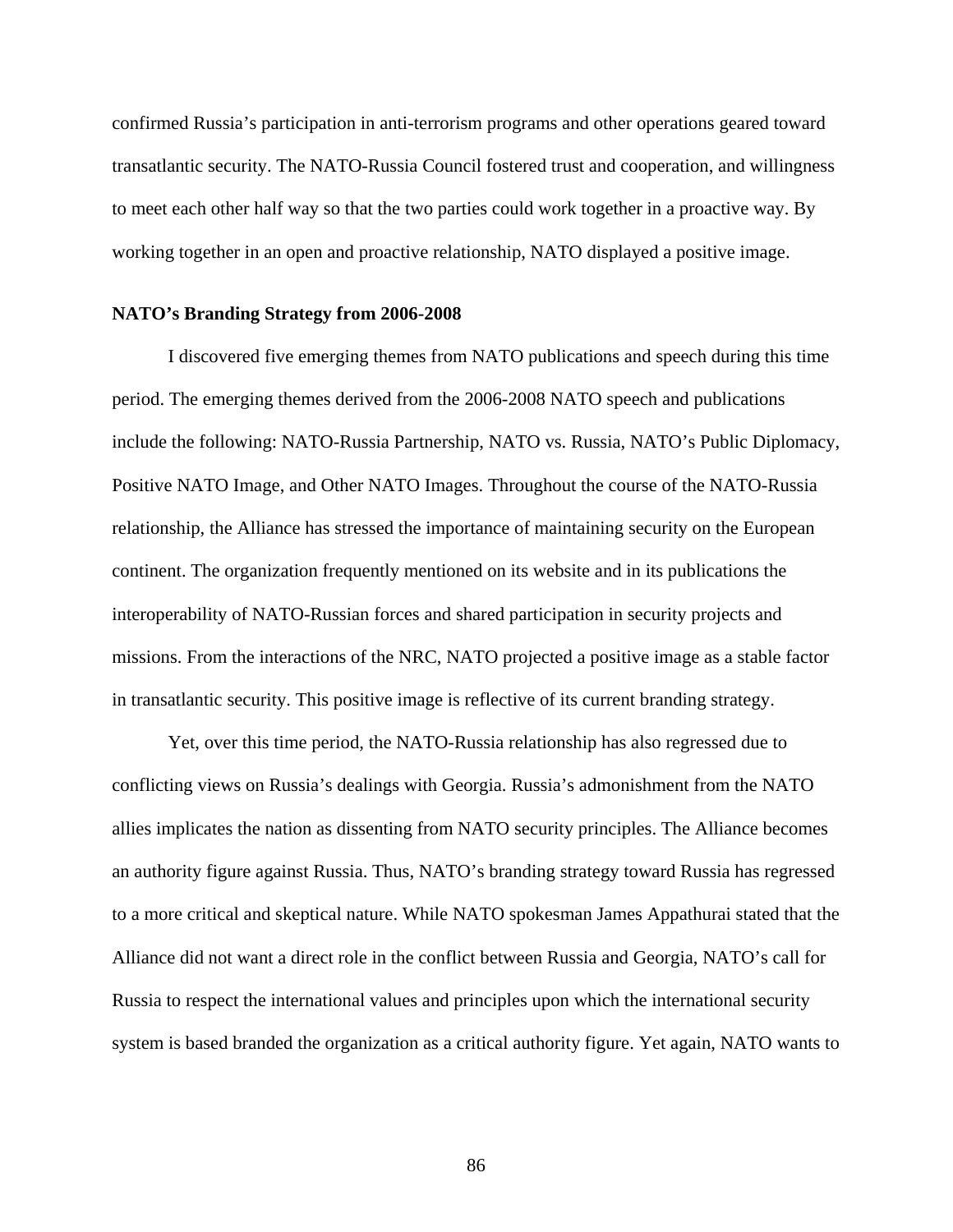confirmed Russia's participation in anti-terrorism programs and other operations geared toward transatlantic security. The NATO-Russia Council fostered trust and cooperation, and willingness to meet each other half way so that the two parties could work together in a proactive way. By working together in an open and proactive relationship, NATO displayed a positive image.

**NATO's Branding Strategy from 2006-2008**

I discovered five emerging themes from NATO publications and speech during this time period. The emerging themes derived from the 2006-2008 NATO speech and publications include the following: NATO-Russia Partnership, NATO vs. Russia, NATO's Public Diplomacy, Positive NATO Image, and Other NATO Images. Throughout the course of the NATO-Russia relationship, the Alliance has stressed the importance of maintaining security on the European continent. The organization frequently mentioned on its website and in its publications the interoperability of NATO-Russian forces and shared participation in security projects and missions. From the interactions of the NRC, NATO projected a positive image as a stable factor in transatlantic security. This positive image is reflective of its current branding strategy.

Yet, over this time period, the NATO-Russia relationship has also regressed due to conflicting views on Russia's dealings with Georgia. Russia's admonishment from the NATO allies implicates the nation as dissenting from NATO security principles. The Alliance becomes an authority figure against Russia. Thus, NATO's branding strategy toward Russia has regressed to a more critical and skeptical nature. While NATO spokesman James Appathurai stated that the Alliance did not want a direct role in the conflict between Russia and Georgia, NATO's call for Russia to respect the international values and principles upon which the international security system is based branded the organization as a critical authority figure. Yet again, NATO wants to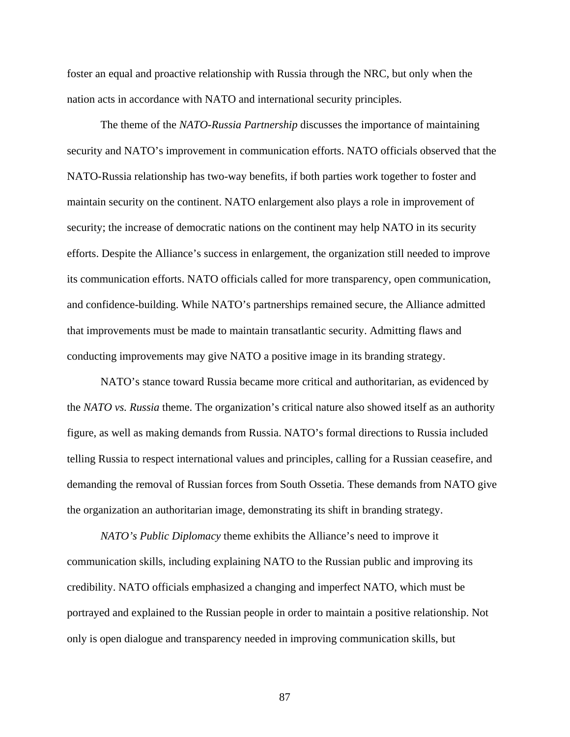foster an equal and proactive relationship with Russia through the NRC, but only when the nation acts in accordance with NATO and international security principles.

The theme of the *NATO-Russia Partnership* discusses the importance of maintaining security and NATO's improvement in communication efforts. NATO officials observed that the NATO-Russia relationship has two-way benefits, if both parties work together to foster and maintain security on the continent. NATO enlargement also plays a role in improvement of security; the increase of democratic nations on the continent may help NATO in its security efforts. Despite the Alliance's success in enlargement, the organization still needed to improve its communication efforts. NATO officials called for more transparency, open communication, and confidence-building. While NATO's partnerships remained secure, the Alliance admitted that improvements must be made to maintain transatlantic security. Admitting flaws and conducting improvements may give NATO a positive image in its branding strategy.

NATO's stance toward Russia became more critical and authoritarian, as evidenced by the *NATO vs. Russia* theme. The organization's critical nature also showed itself as an authority figure, as well as making demands from Russia. NATO's formal directions to Russia included telling Russia to respect international values and principles, calling for a Russian ceasefire, and demanding the removal of Russian forces from South Ossetia. These demands from NATO give the organization an authoritarian image, demonstrating its shift in branding strategy.

*NATO's Public Diplomacy* theme exhibits the Alliance's need to improve it communication skills, including explaining NATO to the Russian public and improving its credibility. NATO officials emphasized a changing and imperfect NATO, which must be portrayed and explained to the Russian people in order to maintain a positive relationship. Not only is open dialogue and transparency needed in improving communication skills, but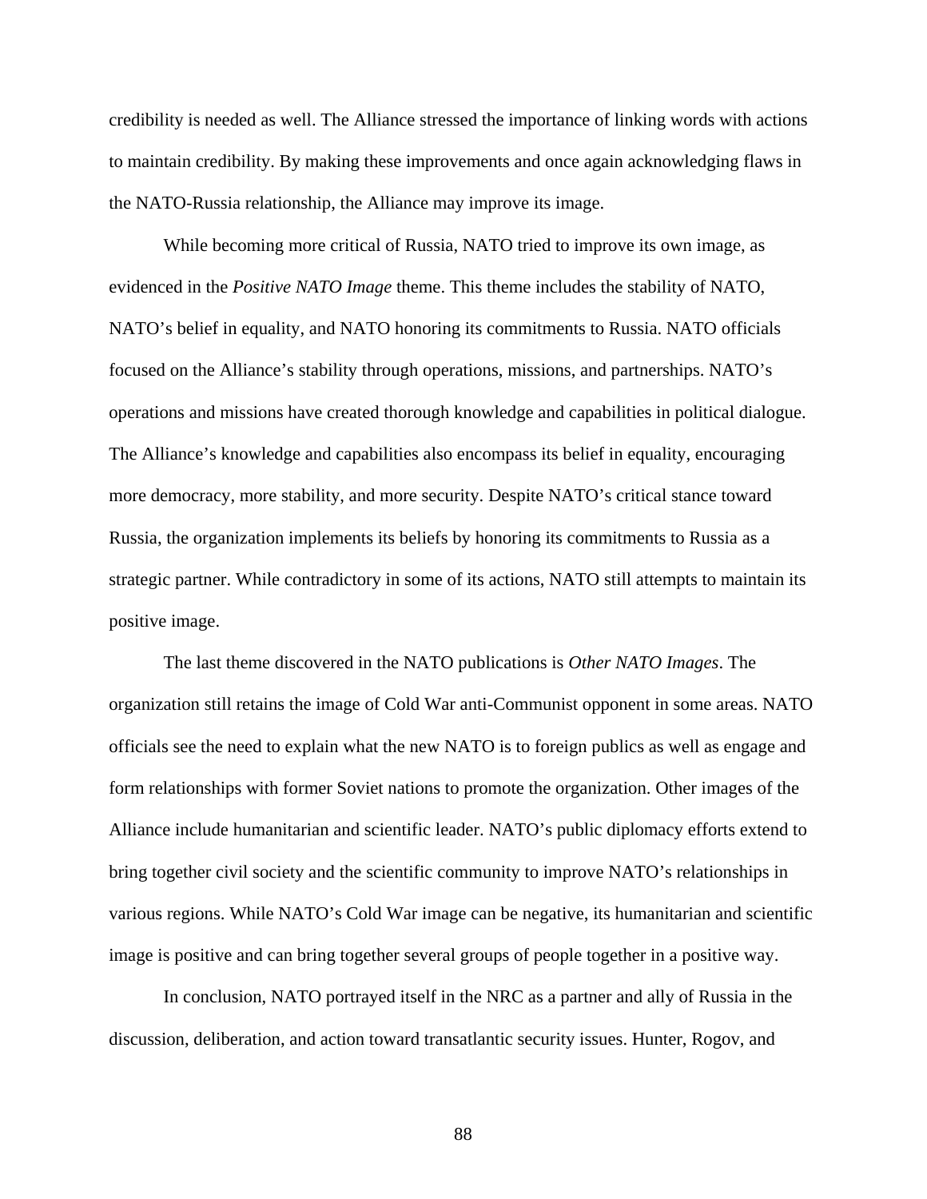credibility is needed as well. The Alliance stressed the importance of linking words with actions to maintain credibility. By making these improvements and once again acknowledging flaws in the NATO-Russia relationship, the Alliance may improve its image.

While becoming more critical of Russia, NATO tried to improve its own image, as evidenced in the *Positive NATO Image* theme. This theme includes the stability of NATO, NATO's belief in equality, and NATO honoring its commitments to Russia. NATO officials focused on the Alliance's stability through operations, missions, and partnerships. NATO's operations and missions have created thorough knowledge and capabilities in political dialogue. The Alliance's knowledge and capabilities also encompass its belief in equality, encouraging more democracy, more stability, and more security. Despite NATO's critical stance toward Russia, the organization implements its beliefs by honoring its commitments to Russia as a strategic partner. While contradictory in some of its actions, NATO still attempts to maintain its positive image.

The last theme discovered in the NATO publications is *Other NATO Images*. The organization still retains the image of Cold War anti-Communist opponent in some areas. NATO officials see the need to explain what the new NATO is to foreign publics as well as engage and form relationships with former Soviet nations to promote the organization. Other images of the Alliance include humanitarian and scientific leader. NATO's public diplomacy efforts extend to bring together civil society and the scientific community to improve NATO's relationships in various regions. While NATO's Cold War image can be negative, its humanitarian and scientific image is positive and can bring together several groups of people together in a positive way.

In conclusion, NATO portrayed itself in the NRC as a partner and ally of Russia in the discussion, deliberation, and action toward transatlantic security issues. Hunter, Rogov, and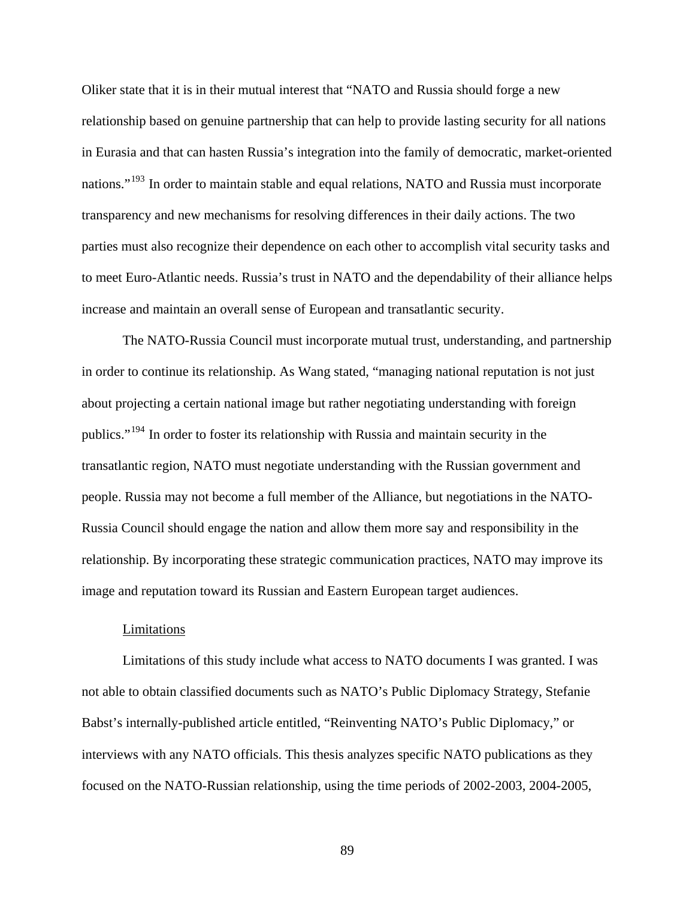Oliker state that it is in their mutual interest that "NATO and Russia should forge a new relationship based on genuine partnership that can help to provide lasting security for all nations in Eurasia and that can hasten Russia's integration into the family of democratic, market-oriented nations."[193] In order to maintain stable and equal relations, NATO and Russia must incorporate transparency and new mechanisms for resolving differences in their daily actions. The two parties must also recognize their dependence on each other to accomplish vital security tasks and to meet Euro-Atlantic needs. Russia's trust in NATO and the dependability of their alliance helps increase and maintain an overall sense of European and transatlantic security.

The NATO-Russia Council must incorporate mutual trust, understanding, and partnership in order to continue its relationship. As Wang stated, "managing national reputation is not just about projecting a certain national image but rather negotiating understanding with foreign publics."[194] In order to foster its relationship with Russia and maintain security in the transatlantic region, NATO must negotiate understanding with the Russian government and people. Russia may not become a full member of the Alliance, but negotiations in the NATO-Russia Council should engage the nation and allow them more say and responsibility in the relationship. By incorporating these strategic communication practices, NATO may improve its image and reputation toward its Russian and Eastern European target audiences.

Limitations

Limitations of this study include what access to NATO documents I was granted. I was not able to obtain classified documents such as NATO's Public Diplomacy Strategy, Stefanie Babst's internally-published article entitled, "Reinventing NATO's Public Diplomacy," or interviews with any NATO officials. This thesis analyzes specific NATO publications as they focused on the NATO-Russian relationship, using the time periods of 2002-2003, 2004-2005,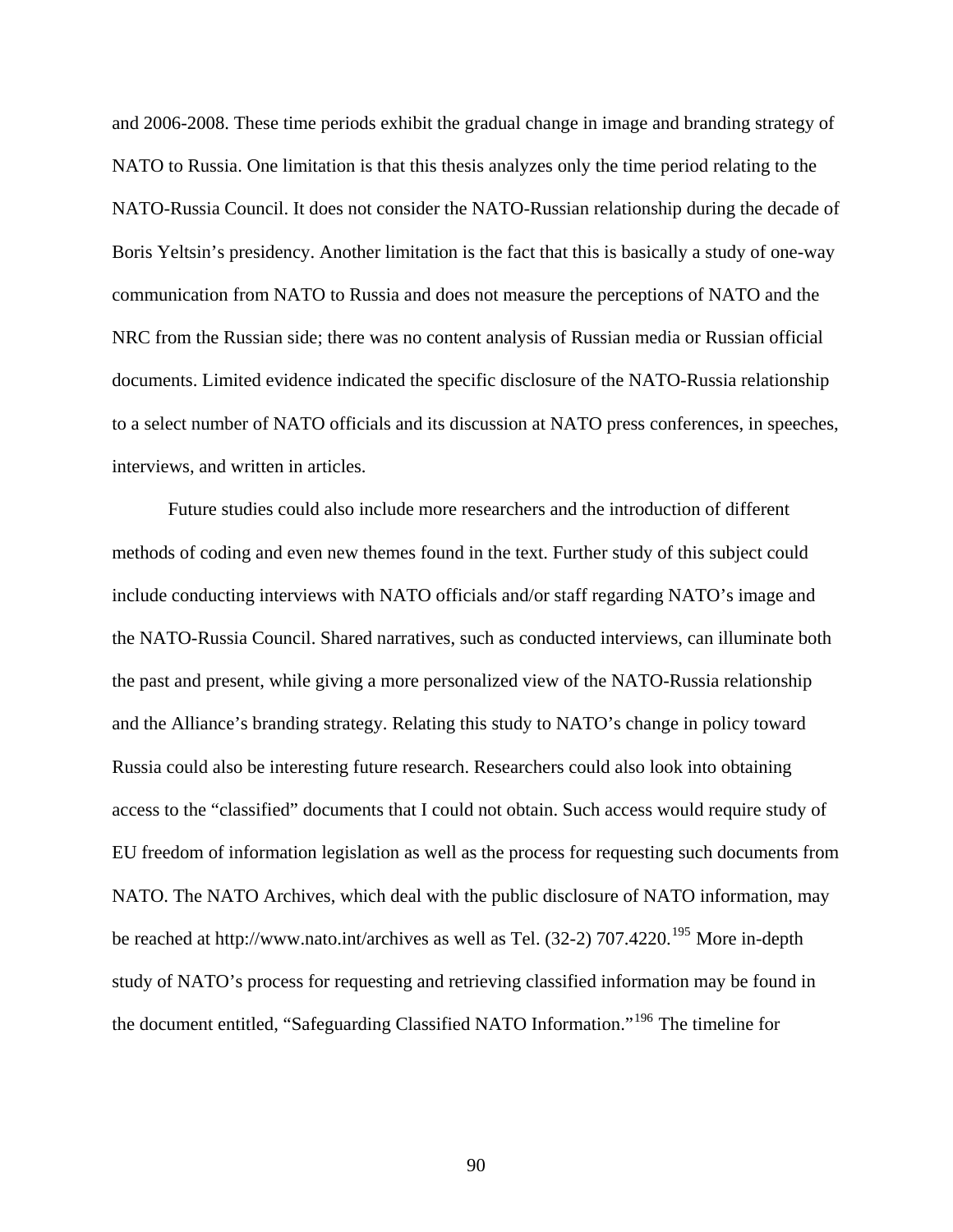and 2006-2008. These time periods exhibit the gradual change in image and branding strategy of NATO to Russia. One limitation is that this thesis analyzes only the time period relating to the NATO-Russia Council. It does not consider the NATO-Russian relationship during the decade of Boris Yeltsin's presidency. Another limitation is the fact that this is basically a study of one-way communication from NATO to Russia and does not measure the perceptions of NATO and the NRC from the Russian side; there was no content analysis of Russian media or Russian official documents. Limited evidence indicated the specific disclosure of the NATO-Russia relationship to a select number of NATO officials and its discussion at NATO press conferences, in speeches, interviews, and written in articles.

Future studies could also include more researchers and the introduction of different methods of coding and even new themes found in the text. Further study of this subject could include conducting interviews with NATO officials and/or staff regarding NATO's image and the NATO-Russia Council. Shared narratives, such as conducted interviews, can illuminate both the past and present, while giving a more personalized view of the NATO-Russia relationship and the Alliance's branding strategy. Relating this study to NATO's change in policy toward Russia could also be interesting future research. Researchers could also look into obtaining access to the "classified" documents that I could not obtain. Such access would require study of EU freedom of information legislation as well as the process for requesting such documents from NATO. The NATO Archives, which deal with the public disclosure of NATO information, may be reached at http://www.nato.int/archives as well as Tel. (32-2) 707.4220.[195] More in-depth study of NATO's process for requesting and retrieving classified information may be found in the document entitled, "Safeguarding Classified NATO Information."[196] The timeline for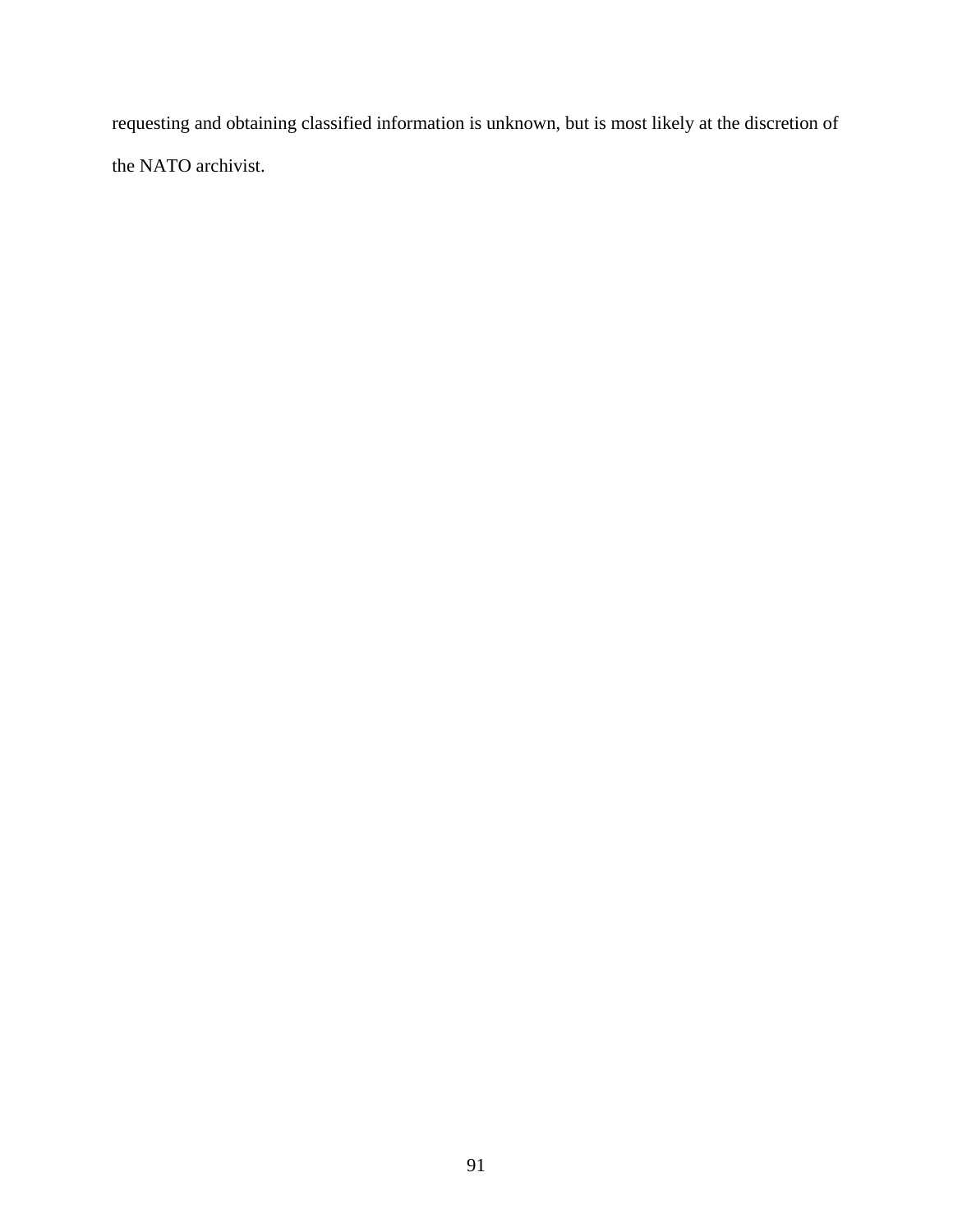requesting and obtaining classified information is unknown, but is most likely at the discretion of the NATO archivist.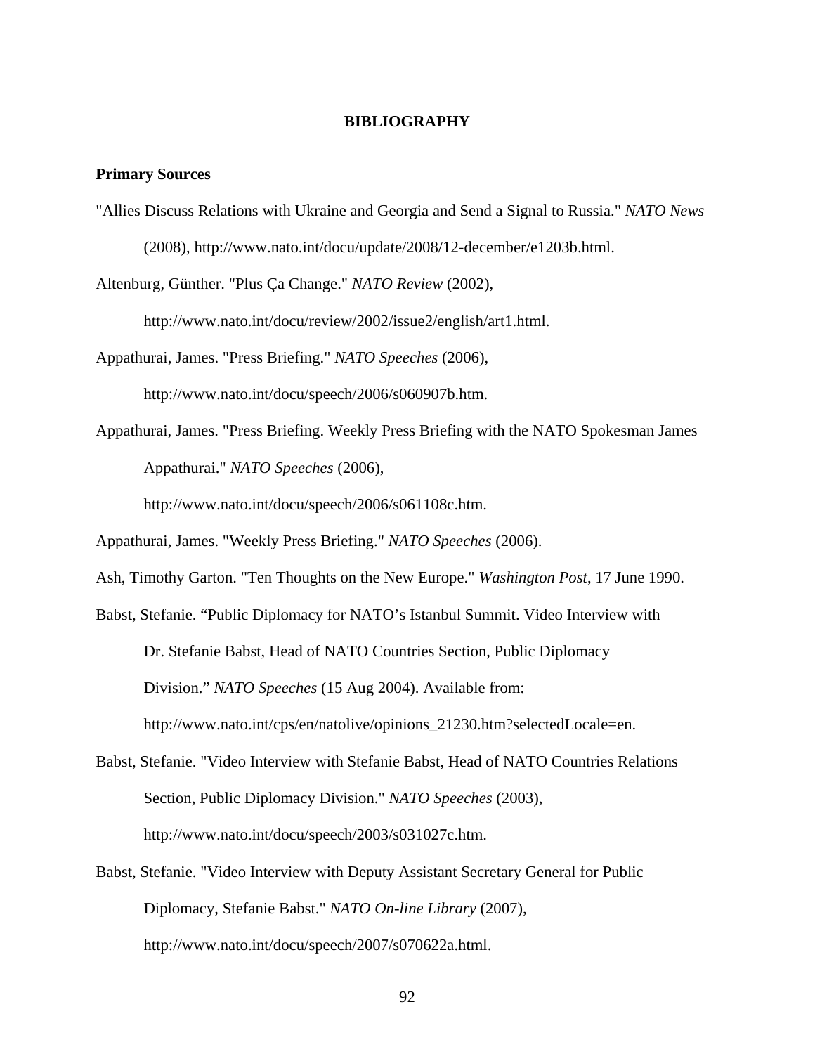# BIBLIOGRAPHY

## Primary Sources

"Allies Discuss Relations with Ukraine and Georgia and Send a Signal to Russia." *NATO News* (2008), http://www.nato.int/docu/update/2008/12-december/e1203b.html.

Altenburg, Günther. "Plus Ça Change." *NATO Review* (2002), http://www.nato.int/docu/review/2002/issue2/english/art1.html.

Appathurai, James. "Press Briefing." *NATO Speeches* (2006), http://www.nato.int/docu/speech/2006/s060907b.htm.

Appathurai, James. "Press Briefing. Weekly Press Briefing with the NATO Spokesman James Appathurai." *NATO Speeches* (2006), http://www.nato.int/docu/speech/2006/s061108c.htm.

Appathurai, James. "Weekly Press Briefing." *NATO Speeches* (2006).

Ash, Timothy Garton. "Ten Thoughts on the New Europe." *Washington Post*, 17 June 1990.

Babst, Stefanie. "Public Diplomacy for NATO's Istanbul Summit. Video Interview with Dr. Stefanie Babst, Head of NATO Countries Section, Public Diplomacy Division." *NATO Speeches* (15 Aug 2004). Available from: http://www.nato.int/cps/en/natolive/opinions_21230.htm?selectedLocale=en.

Babst, Stefanie. "Video Interview with Stefanie Babst, Head of NATO Countries Relations Section, Public Diplomacy Division." *NATO Speeches* (2003), http://www.nato.int/docu/speech/2003/s031027c.htm.

Babst, Stefanie. "Video Interview with Deputy Assistant Secretary General for Public Diplomacy, Stefanie Babst." *NATO On-line Library* (2007), http://www.nato.int/docu/speech/2007/s070622a.html.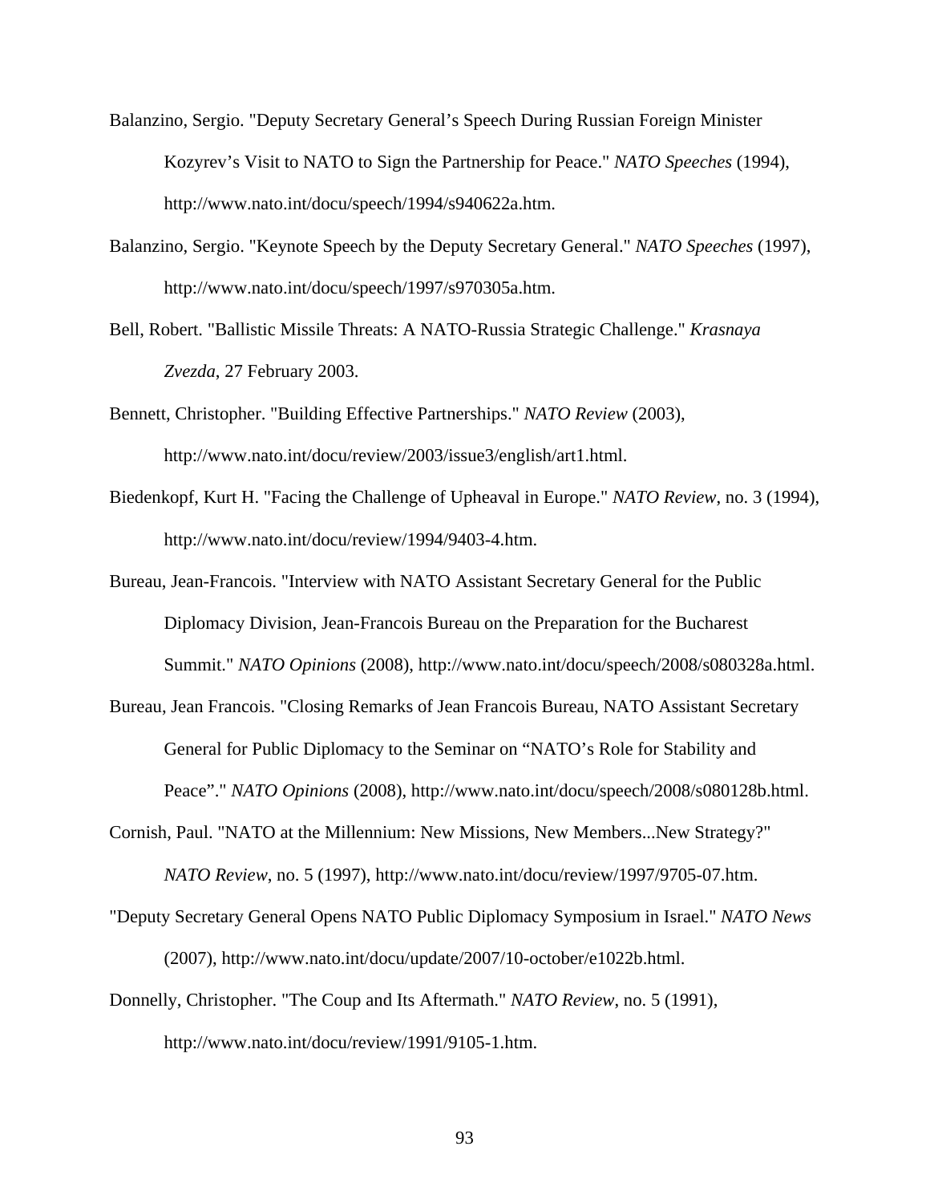Balanzino, Sergio. "Deputy Secretary General's Speech During Russian Foreign Minister Kozyrev's Visit to NATO to Sign the Partnership for Peace." *NATO Speeches* (1994), http://www.nato.int/docu/speech/1994/s940622a.htm.

Balanzino, Sergio. "Keynote Speech by the Deputy Secretary General." *NATO Speeches* (1997), http://www.nato.int/docu/speech/1997/s970305a.htm.

Bell, Robert. "Ballistic Missile Threats: A NATO-Russia Strategic Challenge." *Krasnaya Zvezda*, 27 February 2003.

Bennett, Christopher. "Building Effective Partnerships." *NATO Review* (2003), http://www.nato.int/docu/review/2003/issue3/english/art1.html.

Biedenkopf, Kurt H. "Facing the Challenge of Upheaval in Europe." *NATO Review*, no. 3 (1994), http://www.nato.int/docu/review/1994/9403-4.htm.

Bureau, Jean-Francois. "Interview with NATO Assistant Secretary General for the Public Diplomacy Division, Jean-Francois Bureau on the Preparation for the Bucharest Summit." *NATO Opinions* (2008), http://www.nato.int/docu/speech/2008/s080328a.html.

Bureau, Jean Francois. "Closing Remarks of Jean Francois Bureau, NATO Assistant Secretary General for Public Diplomacy to the Seminar on "NATO's Role for Stability and Peace"." *NATO Opinions* (2008), http://www.nato.int/docu/speech/2008/s080128b.html.

Cornish, Paul. "NATO at the Millennium: New Missions, New Members...New Strategy?" *NATO Review*, no. 5 (1997), http://www.nato.int/docu/review/1997/9705-07.htm.

"Deputy Secretary General Opens NATO Public Diplomacy Symposium in Israel." *NATO News* (2007), http://www.nato.int/docu/update/2007/10-october/e1022b.html.

Donnelly, Christopher. "The Coup and Its Aftermath." *NATO Review*, no. 5 (1991), http://www.nato.int/docu/review/1991/9105-1.htm.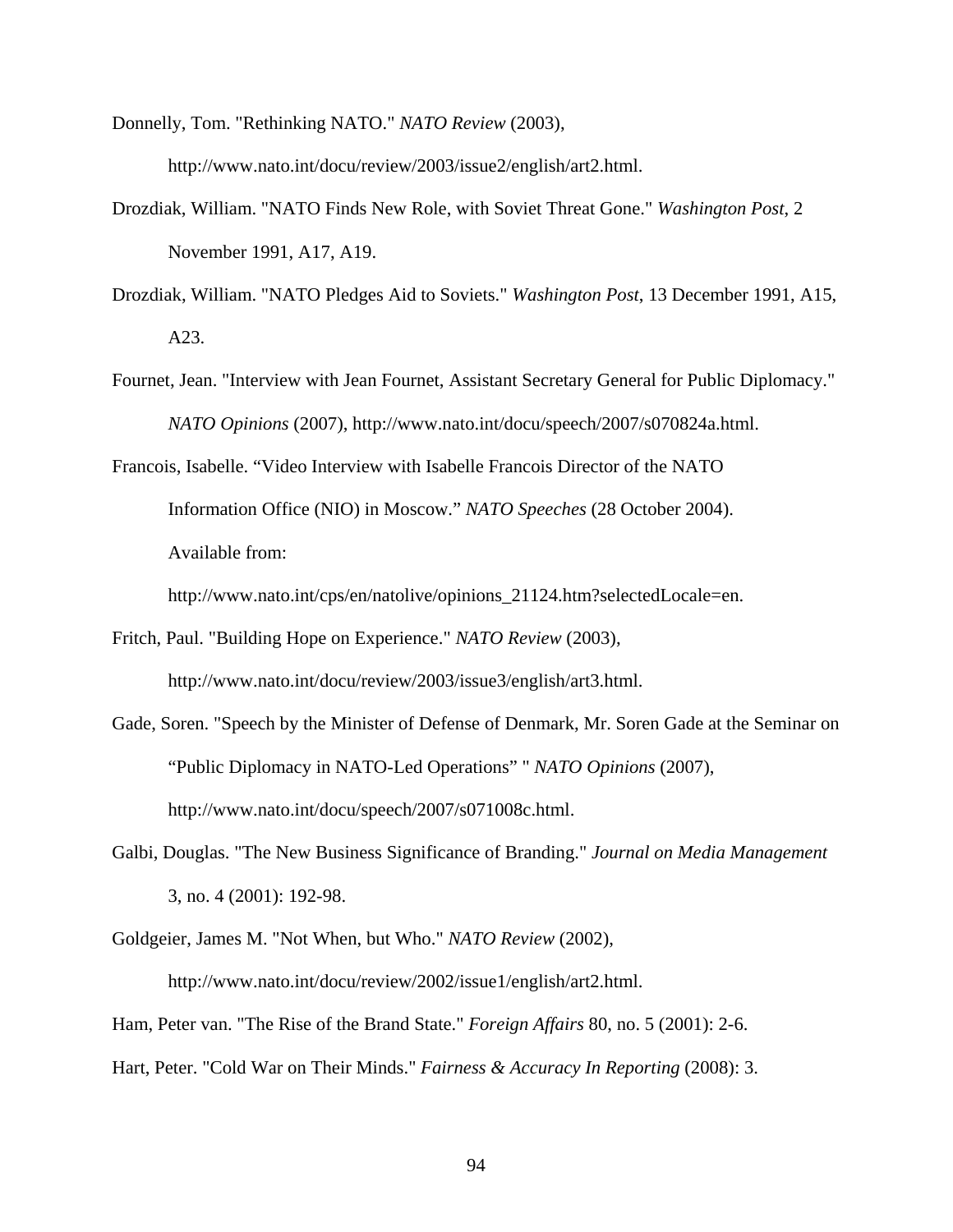Donnelly, Tom. "Rethinking NATO." *NATO Review* (2003), http://www.nato.int/docu/review/2003/issue2/english/art2.html.

Drozdiak, William. "NATO Finds New Role, with Soviet Threat Gone." *Washington Post*, 2 November 1991, A17, A19.

Drozdiak, William. "NATO Pledges Aid to Soviets." *Washington Post*, 13 December 1991, A15, A23.

Fournet, Jean. "Interview with Jean Fournet, Assistant Secretary General for Public Diplomacy." *NATO Opinions* (2007), http://www.nato.int/docu/speech/2007/s070824a.html.

Francois, Isabelle. "Video Interview with Isabelle Francois Director of the NATO Information Office (NIO) in Moscow." *NATO Speeches* (28 October 2004). Available from: http://www.nato.int/cps/en/natolive/opinions_21124.htm?selectedLocale=en.

Fritch, Paul. "Building Hope on Experience." *NATO Review* (2003), http://www.nato.int/docu/review/2003/issue3/english/art3.html.

Gade, Soren. "Speech by the Minister of Defense of Denmark, Mr. Soren Gade at the Seminar on "Public Diplomacy in NATO-Led Operations" " *NATO Opinions* (2007), http://www.nato.int/docu/speech/2007/s071008c.html.

Galbi, Douglas. "The New Business Significance of Branding." *Journal on Media Management* 3, no. 4 (2001): 192-98.

Goldgeier, James M. "Not When, but Who." *NATO Review* (2002), http://www.nato.int/docu/review/2002/issue1/english/art2.html.

Ham, Peter van. "The Rise of the Brand State." *Foreign Affairs* 80, no. 5 (2001): 2-6.

Hart, Peter. "Cold War on Their Minds." *Fairness & Accuracy In Reporting* (2008): 3.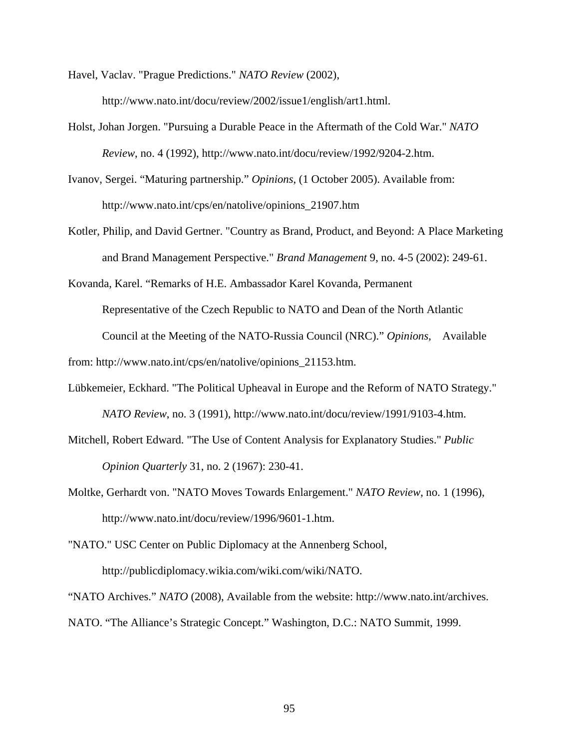Havel, Vaclav. "Prague Predictions." *NATO Review* (2002), http://www.nato.int/docu/review/2002/issue1/english/art1.html.

Holst, Johan Jorgen. "Pursuing a Durable Peace in the Aftermath of the Cold War." *NATO Review*, no. 4 (1992), http://www.nato.int/docu/review/1992/9204-2.htm.

Ivanov, Sergei. “Maturing partnership.” *Opinions*, (1 October 2005). Available from: http://www.nato.int/cps/en/natolive/opinions_21907.htm

Kotler, Philip, and David Gertner. "Country as Brand, Product, and Beyond: A Place Marketing and Brand Management Perspective." *Brand Management* 9, no. 4-5 (2002): 249-61.

Kovanda, Karel. “Remarks of H.E. Ambassador Karel Kovanda, Permanent Representative of the Czech Republic to NATO and Dean of the North Atlantic Council at the Meeting of the NATO-Russia Council (NRC).” *Opinions*, Available from: http://www.nato.int/cps/en/natolive/opinions_21153.htm.

Lübkemeier, Eckhard. "The Political Upheaval in Europe and the Reform of NATO Strategy." *NATO Review*, no. 3 (1991), http://www.nato.int/docu/review/1991/9103-4.htm.

Mitchell, Robert Edward. "The Use of Content Analysis for Explanatory Studies." *Public Opinion Quarterly* 31, no. 2 (1967): 230-41.

Moltke, Gerhardt von. "NATO Moves Towards Enlargement." *NATO Review*, no. 1 (1996), http://www.nato.int/docu/review/1996/9601-1.htm.

"NATO." USC Center on Public Diplomacy at the Annenberg School, http://publicdiplomacy.wikia.com/wiki.com/wiki/NATO.

“NATO Archives.” *NATO* (2008), Available from the website: http://www.nato.int/archives.

NATO. “The Alliance’s Strategic Concept.” Washington, D.C.: NATO Summit, 1999.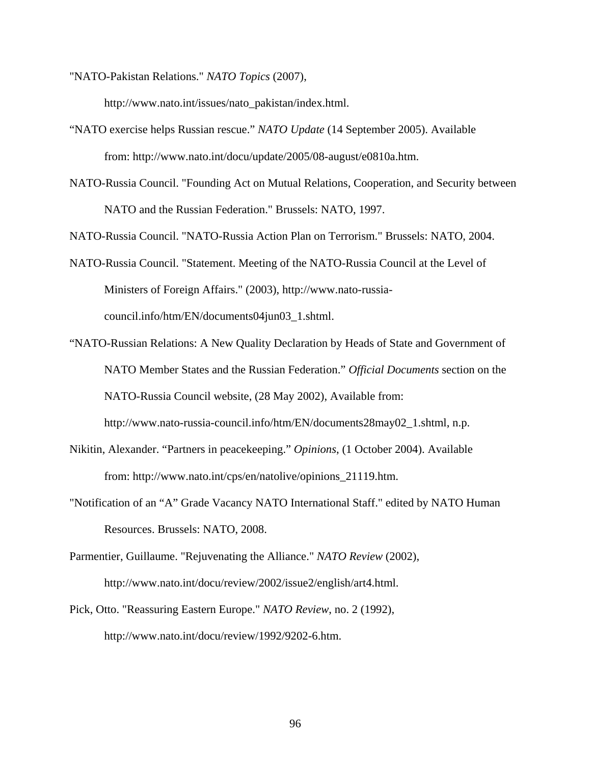"NATO-Pakistan Relations." *NATO Topics* (2007), http://www.nato.int/issues/nato_pakistan/index.html.

“NATO exercise helps Russian rescue.” *NATO Update* (14 September 2005). Available from: http://www.nato.int/docu/update/2005/08-august/e0810a.htm.

NATO-Russia Council. "Founding Act on Mutual Relations, Cooperation, and Security between NATO and the Russian Federation." Brussels: NATO, 1997.

NATO-Russia Council. "NATO-Russia Action Plan on Terrorism." Brussels: NATO, 2004.

NATO-Russia Council. "Statement. Meeting of the NATO-Russia Council at the Level of Ministers of Foreign Affairs." (2003), http://www.nato-russia-council.info/htm/EN/documents04jun03_1.shtml.

“NATO-Russian Relations: A New Quality Declaration by Heads of State and Government of NATO Member States and the Russian Federation.” *Official Documents* section on the NATO-Russia Council website, (28 May 2002), Available from: http://www.nato-russia-council.info/htm/EN/documents28may02_1.shtml, n.p.

Nikitin, Alexander. “Partners in peacekeeping.” *Opinions*, (1 October 2004). Available from: http://www.nato.int/cps/en/natolive/opinions_21119.htm.

"Notification of an “A” Grade Vacancy NATO International Staff." edited by NATO Human Resources. Brussels: NATO, 2008.

Parmentier, Guillaume. "Rejuvenating the Alliance." *NATO Review* (2002), http://www.nato.int/docu/review/2002/issue2/english/art4.html.

Pick, Otto. "Reassuring Eastern Europe." *NATO Review*, no. 2 (1992), http://www.nato.int/docu/review/1992/9202-6.htm.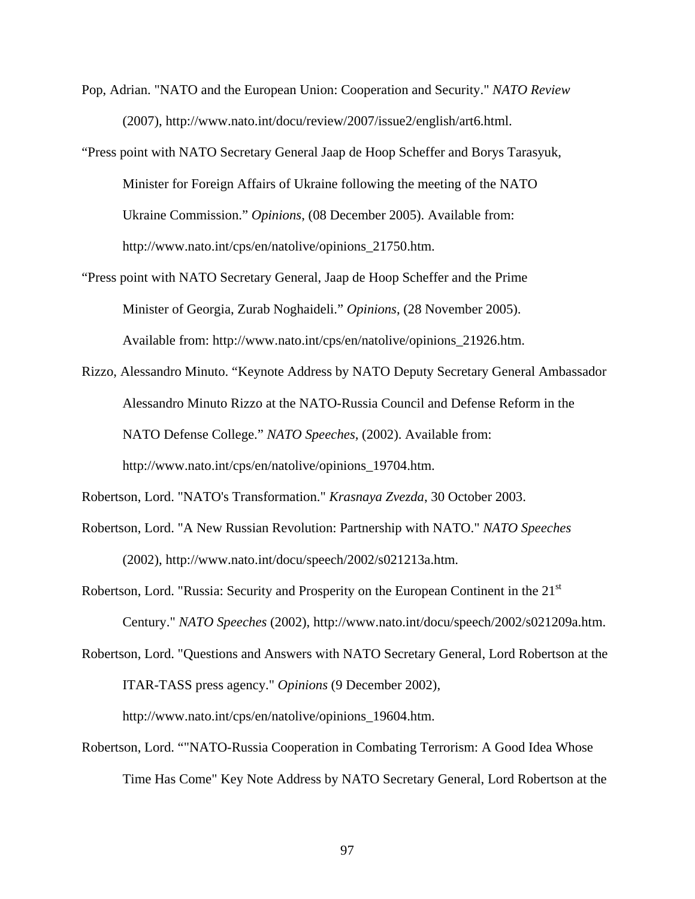Pop, Adrian. "NATO and the European Union: Cooperation and Security." *NATO Review* (2007), http://www.nato.int/docu/review/2007/issue2/english/art6.html.

"Press point with NATO Secretary General Jaap de Hoop Scheffer and Borys Tarasyuk, Minister for Foreign Affairs of Ukraine following the meeting of the NATO Ukraine Commission." *Opinions*, (08 December 2005). Available from: http://www.nato.int/cps/en/natolive/opinions_21750.htm.

"Press point with NATO Secretary General, Jaap de Hoop Scheffer and the Prime Minister of Georgia, Zurab Noghaideli." *Opinions*, (28 November 2005). Available from: http://www.nato.int/cps/en/natolive/opinions_21926.htm.

Rizzo, Alessandro Minuto. "Keynote Address by NATO Deputy Secretary General Ambassador Alessandro Minuto Rizzo at the NATO-Russia Council and Defense Reform in the NATO Defense College." *NATO Speeches*, (2002). Available from: http://www.nato.int/cps/en/natolive/opinions_19704.htm.

Robertson, Lord. "NATO's Transformation." *Krasnaya Zvezda*, 30 October 2003.

Robertson, Lord. "A New Russian Revolution: Partnership with NATO." *NATO Speeches* (2002), http://www.nato.int/docu/speech/2002/s021213a.htm.

Robertson, Lord. "Russia: Security and Prosperity on the European Continent in the 21st Century." *NATO Speeches* (2002), http://www.nato.int/docu/speech/2002/s021209a.htm.

Robertson, Lord. "Questions and Answers with NATO Secretary General, Lord Robertson at the ITAR-TASS press agency." *Opinions* (9 December 2002), http://www.nato.int/cps/en/natolive/opinions_19604.htm.

Robertson, Lord. ""NATO-Russia Cooperation in Combating Terrorism: A Good Idea Whose Time Has Come" Key Note Address by NATO Secretary General, Lord Robertson at the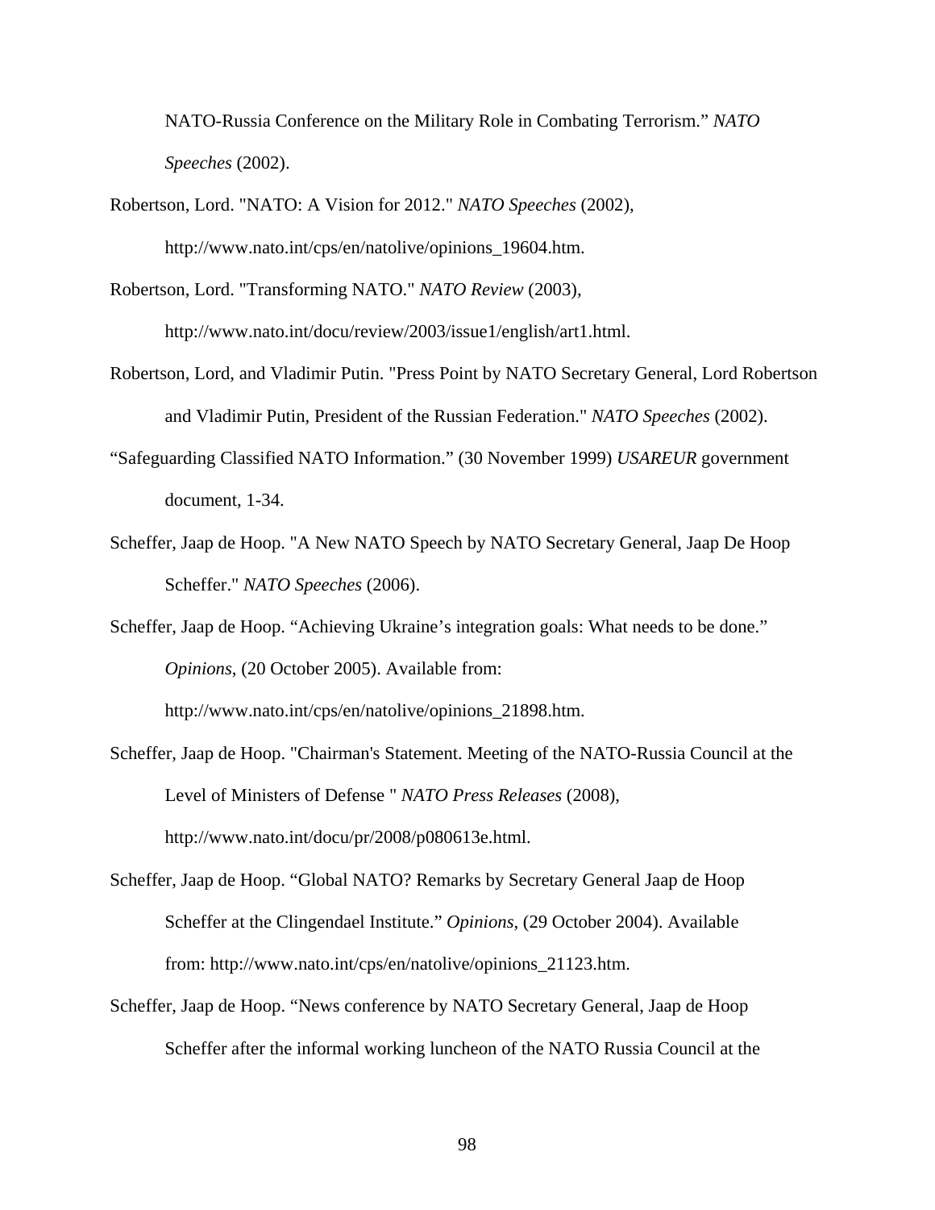NATO-Russia Conference on the Military Role in Combating Terrorism." *NATO Speeches* (2002).

Robertson, Lord. "NATO: A Vision for 2012." *NATO Speeches* (2002), http://www.nato.int/cps/en/natolive/opinions_19604.htm.

Robertson, Lord. "Transforming NATO." *NATO Review* (2003), http://www.nato.int/docu/review/2003/issue1/english/art1.html.

Robertson, Lord, and Vladimir Putin. "Press Point by NATO Secretary General, Lord Robertson and Vladimir Putin, President of the Russian Federation." *NATO Speeches* (2002).

"Safeguarding Classified NATO Information." (30 November 1999) *USAREUR* government document, 1-34.

Scheffer, Jaap de Hoop. "A New NATO Speech by NATO Secretary General, Jaap De Hoop Scheffer." *NATO Speeches* (2006).

Scheffer, Jaap de Hoop. "Achieving Ukraine's integration goals: What needs to be done." *Opinions*, (20 October 2005). Available from: http://www.nato.int/cps/en/natolive/opinions_21898.htm.

Scheffer, Jaap de Hoop. "Chairman's Statement. Meeting of the NATO-Russia Council at the Level of Ministers of Defense " *NATO Press Releases* (2008), http://www.nato.int/docu/pr/2008/p080613e.html.

Scheffer, Jaap de Hoop. "Global NATO? Remarks by Secretary General Jaap de Hoop Scheffer at the Clingendael Institute." *Opinions*, (29 October 2004). Available from: http://www.nato.int/cps/en/natolive/opinions_21123.htm.

Scheffer, Jaap de Hoop. "News conference by NATO Secretary General, Jaap de Hoop Scheffer after the informal working luncheon of the NATO Russia Council at the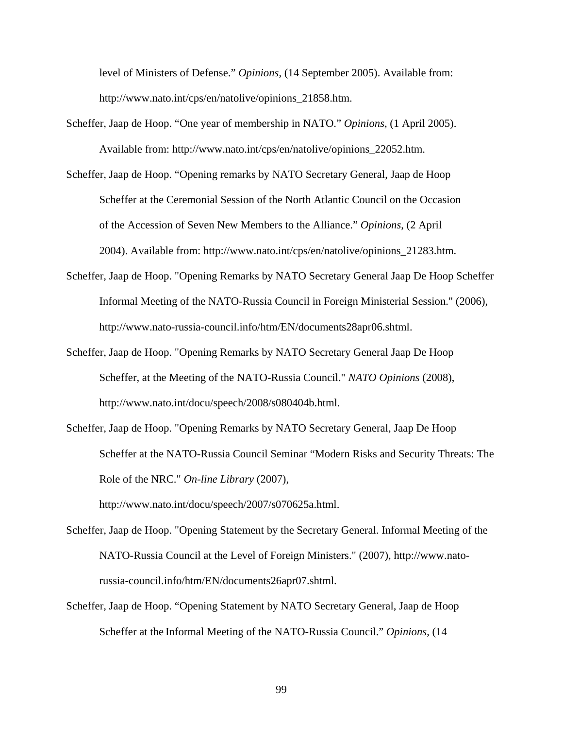level of Ministers of Defense." *Opinions*, (14 September 2005). Available from: http://www.nato.int/cps/en/natolive/opinions_21858.htm.

Scheffer, Jaap de Hoop. "One year of membership in NATO." *Opinions*, (1 April 2005). Available from: http://www.nato.int/cps/en/natolive/opinions_22052.htm.

Scheffer, Jaap de Hoop. "Opening remarks by NATO Secretary General, Jaap de Hoop Scheffer at the Ceremonial Session of the North Atlantic Council on the Occasion of the Accession of Seven New Members to the Alliance." *Opinions*, (2 April 2004). Available from: http://www.nato.int/cps/en/natolive/opinions_21283.htm.

Scheffer, Jaap de Hoop. "Opening Remarks by NATO Secretary General Jaap De Hoop Scheffer Informal Meeting of the NATO-Russia Council in Foreign Ministerial Session." (2006), http://www.nato-russia-council.info/htm/EN/documents28apr06.shtml.

Scheffer, Jaap de Hoop. "Opening Remarks by NATO Secretary General Jaap De Hoop Scheffer, at the Meeting of the NATO-Russia Council." *NATO Opinions* (2008), http://www.nato.int/docu/speech/2008/s080404b.html.

Scheffer, Jaap de Hoop. "Opening Remarks by NATO Secretary General, Jaap De Hoop Scheffer at the NATO-Russia Council Seminar "Modern Risks and Security Threats: The Role of the NRC." *On-line Library* (2007), http://www.nato.int/docu/speech/2007/s070625a.html.

Scheffer, Jaap de Hoop. "Opening Statement by the Secretary General. Informal Meeting of the NATO-Russia Council at the Level of Foreign Ministers." (2007), http://www.nato-russia-council.info/htm/EN/documents26apr07.shtml.

Scheffer, Jaap de Hoop. "Opening Statement by NATO Secretary General, Jaap de Hoop Scheffer at the Informal Meeting of the NATO-Russia Council." *Opinions*, (14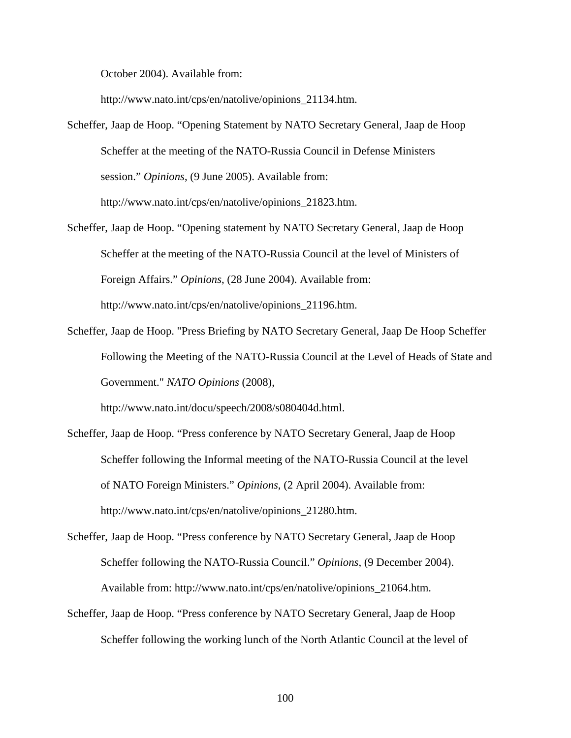October 2004). Available from: http://www.nato.int/cps/en/natolive/opinions_21134.htm.

Scheffer, Jaap de Hoop. “Opening Statement by NATO Secretary General, Jaap de Hoop Scheffer at the meeting of the NATO-Russia Council in Defense Ministers session.” *Opinions*, (9 June 2005). Available from: http://www.nato.int/cps/en/natolive/opinions_21823.htm.

Scheffer, Jaap de Hoop. “Opening statement by NATO Secretary General, Jaap de Hoop Scheffer at the meeting of the NATO-Russia Council at the level of Ministers of Foreign Affairs.” *Opinions*, (28 June 2004). Available from: http://www.nato.int/cps/en/natolive/opinions_21196.htm.

Scheffer, Jaap de Hoop. "Press Briefing by NATO Secretary General, Jaap De Hoop Scheffer Following the Meeting of the NATO-Russia Council at the Level of Heads of State and Government." *NATO Opinions* (2008), http://www.nato.int/docu/speech/2008/s080404d.html.

Scheffer, Jaap de Hoop. “Press conference by NATO Secretary General, Jaap de Hoop Scheffer following the Informal meeting of the NATO-Russia Council at the level of NATO Foreign Ministers.” *Opinions*, (2 April 2004). Available from: http://www.nato.int/cps/en/natolive/opinions_21280.htm.

Scheffer, Jaap de Hoop. “Press conference by NATO Secretary General, Jaap de Hoop Scheffer following the NATO-Russia Council.” *Opinions*, (9 December 2004). Available from: http://www.nato.int/cps/en/natolive/opinions_21064.htm.

Scheffer, Jaap de Hoop. “Press conference by NATO Secretary General, Jaap de Hoop Scheffer following the working lunch of the North Atlantic Council at the level of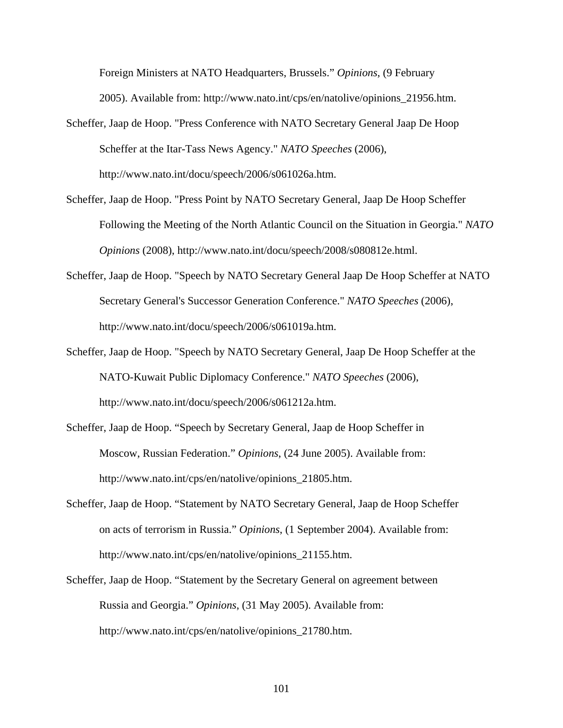Foreign Ministers at NATO Headquarters, Brussels." *Opinions*, (9 February 2005). Available from: http://www.nato.int/cps/en/natolive/opinions_21956.htm.

Scheffer, Jaap de Hoop. "Press Conference with NATO Secretary General Jaap De Hoop Scheffer at the Itar-Tass News Agency." *NATO Speeches* (2006), http://www.nato.int/docu/speech/2006/s061026a.htm.

Scheffer, Jaap de Hoop. "Press Point by NATO Secretary General, Jaap De Hoop Scheffer Following the Meeting of the North Atlantic Council on the Situation in Georgia." *NATO Opinions* (2008), http://www.nato.int/docu/speech/2008/s080812e.html.

Scheffer, Jaap de Hoop. "Speech by NATO Secretary General Jaap De Hoop Scheffer at NATO Secretary General's Successor Generation Conference." *NATO Speeches* (2006), http://www.nato.int/docu/speech/2006/s061019a.htm.

Scheffer, Jaap de Hoop. "Speech by NATO Secretary General, Jaap De Hoop Scheffer at the NATO-Kuwait Public Diplomacy Conference." *NATO Speeches* (2006), http://www.nato.int/docu/speech/2006/s061212a.htm.

Scheffer, Jaap de Hoop. "Speech by Secretary General, Jaap de Hoop Scheffer in Moscow, Russian Federation." *Opinions*, (24 June 2005). Available from: http://www.nato.int/cps/en/natolive/opinions_21805.htm.

Scheffer, Jaap de Hoop. "Statement by NATO Secretary General, Jaap de Hoop Scheffer on acts of terrorism in Russia." *Opinions*, (1 September 2004). Available from: http://www.nato.int/cps/en/natolive/opinions_21155.htm.

Scheffer, Jaap de Hoop. "Statement by the Secretary General on agreement between Russia and Georgia." *Opinions*, (31 May 2005). Available from: http://www.nato.int/cps/en/natolive/opinions_21780.htm.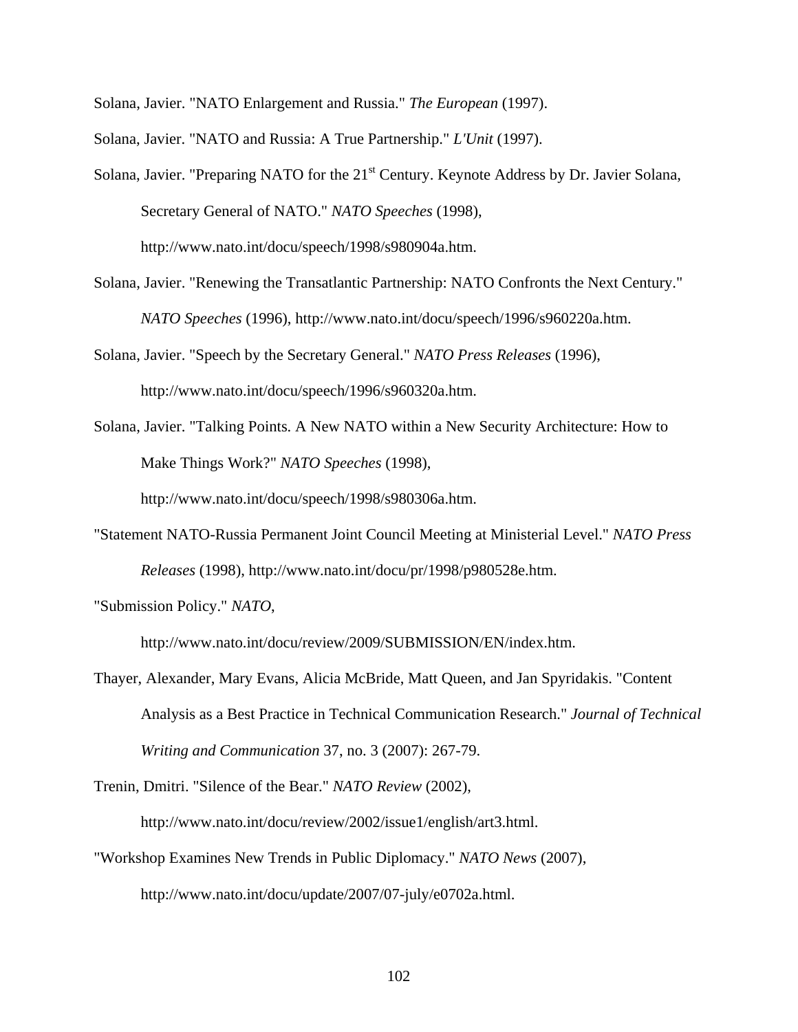Solana, Javier. "NATO Enlargement and Russia." *The European* (1997).

Solana, Javier. "NATO and Russia: A True Partnership." *L'Unit* (1997).

Solana, Javier. "Preparing NATO for the 21st Century. Keynote Address by Dr. Javier Solana, Secretary General of NATO." *NATO Speeches* (1998), http://www.nato.int/docu/speech/1998/s980904a.htm.

Solana, Javier. "Renewing the Transatlantic Partnership: NATO Confronts the Next Century." *NATO Speeches* (1996), http://www.nato.int/docu/speech/1996/s960220a.htm.

Solana, Javier. "Speech by the Secretary General." *NATO Press Releases* (1996), http://www.nato.int/docu/speech/1996/s960320a.htm.

Solana, Javier. "Talking Points. A New NATO within a New Security Architecture: How to Make Things Work?" *NATO Speeches* (1998), http://www.nato.int/docu/speech/1998/s980306a.htm.

"Statement NATO-Russia Permanent Joint Council Meeting at Ministerial Level." *NATO Press Releases* (1998), http://www.nato.int/docu/pr/1998/p980528e.htm.

"Submission Policy." *NATO*, http://www.nato.int/docu/review/2009/SUBMISSION/EN/index.htm.

Thayer, Alexander, Mary Evans, Alicia McBride, Matt Queen, and Jan Spyridakis. "Content Analysis as a Best Practice in Technical Communication Research." *Journal of Technical Writing and Communication* 37, no. 3 (2007): 267-79.

Trenin, Dmitri. "Silence of the Bear." *NATO Review* (2002), http://www.nato.int/docu/review/2002/issue1/english/art3.html.

"Workshop Examines New Trends in Public Diplomacy." *NATO News* (2007), http://www.nato.int/docu/update/2007/07-july/e0702a.html.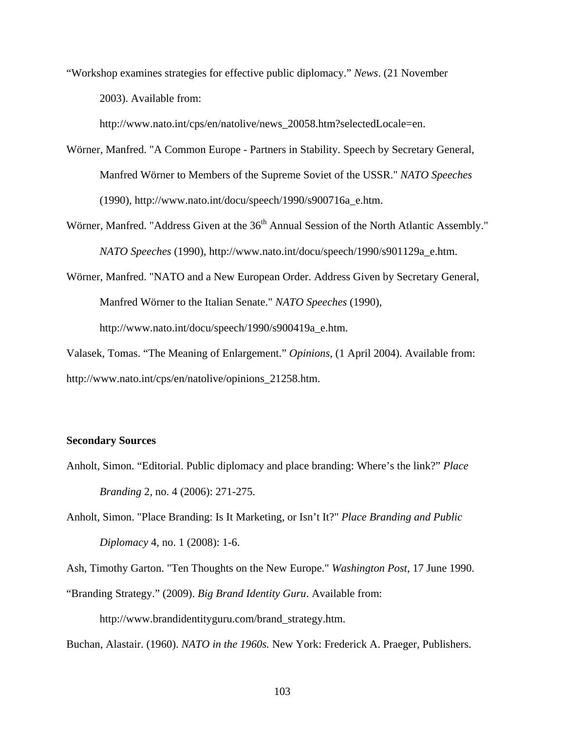"Workshop examines strategies for effective public diplomacy." *News*. (21 November 2003). Available from: http://www.nato.int/cps/en/natolive/news_20058.htm?selectedLocale=en.

Wörner, Manfred. "A Common Europe - Partners in Stability. Speech by Secretary General, Manfred Wörner to Members of the Supreme Soviet of the USSR." *NATO Speeches* (1990), http://www.nato.int/docu/speech/1990/s900716a_e.htm.

Wörner, Manfred. "Address Given at the 36th Annual Session of the North Atlantic Assembly." *NATO Speeches* (1990), http://www.nato.int/docu/speech/1990/s901129a_e.htm.

Wörner, Manfred. "NATO and a New European Order. Address Given by Secretary General, Manfred Wörner to the Italian Senate." *NATO Speeches* (1990), http://www.nato.int/docu/speech/1990/s900419a_e.htm.

Valasek, Tomas. "The Meaning of Enlargement." *Opinions*, (1 April 2004). Available from: http://www.nato.int/cps/en/natolive/opinions_21258.htm.

**Secondary Sources**

Anholt, Simon. "Editorial. Public diplomacy and place branding: Where's the link?" *Place Branding* 2, no. 4 (2006): 271-275.

Anholt, Simon. "Place Branding: Is It Marketing, or Isn't It?" *Place Branding and Public Diplomacy* 4, no. 1 (2008): 1-6.

Ash, Timothy Garton. "Ten Thoughts on the New Europe." *Washington Post*, 17 June 1990.

"Branding Strategy." (2009). *Big Brand Identity Guru*. Available from: http://www.brandidentityguru.com/brand_strategy.htm.

Buchan, Alastair. (1960). *NATO in the 1960s.* New York: Frederick A. Praeger, Publishers.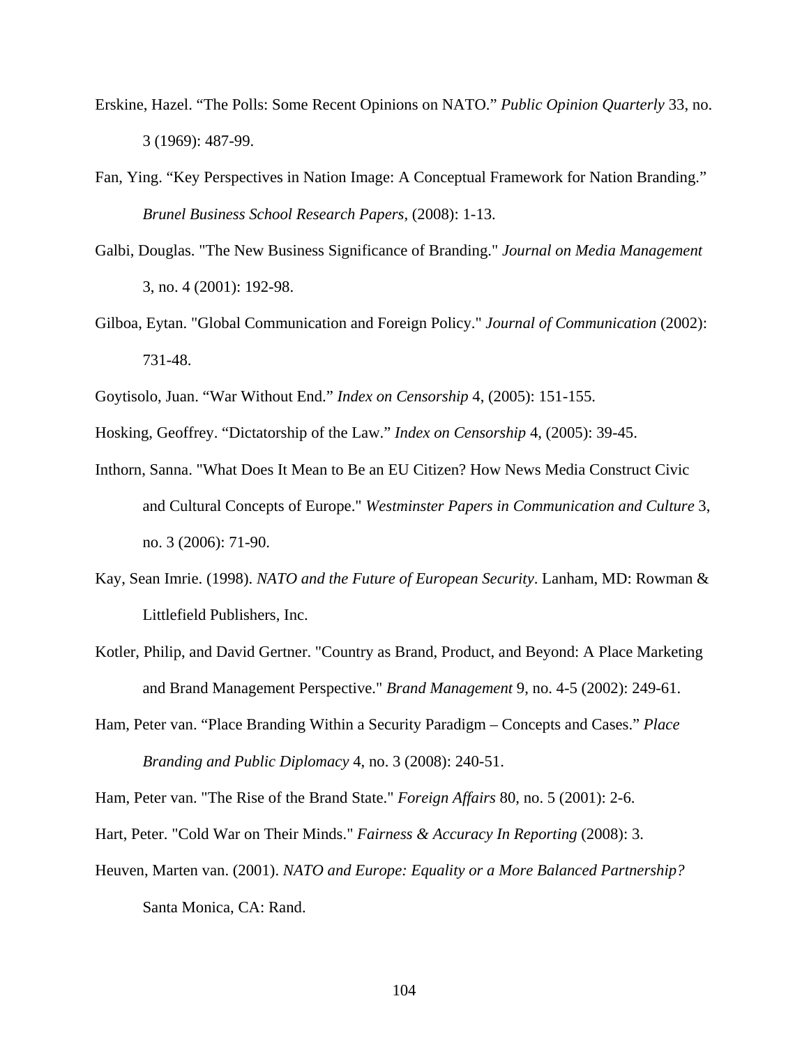Erskine, Hazel. “The Polls: Some Recent Opinions on NATO.” *Public Opinion Quarterly* 33, no. 3 (1969): 487-99.

Fan, Ying. “Key Perspectives in Nation Image: A Conceptual Framework for Nation Branding.” *Brunel Business School Research Papers*, (2008): 1-13.

Galbi, Douglas. "The New Business Significance of Branding." *Journal on Media Management* 3, no. 4 (2001): 192-98.

Gilboa, Eytan. "Global Communication and Foreign Policy." *Journal of Communication* (2002): 731-48.

Goytisolo, Juan. “War Without End.” *Index on Censorship* 4, (2005): 151-155.

Hosking, Geoffrey. “Dictatorship of the Law.” *Index on Censorship* 4, (2005): 39-45.

Inthorn, Sanna. "What Does It Mean to Be an EU Citizen? How News Media Construct Civic and Cultural Concepts of Europe." *Westminster Papers in Communication and Culture* 3, no. 3 (2006): 71-90.

Kay, Sean Imrie. (1998). *NATO and the Future of European Security*. Lanham, MD: Rowman & Littlefield Publishers, Inc.

Kotler, Philip, and David Gertner. "Country as Brand, Product, and Beyond: A Place Marketing and Brand Management Perspective." *Brand Management* 9, no. 4-5 (2002): 249-61.

Ham, Peter van. “Place Branding Within a Security Paradigm – Concepts and Cases.” *Place Branding and Public Diplomacy* 4, no. 3 (2008): 240-51.

Ham, Peter van. "The Rise of the Brand State." *Foreign Affairs* 80, no. 5 (2001): 2-6.

Hart, Peter. "Cold War on Their Minds." *Fairness & Accuracy In Reporting* (2008): 3.

Heuven, Marten van. (2001). *NATO and Europe: Equality or a More Balanced Partnership?* Santa Monica, CA: Rand.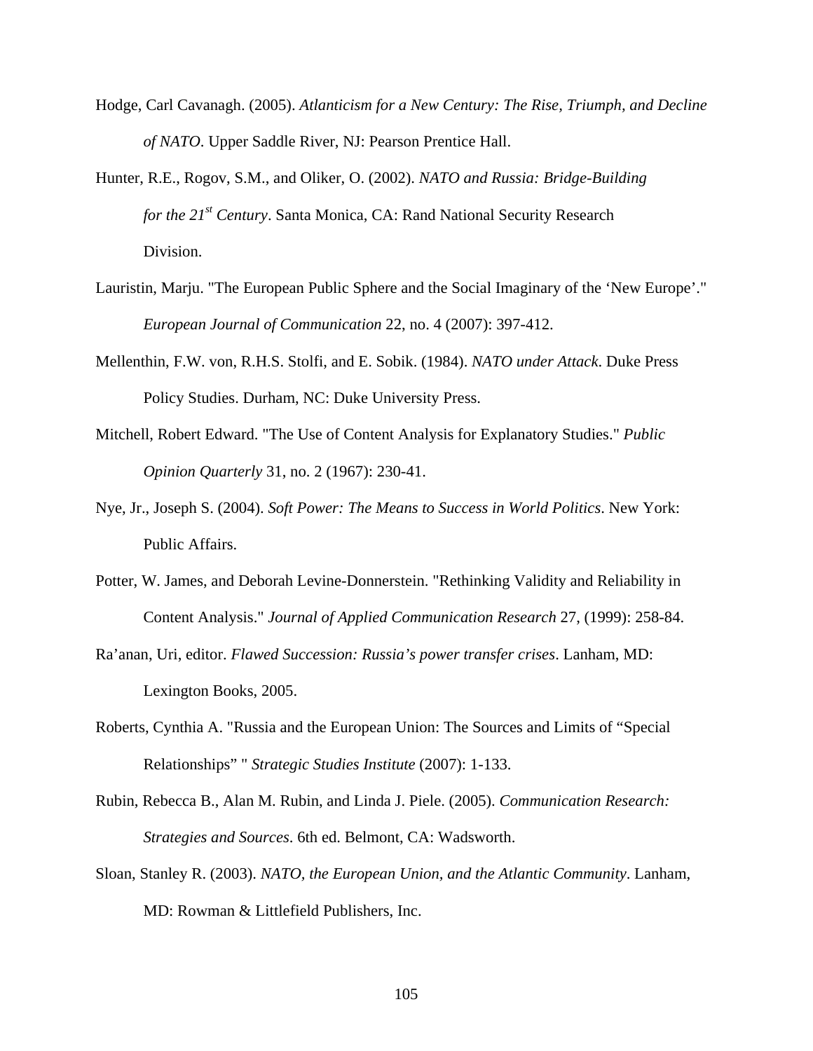Hodge, Carl Cavanagh. (2005). *Atlanticism for a New Century: The Rise, Triumph, and Decline of NATO*. Upper Saddle River, NJ: Pearson Prentice Hall.

Hunter, R.E., Rogov, S.M., and Oliker, O. (2002). *NATO and Russia: Bridge-Building for the 21st Century*. Santa Monica, CA: Rand National Security Research Division.

Lauristin, Marju. "The European Public Sphere and the Social Imaginary of the 'New Europe'." *European Journal of Communication* 22, no. 4 (2007): 397-412.

Mellenthin, F.W. von, R.H.S. Stolfi, and E. Sobik. (1984). *NATO under Attack*. Duke Press Policy Studies. Durham, NC: Duke University Press.

Mitchell, Robert Edward. "The Use of Content Analysis for Explanatory Studies." *Public Opinion Quarterly* 31, no. 2 (1967): 230-41.

Nye, Jr., Joseph S. (2004). *Soft Power: The Means to Success in World Politics*. New York: Public Affairs.

Potter, W. James, and Deborah Levine-Donnerstein. "Rethinking Validity and Reliability in Content Analysis." *Journal of Applied Communication Research* 27, (1999): 258-84.

Ra'anan, Uri, editor. *Flawed Succession: Russia's power transfer crises*. Lanham, MD: Lexington Books, 2005.

Roberts, Cynthia A. "Russia and the European Union: The Sources and Limits of "Special Relationships" " *Strategic Studies Institute* (2007): 1-133.

Rubin, Rebecca B., Alan M. Rubin, and Linda J. Piele. (2005). *Communication Research: Strategies and Sources*. 6th ed. Belmont, CA: Wadsworth.

Sloan, Stanley R. (2003). *NATO, the European Union, and the Atlantic Community*. Lanham, MD: Rowman & Littlefield Publishers, Inc.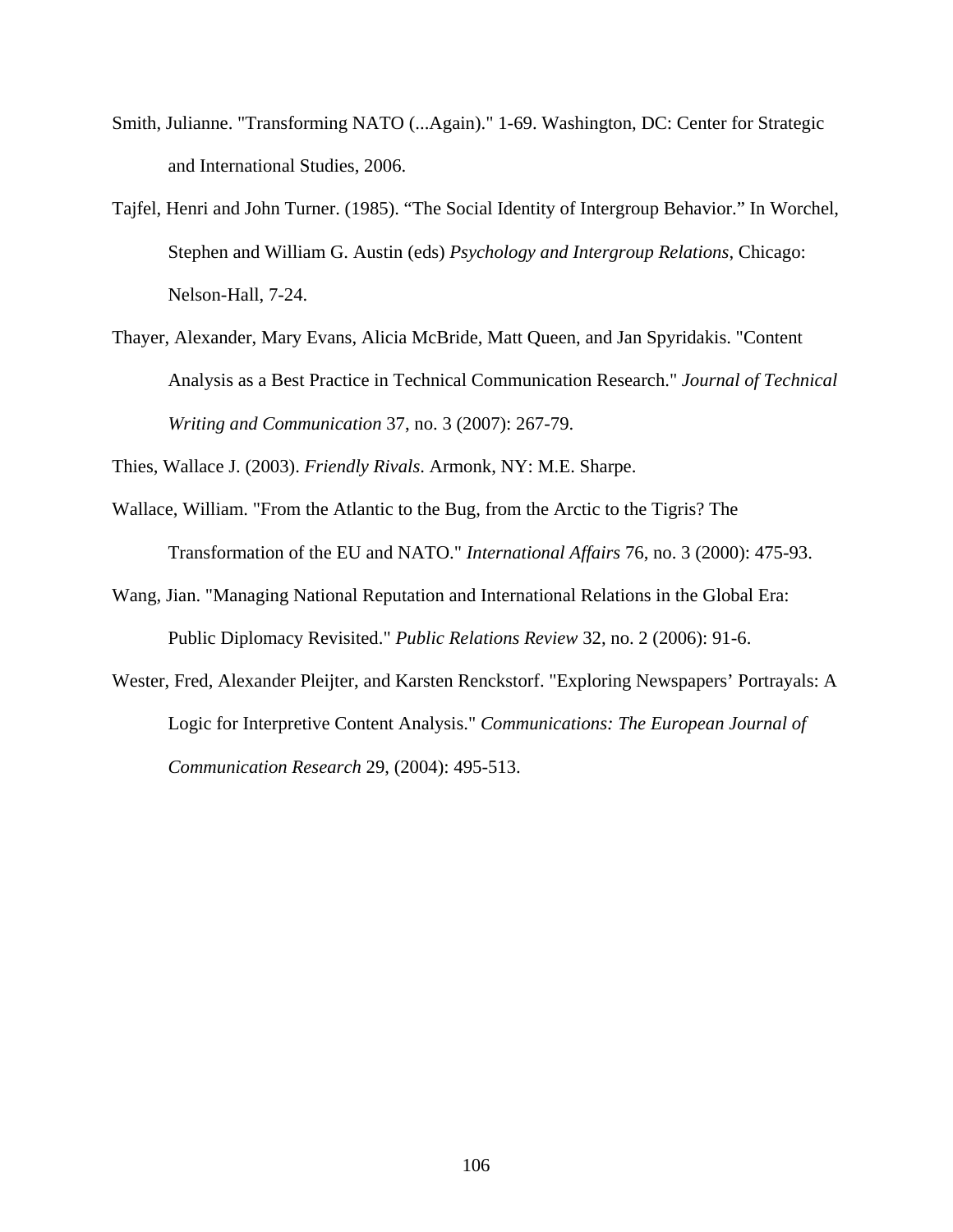Smith, Julianne. "Transforming NATO (...Again)." 1-69. Washington, DC: Center for Strategic and International Studies, 2006.

Tajfel, Henri and John Turner. (1985). “The Social Identity of Intergroup Behavior.” In Worchel, Stephen and William G. Austin (eds) *Psychology and Intergroup Relations*, Chicago: Nelson-Hall, 7-24.

Thayer, Alexander, Mary Evans, Alicia McBride, Matt Queen, and Jan Spyridakis. "Content Analysis as a Best Practice in Technical Communication Research." *Journal of Technical Writing and Communication* 37, no. 3 (2007): 267-79.

Thies, Wallace J. (2003). *Friendly Rivals*. Armonk, NY: M.E. Sharpe.

Wallace, William. "From the Atlantic to the Bug, from the Arctic to the Tigris? The Transformation of the EU and NATO." *International Affairs* 76, no. 3 (2000): 475-93.

Wang, Jian. "Managing National Reputation and International Relations in the Global Era: Public Diplomacy Revisited." *Public Relations Review* 32, no. 2 (2006): 91-6.

Wester, Fred, Alexander Pleijter, and Karsten Renckstorf. "Exploring Newspapers’ Portrayals: A Logic for Interpretive Content Analysis." *Communications: The European Journal of Communication Research* 29, (2004): 495-513.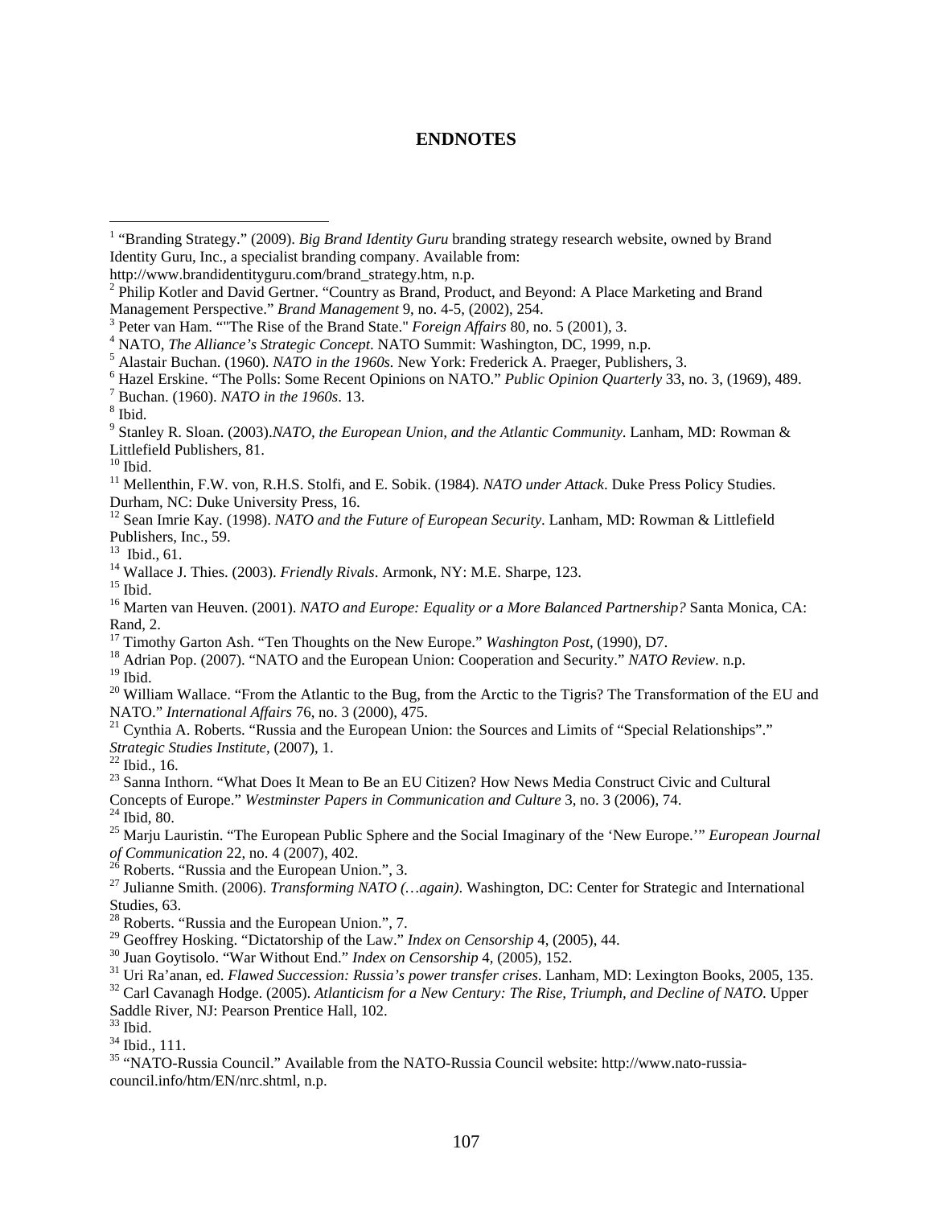# ENDNOTES

[1] "Branding Strategy." (2009). *Big Brand Identity Guru* branding strategy research website, owned by Brand Identity Guru, Inc., a specialist branding company. Available from: http://www.brandidentityguru.com/brand_strategy.htm, n.p.

[2] Philip Kotler and David Gertner. "Country as Brand, Product, and Beyond: A Place Marketing and Brand Management Perspective." *Brand Management* 9, no. 4-5, (2002), 254.

[3] Peter van Ham. ""The Rise of the Brand State." *Foreign Affairs* 80, no. 5 (2001), 3.

[4] NATO, *The Alliance's Strategic Concept*. NATO Summit: Washington, DC, 1999, n.p.

[5] Alastair Buchan. (1960). *NATO in the 1960s.* New York: Frederick A. Praeger, Publishers, 3.

[6] Hazel Erskine. "The Polls: Some Recent Opinions on NATO." *Public Opinion Quarterly* 33, no. 3, (1969), 489.

[7] Buchan. (1960). *NATO in the 1960s*. 13.

[8] Ibid.

[9] Stanley R. Sloan. (2003).*NATO, the European Union, and the Atlantic Community*. Lanham, MD: Rowman & Littlefield Publishers, 81.

[10] Ibid.

[11] Mellenthin, F.W. von, R.H.S. Stolfi, and E. Sobik. (1984). *NATO under Attack*. Duke Press Policy Studies. Durham, NC: Duke University Press, 16.

[12] Sean Imrie Kay. (1998). *NATO and the Future of European Security*. Lanham, MD: Rowman & Littlefield Publishers, Inc., 59.

[13] Ibid., 61.

[14] Wallace J. Thies. (2003). *Friendly Rivals*. Armonk, NY: M.E. Sharpe, 123.

[15] Ibid.

[16] Marten van Heuven. (2001). *NATO and Europe: Equality or a More Balanced Partnership?* Santa Monica, CA: Rand, 2.

[17] Timothy Garton Ash. "Ten Thoughts on the New Europe." *Washington Post*, (1990), D7.

[18] Adrian Pop. (2007). "NATO and the European Union: Cooperation and Security." *NATO Review*. n.p.

[19] Ibid.

[20] William Wallace. "From the Atlantic to the Bug, from the Arctic to the Tigris? The Transformation of the EU and NATO." *International Affairs* 76, no. 3 (2000), 475.

[21] Cynthia A. Roberts. "Russia and the European Union: the Sources and Limits of "Special Relationships"." *Strategic Studies Institute*, (2007), 1.

[22] Ibid., 16.

[23] Sanna Inthorn. "What Does It Mean to Be an EU Citizen? How News Media Construct Civic and Cultural Concepts of Europe." *Westminster Papers in Communication and Culture* 3, no. 3 (2006), 74.

[24] Ibid, 80.

[25] Marju Lauristin. "The European Public Sphere and the Social Imaginary of the 'New Europe.'" *European Journal of Communication* 22, no. 4 (2007), 402.

[26] Roberts. "Russia and the European Union.", 3.

[27] Julianne Smith. (2006). *Transforming NATO (…again)*. Washington, DC: Center for Strategic and International Studies, 63.

[28] Roberts. "Russia and the European Union.", 7.

[29] Geoffrey Hosking. "Dictatorship of the Law." *Index on Censorship* 4, (2005), 44.

[30] Juan Goytisolo. "War Without End." *Index on Censorship* 4, (2005), 152.

[31] Uri Ra'anan, ed. *Flawed Succession: Russia's power transfer crises*. Lanham, MD: Lexington Books, 2005, 135.

[32] Carl Cavanagh Hodge. (2005). *Atlanticism for a New Century: The Rise, Triumph, and Decline of NATO*. Upper Saddle River, NJ: Pearson Prentice Hall, 102.

[33] Ibid.

[34] Ibid., 111.

[35] "NATO-Russia Council." Available from the NATO-Russia Council website: http://www.nato-russia-council.info/htm/EN/nrc.shtml, n.p.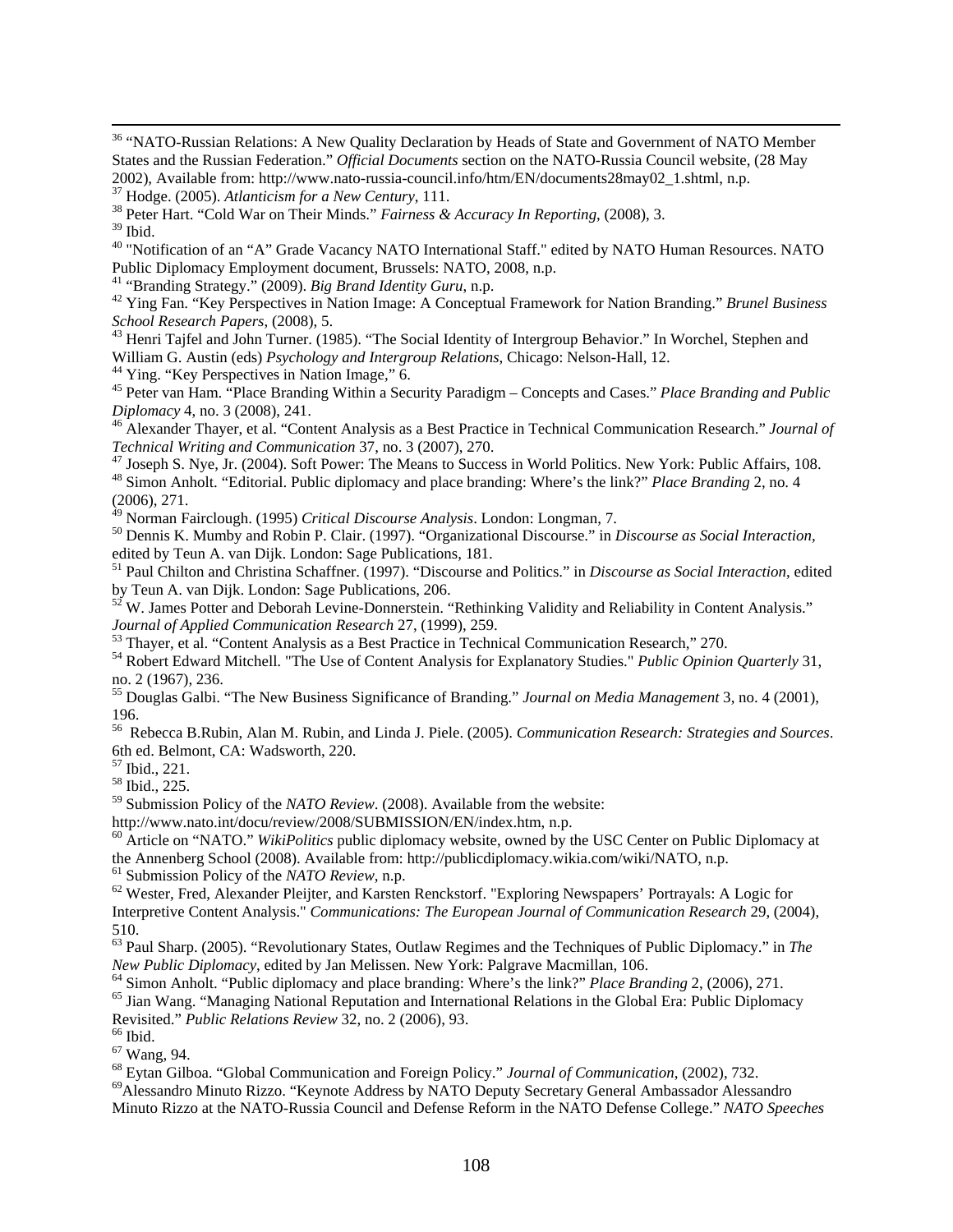[36] "NATO-Russian Relations: A New Quality Declaration by Heads of State and Government of NATO Member States and the Russian Federation." *Official Documents* section on the NATO-Russia Council website, (28 May 2002), Available from: http://www.nato-russia-council.info/htm/EN/documents28may02_1.shtml, n.p.

[37] Hodge. (2005). *Atlanticism for a New Century*, 111.

[38] Peter Hart. "Cold War on Their Minds." *Fairness & Accuracy In Reporting*, (2008), 3.

[39] Ibid.

[40] "Notification of an "A" Grade Vacancy NATO International Staff." edited by NATO Human Resources. NATO Public Diplomacy Employment document, Brussels: NATO, 2008, n.p.

[41] "Branding Strategy." (2009). *Big Brand Identity Guru*, n.p.

[42] Ying Fan. "Key Perspectives in Nation Image: A Conceptual Framework for Nation Branding." *Brunel Business School Research Papers*, (2008), 5.

[43] Henri Tajfel and John Turner. (1985). "The Social Identity of Intergroup Behavior." In Worchel, Stephen and William G. Austin (eds) *Psychology and Intergroup Relations*, Chicago: Nelson-Hall, 12.

[44] Ying. "Key Perspectives in Nation Image," 6.

[45] Peter van Ham. "Place Branding Within a Security Paradigm – Concepts and Cases." *Place Branding and Public Diplomacy* 4, no. 3 (2008), 241.

[46] Alexander Thayer, et al. "Content Analysis as a Best Practice in Technical Communication Research." *Journal of Technical Writing and Communication* 37, no. 3 (2007), 270.

[47] Joseph S. Nye, Jr. (2004). Soft Power: The Means to Success in World Politics. New York: Public Affairs, 108.

[48] Simon Anholt. "Editorial. Public diplomacy and place branding: Where's the link?" *Place Branding* 2, no. 4 (2006), 271.

[49] Norman Fairclough. (1995) *Critical Discourse Analysis*. London: Longman, 7.

[50] Dennis K. Mumby and Robin P. Clair. (1997). "Organizational Discourse." in *Discourse as Social Interaction*, edited by Teun A. van Dijk. London: Sage Publications, 181.

[51] Paul Chilton and Christina Schaffner. (1997). "Discourse and Politics." in *Discourse as Social Interaction*, edited by Teun A. van Dijk. London: Sage Publications, 206.

[52] W. James Potter and Deborah Levine-Donnerstein. "Rethinking Validity and Reliability in Content Analysis." *Journal of Applied Communication Research* 27, (1999), 259.

[53] Thayer, et al. "Content Analysis as a Best Practice in Technical Communication Research," 270.

[54] Robert Edward Mitchell. "The Use of Content Analysis for Explanatory Studies." *Public Opinion Quarterly* 31, no. 2 (1967), 236.

[55] Douglas Galbi. "The New Business Significance of Branding." *Journal on Media Management* 3, no. 4 (2001), 196.

[56] Rebecca B.Rubin, Alan M. Rubin, and Linda J. Piele. (2005). *Communication Research: Strategies and Sources*. 6th ed. Belmont, CA: Wadsworth, 220.

[57] Ibid., 221.

[58] Ibid., 225.

[59] Submission Policy of the *NATO Review*. (2008). Available from the website: http://www.nato.int/docu/review/2008/SUBMISSION/EN/index.htm, n.p.

[60] Article on "NATO." *WikiPolitics* public diplomacy website, owned by the USC Center on Public Diplomacy at the Annenberg School (2008). Available from: http://publicdiplomacy.wikia.com/wiki/NATO, n.p.

[61] Submission Policy of the *NATO Review*, n.p.

[62] Wester, Fred, Alexander Pleijter, and Karsten Renckstorf. "Exploring Newspapers' Portrayals: A Logic for Interpretive Content Analysis." *Communications: The European Journal of Communication Research* 29, (2004), 510.

[63] Paul Sharp. (2005). "Revolutionary States, Outlaw Regimes and the Techniques of Public Diplomacy." in *The New Public Diplomacy*, edited by Jan Melissen. New York: Palgrave Macmillan, 106.

[64] Simon Anholt. "Public diplomacy and place branding: Where's the link?" *Place Branding* 2, (2006), 271.

[65] Jian Wang. "Managing National Reputation and International Relations in the Global Era: Public Diplomacy Revisited." *Public Relations Review* 32, no. 2 (2006), 93.

[66] Ibid.

[67] Wang, 94.

[68] Eytan Gilboa. "Global Communication and Foreign Policy." *Journal of Communication*, (2002), 732.

[69] Alessandro Minuto Rizzo. "Keynote Address by NATO Deputy Secretary General Ambassador Alessandro Minuto Rizzo at the NATO-Russia Council and Defense Reform in the NATO Defense College." *NATO Speeches*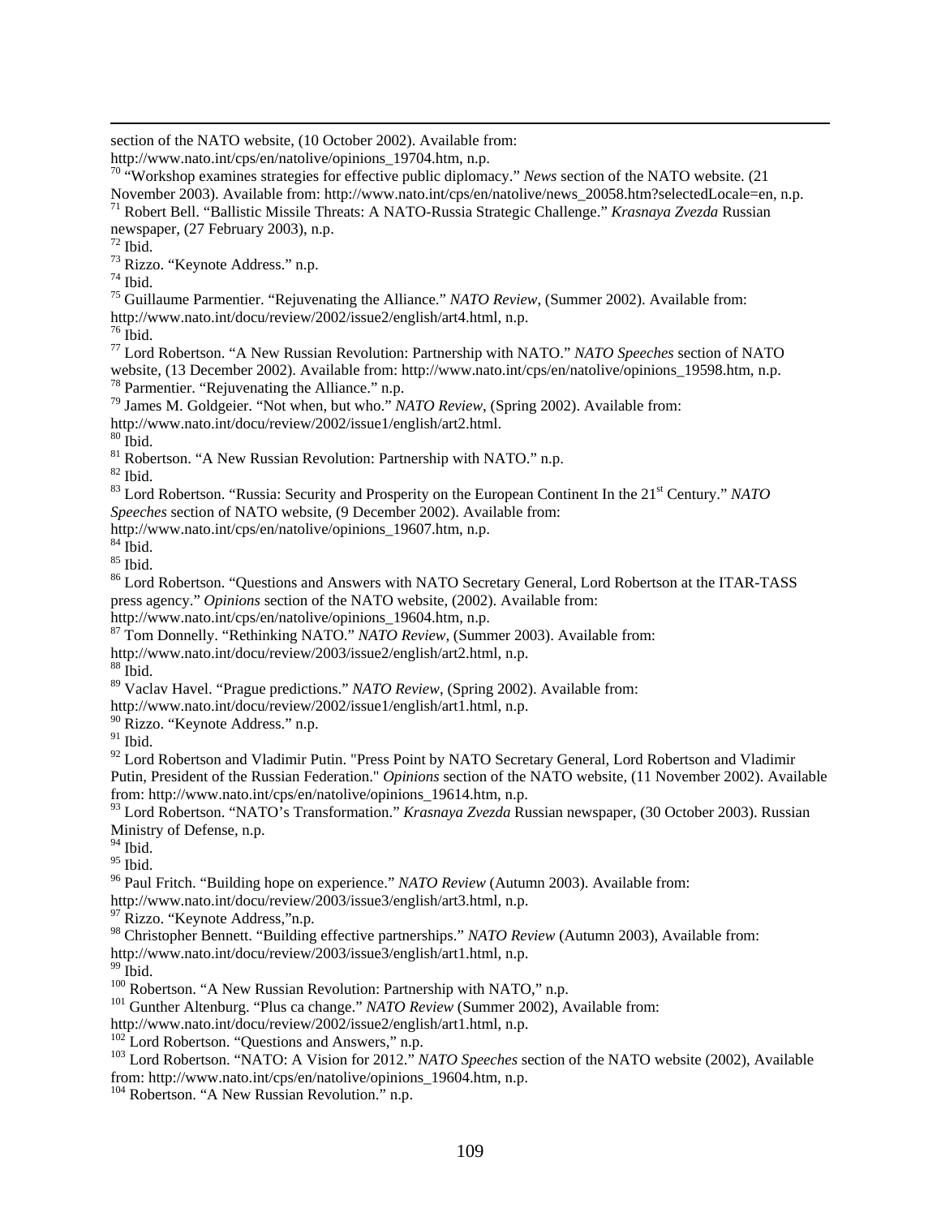section of the NATO website, (10 October 2002). Available from: http://www.nato.int/cps/en/natolive/opinions_19704.htm, n.p.

[70] "Workshop examines strategies for effective public diplomacy." *News* section of the NATO website. (21 November 2003). Available from: http://www.nato.int/cps/en/natolive/news_20058.htm?selectedLocale=en, n.p.

[71] Robert Bell. "Ballistic Missile Threats: A NATO-Russia Strategic Challenge." *Krasnaya Zvezda* Russian newspaper, (27 February 2003), n.p.

[72] Ibid.

[73] Rizzo. "Keynote Address." n.p.

[74] Ibid.

[75] Guillaume Parmentier. "Rejuvenating the Alliance." *NATO Review*, (Summer 2002). Available from: http://www.nato.int/docu/review/2002/issue2/english/art4.html, n.p.

[76] Ibid.

[77] Lord Robertson. "A New Russian Revolution: Partnership with NATO." *NATO Speeches* section of NATO website, (13 December 2002). Available from: http://www.nato.int/cps/en/natolive/opinions_19598.htm, n.p.

[78] Parmentier. "Rejuvenating the Alliance." n.p.

[79] James M. Goldgeier. "Not when, but who." *NATO Review*, (Spring 2002). Available from: http://www.nato.int/docu/review/2002/issue1/english/art2.html.

[80] Ibid.

[81] Robertson. "A New Russian Revolution: Partnership with NATO." n.p.

[82] Ibid.

[83] Lord Robertson. "Russia: Security and Prosperity on the European Continent In the 21st Century." *NATO Speeches* section of NATO website, (9 December 2002). Available from: http://www.nato.int/cps/en/natolive/opinions_19607.htm, n.p.

[84] Ibid.

[85] Ibid.

[86] Lord Robertson. "Questions and Answers with NATO Secretary General, Lord Robertson at the ITAR-TASS press agency." *Opinions* section of the NATO website, (2002). Available from: http://www.nato.int/cps/en/natolive/opinions_19604.htm, n.p.

[87] Tom Donnelly. "Rethinking NATO." *NATO Review*, (Summer 2003). Available from: http://www.nato.int/docu/review/2003/issue2/english/art2.html, n.p.

[88] Ibid.

[89] Vaclav Havel. "Prague predictions." *NATO Review*, (Spring 2002). Available from: http://www.nato.int/docu/review/2002/issue1/english/art1.html, n.p.

[90] Rizzo. "Keynote Address." n.p.

[91] Ibid.

[92] Lord Robertson and Vladimir Putin. "Press Point by NATO Secretary General, Lord Robertson and Vladimir Putin, President of the Russian Federation." *Opinions* section of the NATO website, (11 November 2002). Available from: http://www.nato.int/cps/en/natolive/opinions_19614.htm, n.p.

[93] Lord Robertson. "NATO's Transformation." *Krasnaya Zvezda* Russian newspaper, (30 October 2003). Russian Ministry of Defense, n.p.

[94] Ibid.

[95] Ibid.

[96] Paul Fritch. "Building hope on experience." *NATO Review* (Autumn 2003). Available from: http://www.nato.int/docu/review/2003/issue3/english/art3.html, n.p.

[97] Rizzo. "Keynote Address,"n.p.

[98] Christopher Bennett. "Building effective partnerships." *NATO Review* (Autumn 2003), Available from: http://www.nato.int/docu/review/2003/issue3/english/art1.html, n.p.

[99] Ibid.

[100] Robertson. "A New Russian Revolution: Partnership with NATO," n.p.

[101] Gunther Altenburg. "Plus ca change." *NATO Review* (Summer 2002), Available from: http://www.nato.int/docu/review/2002/issue2/english/art1.html, n.p.

[102] Lord Robertson. "Questions and Answers," n.p.

[103] Lord Robertson. "NATO: A Vision for 2012." *NATO Speeches* section of the NATO website (2002), Available from: http://www.nato.int/cps/en/natolive/opinions_19604.htm, n.p.

[104] Robertson. "A New Russian Revolution." n.p.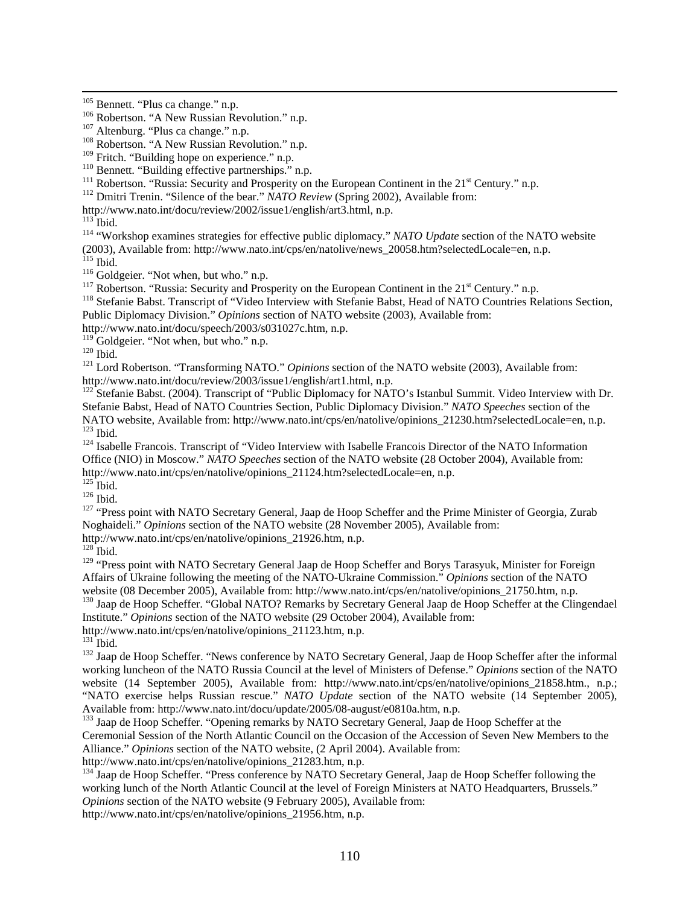[105] Bennett. “Plus ca change.” n.p.
[106] Robertson. “A New Russian Revolution.” n.p.
[107] Altenburg. “Plus ca change.” n.p.
[108] Robertson. “A New Russian Revolution.” n.p.
[109] Fritch. “Building hope on experience.” n.p.
[110] Bennett. “Building effective partnerships.” n.p.
[111] Robertson. “Russia: Security and Prosperity on the European Continent in the 21st Century.” n.p.
[112] Dmitri Trenin. “Silence of the bear.” *NATO Review* (Spring 2002), Available from: http://www.nato.int/docu/review/2002/issue1/english/art3.html, n.p.
[113] Ibid.
[114] “Workshop examines strategies for effective public diplomacy.” *NATO Update* section of the NATO website (2003), Available from: http://www.nato.int/cps/en/natolive/news_20058.htm?selectedLocale=en, n.p.
[115] Ibid.
[116] Goldgeier. “Not when, but who.” n.p.
[117] Robertson. “Russia: Security and Prosperity on the European Continent in the 21st Century.” n.p.
[118] Stefanie Babst. Transcript of “Video Interview with Stefanie Babst, Head of NATO Countries Relations Section, Public Diplomacy Division.” *Opinions* section of NATO website (2003), Available from: http://www.nato.int/docu/speech/2003/s031027c.htm, n.p.
[119] Goldgeier. “Not when, but who.” n.p.
[120] Ibid.
[121] Lord Robertson. “Transforming NATO.” *Opinions* section of the NATO website (2003), Available from: http://www.nato.int/docu/review/2003/issue1/english/art1.html, n.p.
[122] Stefanie Babst. (2004). Transcript of “Public Diplomacy for NATO’s Istanbul Summit. Video Interview with Dr. Stefanie Babst, Head of NATO Countries Section, Public Diplomacy Division.” *NATO Speeches* section of the NATO website, Available from: http://www.nato.int/cps/en/natolive/opinions_21230.htm?selectedLocale=en, n.p.
[123] Ibid.
[124] Isabelle Francois. Transcript of “Video Interview with Isabelle Francois Director of the NATO Information Office (NIO) in Moscow.” *NATO Speeches* section of the NATO website (28 October 2004), Available from: http://www.nato.int/cps/en/natolive/opinions_21124.htm?selectedLocale=en, n.p.
[125] Ibid.
[126] Ibid.
[127] “Press point with NATO Secretary General, Jaap de Hoop Scheffer and the Prime Minister of Georgia, Zurab Noghaideli.” *Opinions* section of the NATO website (28 November 2005), Available from: http://www.nato.int/cps/en/natolive/opinions_21926.htm, n.p.
[128] Ibid.
[129] “Press point with NATO Secretary General Jaap de Hoop Scheffer and Borys Tarasyuk, Minister for Foreign Affairs of Ukraine following the meeting of the NATO-Ukraine Commission.” *Opinions* section of the NATO website (08 December 2005), Available from: http://www.nato.int/cps/en/natolive/opinions_21750.htm, n.p.
[130] Jaap de Hoop Scheffer. “Global NATO? Remarks by Secretary General Jaap de Hoop Scheffer at the Clingendael Institute.” *Opinions* section of the NATO website (29 October 2004), Available from: http://www.nato.int/cps/en/natolive/opinions_21123.htm, n.p.
[131] Ibid.
[132] Jaap de Hoop Scheffer. “News conference by NATO Secretary General, Jaap de Hoop Scheffer after the informal working luncheon of the NATO Russia Council at the level of Ministers of Defense.” *Opinions* section of the NATO website (14 September 2005), Available from: http://www.nato.int/cps/en/natolive/opinions_21858.htm., n.p.; “NATO exercise helps Russian rescue.” *NATO Update* section of the NATO website (14 September 2005), Available from: http://www.nato.int/docu/update/2005/08-august/e0810a.htm, n.p.
[133] Jaap de Hoop Scheffer. “Opening remarks by NATO Secretary General, Jaap de Hoop Scheffer at the Ceremonial Session of the North Atlantic Council on the Occasion of the Accession of Seven New Members to the Alliance.” *Opinions* section of the NATO website, (2 April 2004). Available from: http://www.nato.int/cps/en/natolive/opinions_21283.htm, n.p.
[134] Jaap de Hoop Scheffer. “Press conference by NATO Secretary General, Jaap de Hoop Scheffer following the working lunch of the North Atlantic Council at the level of Foreign Ministers at NATO Headquarters, Brussels.” *Opinions* section of the NATO website (9 February 2005), Available from: http://www.nato.int/cps/en/natolive/opinions_21956.htm, n.p.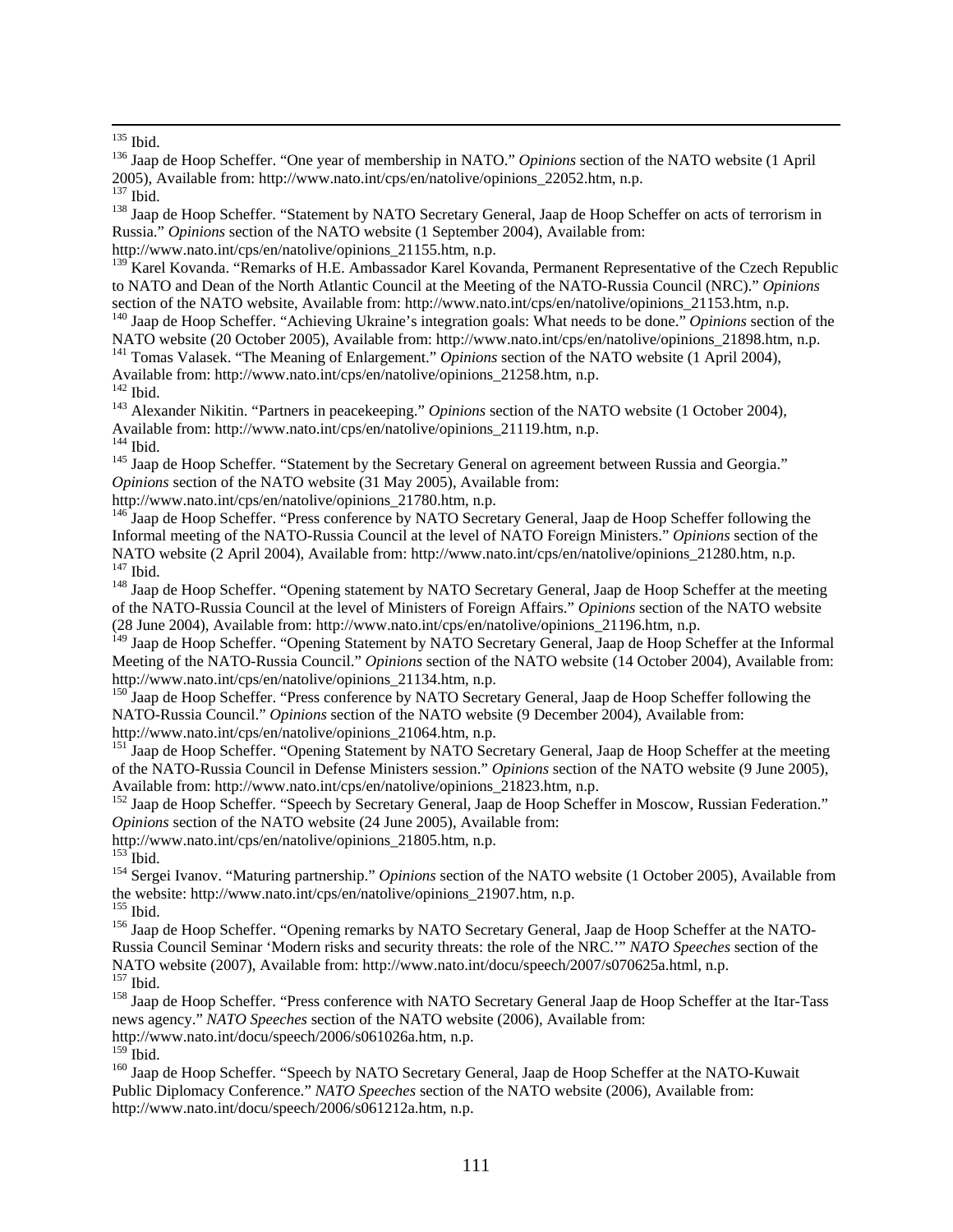[135] Ibid.

[136] Jaap de Hoop Scheffer. "One year of membership in NATO." *Opinions* section of the NATO website (1 April 2005), Available from: http://www.nato.int/cps/en/natolive/opinions_22052.htm, n.p.

[137] Ibid.

[138] Jaap de Hoop Scheffer. "Statement by NATO Secretary General, Jaap de Hoop Scheffer on acts of terrorism in Russia." *Opinions* section of the NATO website (1 September 2004), Available from: http://www.nato.int/cps/en/natolive/opinions_21155.htm, n.p.

[139] Karel Kovanda. "Remarks of H.E. Ambassador Karel Kovanda, Permanent Representative of the Czech Republic to NATO and Dean of the North Atlantic Council at the Meeting of the NATO-Russia Council (NRC)." *Opinions* section of the NATO website, Available from: http://www.nato.int/cps/en/natolive/opinions_21153.htm, n.p.

[140] Jaap de Hoop Scheffer. "Achieving Ukraine's integration goals: What needs to be done." *Opinions* section of the NATO website (20 October 2005), Available from: http://www.nato.int/cps/en/natolive/opinions_21898.htm, n.p.

[141] Tomas Valasek. "The Meaning of Enlargement." *Opinions* section of the NATO website (1 April 2004), Available from: http://www.nato.int/cps/en/natolive/opinions_21258.htm, n.p.

[142] Ibid.

[143] Alexander Nikitin. "Partners in peacekeeping." *Opinions* section of the NATO website (1 October 2004), Available from: http://www.nato.int/cps/en/natolive/opinions_21119.htm, n.p.

[144] Ibid.

[145] Jaap de Hoop Scheffer. "Statement by the Secretary General on agreement between Russia and Georgia." *Opinions* section of the NATO website (31 May 2005), Available from: http://www.nato.int/cps/en/natolive/opinions_21780.htm, n.p.

[146] Jaap de Hoop Scheffer. "Press conference by NATO Secretary General, Jaap de Hoop Scheffer following the Informal meeting of the NATO-Russia Council at the level of NATO Foreign Ministers." *Opinions* section of the NATO website (2 April 2004), Available from: http://www.nato.int/cps/en/natolive/opinions_21280.htm, n.p.

[147] Ibid.

[148] Jaap de Hoop Scheffer. "Opening statement by NATO Secretary General, Jaap de Hoop Scheffer at the meeting of the NATO-Russia Council at the level of Ministers of Foreign Affairs." *Opinions* section of the NATO website (28 June 2004), Available from: http://www.nato.int/cps/en/natolive/opinions_21196.htm, n.p.

[149] Jaap de Hoop Scheffer. "Opening Statement by NATO Secretary General, Jaap de Hoop Scheffer at the Informal Meeting of the NATO-Russia Council." *Opinions* section of the NATO website (14 October 2004), Available from: http://www.nato.int/cps/en/natolive/opinions_21134.htm, n.p.

[150] Jaap de Hoop Scheffer. "Press conference by NATO Secretary General, Jaap de Hoop Scheffer following the NATO-Russia Council." *Opinions* section of the NATO website (9 December 2004), Available from: http://www.nato.int/cps/en/natolive/opinions_21064.htm, n.p.

[151] Jaap de Hoop Scheffer. "Opening Statement by NATO Secretary General, Jaap de Hoop Scheffer at the meeting of the NATO-Russia Council in Defense Ministers session." *Opinions* section of the NATO website (9 June 2005), Available from: http://www.nato.int/cps/en/natolive/opinions_21823.htm, n.p.

[152] Jaap de Hoop Scheffer. "Speech by Secretary General, Jaap de Hoop Scheffer in Moscow, Russian Federation." *Opinions* section of the NATO website (24 June 2005), Available from: http://www.nato.int/cps/en/natolive/opinions_21805.htm, n.p.

[153] Ibid.

[154] Sergei Ivanov. "Maturing partnership." *Opinions* section of the NATO website (1 October 2005), Available from the website: http://www.nato.int/cps/en/natolive/opinions_21907.htm, n.p.

[155] Ibid.

[156] Jaap de Hoop Scheffer. "Opening remarks by NATO Secretary General, Jaap de Hoop Scheffer at the NATO-Russia Council Seminar 'Modern risks and security threats: the role of the NRC.'" *NATO Speeches* section of the NATO website (2007), Available from: http://www.nato.int/docu/speech/2007/s070625a.html, n.p.

[157] Ibid.

[158] Jaap de Hoop Scheffer. "Press conference with NATO Secretary General Jaap de Hoop Scheffer at the Itar-Tass news agency." *NATO Speeches* section of the NATO website (2006), Available from: http://www.nato.int/docu/speech/2006/s061026a.htm, n.p.

[159] Ibid.

[160] Jaap de Hoop Scheffer. "Speech by NATO Secretary General, Jaap de Hoop Scheffer at the NATO-Kuwait Public Diplomacy Conference." *NATO Speeches* section of the NATO website (2006), Available from: http://www.nato.int/docu/speech/2006/s061212a.htm, n.p.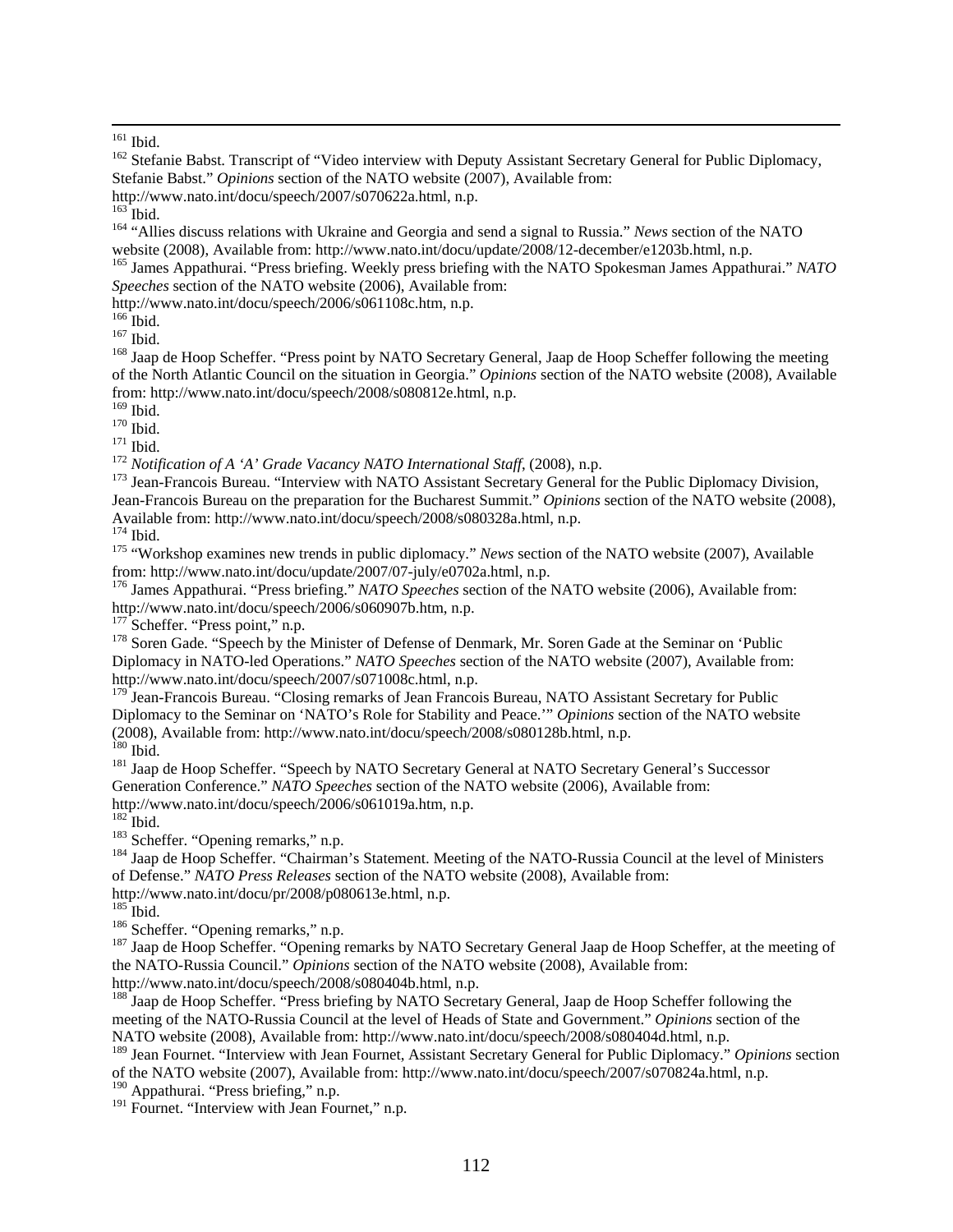[161] Ibid.

[162] Stefanie Babst. Transcript of "Video interview with Deputy Assistant Secretary General for Public Diplomacy, Stefanie Babst." *Opinions* section of the NATO website (2007), Available from: http://www.nato.int/docu/speech/2007/s070622a.html, n.p.

[163] Ibid.

[164] "Allies discuss relations with Ukraine and Georgia and send a signal to Russia." *News* section of the NATO website (2008), Available from: http://www.nato.int/docu/update/2008/12-december/e1203b.html, n.p.

[165] James Appathurai. "Press briefing. Weekly press briefing with the NATO Spokesman James Appathurai." *NATO Speeches* section of the NATO website (2006), Available from: http://www.nato.int/docu/speech/2006/s061108c.htm, n.p.

[166] Ibid.

[167] Ibid.

[168] Jaap de Hoop Scheffer. "Press point by NATO Secretary General, Jaap de Hoop Scheffer following the meeting of the North Atlantic Council on the situation in Georgia." *Opinions* section of the NATO website (2008), Available from: http://www.nato.int/docu/speech/2008/s080812e.html, n.p.

[169] Ibid.

[170] Ibid.

[171] Ibid.

[172] *Notification of A 'A' Grade Vacancy NATO International Staff*, (2008), n.p.

[173] Jean-Francois Bureau. "Interview with NATO Assistant Secretary General for the Public Diplomacy Division, Jean-Francois Bureau on the preparation for the Bucharest Summit." *Opinions* section of the NATO website (2008), Available from: http://www.nato.int/docu/speech/2008/s080328a.html, n.p.

[174] Ibid.

[175] "Workshop examines new trends in public diplomacy." *News* section of the NATO website (2007), Available from: http://www.nato.int/docu/update/2007/07-july/e0702a.html, n.p.

[176] James Appathurai. "Press briefing." *NATO Speeches* section of the NATO website (2006), Available from: http://www.nato.int/docu/speech/2006/s060907b.htm, n.p.

[177] Scheffer. "Press point," n.p.

[178] Soren Gade. "Speech by the Minister of Defense of Denmark, Mr. Soren Gade at the Seminar on 'Public Diplomacy in NATO-led Operations." *NATO Speeches* section of the NATO website (2007), Available from: http://www.nato.int/docu/speech/2007/s071008c.html, n.p.

[179] Jean-Francois Bureau. "Closing remarks of Jean Francois Bureau, NATO Assistant Secretary for Public Diplomacy to the Seminar on 'NATO's Role for Stability and Peace.'" *Opinions* section of the NATO website (2008), Available from: http://www.nato.int/docu/speech/2008/s080128b.html, n.p.

[180] Ibid.

[181] Jaap de Hoop Scheffer. "Speech by NATO Secretary General at NATO Secretary General's Successor Generation Conference." *NATO Speeches* section of the NATO website (2006), Available from: http://www.nato.int/docu/speech/2006/s061019a.htm, n.p.

[182] Ibid.

[183] Scheffer. "Opening remarks," n.p.

[184] Jaap de Hoop Scheffer. "Chairman's Statement. Meeting of the NATO-Russia Council at the level of Ministers of Defense." *NATO Press Releases* section of the NATO website (2008), Available from: http://www.nato.int/docu/pr/2008/p080613e.html, n.p.

[185] Ibid.

[186] Scheffer. "Opening remarks," n.p.

[187] Jaap de Hoop Scheffer. "Opening remarks by NATO Secretary General Jaap de Hoop Scheffer, at the meeting of the NATO-Russia Council." *Opinions* section of the NATO website (2008), Available from: http://www.nato.int/docu/speech/2008/s080404b.html, n.p.

[188] Jaap de Hoop Scheffer. "Press briefing by NATO Secretary General, Jaap de Hoop Scheffer following the meeting of the NATO-Russia Council at the level of Heads of State and Government." *Opinions* section of the NATO website (2008), Available from: http://www.nato.int/docu/speech/2008/s080404d.html, n.p.

[189] Jean Fournet. "Interview with Jean Fournet, Assistant Secretary General for Public Diplomacy." *Opinions* section of the NATO website (2007), Available from: http://www.nato.int/docu/speech/2007/s070824a.html, n.p.

[190] Appathurai. "Press briefing," n.p.

[191] Fournet. "Interview with Jean Fournet," n.p.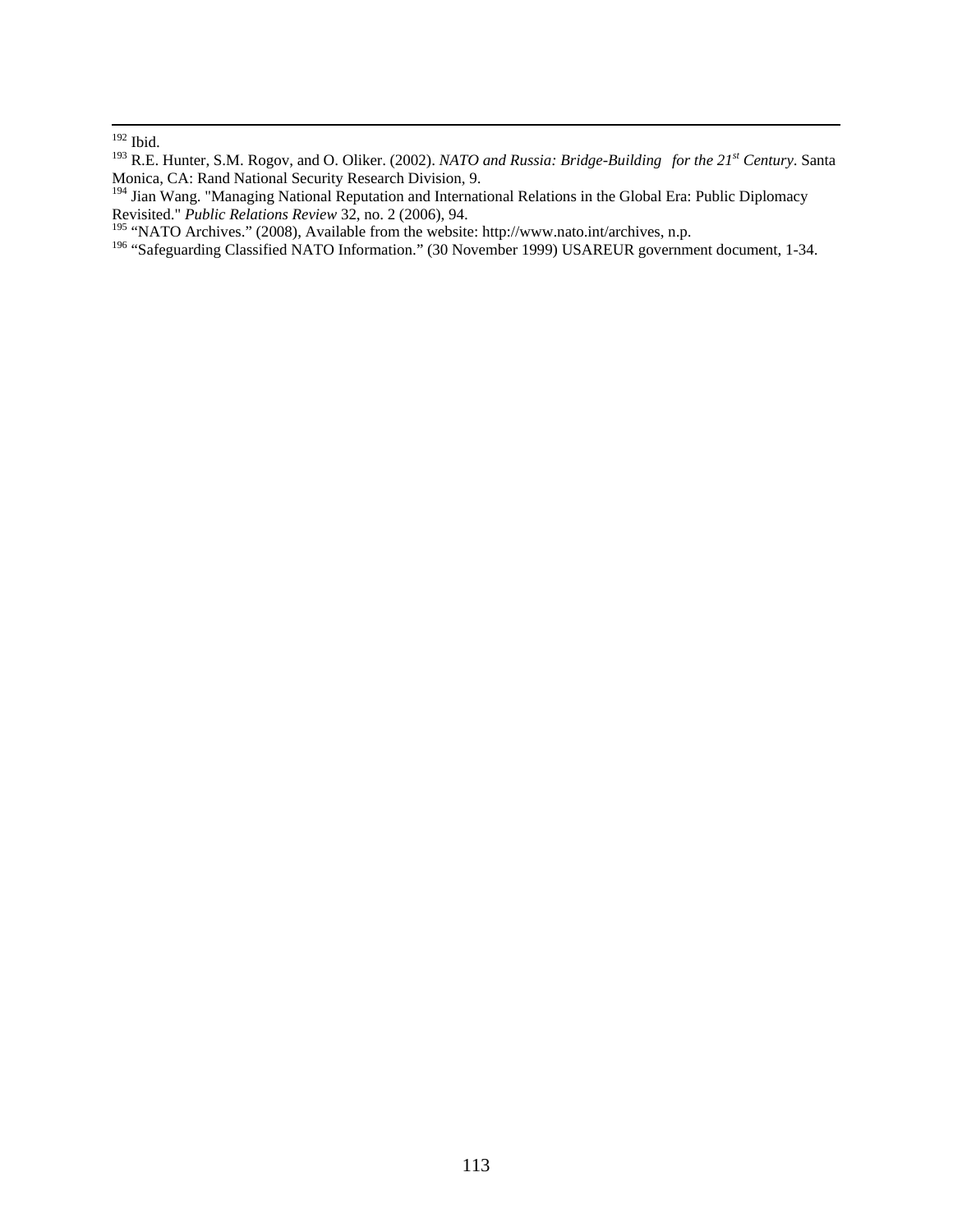[192] Ibid.

[193] R.E. Hunter, S.M. Rogov, and O. Oliker. (2002). *NATO and Russia: Bridge-Building for the 21st Century*. Santa Monica, CA: Rand National Security Research Division, 9.

[194] Jian Wang. "Managing National Reputation and International Relations in the Global Era: Public Diplomacy Revisited." *Public Relations Review* 32, no. 2 (2006), 94.

[195] "NATO Archives." (2008), Available from the website: http://www.nato.int/archives, n.p.

[196] "Safeguarding Classified NATO Information." (30 November 1999) USAREUR government document, 1-34.